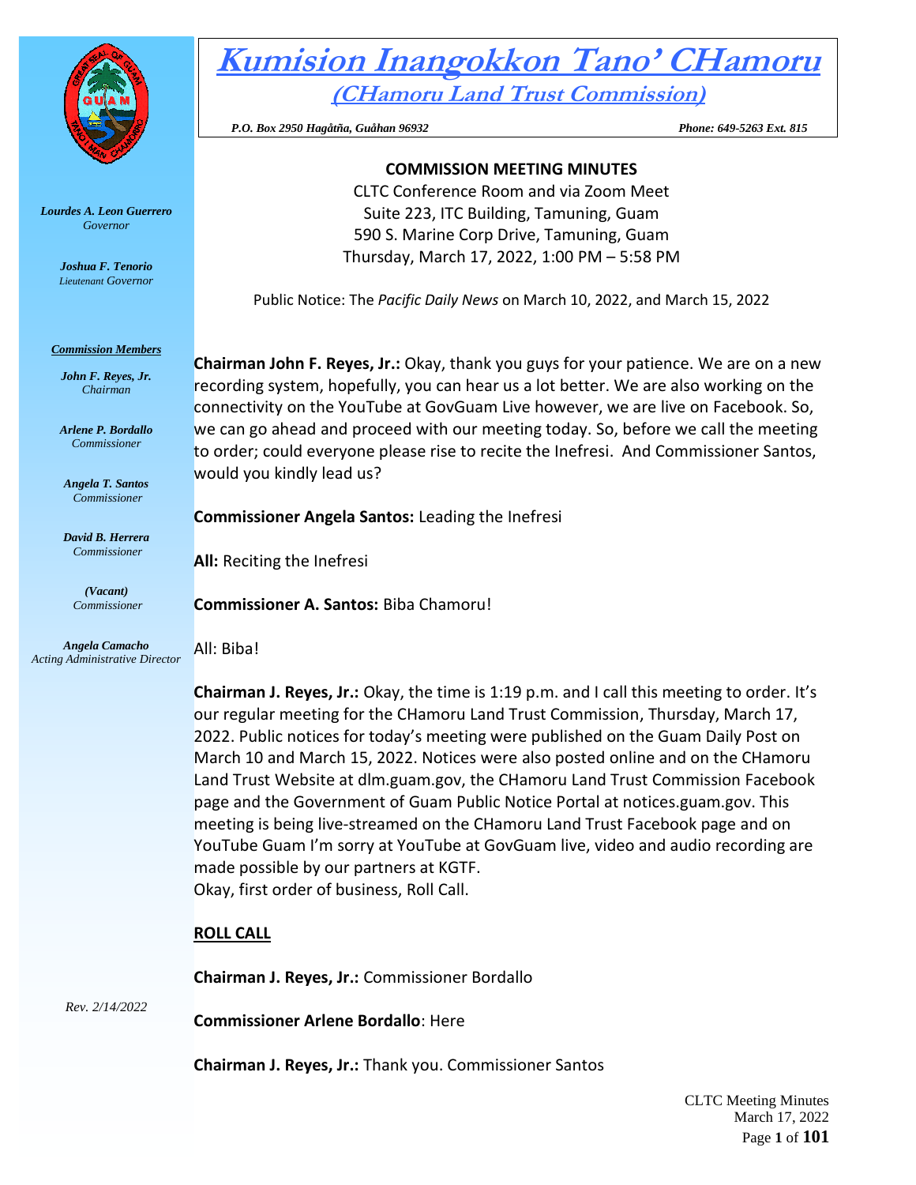# Kumision Inangokkon Tano' CHamoru

## (CHamoru Land Trust Commission)

*P.O. Box 2950 Hagåtña, Guåhan 96932* *Phone: 649-5263 Ext. 815*

***Lourdes A. Leon Guerrero***
*Governor*

***Joshua F. Tenorio***
*Lieutenant Governor*

***Commission Members***

***John F. Reyes, Jr.***
*Chairman*

***Arlene P. Bordallo***
*Commissioner*

***Angela T. Santos***
*Commissioner*

***David B. Herrera***
*Commissioner*

***(Vacant)***
*Commissioner*

***Angela Camacho***
*Acting Administrative Director*

*Rev. 2/14/2022*

**COMMISSION MEETING MINUTES**

CLTC Conference Room and via Zoom Meet
Suite 223, ITC Building, Tamuning, Guam
590 S. Marine Corp Drive, Tamuning, Guam
Thursday, March 17, 2022, 1:00 PM – 5:58 PM

Public Notice: The *Pacific Daily News* on March 10, 2022, and March 15, 2022

**Chairman John F. Reyes, Jr.:** Okay, thank you guys for your patience. We are on a new recording system, hopefully, you can hear us a lot better. We are also working on the connectivity on the YouTube at GovGuam Live however, we are live on Facebook. So, we can go ahead and proceed with our meeting today. So, before we call the meeting to order; could everyone please rise to recite the Inefresi. And Commissioner Santos, would you kindly lead us?

**Commissioner Angela Santos:** Leading the Inefresi

**All:** Reciting the Inefresi

**Commissioner A. Santos:** Biba Chamoru!

All: Biba!

**Chairman J. Reyes, Jr.:** Okay, the time is 1:19 p.m. and I call this meeting to order. It's our regular meeting for the CHamoru Land Trust Commission, Thursday, March 17, 2022. Public notices for today's meeting were published on the Guam Daily Post on March 10 and March 15, 2022. Notices were also posted online and on the CHamoru Land Trust Website at dlm.guam.gov, the CHamoru Land Trust Commission Facebook page and the Government of Guam Public Notice Portal at notices.guam.gov. This meeting is being live-streamed on the CHamoru Land Trust Facebook page and on YouTube Guam I'm sorry at YouTube at GovGuam live, video and audio recording are made possible by our partners at KGTF.
Okay, first order of business, Roll Call.

**ROLL CALL**

**Chairman J. Reyes, Jr.:** Commissioner Bordallo

**Commissioner Arlene Bordallo**: Here

**Chairman J. Reyes, Jr.:** Thank you. Commissioner Santos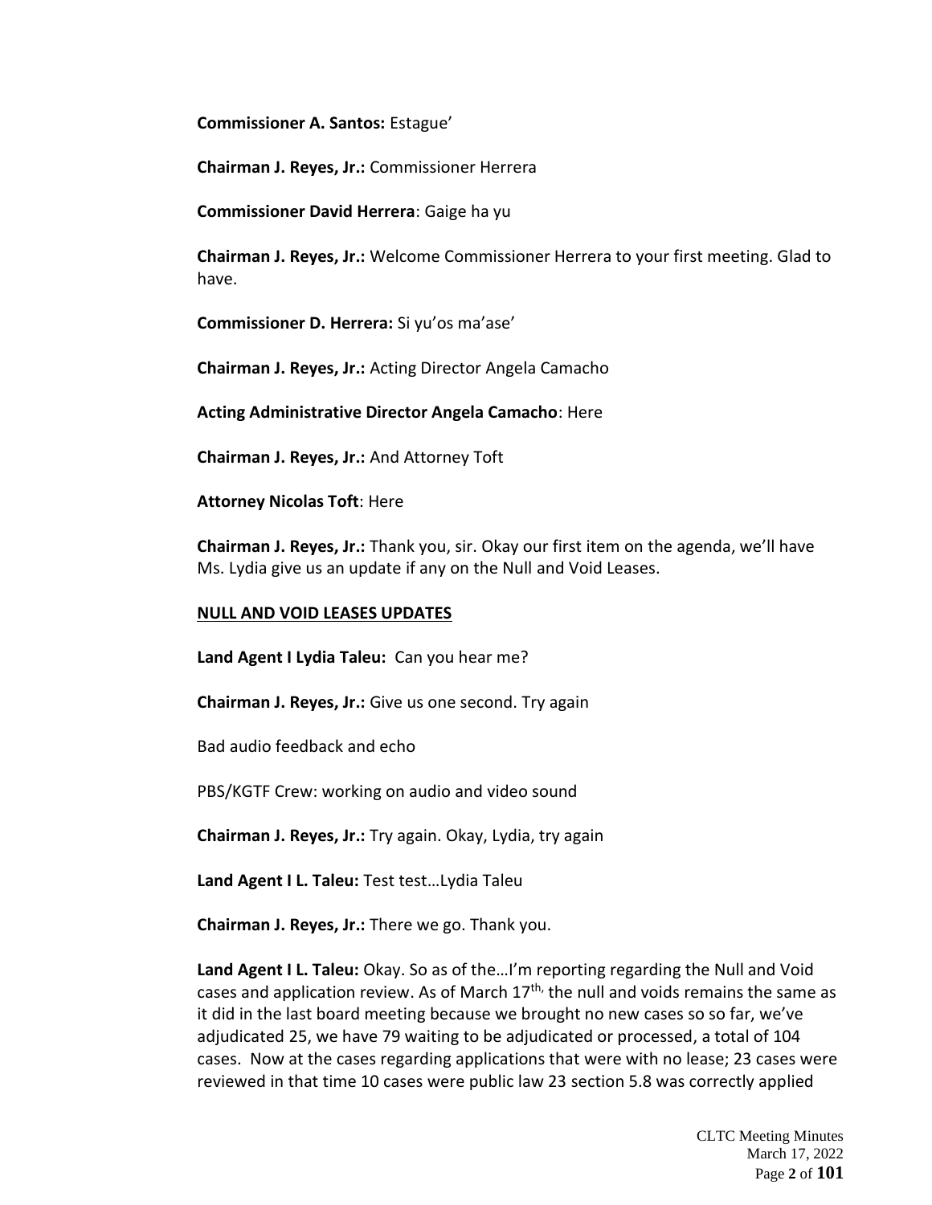**Commissioner A. Santos:** Estague'

**Chairman J. Reyes, Jr.:** Commissioner Herrera

**Commissioner David Herrera**: Gaige ha yu

**Chairman J. Reyes, Jr.:** Welcome Commissioner Herrera to your first meeting. Glad to have.

**Commissioner D. Herrera:** Si yu'os ma'ase'

**Chairman J. Reyes, Jr.:** Acting Director Angela Camacho

**Acting Administrative Director Angela Camacho**: Here

**Chairman J. Reyes, Jr.:** And Attorney Toft

**Attorney Nicolas Toft**: Here

**Chairman J. Reyes, Jr.:** Thank you, sir. Okay our first item on the agenda, we'll have Ms. Lydia give us an update if any on the Null and Void Leases.

**NULL AND VOID LEASES UPDATES**

**Land Agent I Lydia Taleu:** Can you hear me?

**Chairman J. Reyes, Jr.:** Give us one second. Try again

Bad audio feedback and echo

PBS/KGTF Crew: working on audio and video sound

**Chairman J. Reyes, Jr.:** Try again. Okay, Lydia, try again

**Land Agent I L. Taleu:** Test test…Lydia Taleu

**Chairman J. Reyes, Jr.:** There we go. Thank you.

**Land Agent I L. Taleu:** Okay. So as of the…I'm reporting regarding the Null and Void cases and application review. As of March 17th, the null and voids remains the same as it did in the last board meeting because we brought no new cases so so far, we've adjudicated 25, we have 79 waiting to be adjudicated or processed, a total of 104 cases. Now at the cases regarding applications that were with no lease; 23 cases were reviewed in that time 10 cases were public law 23 section 5.8 was correctly applied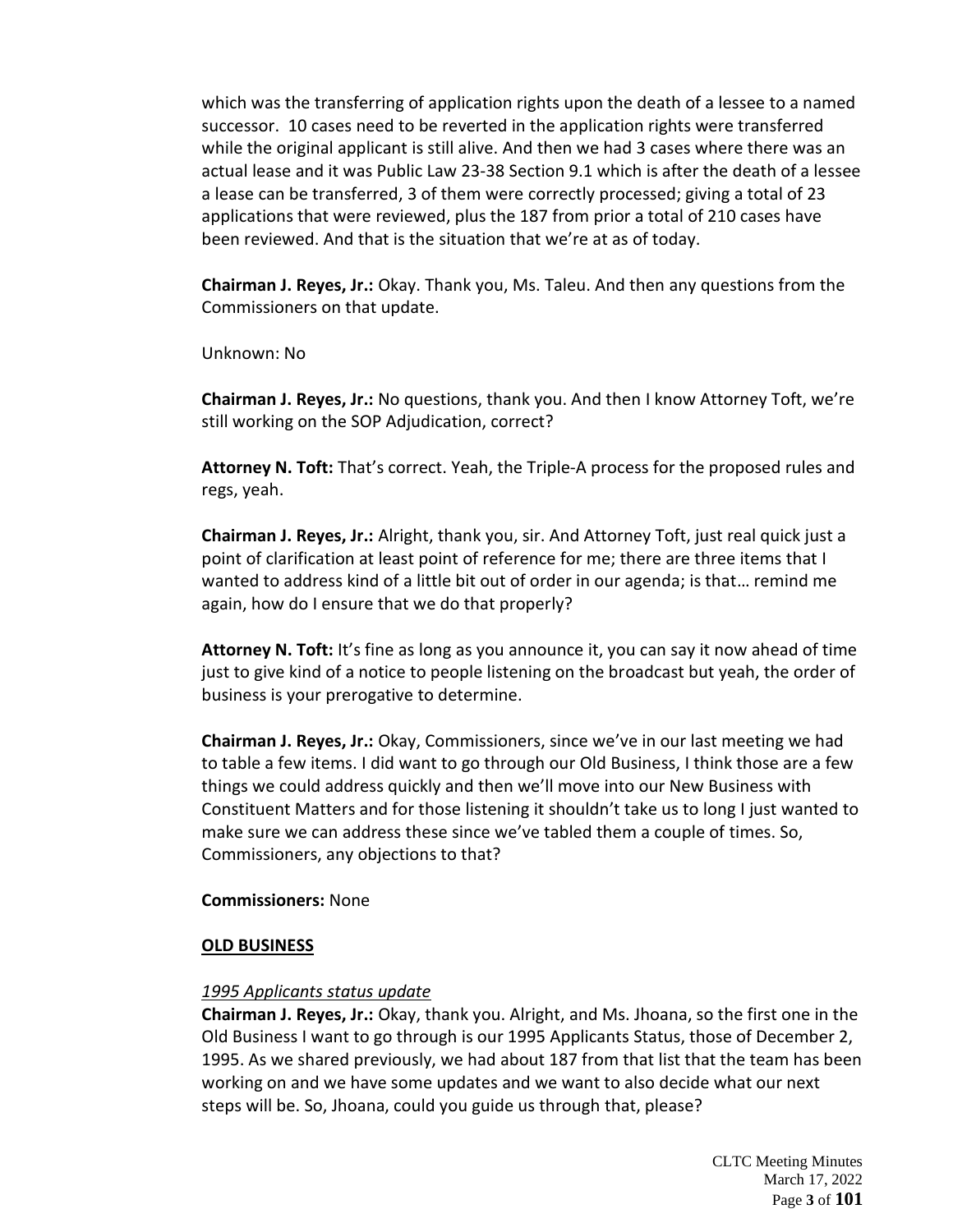which was the transferring of application rights upon the death of a lessee to a named successor. 10 cases need to be reverted in the application rights were transferred while the original applicant is still alive. And then we had 3 cases where there was an actual lease and it was Public Law 23-38 Section 9.1 which is after the death of a lessee a lease can be transferred, 3 of them were correctly processed; giving a total of 23 applications that were reviewed, plus the 187 from prior a total of 210 cases have been reviewed. And that is the situation that we're at as of today.

**Chairman J. Reyes, Jr.:** Okay. Thank you, Ms. Taleu. And then any questions from the Commissioners on that update.

Unknown: No

**Chairman J. Reyes, Jr.:** No questions, thank you. And then I know Attorney Toft, we're still working on the SOP Adjudication, correct?

**Attorney N. Toft:** That's correct. Yeah, the Triple-A process for the proposed rules and regs, yeah.

**Chairman J. Reyes, Jr.:** Alright, thank you, sir. And Attorney Toft, just real quick just a point of clarification at least point of reference for me; there are three items that I wanted to address kind of a little bit out of order in our agenda; is that… remind me again, how do I ensure that we do that properly?

**Attorney N. Toft:** It's fine as long as you announce it, you can say it now ahead of time just to give kind of a notice to people listening on the broadcast but yeah, the order of business is your prerogative to determine.

**Chairman J. Reyes, Jr.:** Okay, Commissioners, since we've in our last meeting we had to table a few items. I did want to go through our Old Business, I think those are a few things we could address quickly and then we'll move into our New Business with Constituent Matters and for those listening it shouldn't take us to long I just wanted to make sure we can address these since we've tabled them a couple of times. So, Commissioners, any objections to that?

**Commissioners:** None

## OLD BUSINESS

*1995 Applicants status update*

**Chairman J. Reyes, Jr.:** Okay, thank you. Alright, and Ms. Jhoana, so the first one in the Old Business I want to go through is our 1995 Applicants Status, those of December 2, 1995. As we shared previously, we had about 187 from that list that the team has been working on and we have some updates and we want to also decide what our next steps will be. So, Jhoana, could you guide us through that, please?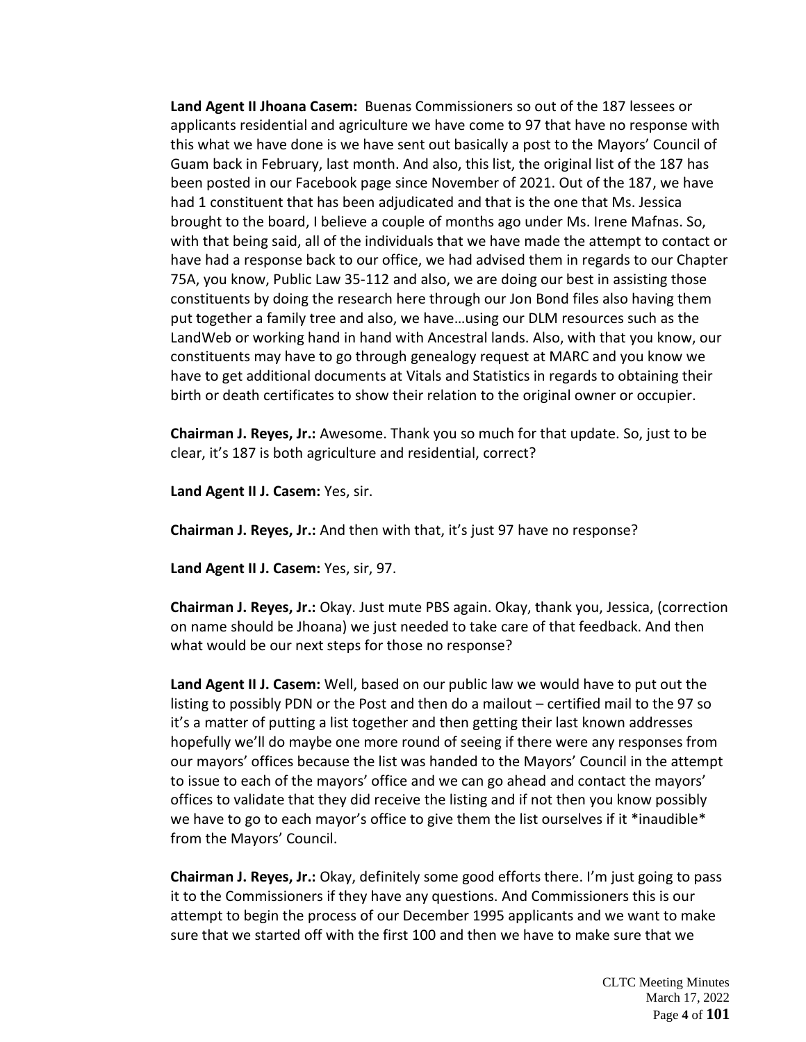**Land Agent II Jhoana Casem:** Buenas Commissioners so out of the 187 lessees or applicants residential and agriculture we have come to 97 that have no response with this what we have done is we have sent out basically a post to the Mayors' Council of Guam back in February, last month. And also, this list, the original list of the 187 has been posted in our Facebook page since November of 2021. Out of the 187, we have had 1 constituent that has been adjudicated and that is the one that Ms. Jessica brought to the board, I believe a couple of months ago under Ms. Irene Mafnas. So, with that being said, all of the individuals that we have made the attempt to contact or have had a response back to our office, we had advised them in regards to our Chapter 75A, you know, Public Law 35-112 and also, we are doing our best in assisting those constituents by doing the research here through our Jon Bond files also having them put together a family tree and also, we have…using our DLM resources such as the LandWeb or working hand in hand with Ancestral lands. Also, with that you know, our constituents may have to go through genealogy request at MARC and you know we have to get additional documents at Vitals and Statistics in regards to obtaining their birth or death certificates to show their relation to the original owner or occupier.

**Chairman J. Reyes, Jr.:** Awesome. Thank you so much for that update. So, just to be clear, it's 187 is both agriculture and residential, correct?

**Land Agent II J. Casem:** Yes, sir.

**Chairman J. Reyes, Jr.:** And then with that, it's just 97 have no response?

**Land Agent II J. Casem:** Yes, sir, 97.

**Chairman J. Reyes, Jr.:** Okay. Just mute PBS again. Okay, thank you, Jessica, (correction on name should be Jhoana) we just needed to take care of that feedback. And then what would be our next steps for those no response?

**Land Agent II J. Casem:** Well, based on our public law we would have to put out the listing to possibly PDN or the Post and then do a mailout – certified mail to the 97 so it's a matter of putting a list together and then getting their last known addresses hopefully we'll do maybe one more round of seeing if there were any responses from our mayors' offices because the list was handed to the Mayors' Council in the attempt to issue to each of the mayors' office and we can go ahead and contact the mayors' offices to validate that they did receive the listing and if not then you know possibly we have to go to each mayor's office to give them the list ourselves if it *inaudible* from the Mayors' Council.

**Chairman J. Reyes, Jr.:** Okay, definitely some good efforts there. I'm just going to pass it to the Commissioners if they have any questions. And Commissioners this is our attempt to begin the process of our December 1995 applicants and we want to make sure that we started off with the first 100 and then we have to make sure that we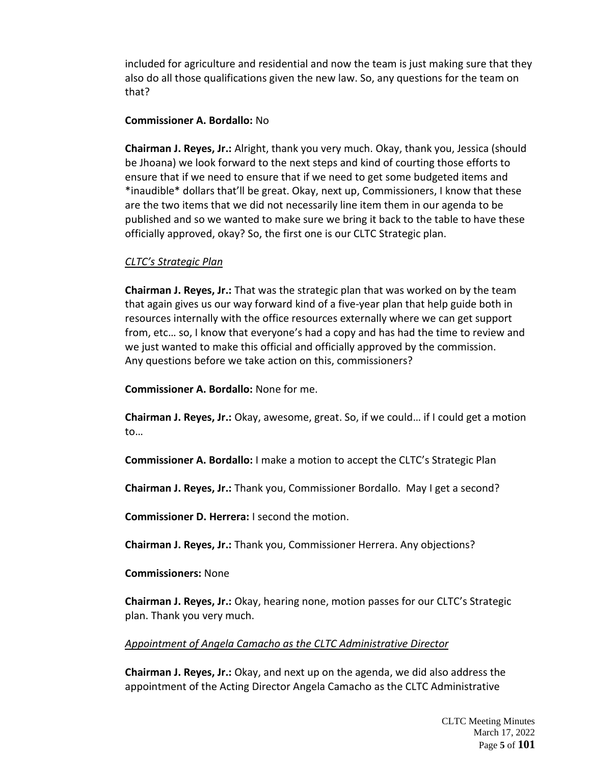included for agriculture and residential and now the team is just making sure that they also do all those qualifications given the new law. So, any questions for the team on that?

**Commissioner A. Bordallo:** No

**Chairman J. Reyes, Jr.:** Alright, thank you very much. Okay, thank you, Jessica (should be Jhoana) we look forward to the next steps and kind of courting those efforts to ensure that if we need to ensure that if we need to get some budgeted items and *inaudible* dollars that'll be great. Okay, next up, Commissioners, I know that these are the two items that we did not necessarily line item them in our agenda to be published and so we wanted to make sure we bring it back to the table to have these officially approved, okay? So, the first one is our CLTC Strategic plan.

*CLTC's Strategic Plan*

**Chairman J. Reyes, Jr.:** That was the strategic plan that was worked on by the team that again gives us our way forward kind of a five-year plan that help guide both in resources internally with the office resources externally where we can get support from, etc… so, I know that everyone's had a copy and has had the time to review and we just wanted to make this official and officially approved by the commission. Any questions before we take action on this, commissioners?

**Commissioner A. Bordallo:** None for me.

**Chairman J. Reyes, Jr.:** Okay, awesome, great. So, if we could… if I could get a motion to…

**Commissioner A. Bordallo:** I make a motion to accept the CLTC's Strategic Plan

**Chairman J. Reyes, Jr.:** Thank you, Commissioner Bordallo. May I get a second?

**Commissioner D. Herrera:** I second the motion.

**Chairman J. Reyes, Jr.:** Thank you, Commissioner Herrera. Any objections?

**Commissioners:** None

**Chairman J. Reyes, Jr.:** Okay, hearing none, motion passes for our CLTC's Strategic plan. Thank you very much.

*Appointment of Angela Camacho as the CLTC Administrative Director*

**Chairman J. Reyes, Jr.:** Okay, and next up on the agenda, we did also address the appointment of the Acting Director Angela Camacho as the CLTC Administrative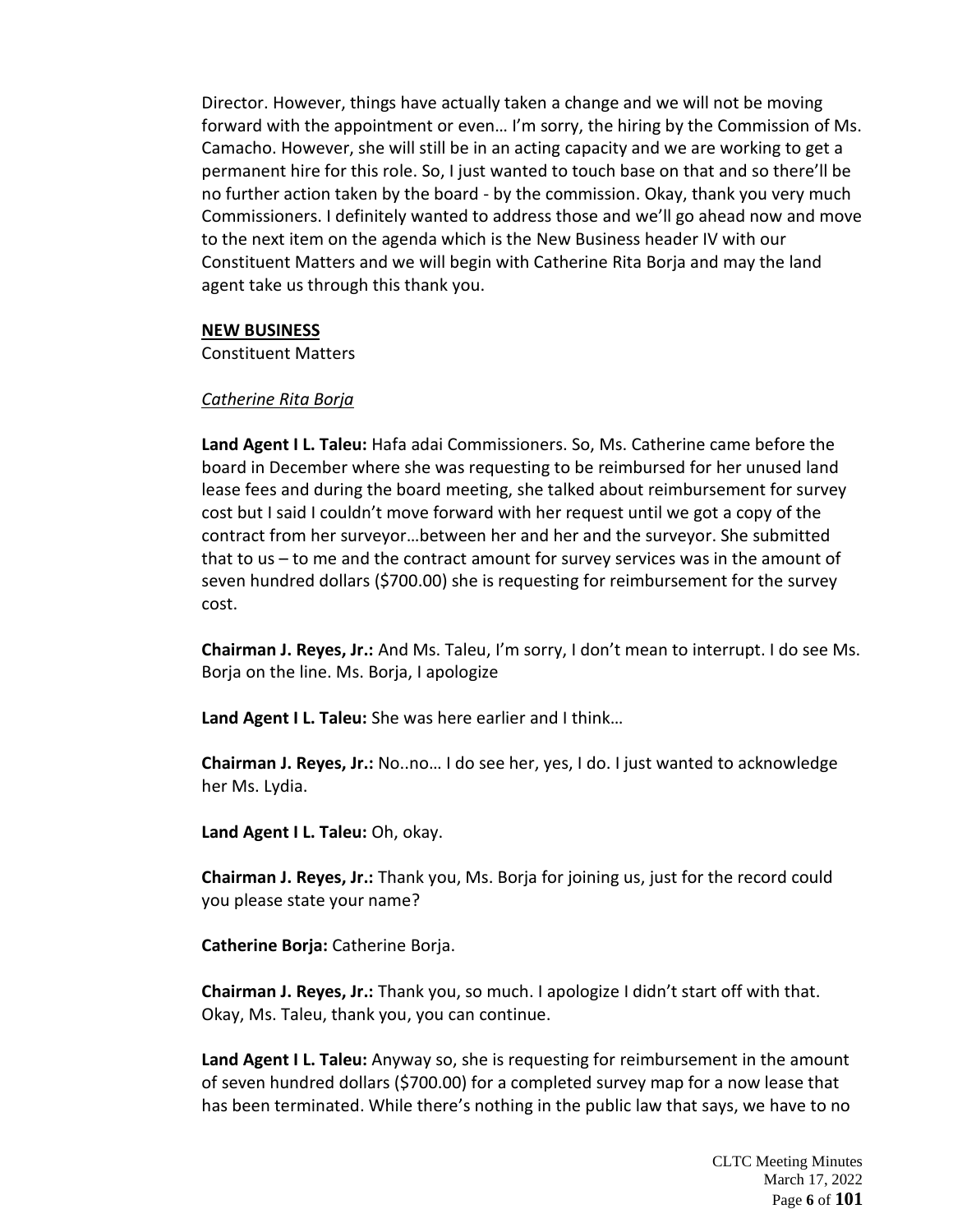Director. However, things have actually taken a change and we will not be moving forward with the appointment or even… I'm sorry, the hiring by the Commission of Ms. Camacho. However, she will still be in an acting capacity and we are working to get a permanent hire for this role. So, I just wanted to touch base on that and so there'll be no further action taken by the board - by the commission. Okay, thank you very much Commissioners. I definitely wanted to address those and we'll go ahead now and move to the next item on the agenda which is the New Business header IV with our Constituent Matters and we will begin with Catherine Rita Borja and may the land agent take us through this thank you.

**NEW BUSINESS**

Constituent Matters

*Catherine Rita Borja*

**Land Agent I L. Taleu:** Hafa adai Commissioners. So, Ms. Catherine came before the board in December where she was requesting to be reimbursed for her unused land lease fees and during the board meeting, she talked about reimbursement for survey cost but I said I couldn't move forward with her request until we got a copy of the contract from her surveyor…between her and her and the surveyor. She submitted that to us – to me and the contract amount for survey services was in the amount of seven hundred dollars ($700.00) she is requesting for reimbursement for the survey cost.

**Chairman J. Reyes, Jr.:** And Ms. Taleu, I'm sorry, I don't mean to interrupt. I do see Ms. Borja on the line. Ms. Borja, I apologize

**Land Agent I L. Taleu:** She was here earlier and I think…

**Chairman J. Reyes, Jr.:** No..no… I do see her, yes, I do. I just wanted to acknowledge her Ms. Lydia.

**Land Agent I L. Taleu:** Oh, okay.

**Chairman J. Reyes, Jr.:** Thank you, Ms. Borja for joining us, just for the record could you please state your name?

**Catherine Borja:** Catherine Borja.

**Chairman J. Reyes, Jr.:** Thank you, so much. I apologize I didn't start off with that. Okay, Ms. Taleu, thank you, you can continue.

**Land Agent I L. Taleu:** Anyway so, she is requesting for reimbursement in the amount of seven hundred dollars ($700.00) for a completed survey map for a now lease that has been terminated. While there's nothing in the public law that says, we have to no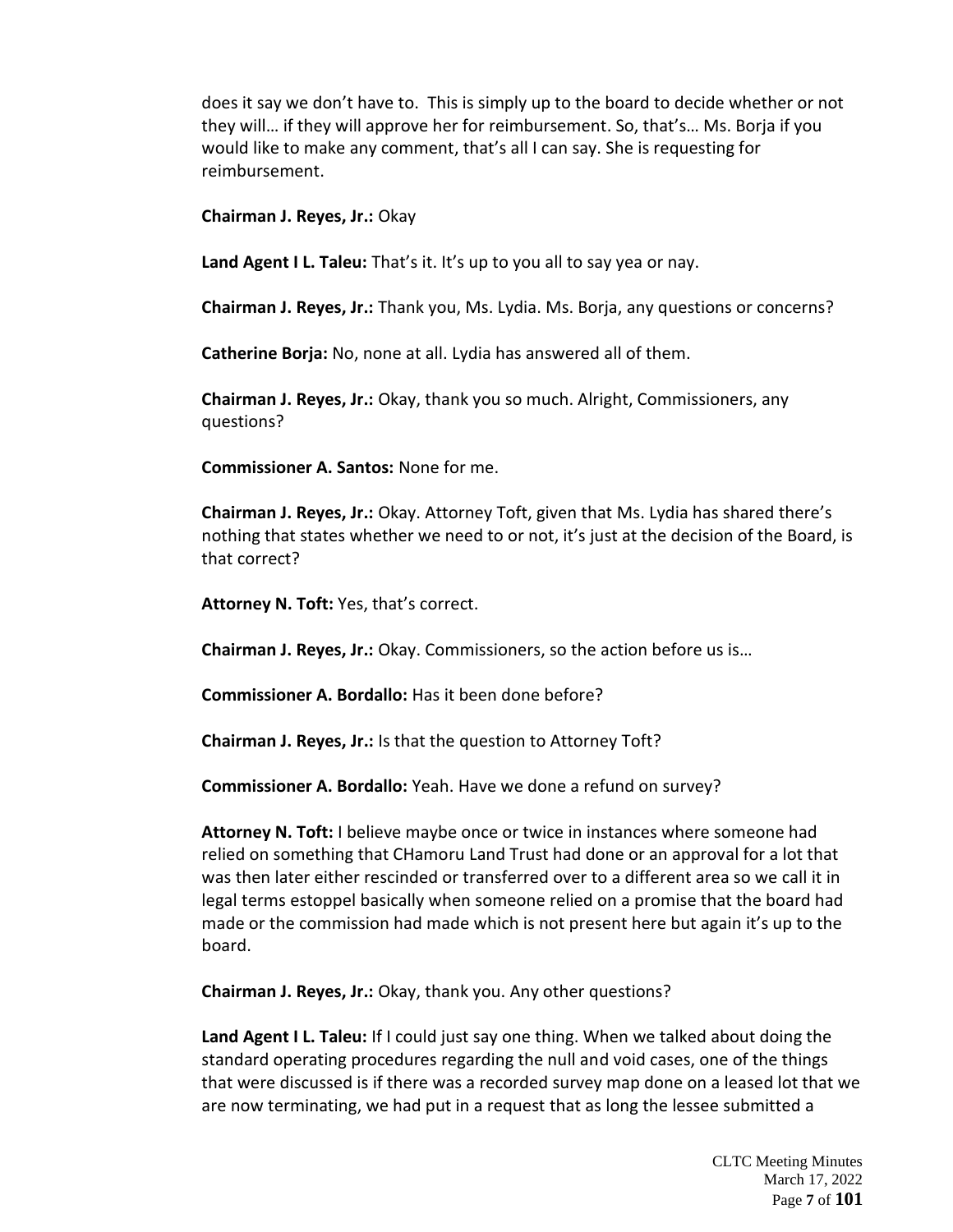does it say we don't have to. This is simply up to the board to decide whether or not they will… if they will approve her for reimbursement. So, that's… Ms. Borja if you would like to make any comment, that's all I can say. She is requesting for reimbursement.

**Chairman J. Reyes, Jr.:** Okay

**Land Agent I L. Taleu:** That's it. It's up to you all to say yea or nay.

**Chairman J. Reyes, Jr.:** Thank you, Ms. Lydia. Ms. Borja, any questions or concerns?

**Catherine Borja:** No, none at all. Lydia has answered all of them.

**Chairman J. Reyes, Jr.:** Okay, thank you so much. Alright, Commissioners, any questions?

**Commissioner A. Santos:** None for me.

**Chairman J. Reyes, Jr.:** Okay. Attorney Toft, given that Ms. Lydia has shared there's nothing that states whether we need to or not, it's just at the decision of the Board, is that correct?

**Attorney N. Toft:** Yes, that's correct.

**Chairman J. Reyes, Jr.:** Okay. Commissioners, so the action before us is…

**Commissioner A. Bordallo:** Has it been done before?

**Chairman J. Reyes, Jr.:** Is that the question to Attorney Toft?

**Commissioner A. Bordallo:** Yeah. Have we done a refund on survey?

**Attorney N. Toft:** I believe maybe once or twice in instances where someone had relied on something that CHamoru Land Trust had done or an approval for a lot that was then later either rescinded or transferred over to a different area so we call it in legal terms estoppel basically when someone relied on a promise that the board had made or the commission had made which is not present here but again it's up to the board.

**Chairman J. Reyes, Jr.:** Okay, thank you. Any other questions?

**Land Agent I L. Taleu:** If I could just say one thing. When we talked about doing the standard operating procedures regarding the null and void cases, one of the things that were discussed is if there was a recorded survey map done on a leased lot that we are now terminating, we had put in a request that as long the lessee submitted a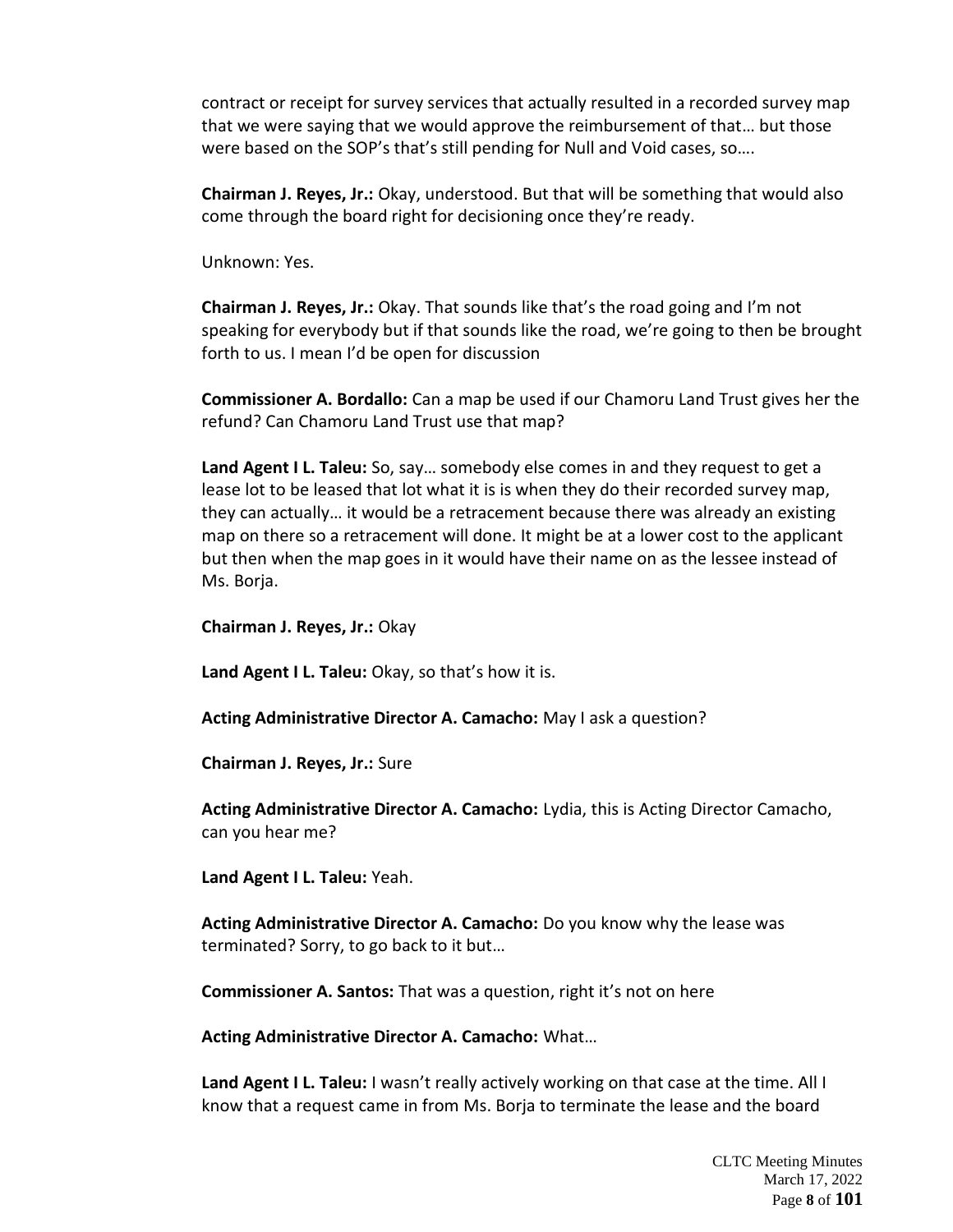contract or receipt for survey services that actually resulted in a recorded survey map that we were saying that we would approve the reimbursement of that… but those were based on the SOP's that's still pending for Null and Void cases, so….

**Chairman J. Reyes, Jr.:** Okay, understood. But that will be something that would also come through the board right for decisioning once they're ready.

Unknown: Yes.

**Chairman J. Reyes, Jr.:** Okay. That sounds like that's the road going and I'm not speaking for everybody but if that sounds like the road, we're going to then be brought forth to us. I mean I'd be open for discussion

**Commissioner A. Bordallo:** Can a map be used if our Chamoru Land Trust gives her the refund? Can Chamoru Land Trust use that map?

**Land Agent I L. Taleu:** So, say… somebody else comes in and they request to get a lease lot to be leased that lot what it is is when they do their recorded survey map, they can actually… it would be a retracement because there was already an existing map on there so a retracement will done. It might be at a lower cost to the applicant but then when the map goes in it would have their name on as the lessee instead of Ms. Borja.

**Chairman J. Reyes, Jr.:** Okay

**Land Agent I L. Taleu:** Okay, so that's how it is.

**Acting Administrative Director A. Camacho:** May I ask a question?

**Chairman J. Reyes, Jr.:** Sure

**Acting Administrative Director A. Camacho:** Lydia, this is Acting Director Camacho, can you hear me?

**Land Agent I L. Taleu:** Yeah.

**Acting Administrative Director A. Camacho:** Do you know why the lease was terminated? Sorry, to go back to it but…

**Commissioner A. Santos:** That was a question, right it's not on here

**Acting Administrative Director A. Camacho:** What…

**Land Agent I L. Taleu:** I wasn't really actively working on that case at the time. All I know that a request came in from Ms. Borja to terminate the lease and the board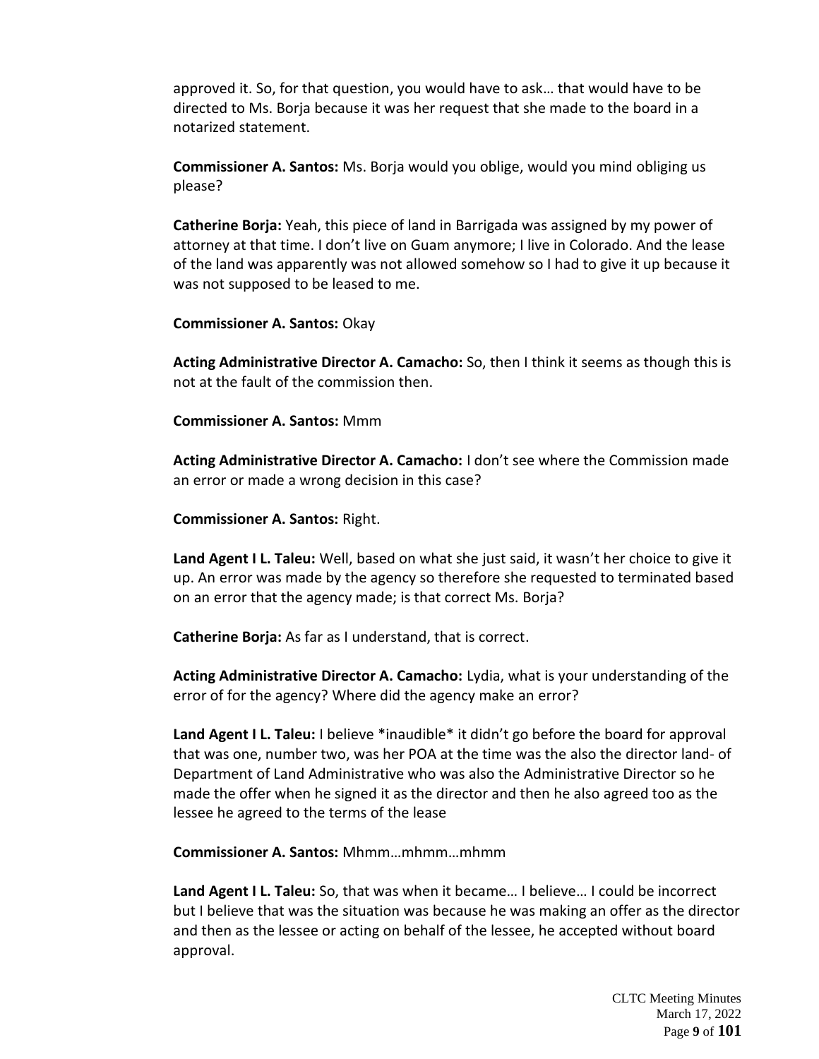approved it. So, for that question, you would have to ask… that would have to be directed to Ms. Borja because it was her request that she made to the board in a notarized statement.

**Commissioner A. Santos:** Ms. Borja would you oblige, would you mind obliging us please?

**Catherine Borja:** Yeah, this piece of land in Barrigada was assigned by my power of attorney at that time. I don't live on Guam anymore; I live in Colorado. And the lease of the land was apparently was not allowed somehow so I had to give it up because it was not supposed to be leased to me.

**Commissioner A. Santos:** Okay

**Acting Administrative Director A. Camacho:** So, then I think it seems as though this is not at the fault of the commission then.

**Commissioner A. Santos:** Mmm

**Acting Administrative Director A. Camacho:** I don't see where the Commission made an error or made a wrong decision in this case?

**Commissioner A. Santos:** Right.

**Land Agent I L. Taleu:** Well, based on what she just said, it wasn't her choice to give it up. An error was made by the agency so therefore she requested to terminated based on an error that the agency made; is that correct Ms. Borja?

**Catherine Borja:** As far as I understand, that is correct.

**Acting Administrative Director A. Camacho:** Lydia, what is your understanding of the error of for the agency? Where did the agency make an error?

**Land Agent I L. Taleu:** I believe *inaudible* it didn't go before the board for approval that was one, number two, was her POA at the time was the also the director land- of Department of Land Administrative who was also the Administrative Director so he made the offer when he signed it as the director and then he also agreed too as the lessee he agreed to the terms of the lease

**Commissioner A. Santos:** Mhmm…mhmm…mhmm

**Land Agent I L. Taleu:** So, that was when it became… I believe… I could be incorrect but I believe that was the situation was because he was making an offer as the director and then as the lessee or acting on behalf of the lessee, he accepted without board approval.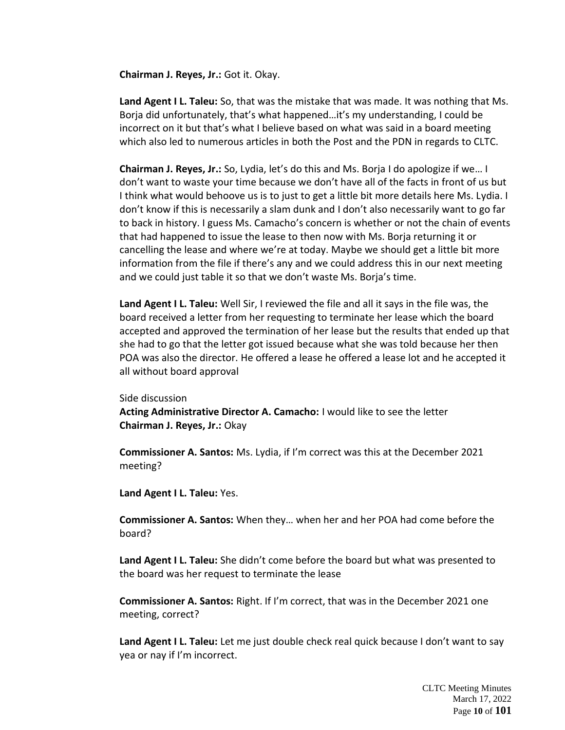**Chairman J. Reyes, Jr.:** Got it. Okay.

**Land Agent I L. Taleu:** So, that was the mistake that was made. It was nothing that Ms. Borja did unfortunately, that's what happened…it's my understanding, I could be incorrect on it but that's what I believe based on what was said in a board meeting which also led to numerous articles in both the Post and the PDN in regards to CLTC.

**Chairman J. Reyes, Jr.:** So, Lydia, let's do this and Ms. Borja I do apologize if we… I don't want to waste your time because we don't have all of the facts in front of us but I think what would behoove us is to just to get a little bit more details here Ms. Lydia. I don't know if this is necessarily a slam dunk and I don't also necessarily want to go far to back in history. I guess Ms. Camacho's concern is whether or not the chain of events that had happened to issue the lease to then now with Ms. Borja returning it or cancelling the lease and where we're at today. Maybe we should get a little bit more information from the file if there's any and we could address this in our next meeting and we could just table it so that we don't waste Ms. Borja's time.

**Land Agent I L. Taleu:** Well Sir, I reviewed the file and all it says in the file was, the board received a letter from her requesting to terminate her lease which the board accepted and approved the termination of her lease but the results that ended up that she had to go that the letter got issued because what she was told because her then POA was also the director. He offered a lease he offered a lease lot and he accepted it all without board approval

Side discussion
**Acting Administrative Director A. Camacho:** I would like to see the letter
**Chairman J. Reyes, Jr.:** Okay

**Commissioner A. Santos:** Ms. Lydia, if I'm correct was this at the December 2021 meeting?

**Land Agent I L. Taleu:** Yes.

**Commissioner A. Santos:** When they… when her and her POA had come before the board?

**Land Agent I L. Taleu:** She didn't come before the board but what was presented to the board was her request to terminate the lease

**Commissioner A. Santos:** Right. If I'm correct, that was in the December 2021 one meeting, correct?

**Land Agent I L. Taleu:** Let me just double check real quick because I don't want to say yea or nay if I'm incorrect.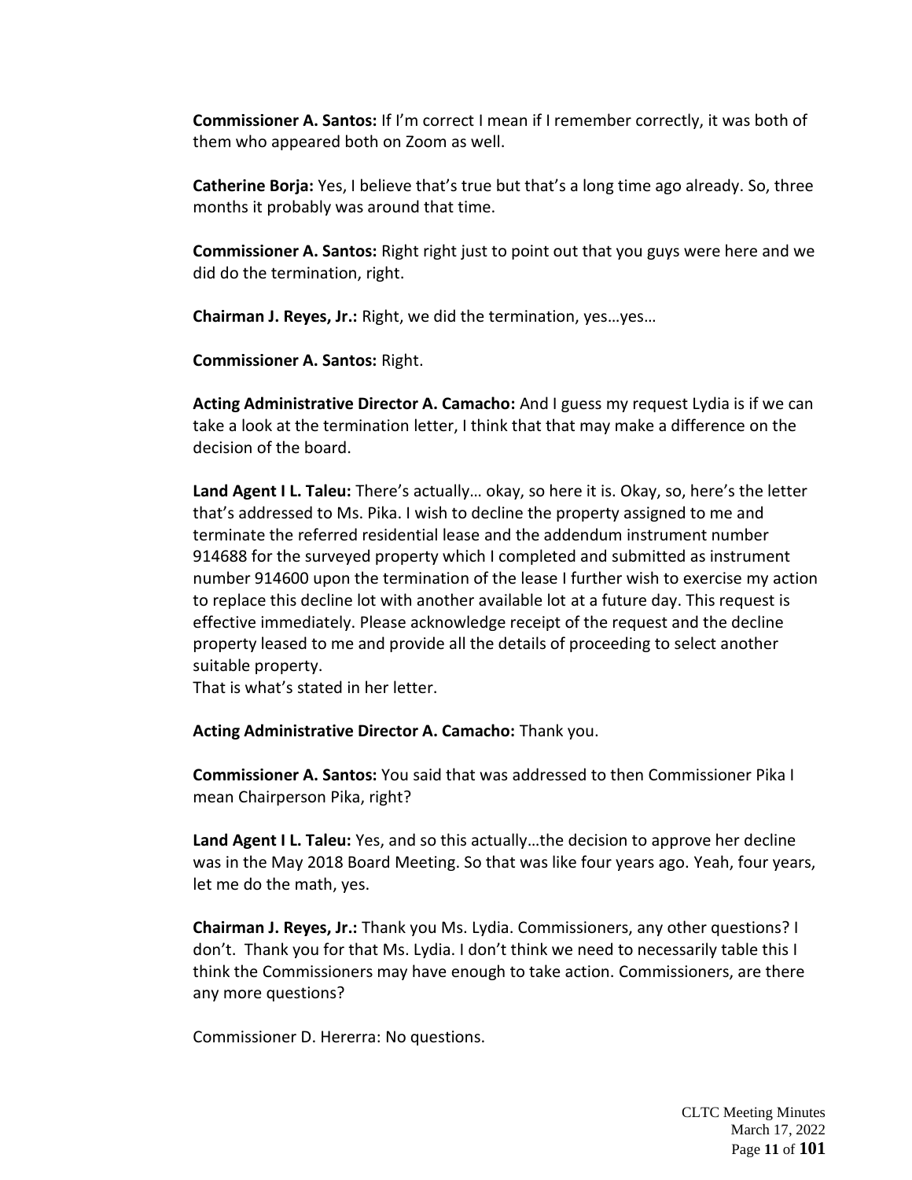**Commissioner A. Santos:** If I'm correct I mean if I remember correctly, it was both of them who appeared both on Zoom as well.

**Catherine Borja:** Yes, I believe that's true but that's a long time ago already. So, three months it probably was around that time.

**Commissioner A. Santos:** Right right just to point out that you guys were here and we did do the termination, right.

**Chairman J. Reyes, Jr.:** Right, we did the termination, yes…yes…

**Commissioner A. Santos:** Right.

**Acting Administrative Director A. Camacho:** And I guess my request Lydia is if we can take a look at the termination letter, I think that that may make a difference on the decision of the board.

**Land Agent I L. Taleu:** There's actually… okay, so here it is. Okay, so, here's the letter that's addressed to Ms. Pika. I wish to decline the property assigned to me and terminate the referred residential lease and the addendum instrument number 914688 for the surveyed property which I completed and submitted as instrument number 914600 upon the termination of the lease I further wish to exercise my action to replace this decline lot with another available lot at a future day. This request is effective immediately. Please acknowledge receipt of the request and the decline property leased to me and provide all the details of proceeding to select another suitable property.
That is what's stated in her letter.

**Acting Administrative Director A. Camacho:** Thank you.

**Commissioner A. Santos:** You said that was addressed to then Commissioner Pika I mean Chairperson Pika, right?

**Land Agent I L. Taleu:** Yes, and so this actually…the decision to approve her decline was in the May 2018 Board Meeting. So that was like four years ago. Yeah, four years, let me do the math, yes.

**Chairman J. Reyes, Jr.:** Thank you Ms. Lydia. Commissioners, any other questions? I don't. Thank you for that Ms. Lydia. I don't think we need to necessarily table this I think the Commissioners may have enough to take action. Commissioners, are there any more questions?

Commissioner D. Hererra: No questions.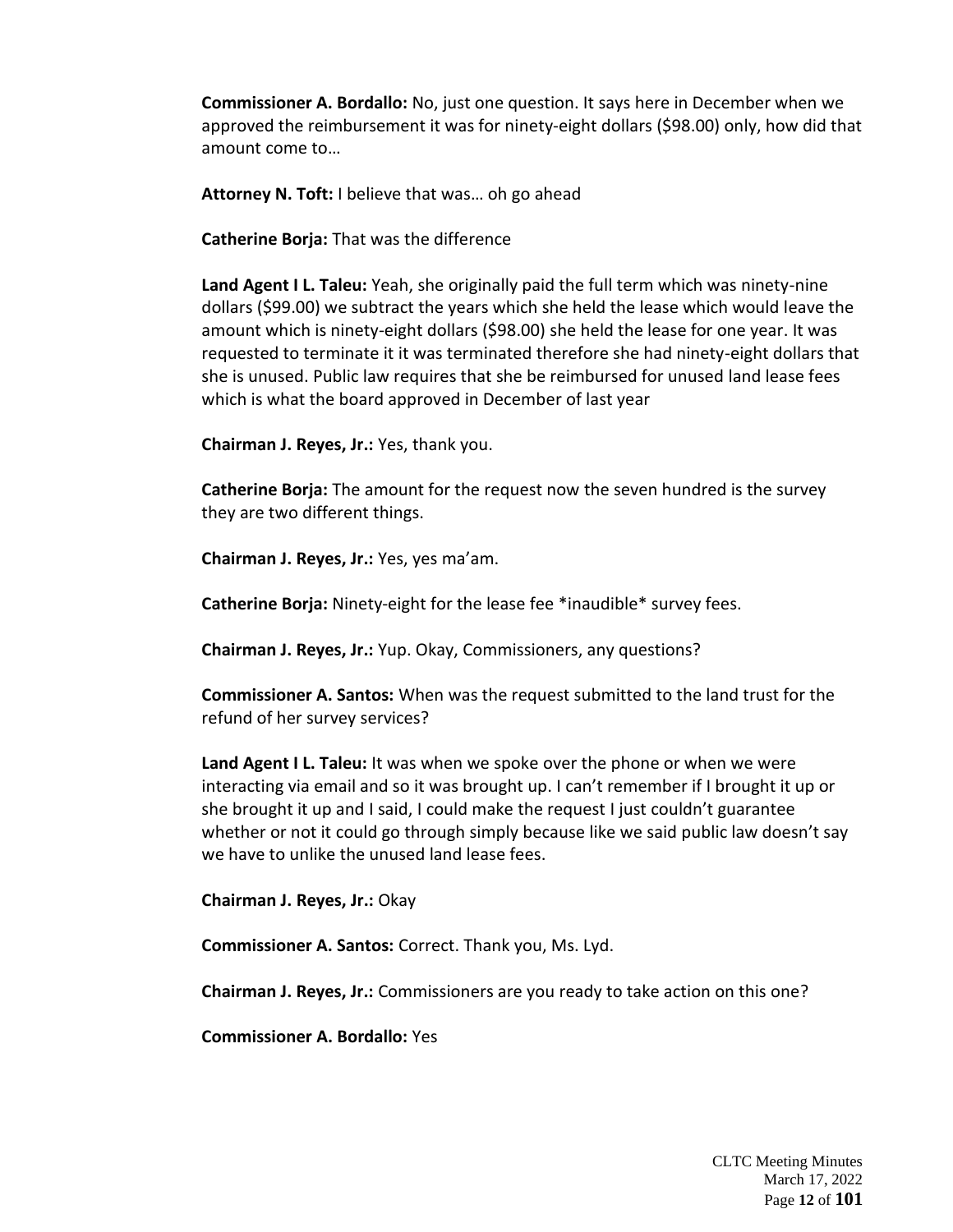**Commissioner A. Bordallo:** No, just one question. It says here in December when we approved the reimbursement it was for ninety-eight dollars ($98.00) only, how did that amount come to…

**Attorney N. Toft:** I believe that was… oh go ahead

**Catherine Borja:** That was the difference

**Land Agent I L. Taleu:** Yeah, she originally paid the full term which was ninety-nine dollars ($99.00) we subtract the years which she held the lease which would leave the amount which is ninety-eight dollars ($98.00) she held the lease for one year. It was requested to terminate it it was terminated therefore she had ninety-eight dollars that she is unused. Public law requires that she be reimbursed for unused land lease fees which is what the board approved in December of last year

**Chairman J. Reyes, Jr.:** Yes, thank you.

**Catherine Borja:** The amount for the request now the seven hundred is the survey they are two different things.

**Chairman J. Reyes, Jr.:** Yes, yes ma'am.

**Catherine Borja:** Ninety-eight for the lease fee *inaudible* survey fees.

**Chairman J. Reyes, Jr.:** Yup. Okay, Commissioners, any questions?

**Commissioner A. Santos:** When was the request submitted to the land trust for the refund of her survey services?

**Land Agent I L. Taleu:** It was when we spoke over the phone or when we were interacting via email and so it was brought up. I can't remember if I brought it up or she brought it up and I said, I could make the request I just couldn't guarantee whether or not it could go through simply because like we said public law doesn't say we have to unlike the unused land lease fees.

**Chairman J. Reyes, Jr.:** Okay

**Commissioner A. Santos:** Correct. Thank you, Ms. Lyd.

**Chairman J. Reyes, Jr.:** Commissioners are you ready to take action on this one?

**Commissioner A. Bordallo:** Yes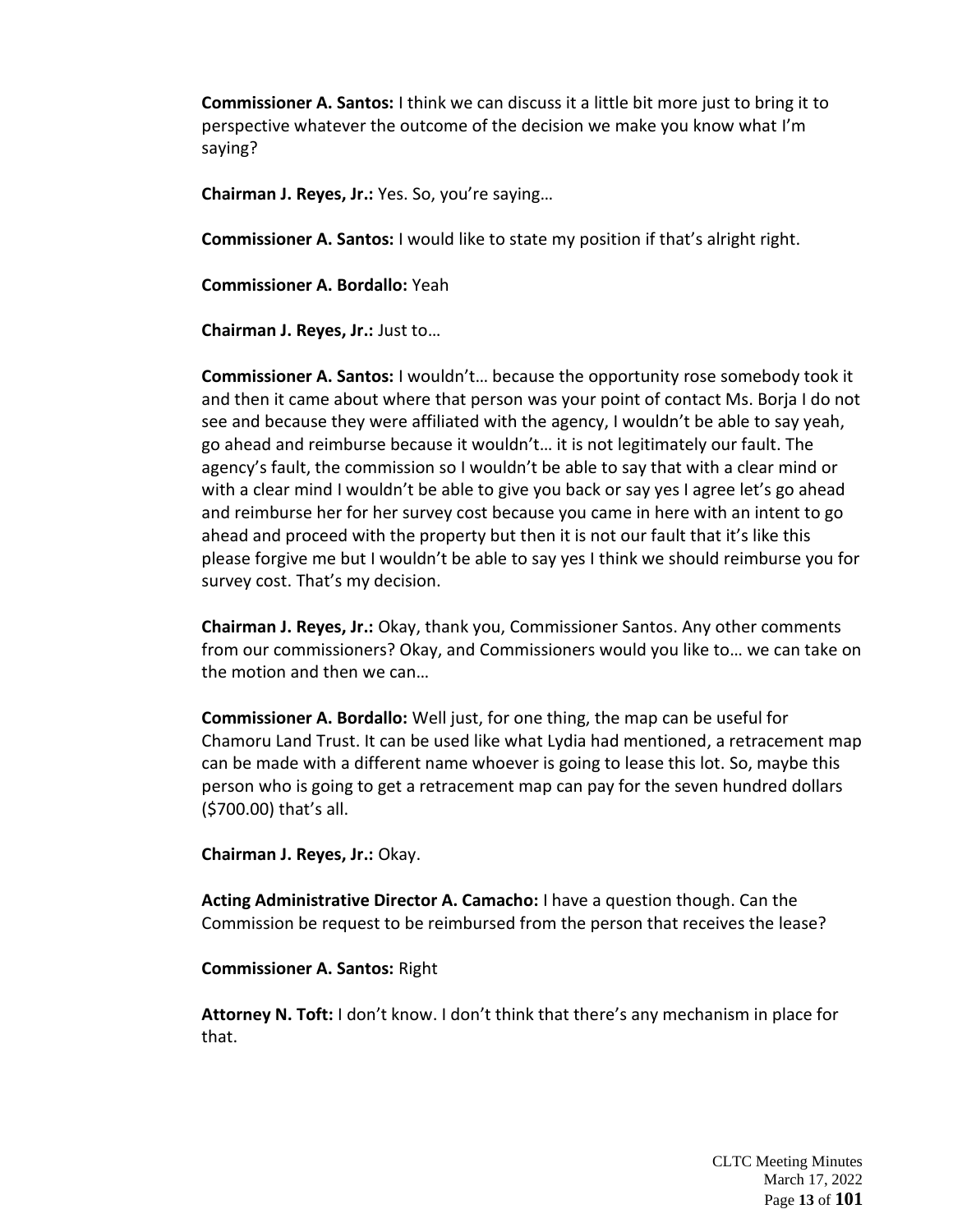**Commissioner A. Santos:** I think we can discuss it a little bit more just to bring it to perspective whatever the outcome of the decision we make you know what I'm saying?

**Chairman J. Reyes, Jr.:** Yes. So, you're saying…

**Commissioner A. Santos:** I would like to state my position if that's alright right.

**Commissioner A. Bordallo:** Yeah

**Chairman J. Reyes, Jr.:** Just to…

**Commissioner A. Santos:** I wouldn't… because the opportunity rose somebody took it and then it came about where that person was your point of contact Ms. Borja I do not see and because they were affiliated with the agency, I wouldn't be able to say yeah, go ahead and reimburse because it wouldn't… it is not legitimately our fault. The agency's fault, the commission so I wouldn't be able to say that with a clear mind or with a clear mind I wouldn't be able to give you back or say yes I agree let's go ahead and reimburse her for her survey cost because you came in here with an intent to go ahead and proceed with the property but then it is not our fault that it's like this please forgive me but I wouldn't be able to say yes I think we should reimburse you for survey cost. That's my decision.

**Chairman J. Reyes, Jr.:** Okay, thank you, Commissioner Santos. Any other comments from our commissioners? Okay, and Commissioners would you like to… we can take on the motion and then we can…

**Commissioner A. Bordallo:** Well just, for one thing, the map can be useful for Chamoru Land Trust. It can be used like what Lydia had mentioned, a retracement map can be made with a different name whoever is going to lease this lot. So, maybe this person who is going to get a retracement map can pay for the seven hundred dollars ($700.00) that's all.

**Chairman J. Reyes, Jr.:** Okay.

**Acting Administrative Director A. Camacho:** I have a question though. Can the Commission be request to be reimbursed from the person that receives the lease?

**Commissioner A. Santos:** Right

**Attorney N. Toft:** I don't know. I don't think that there's any mechanism in place for that.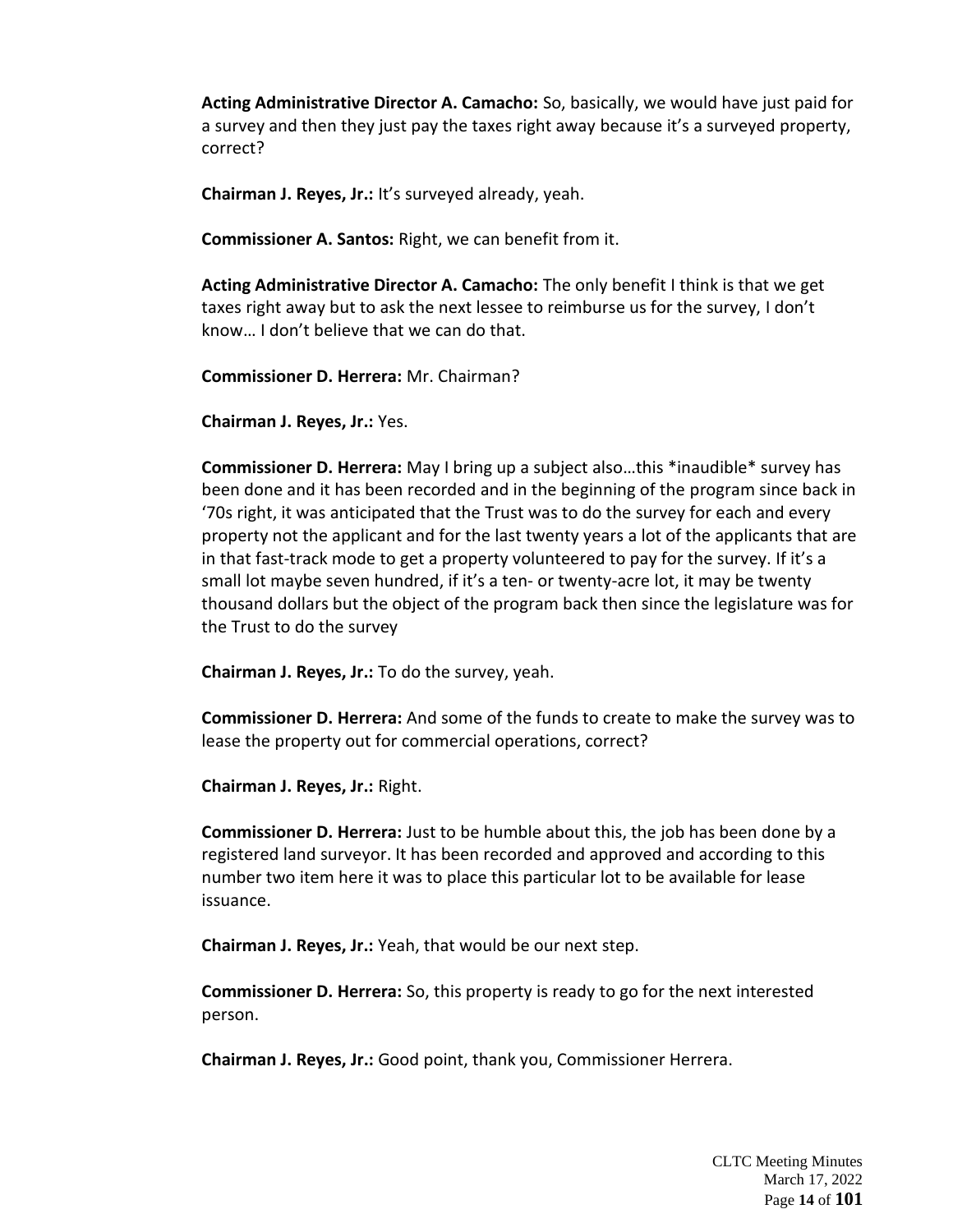**Acting Administrative Director A. Camacho:** So, basically, we would have just paid for a survey and then they just pay the taxes right away because it's a surveyed property, correct?

**Chairman J. Reyes, Jr.:** It's surveyed already, yeah.

**Commissioner A. Santos:** Right, we can benefit from it.

**Acting Administrative Director A. Camacho:** The only benefit I think is that we get taxes right away but to ask the next lessee to reimburse us for the survey, I don't know… I don't believe that we can do that.

**Commissioner D. Herrera:** Mr. Chairman?

**Chairman J. Reyes, Jr.:** Yes.

**Commissioner D. Herrera:** May I bring up a subject also…this *inaudible* survey has been done and it has been recorded and in the beginning of the program since back in '70s right, it was anticipated that the Trust was to do the survey for each and every property not the applicant and for the last twenty years a lot of the applicants that are in that fast-track mode to get a property volunteered to pay for the survey. If it's a small lot maybe seven hundred, if it's a ten- or twenty-acre lot, it may be twenty thousand dollars but the object of the program back then since the legislature was for the Trust to do the survey

**Chairman J. Reyes, Jr.:** To do the survey, yeah.

**Commissioner D. Herrera:** And some of the funds to create to make the survey was to lease the property out for commercial operations, correct?

**Chairman J. Reyes, Jr.:** Right.

**Commissioner D. Herrera:** Just to be humble about this, the job has been done by a registered land surveyor. It has been recorded and approved and according to this number two item here it was to place this particular lot to be available for lease issuance.

**Chairman J. Reyes, Jr.:** Yeah, that would be our next step.

**Commissioner D. Herrera:** So, this property is ready to go for the next interested person.

**Chairman J. Reyes, Jr.:** Good point, thank you, Commissioner Herrera.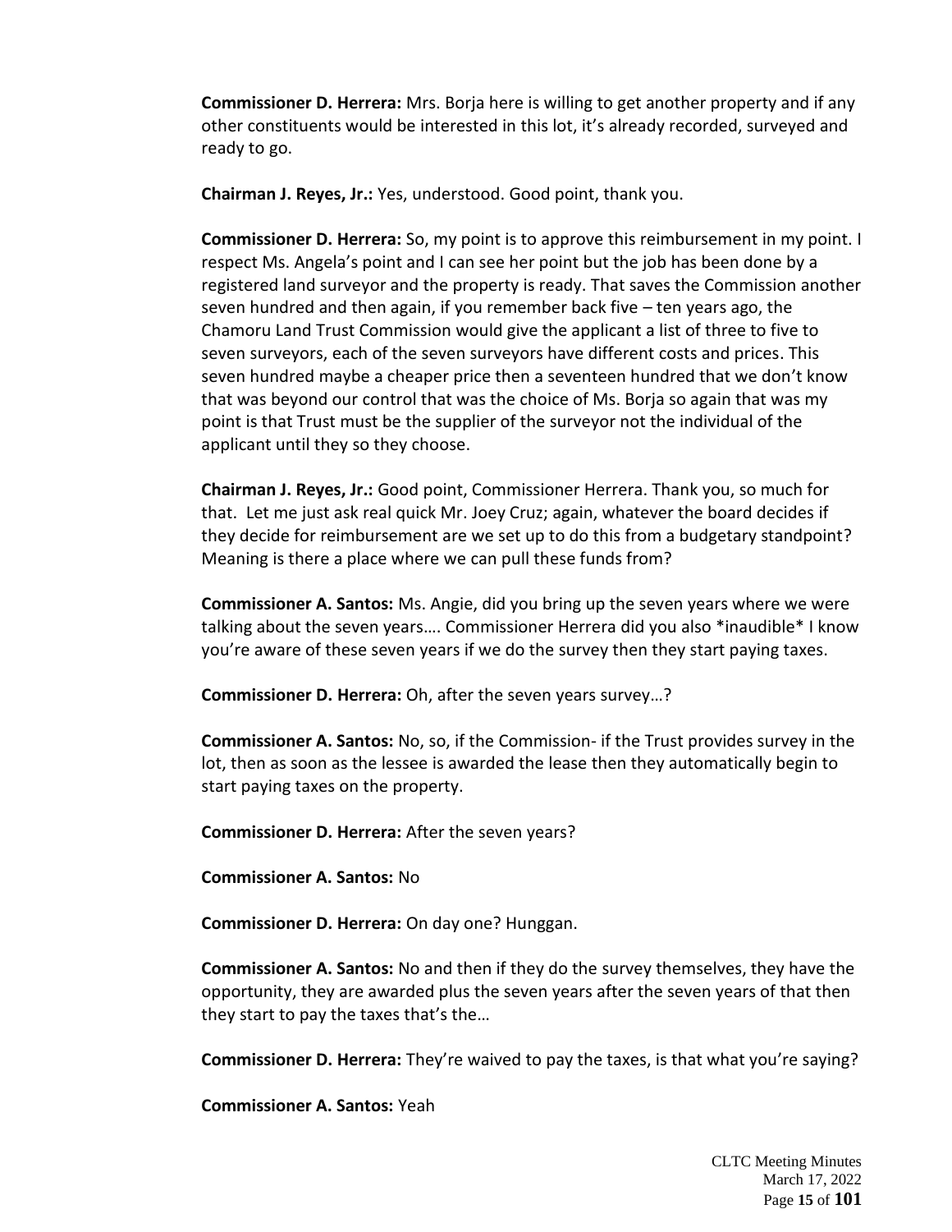**Commissioner D. Herrera:** Mrs. Borja here is willing to get another property and if any other constituents would be interested in this lot, it's already recorded, surveyed and ready to go.

**Chairman J. Reyes, Jr.:** Yes, understood. Good point, thank you.

**Commissioner D. Herrera:** So, my point is to approve this reimbursement in my point. I respect Ms. Angela's point and I can see her point but the job has been done by a registered land surveyor and the property is ready. That saves the Commission another seven hundred and then again, if you remember back five – ten years ago, the Chamoru Land Trust Commission would give the applicant a list of three to five to seven surveyors, each of the seven surveyors have different costs and prices. This seven hundred maybe a cheaper price then a seventeen hundred that we don't know that was beyond our control that was the choice of Ms. Borja so again that was my point is that Trust must be the supplier of the surveyor not the individual of the applicant until they so they choose.

**Chairman J. Reyes, Jr.:** Good point, Commissioner Herrera. Thank you, so much for that. Let me just ask real quick Mr. Joey Cruz; again, whatever the board decides if they decide for reimbursement are we set up to do this from a budgetary standpoint? Meaning is there a place where we can pull these funds from?

**Commissioner A. Santos:** Ms. Angie, did you bring up the seven years where we were talking about the seven years…. Commissioner Herrera did you also *inaudible* I know you're aware of these seven years if we do the survey then they start paying taxes.

**Commissioner D. Herrera:** Oh, after the seven years survey…?

**Commissioner A. Santos:** No, so, if the Commission- if the Trust provides survey in the lot, then as soon as the lessee is awarded the lease then they automatically begin to start paying taxes on the property.

**Commissioner D. Herrera:** After the seven years?

**Commissioner A. Santos:** No

**Commissioner D. Herrera:** On day one? Hunggan.

**Commissioner A. Santos:** No and then if they do the survey themselves, they have the opportunity, they are awarded plus the seven years after the seven years of that then they start to pay the taxes that's the…

**Commissioner D. Herrera:** They're waived to pay the taxes, is that what you're saying?

**Commissioner A. Santos:** Yeah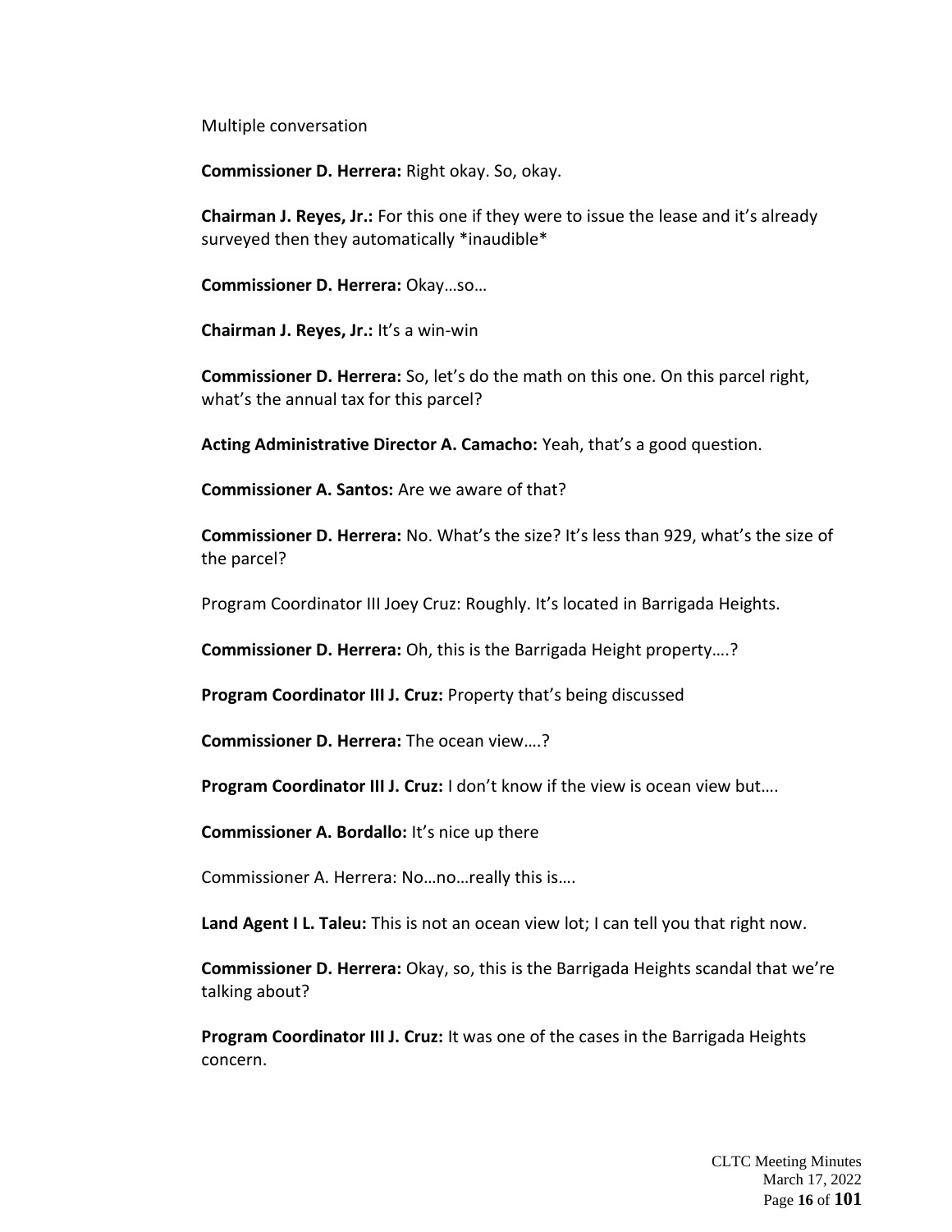Multiple conversation

**Commissioner D. Herrera:** Right okay. So, okay.

**Chairman J. Reyes, Jr.:** For this one if they were to issue the lease and it's already surveyed then they automatically *inaudible*

**Commissioner D. Herrera:** Okay…so…

**Chairman J. Reyes, Jr.:** It's a win-win

**Commissioner D. Herrera:** So, let's do the math on this one. On this parcel right, what's the annual tax for this parcel?

**Acting Administrative Director A. Camacho:** Yeah, that's a good question.

**Commissioner A. Santos:** Are we aware of that?

**Commissioner D. Herrera:** No. What's the size? It's less than 929, what's the size of the parcel?

Program Coordinator III Joey Cruz: Roughly. It's located in Barrigada Heights.

**Commissioner D. Herrera:** Oh, this is the Barrigada Height property….?

**Program Coordinator III J. Cruz:** Property that's being discussed

**Commissioner D. Herrera:** The ocean view….?

**Program Coordinator III J. Cruz:** I don't know if the view is ocean view but….

**Commissioner A. Bordallo:** It's nice up there

Commissioner A. Herrera: No…no…really this is….

**Land Agent I L. Taleu:** This is not an ocean view lot; I can tell you that right now.

**Commissioner D. Herrera:** Okay, so, this is the Barrigada Heights scandal that we're talking about?

**Program Coordinator III J. Cruz:** It was one of the cases in the Barrigada Heights concern.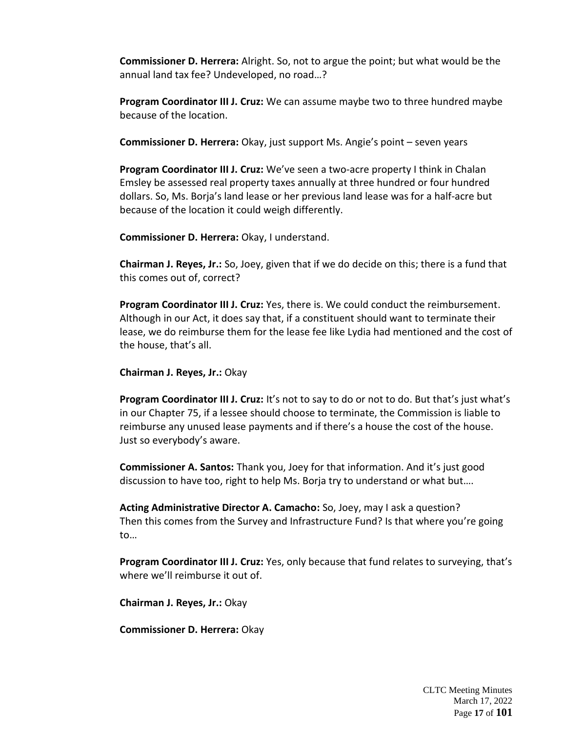**Commissioner D. Herrera:** Alright. So, not to argue the point; but what would be the annual land tax fee? Undeveloped, no road…?

**Program Coordinator III J. Cruz:** We can assume maybe two to three hundred maybe because of the location.

**Commissioner D. Herrera:** Okay, just support Ms. Angie's point – seven years

**Program Coordinator III J. Cruz:** We've seen a two-acre property I think in Chalan Emsley be assessed real property taxes annually at three hundred or four hundred dollars. So, Ms. Borja's land lease or her previous land lease was for a half-acre but because of the location it could weigh differently.

**Commissioner D. Herrera:** Okay, I understand.

**Chairman J. Reyes, Jr.:** So, Joey, given that if we do decide on this; there is a fund that this comes out of, correct?

**Program Coordinator III J. Cruz:** Yes, there is. We could conduct the reimbursement. Although in our Act, it does say that, if a constituent should want to terminate their lease, we do reimburse them for the lease fee like Lydia had mentioned and the cost of the house, that's all.

**Chairman J. Reyes, Jr.:** Okay

**Program Coordinator III J. Cruz:** It's not to say to do or not to do. But that's just what's in our Chapter 75, if a lessee should choose to terminate, the Commission is liable to reimburse any unused lease payments and if there's a house the cost of the house. Just so everybody's aware.

**Commissioner A. Santos:** Thank you, Joey for that information. And it's just good discussion to have too, right to help Ms. Borja try to understand or what but….

**Acting Administrative Director A. Camacho:** So, Joey, may I ask a question? Then this comes from the Survey and Infrastructure Fund? Is that where you're going to…

**Program Coordinator III J. Cruz:** Yes, only because that fund relates to surveying, that's where we'll reimburse it out of.

**Chairman J. Reyes, Jr.:** Okay

**Commissioner D. Herrera:** Okay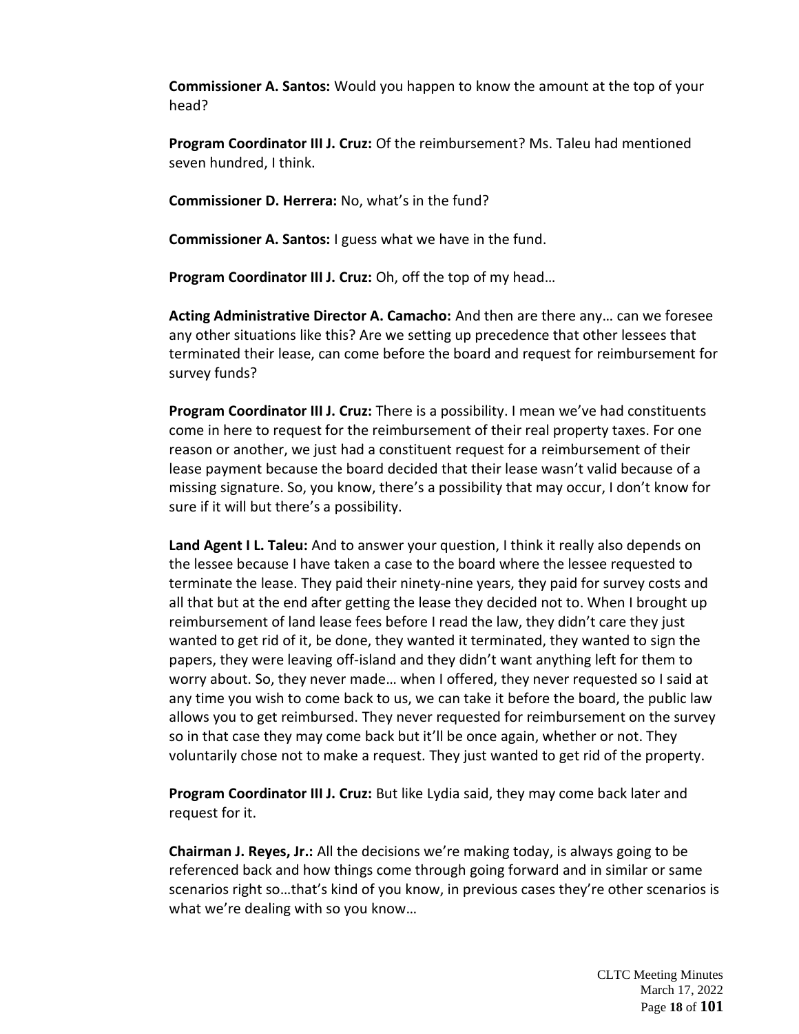**Commissioner A. Santos:** Would you happen to know the amount at the top of your head?

**Program Coordinator III J. Cruz:** Of the reimbursement? Ms. Taleu had mentioned seven hundred, I think.

**Commissioner D. Herrera:** No, what's in the fund?

**Commissioner A. Santos:** I guess what we have in the fund.

**Program Coordinator III J. Cruz:** Oh, off the top of my head…

**Acting Administrative Director A. Camacho:** And then are there any… can we foresee any other situations like this? Are we setting up precedence that other lessees that terminated their lease, can come before the board and request for reimbursement for survey funds?

**Program Coordinator III J. Cruz:** There is a possibility. I mean we've had constituents come in here to request for the reimbursement of their real property taxes. For one reason or another, we just had a constituent request for a reimbursement of their lease payment because the board decided that their lease wasn't valid because of a missing signature. So, you know, there's a possibility that may occur, I don't know for sure if it will but there's a possibility.

**Land Agent I L. Taleu:** And to answer your question, I think it really also depends on the lessee because I have taken a case to the board where the lessee requested to terminate the lease. They paid their ninety-nine years, they paid for survey costs and all that but at the end after getting the lease they decided not to. When I brought up reimbursement of land lease fees before I read the law, they didn't care they just wanted to get rid of it, be done, they wanted it terminated, they wanted to sign the papers, they were leaving off-island and they didn't want anything left for them to worry about. So, they never made… when I offered, they never requested so I said at any time you wish to come back to us, we can take it before the board, the public law allows you to get reimbursed. They never requested for reimbursement on the survey so in that case they may come back but it'll be once again, whether or not. They voluntarily chose not to make a request. They just wanted to get rid of the property.

**Program Coordinator III J. Cruz:** But like Lydia said, they may come back later and request for it.

**Chairman J. Reyes, Jr.:** All the decisions we're making today, is always going to be referenced back and how things come through going forward and in similar or same scenarios right so…that's kind of you know, in previous cases they're other scenarios is what we're dealing with so you know…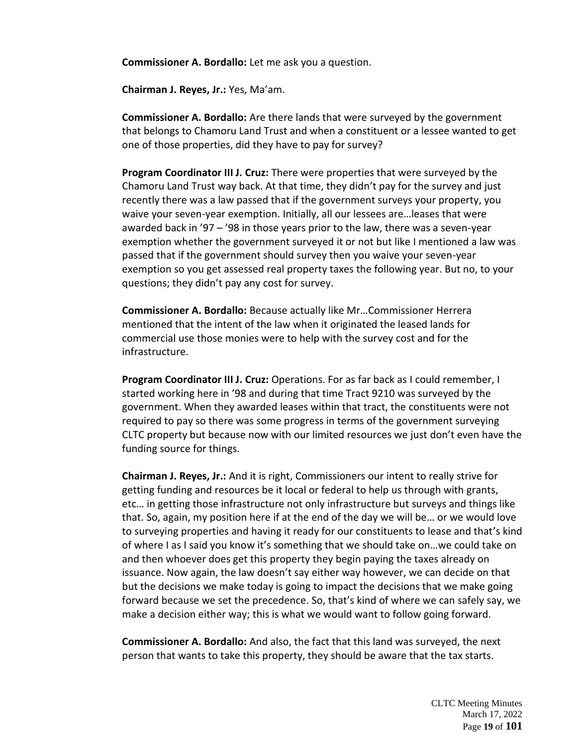**Commissioner A. Bordallo:** Let me ask you a question.

**Chairman J. Reyes, Jr.:** Yes, Ma'am.

**Commissioner A. Bordallo:** Are there lands that were surveyed by the government that belongs to Chamoru Land Trust and when a constituent or a lessee wanted to get one of those properties, did they have to pay for survey?

**Program Coordinator III J. Cruz:** There were properties that were surveyed by the Chamoru Land Trust way back. At that time, they didn't pay for the survey and just recently there was a law passed that if the government surveys your property, you waive your seven-year exemption. Initially, all our lessees are…leases that were awarded back in '97 – '98 in those years prior to the law, there was a seven-year exemption whether the government surveyed it or not but like I mentioned a law was passed that if the government should survey then you waive your seven-year exemption so you get assessed real property taxes the following year. But no, to your questions; they didn't pay any cost for survey.

**Commissioner A. Bordallo:** Because actually like Mr…Commissioner Herrera mentioned that the intent of the law when it originated the leased lands for commercial use those monies were to help with the survey cost and for the infrastructure.

**Program Coordinator III J. Cruz:** Operations. For as far back as I could remember, I started working here in '98 and during that time Tract 9210 was surveyed by the government. When they awarded leases within that tract, the constituents were not required to pay so there was some progress in terms of the government surveying CLTC property but because now with our limited resources we just don't even have the funding source for things.

**Chairman J. Reyes, Jr.:** And it is right, Commissioners our intent to really strive for getting funding and resources be it local or federal to help us through with grants, etc… in getting those infrastructure not only infrastructure but surveys and things like that. So, again, my position here if at the end of the day we will be… or we would love to surveying properties and having it ready for our constituents to lease and that's kind of where I as I said you know it's something that we should take on…we could take on and then whoever does get this property they begin paying the taxes already on issuance. Now again, the law doesn't say either way however, we can decide on that but the decisions we make today is going to impact the decisions that we make going forward because we set the precedence. So, that's kind of where we can safely say, we make a decision either way; this is what we would want to follow going forward.

**Commissioner A. Bordallo:** And also, the fact that this land was surveyed, the next person that wants to take this property, they should be aware that the tax starts.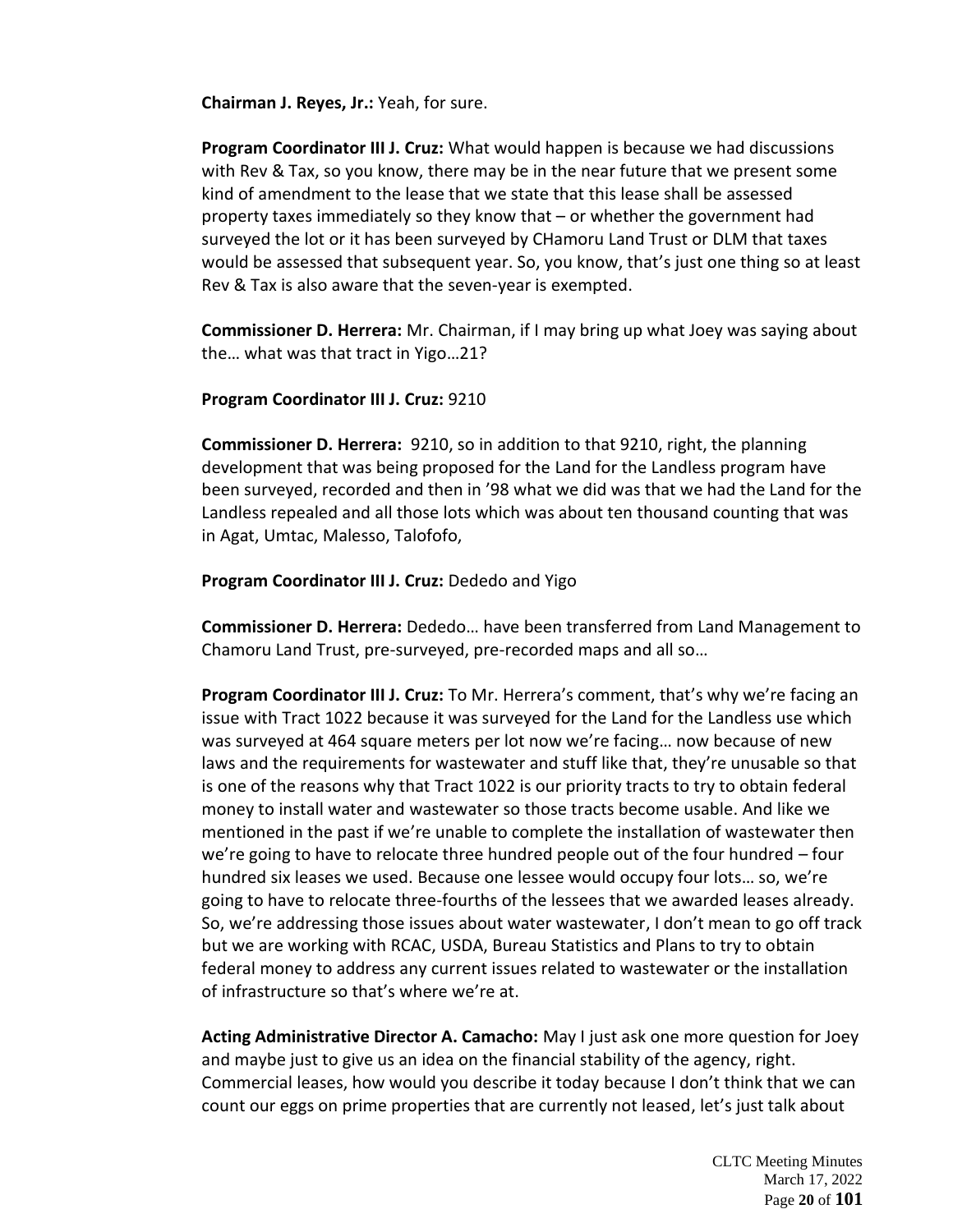**Chairman J. Reyes, Jr.:** Yeah, for sure.

**Program Coordinator III J. Cruz:** What would happen is because we had discussions with Rev & Tax, so you know, there may be in the near future that we present some kind of amendment to the lease that we state that this lease shall be assessed property taxes immediately so they know that – or whether the government had surveyed the lot or it has been surveyed by CHamoru Land Trust or DLM that taxes would be assessed that subsequent year. So, you know, that's just one thing so at least Rev & Tax is also aware that the seven-year is exempted.

**Commissioner D. Herrera:** Mr. Chairman, if I may bring up what Joey was saying about the… what was that tract in Yigo…21?

**Program Coordinator III J. Cruz:** 9210

**Commissioner D. Herrera:** 9210, so in addition to that 9210, right, the planning development that was being proposed for the Land for the Landless program have been surveyed, recorded and then in '98 what we did was that we had the Land for the Landless repealed and all those lots which was about ten thousand counting that was in Agat, Umtac, Malesso, Talofofo,

**Program Coordinator III J. Cruz:** Dededo and Yigo

**Commissioner D. Herrera:** Dededo… have been transferred from Land Management to Chamoru Land Trust, pre-surveyed, pre-recorded maps and all so…

**Program Coordinator III J. Cruz:** To Mr. Herrera's comment, that's why we're facing an issue with Tract 1022 because it was surveyed for the Land for the Landless use which was surveyed at 464 square meters per lot now we're facing… now because of new laws and the requirements for wastewater and stuff like that, they're unusable so that is one of the reasons why that Tract 1022 is our priority tracts to try to obtain federal money to install water and wastewater so those tracts become usable. And like we mentioned in the past if we're unable to complete the installation of wastewater then we're going to have to relocate three hundred people out of the four hundred – four hundred six leases we used. Because one lessee would occupy four lots… so, we're going to have to relocate three-fourths of the lessees that we awarded leases already. So, we're addressing those issues about water wastewater, I don't mean to go off track but we are working with RCAC, USDA, Bureau Statistics and Plans to try to obtain federal money to address any current issues related to wastewater or the installation of infrastructure so that's where we're at.

**Acting Administrative Director A. Camacho:** May I just ask one more question for Joey and maybe just to give us an idea on the financial stability of the agency, right. Commercial leases, how would you describe it today because I don't think that we can count our eggs on prime properties that are currently not leased, let's just talk about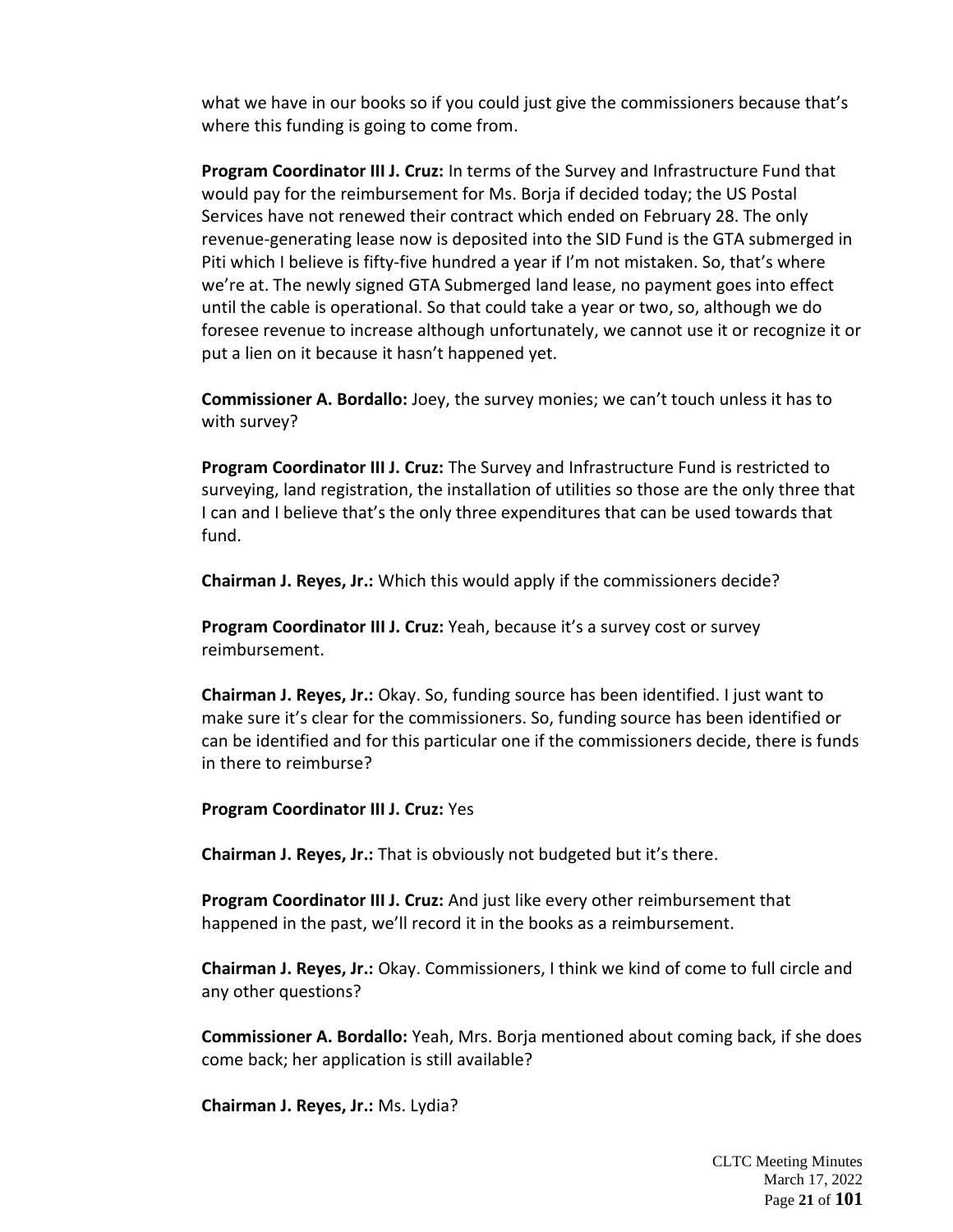what we have in our books so if you could just give the commissioners because that's where this funding is going to come from.

**Program Coordinator III J. Cruz:** In terms of the Survey and Infrastructure Fund that would pay for the reimbursement for Ms. Borja if decided today; the US Postal Services have not renewed their contract which ended on February 28. The only revenue-generating lease now is deposited into the SID Fund is the GTA submerged in Piti which I believe is fifty-five hundred a year if I'm not mistaken. So, that's where we're at. The newly signed GTA Submerged land lease, no payment goes into effect until the cable is operational. So that could take a year or two, so, although we do foresee revenue to increase although unfortunately, we cannot use it or recognize it or put a lien on it because it hasn't happened yet.

**Commissioner A. Bordallo:** Joey, the survey monies; we can't touch unless it has to with survey?

**Program Coordinator III J. Cruz:** The Survey and Infrastructure Fund is restricted to surveying, land registration, the installation of utilities so those are the only three that I can and I believe that's the only three expenditures that can be used towards that fund.

**Chairman J. Reyes, Jr.:** Which this would apply if the commissioners decide?

**Program Coordinator III J. Cruz:** Yeah, because it's a survey cost or survey reimbursement.

**Chairman J. Reyes, Jr.:** Okay. So, funding source has been identified. I just want to make sure it's clear for the commissioners. So, funding source has been identified or can be identified and for this particular one if the commissioners decide, there is funds in there to reimburse?

**Program Coordinator III J. Cruz:** Yes

**Chairman J. Reyes, Jr.:** That is obviously not budgeted but it's there.

**Program Coordinator III J. Cruz:** And just like every other reimbursement that happened in the past, we'll record it in the books as a reimbursement.

**Chairman J. Reyes, Jr.:** Okay. Commissioners, I think we kind of come to full circle and any other questions?

**Commissioner A. Bordallo:** Yeah, Mrs. Borja mentioned about coming back, if she does come back; her application is still available?

**Chairman J. Reyes, Jr.:** Ms. Lydia?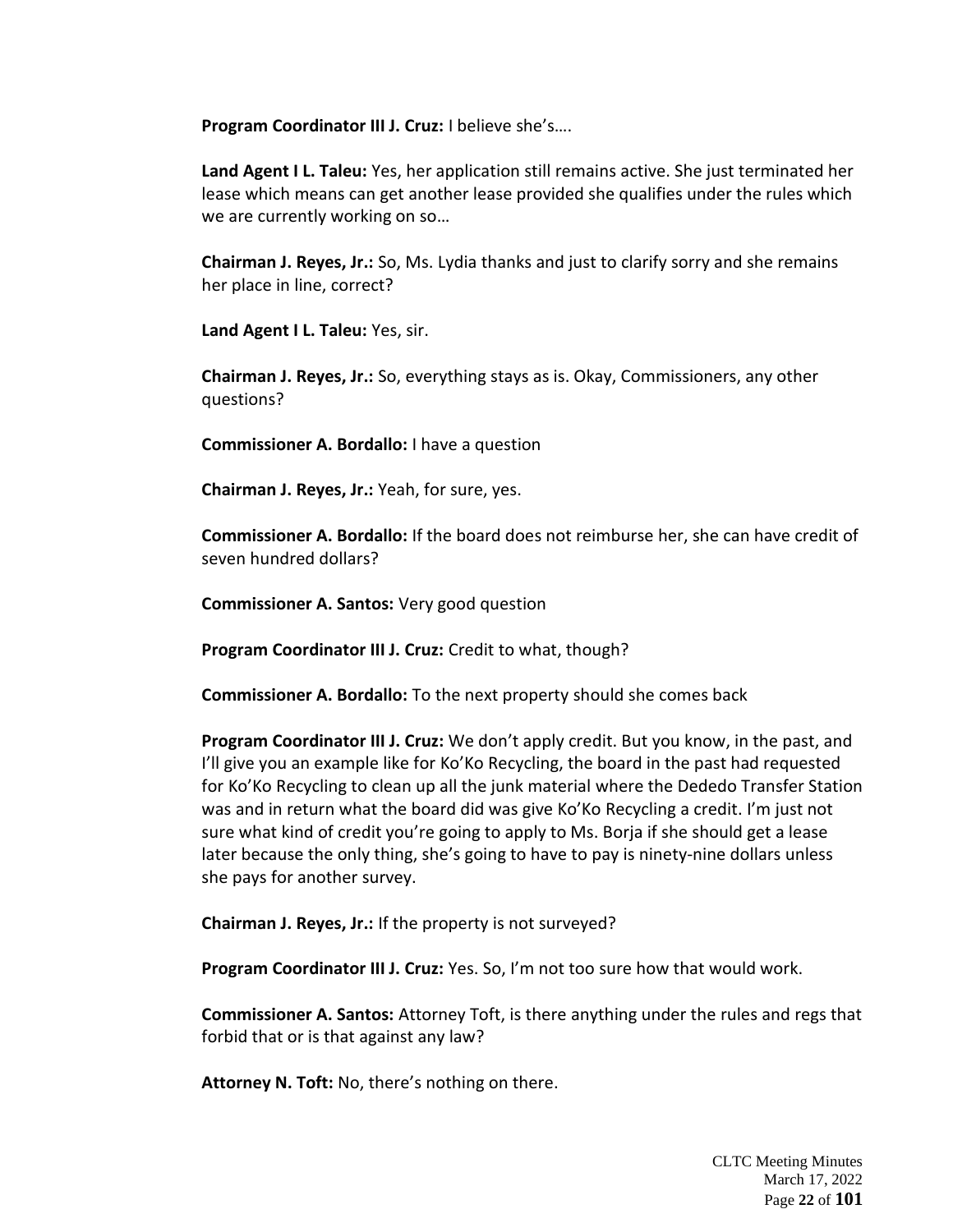**Program Coordinator III J. Cruz:** I believe she's….

**Land Agent I L. Taleu:** Yes, her application still remains active. She just terminated her lease which means can get another lease provided she qualifies under the rules which we are currently working on so…

**Chairman J. Reyes, Jr.:** So, Ms. Lydia thanks and just to clarify sorry and she remains her place in line, correct?

**Land Agent I L. Taleu:** Yes, sir.

**Chairman J. Reyes, Jr.:** So, everything stays as is. Okay, Commissioners, any other questions?

**Commissioner A. Bordallo:** I have a question

**Chairman J. Reyes, Jr.:** Yeah, for sure, yes.

**Commissioner A. Bordallo:** If the board does not reimburse her, she can have credit of seven hundred dollars?

**Commissioner A. Santos:** Very good question

**Program Coordinator III J. Cruz:** Credit to what, though?

**Commissioner A. Bordallo:** To the next property should she comes back

**Program Coordinator III J. Cruz:** We don't apply credit. But you know, in the past, and I'll give you an example like for Ko'Ko Recycling, the board in the past had requested for Ko'Ko Recycling to clean up all the junk material where the Dededo Transfer Station was and in return what the board did was give Ko'Ko Recycling a credit. I'm just not sure what kind of credit you're going to apply to Ms. Borja if she should get a lease later because the only thing, she's going to have to pay is ninety-nine dollars unless she pays for another survey.

**Chairman J. Reyes, Jr.:** If the property is not surveyed?

**Program Coordinator III J. Cruz:** Yes. So, I'm not too sure how that would work.

**Commissioner A. Santos:** Attorney Toft, is there anything under the rules and regs that forbid that or is that against any law?

**Attorney N. Toft:** No, there's nothing on there.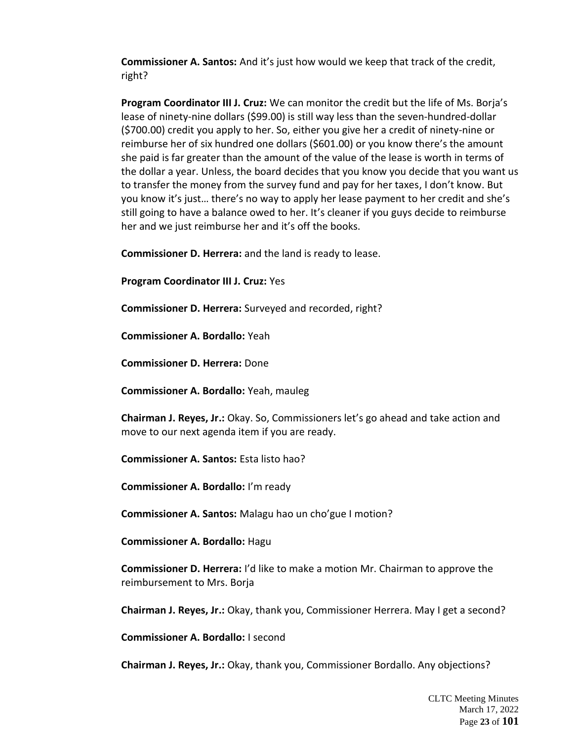**Commissioner A. Santos:** And it's just how would we keep that track of the credit, right?

**Program Coordinator III J. Cruz:** We can monitor the credit but the life of Ms. Borja's lease of ninety-nine dollars ($99.00) is still way less than the seven-hundred-dollar ($700.00) credit you apply to her. So, either you give her a credit of ninety-nine or reimburse her of six hundred one dollars ($601.00) or you know there's the amount she paid is far greater than the amount of the value of the lease is worth in terms of the dollar a year. Unless, the board decides that you know you decide that you want us to transfer the money from the survey fund and pay for her taxes, I don't know. But you know it's just… there's no way to apply her lease payment to her credit and she's still going to have a balance owed to her. It's cleaner if you guys decide to reimburse her and we just reimburse her and it's off the books.

**Commissioner D. Herrera:** and the land is ready to lease.

**Program Coordinator III J. Cruz:** Yes

**Commissioner D. Herrera:** Surveyed and recorded, right?

**Commissioner A. Bordallo:** Yeah

**Commissioner D. Herrera:** Done

**Commissioner A. Bordallo:** Yeah, mauleg

**Chairman J. Reyes, Jr.:** Okay. So, Commissioners let's go ahead and take action and move to our next agenda item if you are ready.

**Commissioner A. Santos:** Esta listo hao?

**Commissioner A. Bordallo:** I'm ready

**Commissioner A. Santos:** Malagu hao un cho'gue I motion?

**Commissioner A. Bordallo:** Hagu

**Commissioner D. Herrera:** I'd like to make a motion Mr. Chairman to approve the reimbursement to Mrs. Borja

**Chairman J. Reyes, Jr.:** Okay, thank you, Commissioner Herrera. May I get a second?

**Commissioner A. Bordallo:** I second

**Chairman J. Reyes, Jr.:** Okay, thank you, Commissioner Bordallo. Any objections?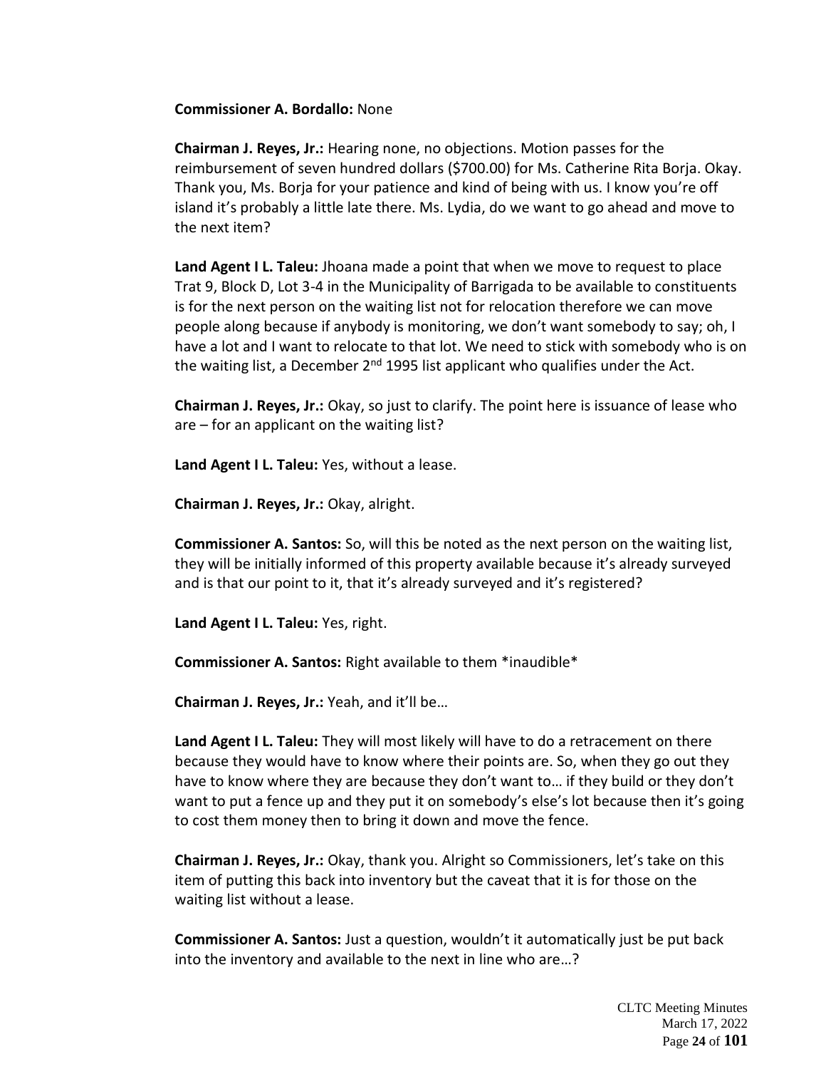**Commissioner A. Bordallo:** None

**Chairman J. Reyes, Jr.:** Hearing none, no objections. Motion passes for the reimbursement of seven hundred dollars ($700.00) for Ms. Catherine Rita Borja. Okay. Thank you, Ms. Borja for your patience and kind of being with us. I know you're off island it's probably a little late there. Ms. Lydia, do we want to go ahead and move to the next item?

**Land Agent I L. Taleu:** Jhoana made a point that when we move to request to place Trat 9, Block D, Lot 3-4 in the Municipality of Barrigada to be available to constituents is for the next person on the waiting list not for relocation therefore we can move people along because if anybody is monitoring, we don't want somebody to say; oh, I have a lot and I want to relocate to that lot. We need to stick with somebody who is on the waiting list, a December 2nd 1995 list applicant who qualifies under the Act.

**Chairman J. Reyes, Jr.:** Okay, so just to clarify. The point here is issuance of lease who are – for an applicant on the waiting list?

**Land Agent I L. Taleu:** Yes, without a lease.

**Chairman J. Reyes, Jr.:** Okay, alright.

**Commissioner A. Santos:** So, will this be noted as the next person on the waiting list, they will be initially informed of this property available because it's already surveyed and is that our point to it, that it's already surveyed and it's registered?

**Land Agent I L. Taleu:** Yes, right.

**Commissioner A. Santos:** Right available to them *inaudible*

**Chairman J. Reyes, Jr.:** Yeah, and it'll be…

**Land Agent I L. Taleu:** They will most likely will have to do a retracement on there because they would have to know where their points are. So, when they go out they have to know where they are because they don't want to… if they build or they don't want to put a fence up and they put it on somebody's else's lot because then it's going to cost them money then to bring it down and move the fence.

**Chairman J. Reyes, Jr.:** Okay, thank you. Alright so Commissioners, let's take on this item of putting this back into inventory but the caveat that it is for those on the waiting list without a lease.

**Commissioner A. Santos:** Just a question, wouldn't it automatically just be put back into the inventory and available to the next in line who are…?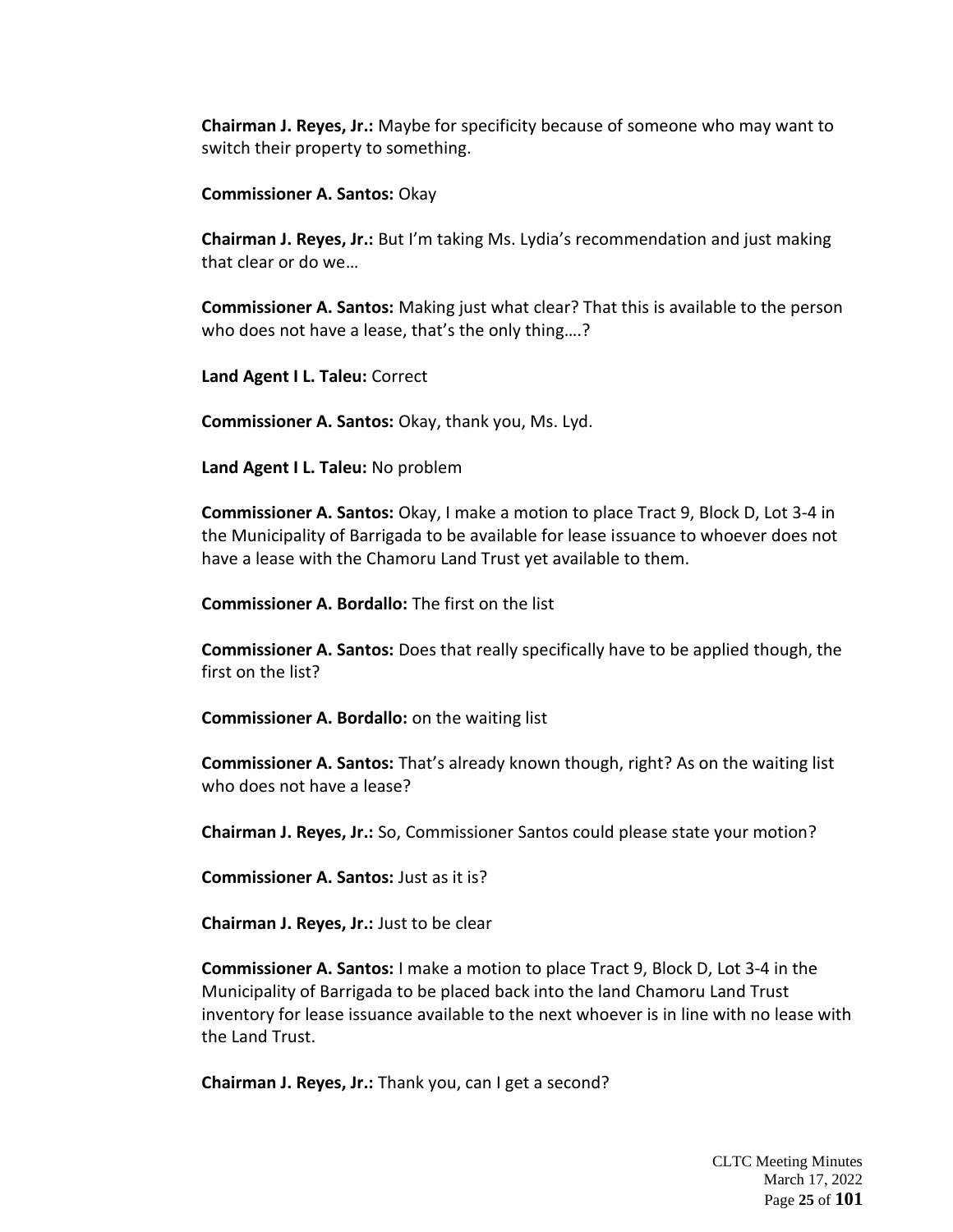**Chairman J. Reyes, Jr.:** Maybe for specificity because of someone who may want to switch their property to something.

**Commissioner A. Santos:** Okay

**Chairman J. Reyes, Jr.:** But I'm taking Ms. Lydia's recommendation and just making that clear or do we…

**Commissioner A. Santos:** Making just what clear? That this is available to the person who does not have a lease, that's the only thing….?

**Land Agent I L. Taleu:** Correct

**Commissioner A. Santos:** Okay, thank you, Ms. Lyd.

**Land Agent I L. Taleu:** No problem

**Commissioner A. Santos:** Okay, I make a motion to place Tract 9, Block D, Lot 3-4 in the Municipality of Barrigada to be available for lease issuance to whoever does not have a lease with the Chamoru Land Trust yet available to them.

**Commissioner A. Bordallo:** The first on the list

**Commissioner A. Santos:** Does that really specifically have to be applied though, the first on the list?

**Commissioner A. Bordallo:** on the waiting list

**Commissioner A. Santos:** That's already known though, right? As on the waiting list who does not have a lease?

**Chairman J. Reyes, Jr.:** So, Commissioner Santos could please state your motion?

**Commissioner A. Santos:** Just as it is?

**Chairman J. Reyes, Jr.:** Just to be clear

**Commissioner A. Santos:** I make a motion to place Tract 9, Block D, Lot 3-4 in the Municipality of Barrigada to be placed back into the land Chamoru Land Trust inventory for lease issuance available to the next whoever is in line with no lease with the Land Trust.

**Chairman J. Reyes, Jr.:** Thank you, can I get a second?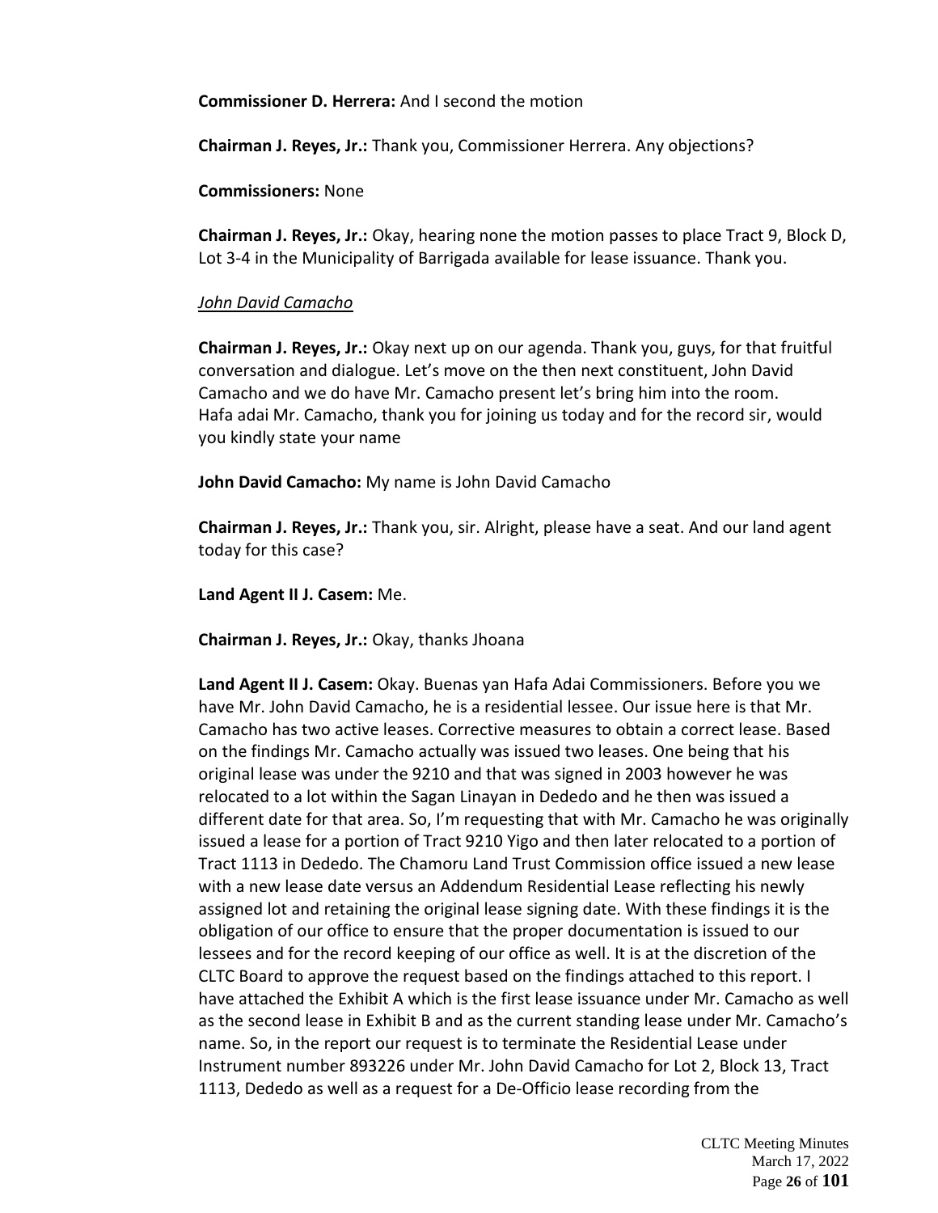**Commissioner D. Herrera:** And I second the motion

**Chairman J. Reyes, Jr.:** Thank you, Commissioner Herrera. Any objections?

**Commissioners:** None

**Chairman J. Reyes, Jr.:** Okay, hearing none the motion passes to place Tract 9, Block D, Lot 3-4 in the Municipality of Barrigada available for lease issuance. Thank you.

*John David Camacho*

**Chairman J. Reyes, Jr.:** Okay next up on our agenda. Thank you, guys, for that fruitful conversation and dialogue. Let's move on the then next constituent, John David Camacho and we do have Mr. Camacho present let's bring him into the room. Hafa adai Mr. Camacho, thank you for joining us today and for the record sir, would you kindly state your name

**John David Camacho:** My name is John David Camacho

**Chairman J. Reyes, Jr.:** Thank you, sir. Alright, please have a seat. And our land agent today for this case?

**Land Agent II J. Casem:** Me.

**Chairman J. Reyes, Jr.:** Okay, thanks Jhoana

**Land Agent II J. Casem:** Okay. Buenas yan Hafa Adai Commissioners. Before you we have Mr. John David Camacho, he is a residential lessee. Our issue here is that Mr. Camacho has two active leases. Corrective measures to obtain a correct lease. Based on the findings Mr. Camacho actually was issued two leases. One being that his original lease was under the 9210 and that was signed in 2003 however he was relocated to a lot within the Sagan Linayan in Dededo and he then was issued a different date for that area. So, I'm requesting that with Mr. Camacho he was originally issued a lease for a portion of Tract 9210 Yigo and then later relocated to a portion of Tract 1113 in Dededo. The Chamoru Land Trust Commission office issued a new lease with a new lease date versus an Addendum Residential Lease reflecting his newly assigned lot and retaining the original lease signing date. With these findings it is the obligation of our office to ensure that the proper documentation is issued to our lessees and for the record keeping of our office as well. It is at the discretion of the CLTC Board to approve the request based on the findings attached to this report. I have attached the Exhibit A which is the first lease issuance under Mr. Camacho as well as the second lease in Exhibit B and as the current standing lease under Mr. Camacho's name. So, in the report our request is to terminate the Residential Lease under Instrument number 893226 under Mr. John David Camacho for Lot 2, Block 13, Tract 1113, Dededo as well as a request for a De-Officio lease recording from the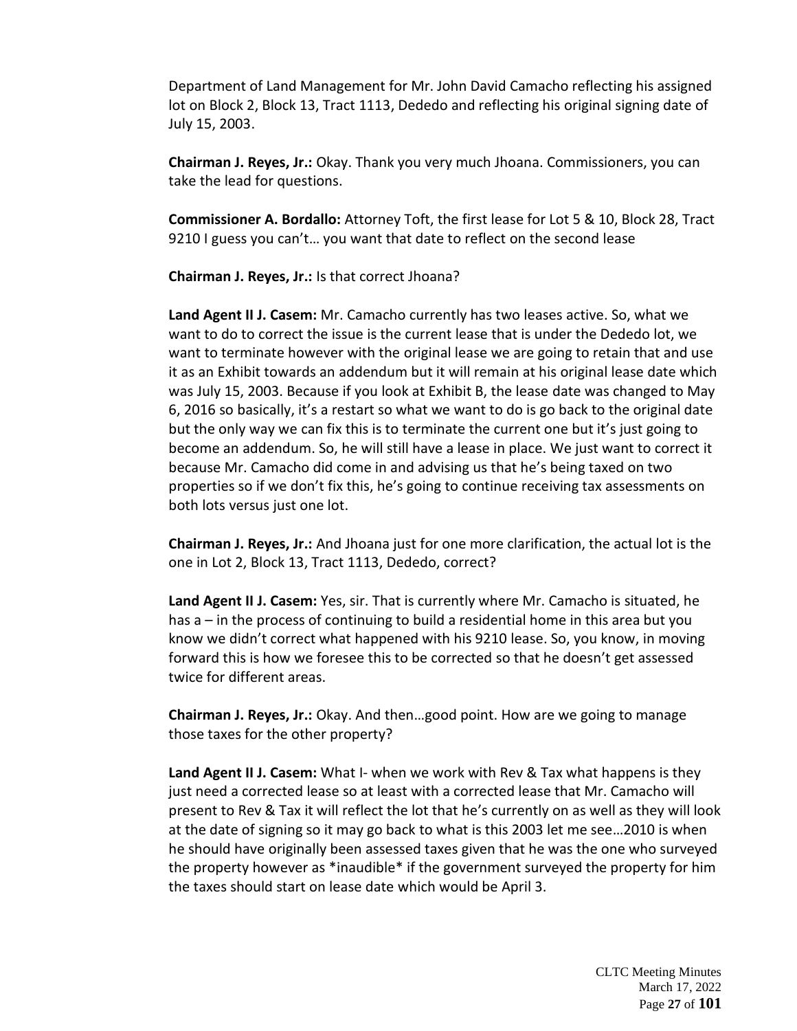Department of Land Management for Mr. John David Camacho reflecting his assigned lot on Block 2, Block 13, Tract 1113, Dededo and reflecting his original signing date of July 15, 2003.

**Chairman J. Reyes, Jr.:** Okay. Thank you very much Jhoana. Commissioners, you can take the lead for questions.

**Commissioner A. Bordallo:** Attorney Toft, the first lease for Lot 5 & 10, Block 28, Tract 9210 I guess you can't… you want that date to reflect on the second lease

**Chairman J. Reyes, Jr.:** Is that correct Jhoana?

**Land Agent II J. Casem:** Mr. Camacho currently has two leases active. So, what we want to do to correct the issue is the current lease that is under the Dededo lot, we want to terminate however with the original lease we are going to retain that and use it as an Exhibit towards an addendum but it will remain at his original lease date which was July 15, 2003. Because if you look at Exhibit B, the lease date was changed to May 6, 2016 so basically, it's a restart so what we want to do is go back to the original date but the only way we can fix this is to terminate the current one but it's just going to become an addendum. So, he will still have a lease in place. We just want to correct it because Mr. Camacho did come in and advising us that he's being taxed on two properties so if we don't fix this, he's going to continue receiving tax assessments on both lots versus just one lot.

**Chairman J. Reyes, Jr.:** And Jhoana just for one more clarification, the actual lot is the one in Lot 2, Block 13, Tract 1113, Dededo, correct?

**Land Agent II J. Casem:** Yes, sir. That is currently where Mr. Camacho is situated, he has a – in the process of continuing to build a residential home in this area but you know we didn't correct what happened with his 9210 lease. So, you know, in moving forward this is how we foresee this to be corrected so that he doesn't get assessed twice for different areas.

**Chairman J. Reyes, Jr.:** Okay. And then…good point. How are we going to manage those taxes for the other property?

**Land Agent II J. Casem:** What I- when we work with Rev & Tax what happens is they just need a corrected lease so at least with a corrected lease that Mr. Camacho will present to Rev & Tax it will reflect the lot that he's currently on as well as they will look at the date of signing so it may go back to what is this 2003 let me see…2010 is when he should have originally been assessed taxes given that he was the one who surveyed the property however as *inaudible* if the government surveyed the property for him the taxes should start on lease date which would be April 3.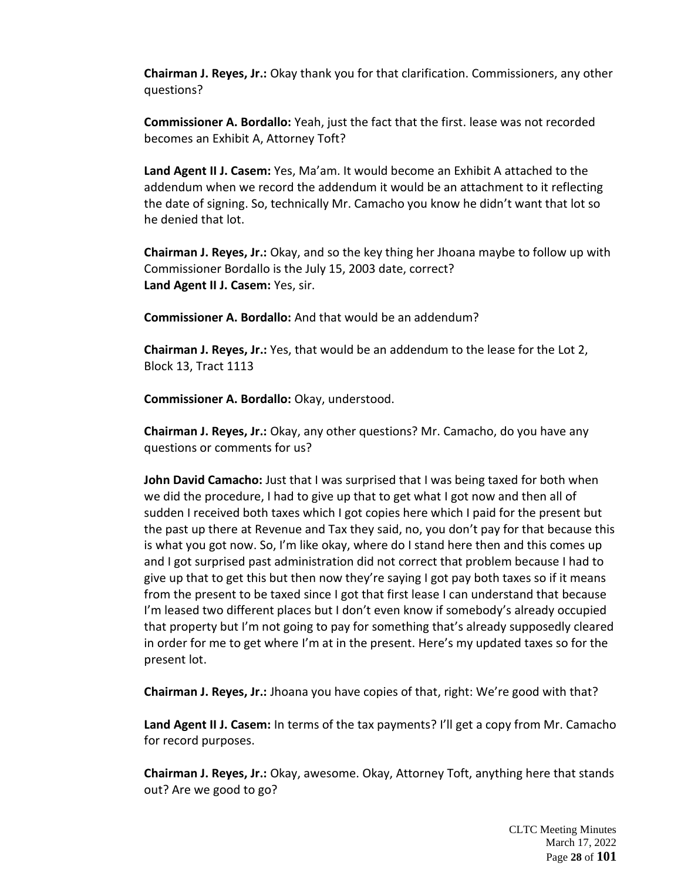**Chairman J. Reyes, Jr.:** Okay thank you for that clarification. Commissioners, any other questions?

**Commissioner A. Bordallo:** Yeah, just the fact that the first. lease was not recorded becomes an Exhibit A, Attorney Toft?

**Land Agent II J. Casem:** Yes, Ma'am. It would become an Exhibit A attached to the addendum when we record the addendum it would be an attachment to it reflecting the date of signing. So, technically Mr. Camacho you know he didn't want that lot so he denied that lot.

**Chairman J. Reyes, Jr.:** Okay, and so the key thing her Jhoana maybe to follow up with Commissioner Bordallo is the July 15, 2003 date, correct?
**Land Agent II J. Casem:** Yes, sir.

**Commissioner A. Bordallo:** And that would be an addendum?

**Chairman J. Reyes, Jr.:** Yes, that would be an addendum to the lease for the Lot 2, Block 13, Tract 1113

**Commissioner A. Bordallo:** Okay, understood.

**Chairman J. Reyes, Jr.:** Okay, any other questions? Mr. Camacho, do you have any questions or comments for us?

**John David Camacho:** Just that I was surprised that I was being taxed for both when we did the procedure, I had to give up that to get what I got now and then all of sudden I received both taxes which I got copies here which I paid for the present but the past up there at Revenue and Tax they said, no, you don't pay for that because this is what you got now. So, I'm like okay, where do I stand here then and this comes up and I got surprised past administration did not correct that problem because I had to give up that to get this but then now they're saying I got pay both taxes so if it means from the present to be taxed since I got that first lease I can understand that because I'm leased two different places but I don't even know if somebody's already occupied that property but I'm not going to pay for something that's already supposedly cleared in order for me to get where I'm at in the present. Here's my updated taxes so for the present lot.

**Chairman J. Reyes, Jr.:** Jhoana you have copies of that, right: We're good with that?

**Land Agent II J. Casem:** In terms of the tax payments? I'll get a copy from Mr. Camacho for record purposes.

**Chairman J. Reyes, Jr.:** Okay, awesome. Okay, Attorney Toft, anything here that stands out? Are we good to go?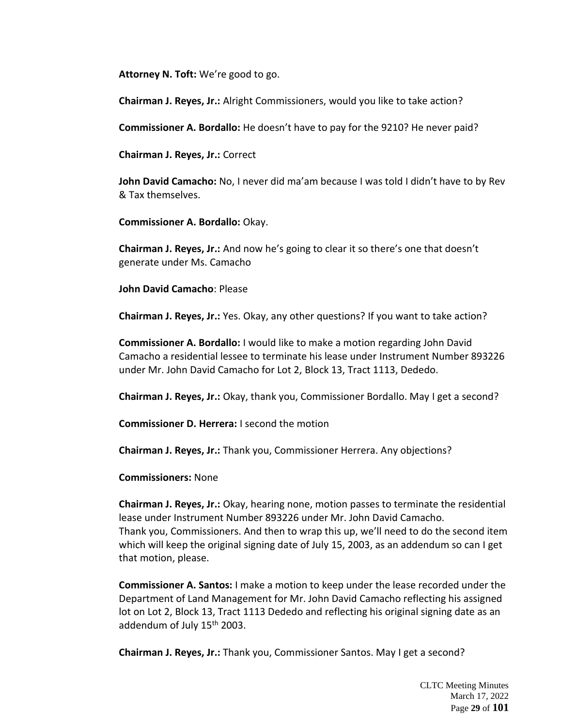**Attorney N. Toft:** We're good to go.

**Chairman J. Reyes, Jr.:** Alright Commissioners, would you like to take action?

**Commissioner A. Bordallo:** He doesn't have to pay for the 9210? He never paid?

**Chairman J. Reyes, Jr.:** Correct

**John David Camacho:** No, I never did ma'am because I was told I didn't have to by Rev & Tax themselves.

**Commissioner A. Bordallo:** Okay.

**Chairman J. Reyes, Jr.:** And now he's going to clear it so there's one that doesn't generate under Ms. Camacho

**John David Camacho**: Please

**Chairman J. Reyes, Jr.:** Yes. Okay, any other questions? If you want to take action?

**Commissioner A. Bordallo:** I would like to make a motion regarding John David Camacho a residential lessee to terminate his lease under Instrument Number 893226 under Mr. John David Camacho for Lot 2, Block 13, Tract 1113, Dededo.

**Chairman J. Reyes, Jr.:** Okay, thank you, Commissioner Bordallo. May I get a second?

**Commissioner D. Herrera:** I second the motion

**Chairman J. Reyes, Jr.:** Thank you, Commissioner Herrera. Any objections?

**Commissioners:** None

**Chairman J. Reyes, Jr.:** Okay, hearing none, motion passes to terminate the residential lease under Instrument Number 893226 under Mr. John David Camacho. Thank you, Commissioners. And then to wrap this up, we'll need to do the second item which will keep the original signing date of July 15, 2003, as an addendum so can I get that motion, please.

**Commissioner A. Santos:** I make a motion to keep under the lease recorded under the Department of Land Management for Mr. John David Camacho reflecting his assigned lot on Lot 2, Block 13, Tract 1113 Dededo and reflecting his original signing date as an addendum of July 15th 2003.

**Chairman J. Reyes, Jr.:** Thank you, Commissioner Santos. May I get a second?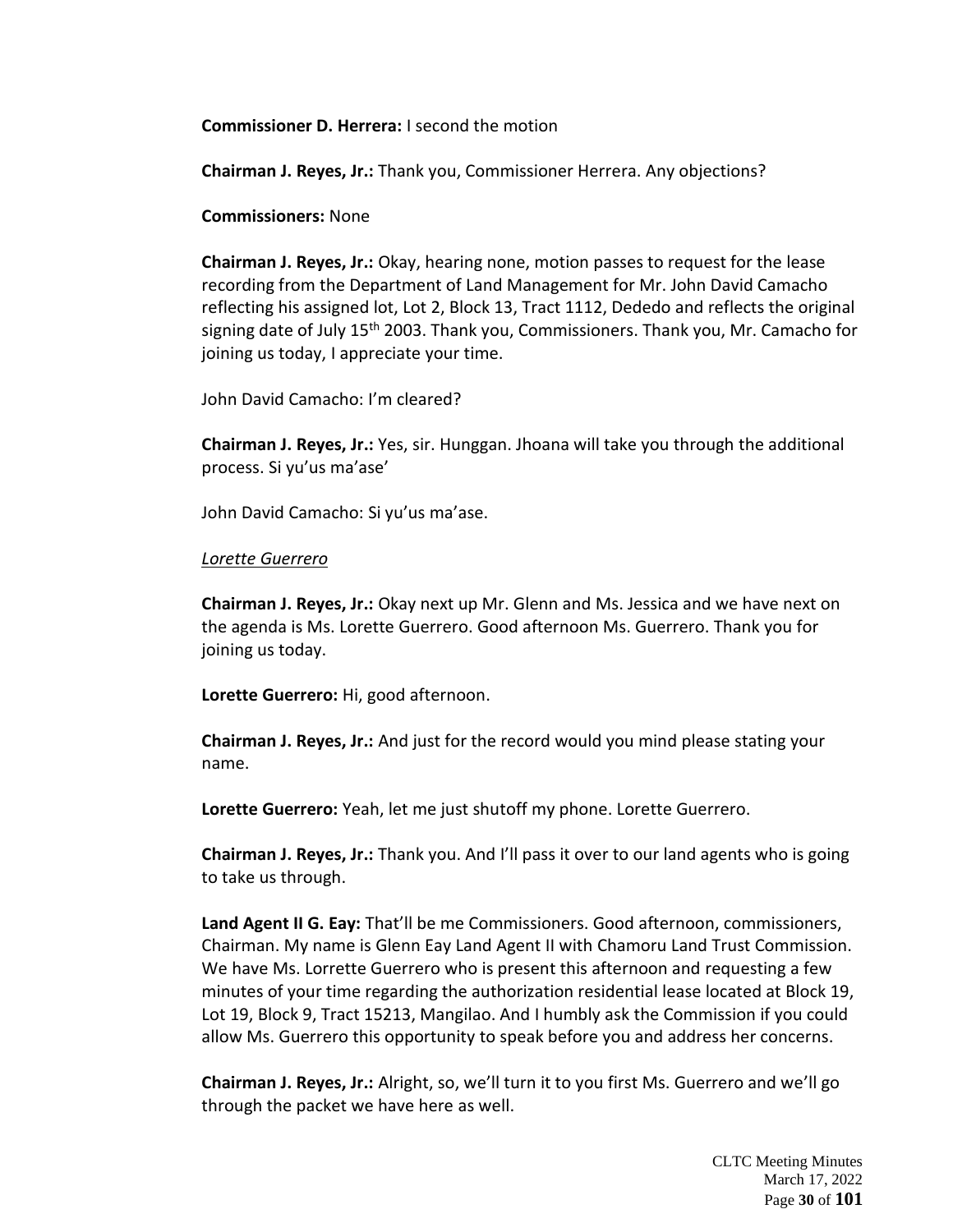**Commissioner D. Herrera:** I second the motion

**Chairman J. Reyes, Jr.:** Thank you, Commissioner Herrera. Any objections?

**Commissioners:** None

**Chairman J. Reyes, Jr.:** Okay, hearing none, motion passes to request for the lease recording from the Department of Land Management for Mr. John David Camacho reflecting his assigned lot, Lot 2, Block 13, Tract 1112, Dededo and reflects the original signing date of July 15th 2003. Thank you, Commissioners. Thank you, Mr. Camacho for joining us today, I appreciate your time.

John David Camacho: I'm cleared?

**Chairman J. Reyes, Jr.:** Yes, sir. Hunggan. Jhoana will take you through the additional process. Si yu'us ma'ase'

John David Camacho: Si yu'us ma'ase.

*Lorette Guerrero*

**Chairman J. Reyes, Jr.:** Okay next up Mr. Glenn and Ms. Jessica and we have next on the agenda is Ms. Lorette Guerrero. Good afternoon Ms. Guerrero. Thank you for joining us today.

**Lorette Guerrero:** Hi, good afternoon.

**Chairman J. Reyes, Jr.:** And just for the record would you mind please stating your name.

**Lorette Guerrero:** Yeah, let me just shutoff my phone. Lorette Guerrero.

**Chairman J. Reyes, Jr.:** Thank you. And I'll pass it over to our land agents who is going to take us through.

**Land Agent II G. Eay:** That'll be me Commissioners. Good afternoon, commissioners, Chairman. My name is Glenn Eay Land Agent II with Chamoru Land Trust Commission. We have Ms. Lorrette Guerrero who is present this afternoon and requesting a few minutes of your time regarding the authorization residential lease located at Block 19, Lot 19, Block 9, Tract 15213, Mangilao. And I humbly ask the Commission if you could allow Ms. Guerrero this opportunity to speak before you and address her concerns.

**Chairman J. Reyes, Jr.:** Alright, so, we'll turn it to you first Ms. Guerrero and we'll go through the packet we have here as well.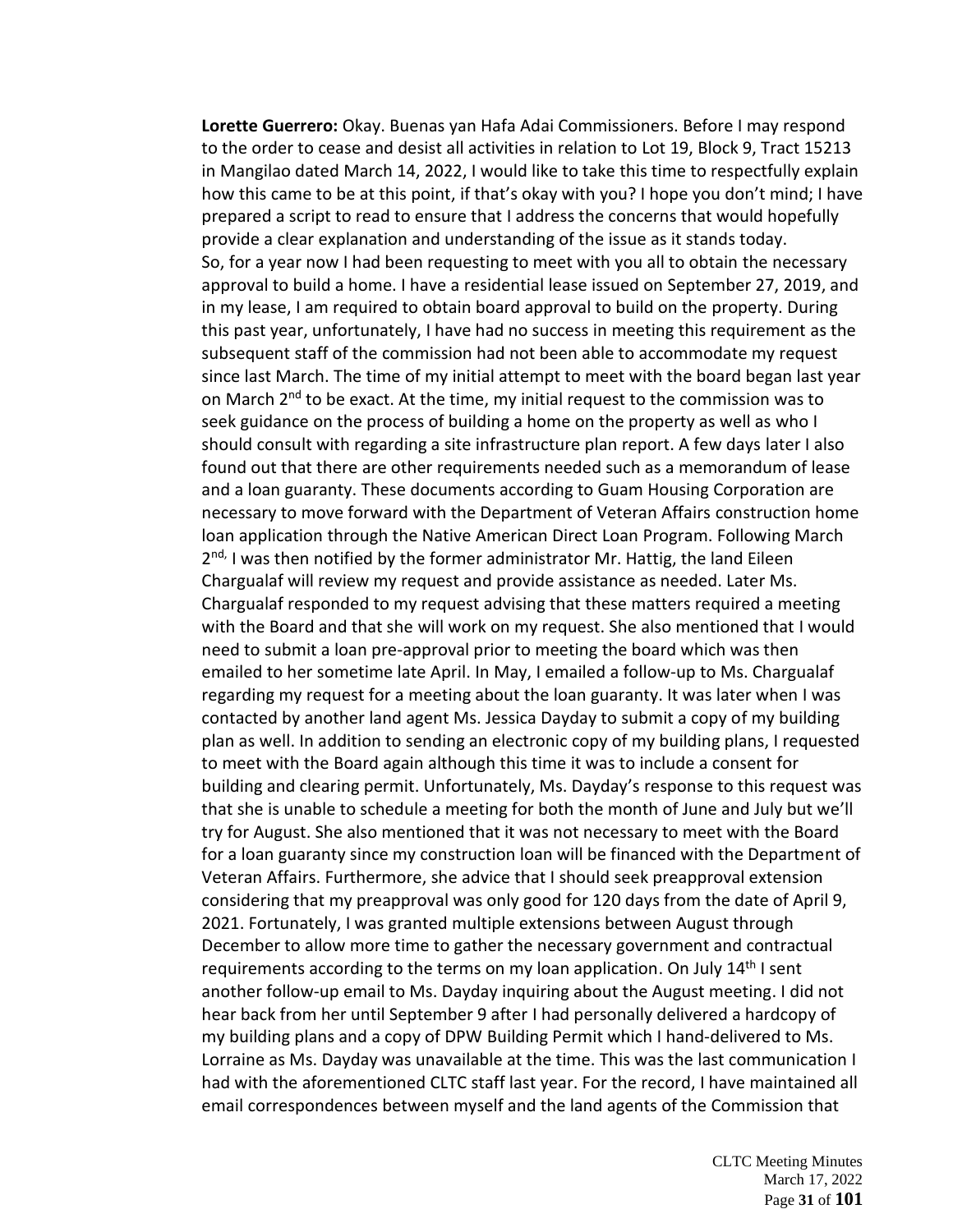**Lorette Guerrero:** Okay. Buenas yan Hafa Adai Commissioners. Before I may respond to the order to cease and desist all activities in relation to Lot 19, Block 9, Tract 15213 in Mangilao dated March 14, 2022, I would like to take this time to respectfully explain how this came to be at this point, if that's okay with you? I hope you don't mind; I have prepared a script to read to ensure that I address the concerns that would hopefully provide a clear explanation and understanding of the issue as it stands today.
So, for a year now I had been requesting to meet with you all to obtain the necessary approval to build a home. I have a residential lease issued on September 27, 2019, and in my lease, I am required to obtain board approval to build on the property. During this past year, unfortunately, I have had no success in meeting this requirement as the subsequent staff of the commission had not been able to accommodate my request since last March. The time of my initial attempt to meet with the board began last year on March 2nd to be exact. At the time, my initial request to the commission was to seek guidance on the process of building a home on the property as well as who I should consult with regarding a site infrastructure plan report. A few days later I also found out that there are other requirements needed such as a memorandum of lease and a loan guaranty. These documents according to Guam Housing Corporation are necessary to move forward with the Department of Veteran Affairs construction home loan application through the Native American Direct Loan Program. Following March 2nd, I was then notified by the former administrator Mr. Hattig, the land Eileen Chargualaf will review my request and provide assistance as needed. Later Ms. Chargualaf responded to my request advising that these matters required a meeting with the Board and that she will work on my request. She also mentioned that I would need to submit a loan pre-approval prior to meeting the board which was then emailed to her sometime late April. In May, I emailed a follow-up to Ms. Chargualaf regarding my request for a meeting about the loan guaranty. It was later when I was contacted by another land agent Ms. Jessica Dayday to submit a copy of my building plan as well. In addition to sending an electronic copy of my building plans, I requested to meet with the Board again although this time it was to include a consent for building and clearing permit. Unfortunately, Ms. Dayday's response to this request was that she is unable to schedule a meeting for both the month of June and July but we'll try for August. She also mentioned that it was not necessary to meet with the Board for a loan guaranty since my construction loan will be financed with the Department of Veteran Affairs. Furthermore, she advice that I should seek preapproval extension considering that my preapproval was only good for 120 days from the date of April 9, 2021. Fortunately, I was granted multiple extensions between August through December to allow more time to gather the necessary government and contractual requirements according to the terms on my loan application. On July 14th I sent another follow-up email to Ms. Dayday inquiring about the August meeting. I did not hear back from her until September 9 after I had personally delivered a hardcopy of my building plans and a copy of DPW Building Permit which I hand-delivered to Ms. Lorraine as Ms. Dayday was unavailable at the time. This was the last communication I had with the aforementioned CLTC staff last year. For the record, I have maintained all email correspondences between myself and the land agents of the Commission that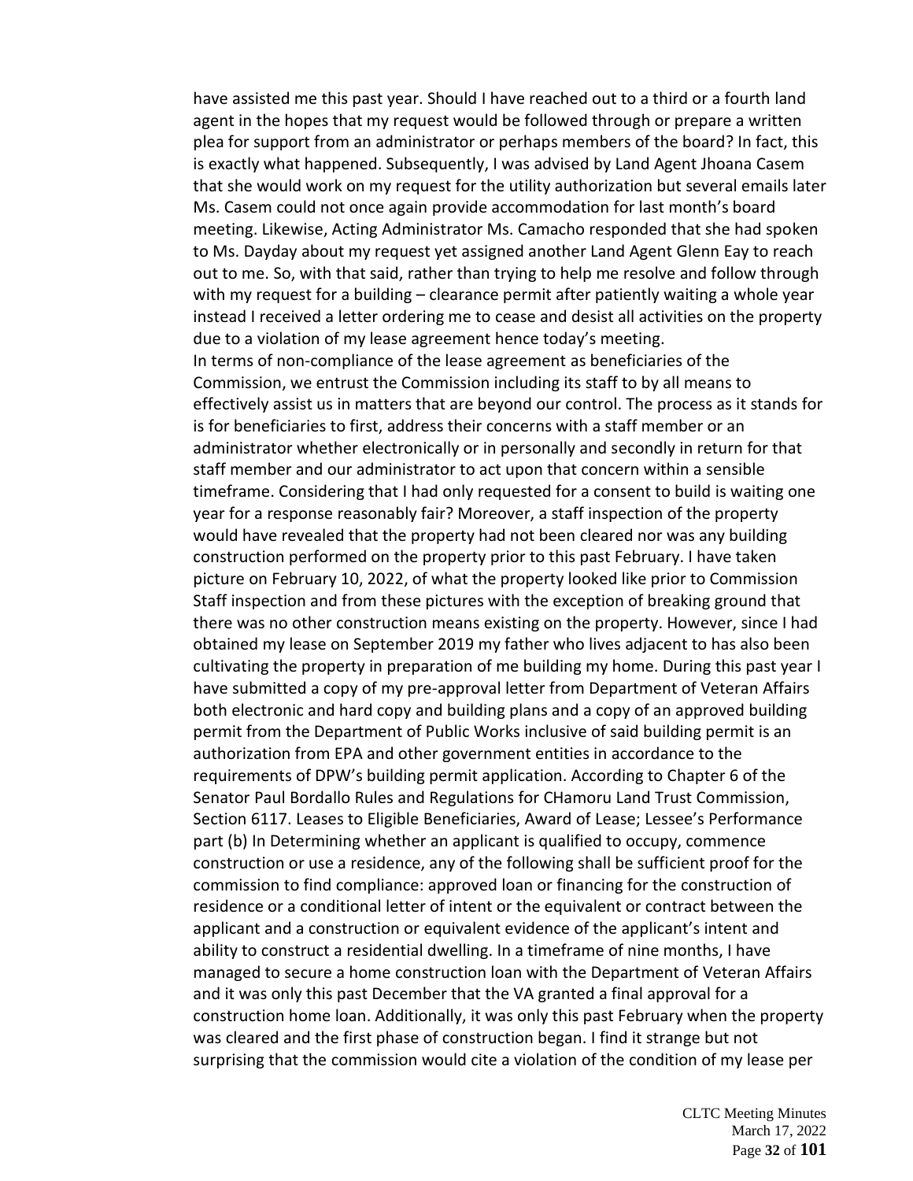have assisted me this past year. Should I have reached out to a third or a fourth land agent in the hopes that my request would be followed through or prepare a written plea for support from an administrator or perhaps members of the board? In fact, this is exactly what happened. Subsequently, I was advised by Land Agent Jhoana Casem that she would work on my request for the utility authorization but several emails later Ms. Casem could not once again provide accommodation for last month's board meeting. Likewise, Acting Administrator Ms. Camacho responded that she had spoken to Ms. Dayday about my request yet assigned another Land Agent Glenn Eay to reach out to me. So, with that said, rather than trying to help me resolve and follow through with my request for a building – clearance permit after patiently waiting a whole year instead I received a letter ordering me to cease and desist all activities on the property due to a violation of my lease agreement hence today's meeting.

In terms of non-compliance of the lease agreement as beneficiaries of the Commission, we entrust the Commission including its staff to by all means to effectively assist us in matters that are beyond our control. The process as it stands for is for beneficiaries to first, address their concerns with a staff member or an administrator whether electronically or in personally and secondly in return for that staff member and our administrator to act upon that concern within a sensible timeframe. Considering that I had only requested for a consent to build is waiting one year for a response reasonably fair? Moreover, a staff inspection of the property would have revealed that the property had not been cleared nor was any building construction performed on the property prior to this past February. I have taken picture on February 10, 2022, of what the property looked like prior to Commission Staff inspection and from these pictures with the exception of breaking ground that there was no other construction means existing on the property. However, since I had obtained my lease on September 2019 my father who lives adjacent to has also been cultivating the property in preparation of me building my home. During this past year I have submitted a copy of my pre-approval letter from Department of Veteran Affairs both electronic and hard copy and building plans and a copy of an approved building permit from the Department of Public Works inclusive of said building permit is an authorization from EPA and other government entities in accordance to the requirements of DPW's building permit application. According to Chapter 6 of the Senator Paul Bordallo Rules and Regulations for CHamoru Land Trust Commission, Section 6117. Leases to Eligible Beneficiaries, Award of Lease; Lessee's Performance part (b) In Determining whether an applicant is qualified to occupy, commence construction or use a residence, any of the following shall be sufficient proof for the commission to find compliance: approved loan or financing for the construction of residence or a conditional letter of intent or the equivalent or contract between the applicant and a construction or equivalent evidence of the applicant's intent and ability to construct a residential dwelling. In a timeframe of nine months, I have managed to secure a home construction loan with the Department of Veteran Affairs and it was only this past December that the VA granted a final approval for a construction home loan. Additionally, it was only this past February when the property was cleared and the first phase of construction began. I find it strange but not surprising that the commission would cite a violation of the condition of my lease per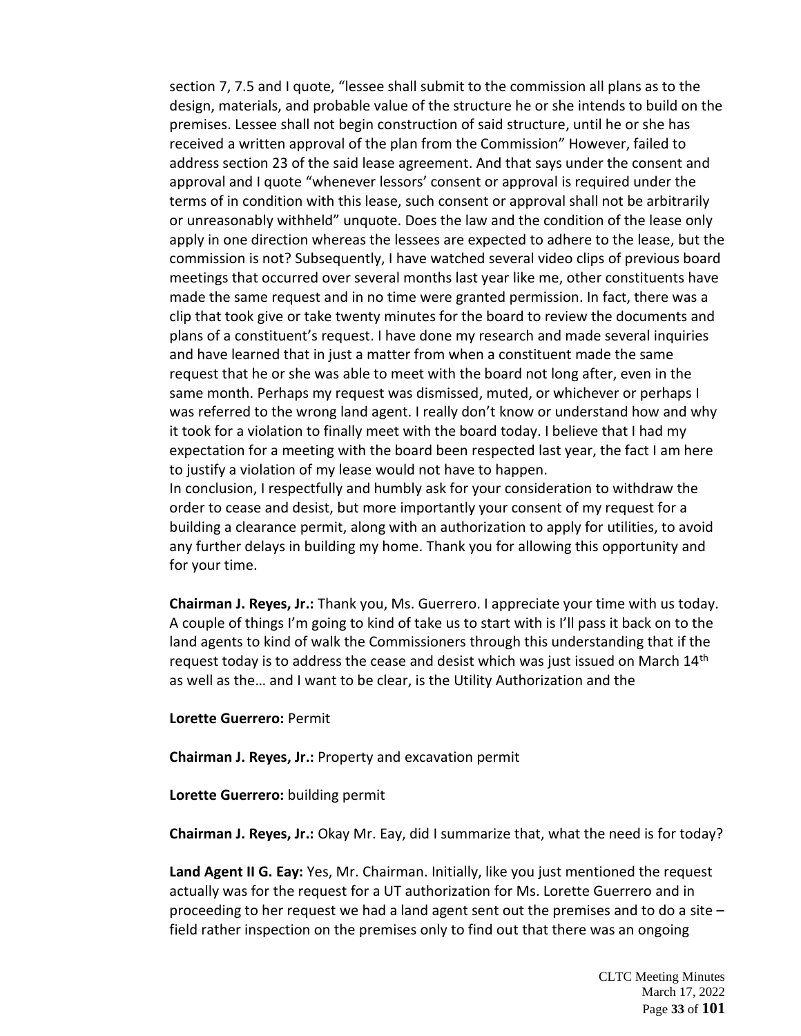section 7, 7.5 and I quote, "lessee shall submit to the commission all plans as to the design, materials, and probable value of the structure he or she intends to build on the premises. Lessee shall not begin construction of said structure, until he or she has received a written approval of the plan from the Commission" However, failed to address section 23 of the said lease agreement. And that says under the consent and approval and I quote "whenever lessors' consent or approval is required under the terms of in condition with this lease, such consent or approval shall not be arbitrarily or unreasonably withheld" unquote. Does the law and the condition of the lease only apply in one direction whereas the lessees are expected to adhere to the lease, but the commission is not? Subsequently, I have watched several video clips of previous board meetings that occurred over several months last year like me, other constituents have made the same request and in no time were granted permission. In fact, there was a clip that took give or take twenty minutes for the board to review the documents and plans of a constituent's request. I have done my research and made several inquiries and have learned that in just a matter from when a constituent made the same request that he or she was able to meet with the board not long after, even in the same month. Perhaps my request was dismissed, muted, or whichever or perhaps I was referred to the wrong land agent. I really don't know or understand how and why it took for a violation to finally meet with the board today. I believe that I had my expectation for a meeting with the board been respected last year, the fact I am here to justify a violation of my lease would not have to happen.
In conclusion, I respectfully and humbly ask for your consideration to withdraw the order to cease and desist, but more importantly your consent of my request for a building a clearance permit, along with an authorization to apply for utilities, to avoid any further delays in building my home. Thank you for allowing this opportunity and for your time.

**Chairman J. Reyes, Jr.:** Thank you, Ms. Guerrero. I appreciate your time with us today. A couple of things I'm going to kind of take us to start with is I'll pass it back on to the land agents to kind of walk the Commissioners through this understanding that if the request today is to address the cease and desist which was just issued on March 14th as well as the… and I want to be clear, is the Utility Authorization and the

**Lorette Guerrero:** Permit

**Chairman J. Reyes, Jr.:** Property and excavation permit

**Lorette Guerrero:** building permit

**Chairman J. Reyes, Jr.:** Okay Mr. Eay, did I summarize that, what the need is for today?

**Land Agent II G. Eay:** Yes, Mr. Chairman. Initially, like you just mentioned the request actually was for the request for a UT authorization for Ms. Lorette Guerrero and in proceeding to her request we had a land agent sent out the premises and to do a site – field rather inspection on the premises only to find out that there was an ongoing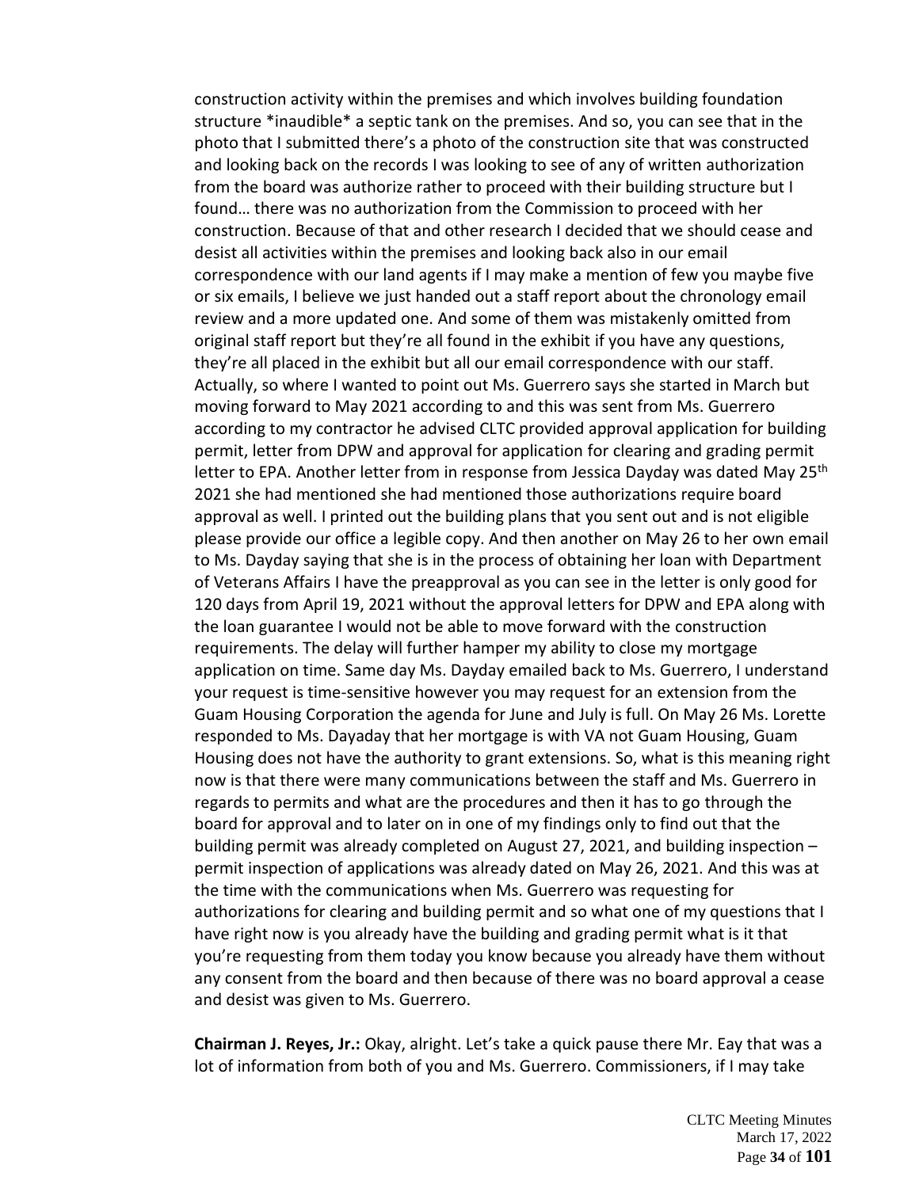construction activity within the premises and which involves building foundation structure *inaudible* a septic tank on the premises. And so, you can see that in the photo that I submitted there's a photo of the construction site that was constructed and looking back on the records I was looking to see of any of written authorization from the board was authorize rather to proceed with their building structure but I found… there was no authorization from the Commission to proceed with her construction. Because of that and other research I decided that we should cease and desist all activities within the premises and looking back also in our email correspondence with our land agents if I may make a mention of few you maybe five or six emails, I believe we just handed out a staff report about the chronology email review and a more updated one. And some of them was mistakenly omitted from original staff report but they're all found in the exhibit if you have any questions, they're all placed in the exhibit but all our email correspondence with our staff. Actually, so where I wanted to point out Ms. Guerrero says she started in March but moving forward to May 2021 according to and this was sent from Ms. Guerrero according to my contractor he advised CLTC provided approval application for building permit, letter from DPW and approval for application for clearing and grading permit letter to EPA. Another letter from in response from Jessica Dayday was dated May 25th 2021 she had mentioned she had mentioned those authorizations require board approval as well. I printed out the building plans that you sent out and is not eligible please provide our office a legible copy. And then another on May 26 to her own email to Ms. Dayday saying that she is in the process of obtaining her loan with Department of Veterans Affairs I have the preapproval as you can see in the letter is only good for 120 days from April 19, 2021 without the approval letters for DPW and EPA along with the loan guarantee I would not be able to move forward with the construction requirements. The delay will further hamper my ability to close my mortgage application on time. Same day Ms. Dayday emailed back to Ms. Guerrero, I understand your request is time-sensitive however you may request for an extension from the Guam Housing Corporation the agenda for June and July is full. On May 26 Ms. Lorette responded to Ms. Dayaday that her mortgage is with VA not Guam Housing, Guam Housing does not have the authority to grant extensions. So, what is this meaning right now is that there were many communications between the staff and Ms. Guerrero in regards to permits and what are the procedures and then it has to go through the board for approval and to later on in one of my findings only to find out that the building permit was already completed on August 27, 2021, and building inspection – permit inspection of applications was already dated on May 26, 2021. And this was at the time with the communications when Ms. Guerrero was requesting for authorizations for clearing and building permit and so what one of my questions that I have right now is you already have the building and grading permit what is it that you're requesting from them today you know because you already have them without any consent from the board and then because of there was no board approval a cease and desist was given to Ms. Guerrero.

**Chairman J. Reyes, Jr.:** Okay, alright. Let's take a quick pause there Mr. Eay that was a lot of information from both of you and Ms. Guerrero. Commissioners, if I may take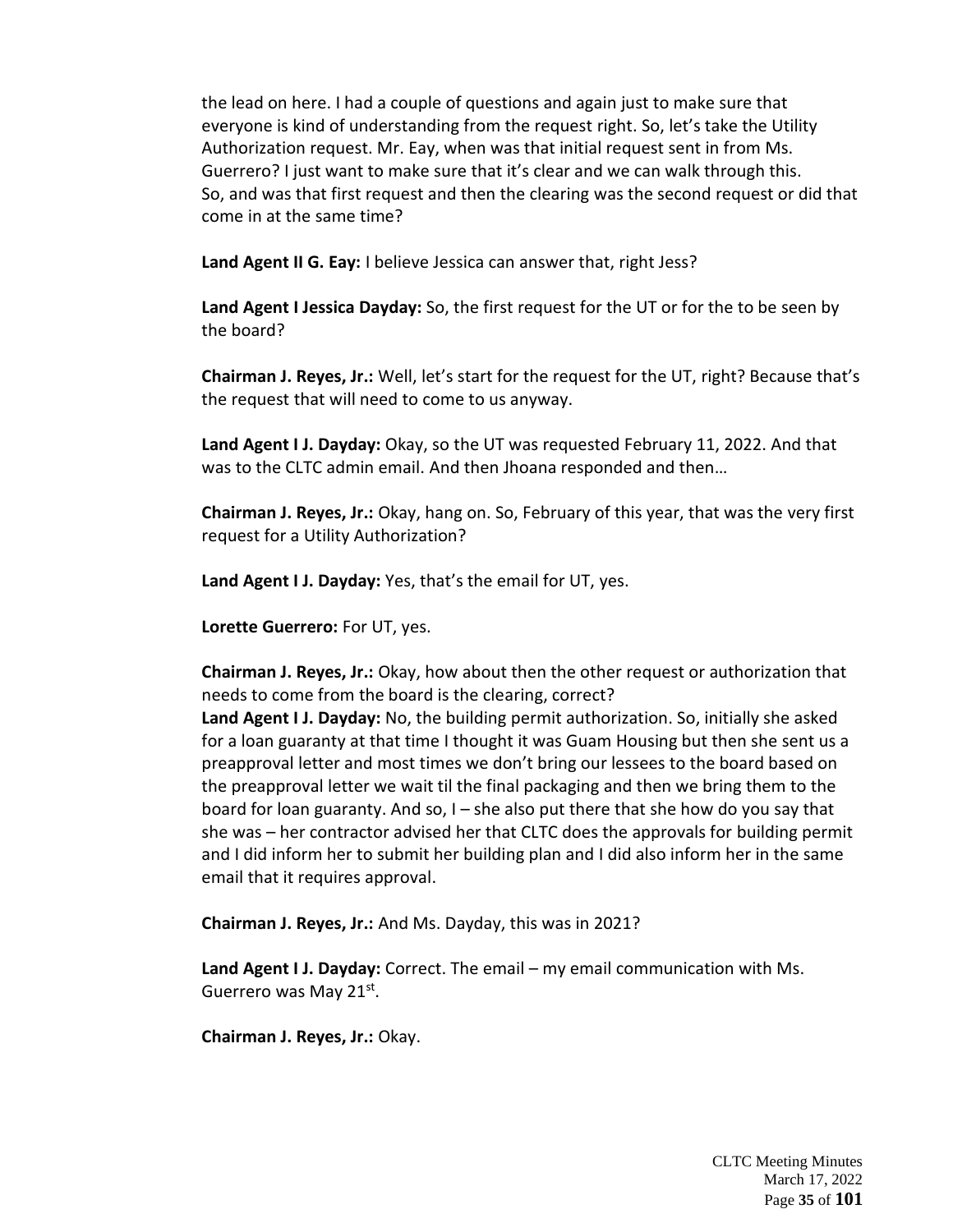the lead on here. I had a couple of questions and again just to make sure that everyone is kind of understanding from the request right. So, let's take the Utility Authorization request. Mr. Eay, when was that initial request sent in from Ms. Guerrero? I just want to make sure that it's clear and we can walk through this. So, and was that first request and then the clearing was the second request or did that come in at the same time?

**Land Agent II G. Eay:** I believe Jessica can answer that, right Jess?

**Land Agent I Jessica Dayday:** So, the first request for the UT or for the to be seen by the board?

**Chairman J. Reyes, Jr.:** Well, let's start for the request for the UT, right? Because that's the request that will need to come to us anyway.

**Land Agent I J. Dayday:** Okay, so the UT was requested February 11, 2022. And that was to the CLTC admin email. And then Jhoana responded and then…

**Chairman J. Reyes, Jr.:** Okay, hang on. So, February of this year, that was the very first request for a Utility Authorization?

**Land Agent I J. Dayday:** Yes, that's the email for UT, yes.

**Lorette Guerrero:** For UT, yes.

**Chairman J. Reyes, Jr.:** Okay, how about then the other request or authorization that needs to come from the board is the clearing, correct?

**Land Agent I J. Dayday:** No, the building permit authorization. So, initially she asked for a loan guaranty at that time I thought it was Guam Housing but then she sent us a preapproval letter and most times we don't bring our lessees to the board based on the preapproval letter we wait til the final packaging and then we bring them to the board for loan guaranty. And so, I – she also put there that she how do you say that she was – her contractor advised her that CLTC does the approvals for building permit and I did inform her to submit her building plan and I did also inform her in the same email that it requires approval.

**Chairman J. Reyes, Jr.:** And Ms. Dayday, this was in 2021?

**Land Agent I J. Dayday:** Correct. The email – my email communication with Ms. Guerrero was May 21st.

**Chairman J. Reyes, Jr.:** Okay.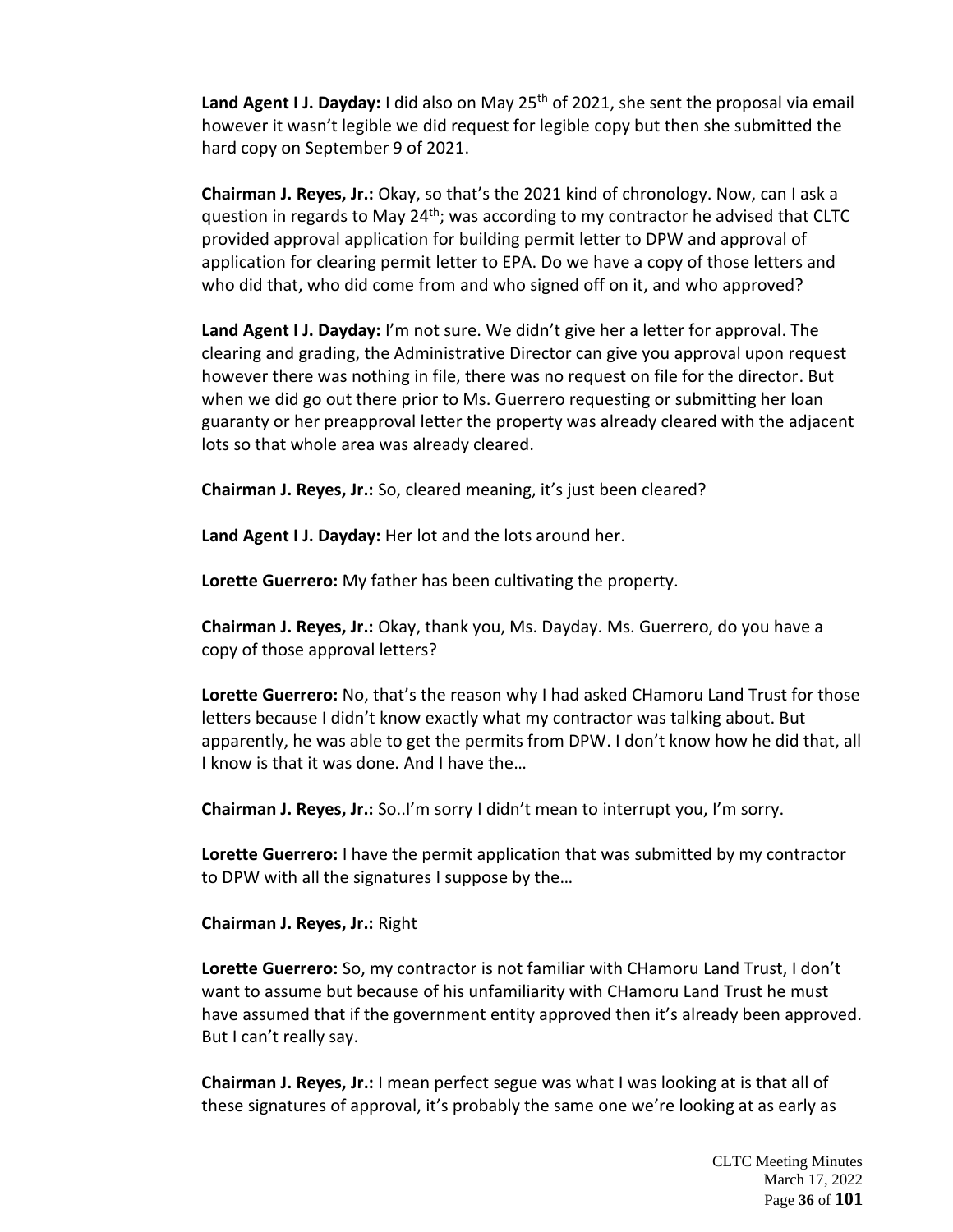**Land Agent I J. Dayday:** I did also on May 25th of 2021, she sent the proposal via email however it wasn't legible we did request for legible copy but then she submitted the hard copy on September 9 of 2021.

**Chairman J. Reyes, Jr.:** Okay, so that's the 2021 kind of chronology. Now, can I ask a question in regards to May 24th; was according to my contractor he advised that CLTC provided approval application for building permit letter to DPW and approval of application for clearing permit letter to EPA. Do we have a copy of those letters and who did that, who did come from and who signed off on it, and who approved?

**Land Agent I J. Dayday:** I'm not sure. We didn't give her a letter for approval. The clearing and grading, the Administrative Director can give you approval upon request however there was nothing in file, there was no request on file for the director. But when we did go out there prior to Ms. Guerrero requesting or submitting her loan guaranty or her preapproval letter the property was already cleared with the adjacent lots so that whole area was already cleared.

**Chairman J. Reyes, Jr.:** So, cleared meaning, it's just been cleared?

**Land Agent I J. Dayday:** Her lot and the lots around her.

**Lorette Guerrero:** My father has been cultivating the property.

**Chairman J. Reyes, Jr.:** Okay, thank you, Ms. Dayday. Ms. Guerrero, do you have a copy of those approval letters?

**Lorette Guerrero:** No, that's the reason why I had asked CHamoru Land Trust for those letters because I didn't know exactly what my contractor was talking about. But apparently, he was able to get the permits from DPW. I don't know how he did that, all I know is that it was done. And I have the…

**Chairman J. Reyes, Jr.:** So..I'm sorry I didn't mean to interrupt you, I'm sorry.

**Lorette Guerrero:** I have the permit application that was submitted by my contractor to DPW with all the signatures I suppose by the…

**Chairman J. Reyes, Jr.:** Right

**Lorette Guerrero:** So, my contractor is not familiar with CHamoru Land Trust, I don't want to assume but because of his unfamiliarity with CHamoru Land Trust he must have assumed that if the government entity approved then it's already been approved. But I can't really say.

**Chairman J. Reyes, Jr.:** I mean perfect segue was what I was looking at is that all of these signatures of approval, it's probably the same one we're looking at as early as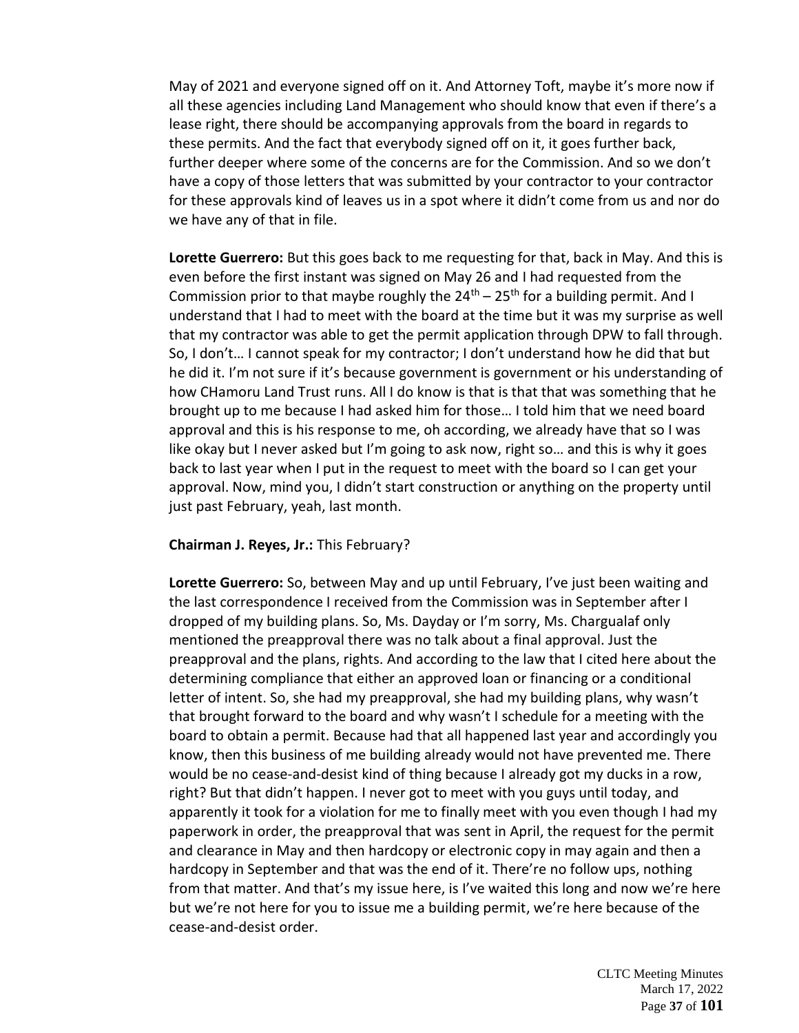May of 2021 and everyone signed off on it. And Attorney Toft, maybe it's more now if all these agencies including Land Management who should know that even if there's a lease right, there should be accompanying approvals from the board in regards to these permits. And the fact that everybody signed off on it, it goes further back, further deeper where some of the concerns are for the Commission. And so we don't have a copy of those letters that was submitted by your contractor to your contractor for these approvals kind of leaves us in a spot where it didn't come from us and nor do we have any of that in file.

**Lorette Guerrero:** But this goes back to me requesting for that, back in May. And this is even before the first instant was signed on May 26 and I had requested from the Commission prior to that maybe roughly the 24th – 25th for a building permit. And I understand that I had to meet with the board at the time but it was my surprise as well that my contractor was able to get the permit application through DPW to fall through. So, I don't… I cannot speak for my contractor; I don't understand how he did that but he did it. I'm not sure if it's because government is government or his understanding of how CHamoru Land Trust runs. All I do know is that is that that was something that he brought up to me because I had asked him for those… I told him that we need board approval and this is his response to me, oh according, we already have that so I was like okay but I never asked but I'm going to ask now, right so… and this is why it goes back to last year when I put in the request to meet with the board so I can get your approval. Now, mind you, I didn't start construction or anything on the property until just past February, yeah, last month.

**Chairman J. Reyes, Jr.:** This February?

**Lorette Guerrero:** So, between May and up until February, I've just been waiting and the last correspondence I received from the Commission was in September after I dropped of my building plans. So, Ms. Dayday or I'm sorry, Ms. Chargualaf only mentioned the preapproval there was no talk about a final approval. Just the preapproval and the plans, rights. And according to the law that I cited here about the determining compliance that either an approved loan or financing or a conditional letter of intent. So, she had my preapproval, she had my building plans, why wasn't that brought forward to the board and why wasn't I schedule for a meeting with the board to obtain a permit. Because had that all happened last year and accordingly you know, then this business of me building already would not have prevented me. There would be no cease-and-desist kind of thing because I already got my ducks in a row, right? But that didn't happen. I never got to meet with you guys until today, and apparently it took for a violation for me to finally meet with you even though I had my paperwork in order, the preapproval that was sent in April, the request for the permit and clearance in May and then hardcopy or electronic copy in may again and then a hardcopy in September and that was the end of it. There're no follow ups, nothing from that matter. And that's my issue here, is I've waited this long and now we're here but we're not here for you to issue me a building permit, we're here because of the cease-and-desist order.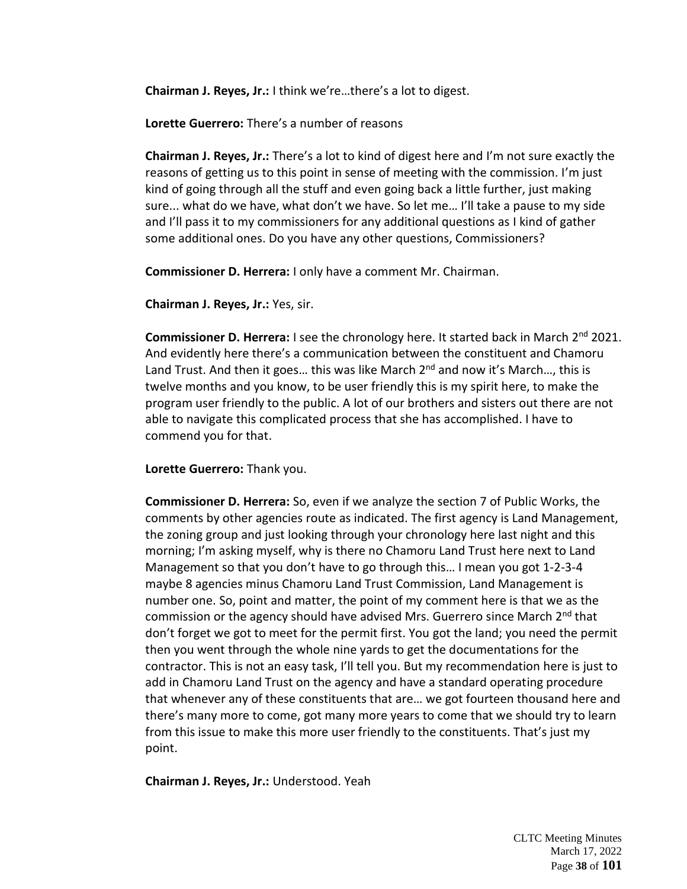**Chairman J. Reyes, Jr.:** I think we're…there's a lot to digest.

**Lorette Guerrero:** There's a number of reasons

**Chairman J. Reyes, Jr.:** There's a lot to kind of digest here and I'm not sure exactly the reasons of getting us to this point in sense of meeting with the commission. I'm just kind of going through all the stuff and even going back a little further, just making sure... what do we have, what don't we have. So let me… I'll take a pause to my side and I'll pass it to my commissioners for any additional questions as I kind of gather some additional ones. Do you have any other questions, Commissioners?

**Commissioner D. Herrera:** I only have a comment Mr. Chairman.

**Chairman J. Reyes, Jr.:** Yes, sir.

**Commissioner D. Herrera:** I see the chronology here. It started back in March 2nd 2021. And evidently here there's a communication between the constituent and Chamoru Land Trust. And then it goes… this was like March 2nd and now it's March…, this is twelve months and you know, to be user friendly this is my spirit here, to make the program user friendly to the public. A lot of our brothers and sisters out there are not able to navigate this complicated process that she has accomplished. I have to commend you for that.

**Lorette Guerrero:** Thank you.

**Commissioner D. Herrera:** So, even if we analyze the section 7 of Public Works, the comments by other agencies route as indicated. The first agency is Land Management, the zoning group and just looking through your chronology here last night and this morning; I'm asking myself, why is there no Chamoru Land Trust here next to Land Management so that you don't have to go through this… I mean you got 1-2-3-4 maybe 8 agencies minus Chamoru Land Trust Commission, Land Management is number one. So, point and matter, the point of my comment here is that we as the commission or the agency should have advised Mrs. Guerrero since March 2nd that don't forget we got to meet for the permit first. You got the land; you need the permit then you went through the whole nine yards to get the documentations for the contractor. This is not an easy task, I'll tell you. But my recommendation here is just to add in Chamoru Land Trust on the agency and have a standard operating procedure that whenever any of these constituents that are… we got fourteen thousand here and there's many more to come, got many more years to come that we should try to learn from this issue to make this more user friendly to the constituents. That's just my point.

**Chairman J. Reyes, Jr.:** Understood. Yeah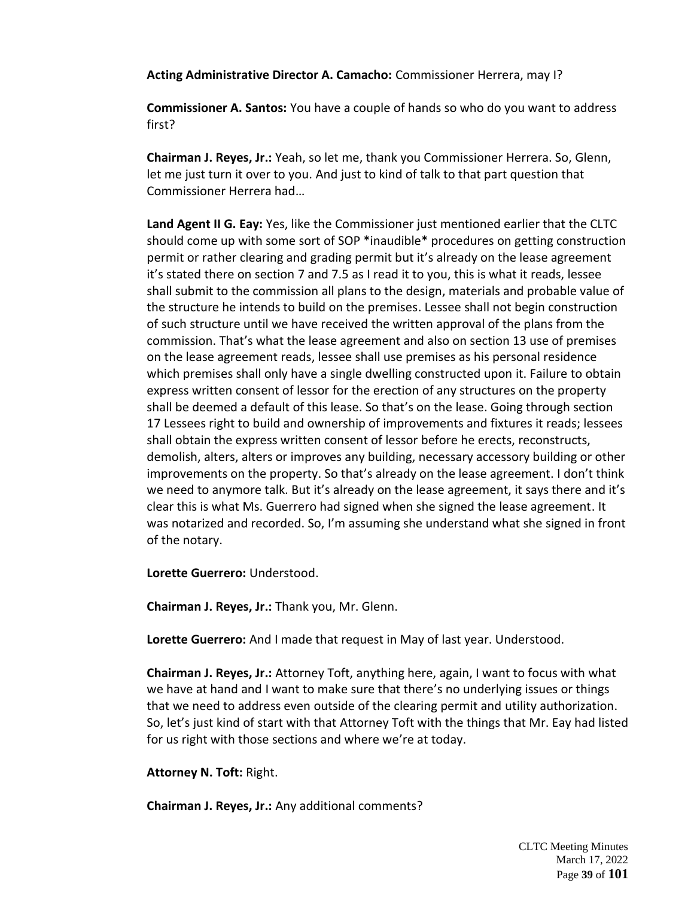**Acting Administrative Director A. Camacho:** Commissioner Herrera, may I?

**Commissioner A. Santos:** You have a couple of hands so who do you want to address first?

**Chairman J. Reyes, Jr.:** Yeah, so let me, thank you Commissioner Herrera. So, Glenn, let me just turn it over to you. And just to kind of talk to that part question that Commissioner Herrera had…

**Land Agent II G. Eay:** Yes, like the Commissioner just mentioned earlier that the CLTC should come up with some sort of SOP *inaudible* procedures on getting construction permit or rather clearing and grading permit but it's already on the lease agreement it's stated there on section 7 and 7.5 as I read it to you, this is what it reads, lessee shall submit to the commission all plans to the design, materials and probable value of the structure he intends to build on the premises. Lessee shall not begin construction of such structure until we have received the written approval of the plans from the commission. That's what the lease agreement and also on section 13 use of premises on the lease agreement reads, lessee shall use premises as his personal residence which premises shall only have a single dwelling constructed upon it. Failure to obtain express written consent of lessor for the erection of any structures on the property shall be deemed a default of this lease. So that's on the lease. Going through section 17 Lessees right to build and ownership of improvements and fixtures it reads; lessees shall obtain the express written consent of lessor before he erects, reconstructs, demolish, alters, alters or improves any building, necessary accessory building or other improvements on the property. So that's already on the lease agreement. I don't think we need to anymore talk. But it's already on the lease agreement, it says there and it's clear this is what Ms. Guerrero had signed when she signed the lease agreement. It was notarized and recorded. So, I'm assuming she understand what she signed in front of the notary.

**Lorette Guerrero:** Understood.

**Chairman J. Reyes, Jr.:** Thank you, Mr. Glenn.

**Lorette Guerrero:** And I made that request in May of last year. Understood.

**Chairman J. Reyes, Jr.:** Attorney Toft, anything here, again, I want to focus with what we have at hand and I want to make sure that there's no underlying issues or things that we need to address even outside of the clearing permit and utility authorization. So, let's just kind of start with that Attorney Toft with the things that Mr. Eay had listed for us right with those sections and where we're at today.

**Attorney N. Toft:** Right.

**Chairman J. Reyes, Jr.:** Any additional comments?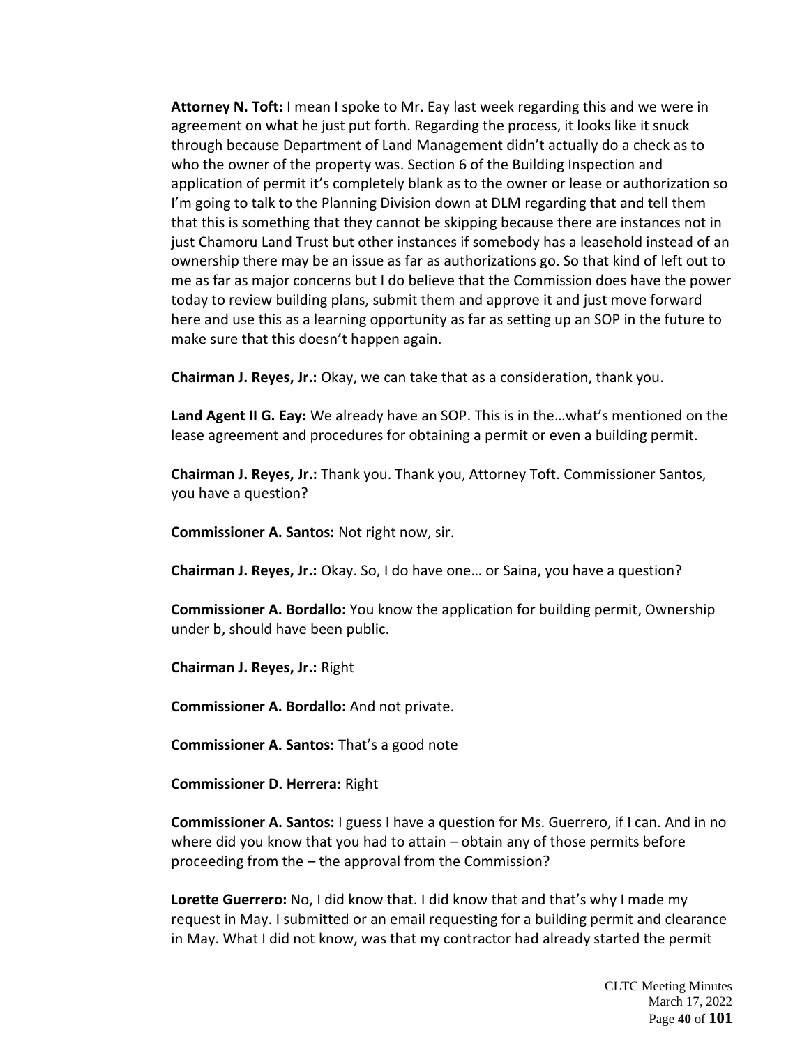**Attorney N. Toft:** I mean I spoke to Mr. Eay last week regarding this and we were in agreement on what he just put forth. Regarding the process, it looks like it snuck through because Department of Land Management didn't actually do a check as to who the owner of the property was. Section 6 of the Building Inspection and application of permit it's completely blank as to the owner or lease or authorization so I'm going to talk to the Planning Division down at DLM regarding that and tell them that this is something that they cannot be skipping because there are instances not in just Chamoru Land Trust but other instances if somebody has a leasehold instead of an ownership there may be an issue as far as authorizations go. So that kind of left out to me as far as major concerns but I do believe that the Commission does have the power today to review building plans, submit them and approve it and just move forward here and use this as a learning opportunity as far as setting up an SOP in the future to make sure that this doesn't happen again.

**Chairman J. Reyes, Jr.:** Okay, we can take that as a consideration, thank you.

**Land Agent II G. Eay:** We already have an SOP. This is in the…what's mentioned on the lease agreement and procedures for obtaining a permit or even a building permit.

**Chairman J. Reyes, Jr.:** Thank you. Thank you, Attorney Toft. Commissioner Santos, you have a question?

**Commissioner A. Santos:** Not right now, sir.

**Chairman J. Reyes, Jr.:** Okay. So, I do have one… or Saina, you have a question?

**Commissioner A. Bordallo:** You know the application for building permit, Ownership under b, should have been public.

**Chairman J. Reyes, Jr.:** Right

**Commissioner A. Bordallo:** And not private.

**Commissioner A. Santos:** That's a good note

**Commissioner D. Herrera:** Right

**Commissioner A. Santos:** I guess I have a question for Ms. Guerrero, if I can. And in no where did you know that you had to attain – obtain any of those permits before proceeding from the – the approval from the Commission?

**Lorette Guerrero:** No, I did know that. I did know that and that's why I made my request in May. I submitted or an email requesting for a building permit and clearance in May. What I did not know, was that my contractor had already started the permit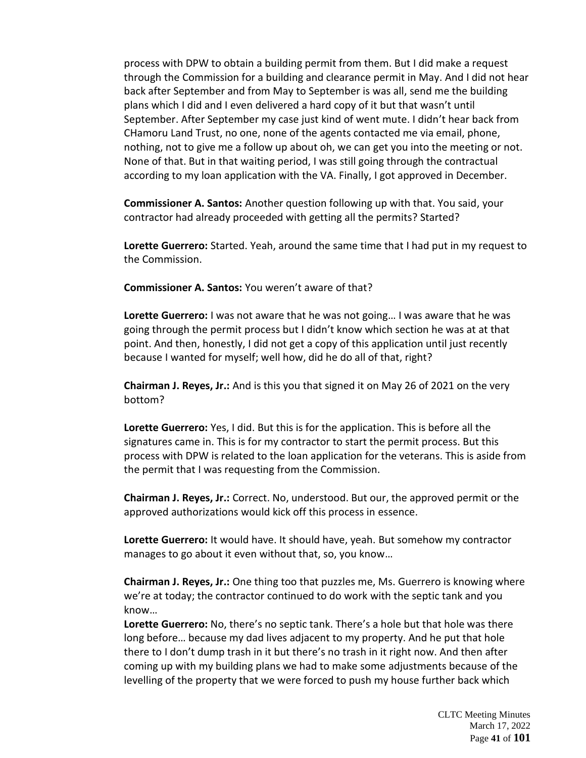process with DPW to obtain a building permit from them. But I did make a request through the Commission for a building and clearance permit in May. And I did not hear back after September and from May to September is was all, send me the building plans which I did and I even delivered a hard copy of it but that wasn't until September. After September my case just kind of went mute. I didn't hear back from CHamoru Land Trust, no one, none of the agents contacted me via email, phone, nothing, not to give me a follow up about oh, we can get you into the meeting or not. None of that. But in that waiting period, I was still going through the contractual according to my loan application with the VA. Finally, I got approved in December.

**Commissioner A. Santos:** Another question following up with that. You said, your contractor had already proceeded with getting all the permits? Started?

**Lorette Guerrero:** Started. Yeah, around the same time that I had put in my request to the Commission.

**Commissioner A. Santos:** You weren't aware of that?

**Lorette Guerrero:** I was not aware that he was not going… I was aware that he was going through the permit process but I didn't know which section he was at at that point. And then, honestly, I did not get a copy of this application until just recently because I wanted for myself; well how, did he do all of that, right?

**Chairman J. Reyes, Jr.:** And is this you that signed it on May 26 of 2021 on the very bottom?

**Lorette Guerrero:** Yes, I did. But this is for the application. This is before all the signatures came in. This is for my contractor to start the permit process. But this process with DPW is related to the loan application for the veterans. This is aside from the permit that I was requesting from the Commission.

**Chairman J. Reyes, Jr.:** Correct. No, understood. But our, the approved permit or the approved authorizations would kick off this process in essence.

**Lorette Guerrero:** It would have. It should have, yeah. But somehow my contractor manages to go about it even without that, so, you know…

**Chairman J. Reyes, Jr.:** One thing too that puzzles me, Ms. Guerrero is knowing where we're at today; the contractor continued to do work with the septic tank and you know…

**Lorette Guerrero:** No, there's no septic tank. There's a hole but that hole was there long before… because my dad lives adjacent to my property. And he put that hole there to I don't dump trash in it but there's no trash in it right now. And then after coming up with my building plans we had to make some adjustments because of the levelling of the property that we were forced to push my house further back which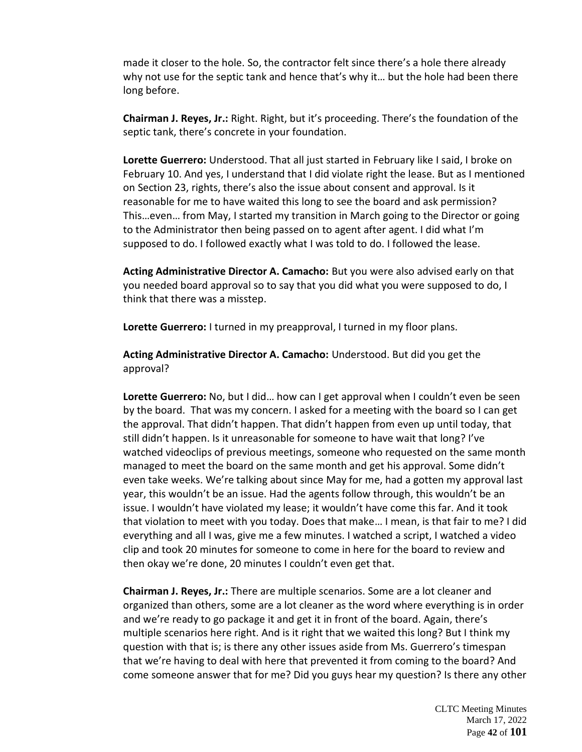made it closer to the hole. So, the contractor felt since there's a hole there already why not use for the septic tank and hence that's why it… but the hole had been there long before.

**Chairman J. Reyes, Jr.:** Right. Right, but it's proceeding. There's the foundation of the septic tank, there's concrete in your foundation.

**Lorette Guerrero:** Understood. That all just started in February like I said, I broke on February 10. And yes, I understand that I did violate right the lease. But as I mentioned on Section 23, rights, there's also the issue about consent and approval. Is it reasonable for me to have waited this long to see the board and ask permission? This…even… from May, I started my transition in March going to the Director or going to the Administrator then being passed on to agent after agent. I did what I'm supposed to do. I followed exactly what I was told to do. I followed the lease.

**Acting Administrative Director A. Camacho:** But you were also advised early on that you needed board approval so to say that you did what you were supposed to do, I think that there was a misstep.

**Lorette Guerrero:** I turned in my preapproval, I turned in my floor plans.

**Acting Administrative Director A. Camacho:** Understood. But did you get the approval?

**Lorette Guerrero:** No, but I did… how can I get approval when I couldn't even be seen by the board. That was my concern. I asked for a meeting with the board so I can get the approval. That didn't happen. That didn't happen from even up until today, that still didn't happen. Is it unreasonable for someone to have wait that long? I've watched videoclips of previous meetings, someone who requested on the same month managed to meet the board on the same month and get his approval. Some didn't even take weeks. We're talking about since May for me, had a gotten my approval last year, this wouldn't be an issue. Had the agents follow through, this wouldn't be an issue. I wouldn't have violated my lease; it wouldn't have come this far. And it took that violation to meet with you today. Does that make… I mean, is that fair to me? I did everything and all I was, give me a few minutes. I watched a script, I watched a video clip and took 20 minutes for someone to come in here for the board to review and then okay we're done, 20 minutes I couldn't even get that.

**Chairman J. Reyes, Jr.:** There are multiple scenarios. Some are a lot cleaner and organized than others, some are a lot cleaner as the word where everything is in order and we're ready to go package it and get it in front of the board. Again, there's multiple scenarios here right. And is it right that we waited this long? But I think my question with that is; is there any other issues aside from Ms. Guerrero's timespan that we're having to deal with here that prevented it from coming to the board? And come someone answer that for me? Did you guys hear my question? Is there any other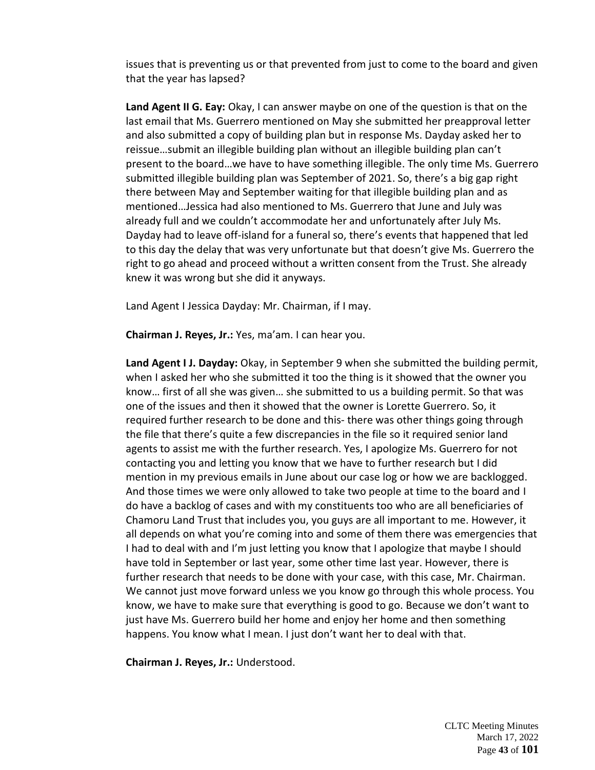issues that is preventing us or that prevented from just to come to the board and given that the year has lapsed?

**Land Agent II G. Eay:** Okay, I can answer maybe on one of the question is that on the last email that Ms. Guerrero mentioned on May she submitted her preapproval letter and also submitted a copy of building plan but in response Ms. Dayday asked her to reissue…submit an illegible building plan without an illegible building plan can't present to the board…we have to have something illegible. The only time Ms. Guerrero submitted illegible building plan was September of 2021. So, there's a big gap right there between May and September waiting for that illegible building plan and as mentioned…Jessica had also mentioned to Ms. Guerrero that June and July was already full and we couldn't accommodate her and unfortunately after July Ms. Dayday had to leave off-island for a funeral so, there's events that happened that led to this day the delay that was very unfortunate but that doesn't give Ms. Guerrero the right to go ahead and proceed without a written consent from the Trust. She already knew it was wrong but she did it anyways.

Land Agent I Jessica Dayday: Mr. Chairman, if I may.

**Chairman J. Reyes, Jr.:** Yes, ma'am. I can hear you.

**Land Agent I J. Dayday:** Okay, in September 9 when she submitted the building permit, when I asked her who she submitted it too the thing is it showed that the owner you know… first of all she was given… she submitted to us a building permit. So that was one of the issues and then it showed that the owner is Lorette Guerrero. So, it required further research to be done and this- there was other things going through the file that there's quite a few discrepancies in the file so it required senior land agents to assist me with the further research. Yes, I apologize Ms. Guerrero for not contacting you and letting you know that we have to further research but I did mention in my previous emails in June about our case log or how we are backlogged. And those times we were only allowed to take two people at time to the board and I do have a backlog of cases and with my constituents too who are all beneficiaries of Chamoru Land Trust that includes you, you guys are all important to me. However, it all depends on what you're coming into and some of them there was emergencies that I had to deal with and I'm just letting you know that I apologize that maybe I should have told in September or last year, some other time last year. However, there is further research that needs to be done with your case, with this case, Mr. Chairman. We cannot just move forward unless we you know go through this whole process. You know, we have to make sure that everything is good to go. Because we don't want to just have Ms. Guerrero build her home and enjoy her home and then something happens. You know what I mean. I just don't want her to deal with that.

**Chairman J. Reyes, Jr.:** Understood.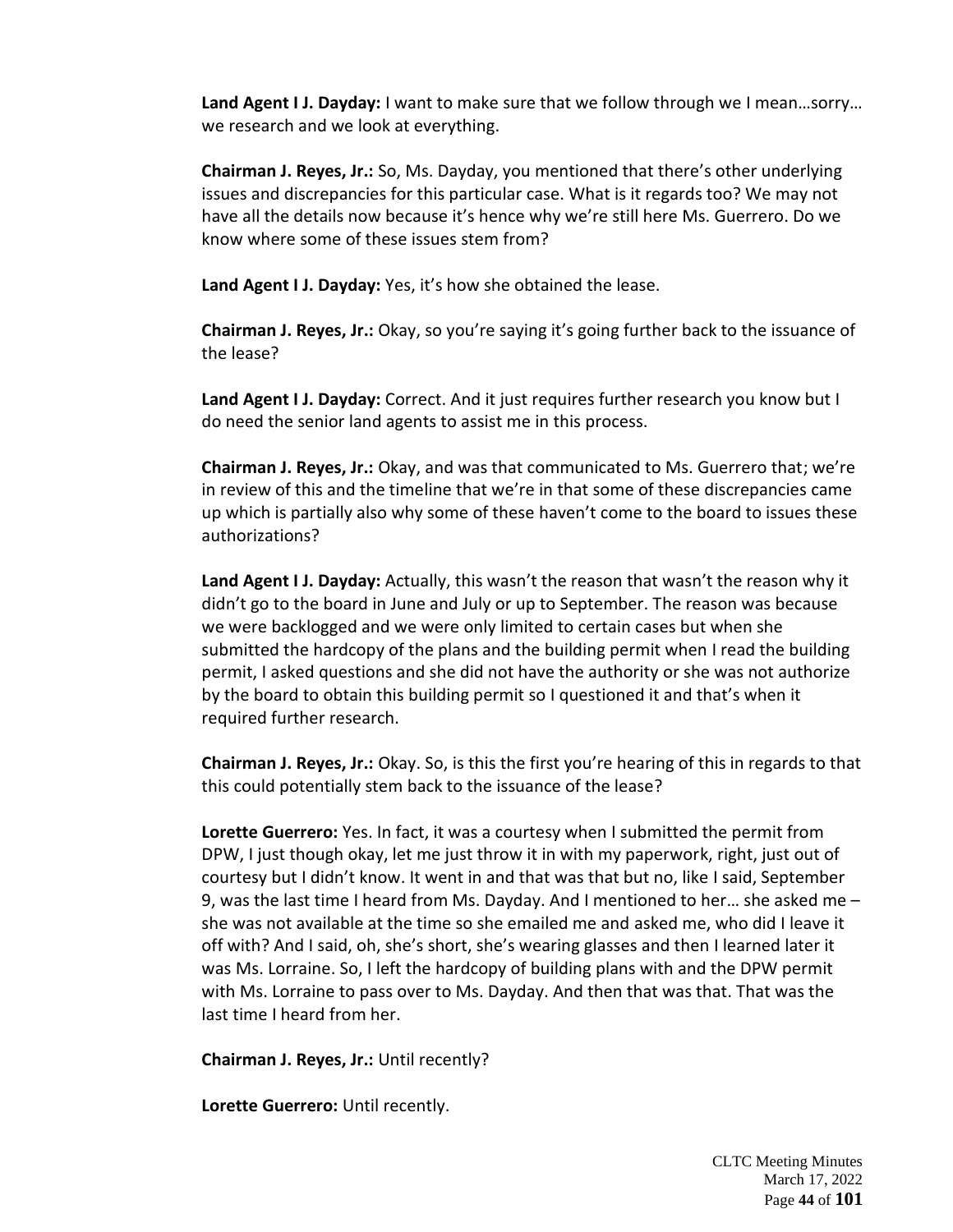**Land Agent I J. Dayday:** I want to make sure that we follow through we I mean…sorry… we research and we look at everything.

**Chairman J. Reyes, Jr.:** So, Ms. Dayday, you mentioned that there's other underlying issues and discrepancies for this particular case. What is it regards too? We may not have all the details now because it's hence why we're still here Ms. Guerrero. Do we know where some of these issues stem from?

**Land Agent I J. Dayday:** Yes, it's how she obtained the lease.

**Chairman J. Reyes, Jr.:** Okay, so you're saying it's going further back to the issuance of the lease?

**Land Agent I J. Dayday:** Correct. And it just requires further research you know but I do need the senior land agents to assist me in this process.

**Chairman J. Reyes, Jr.:** Okay, and was that communicated to Ms. Guerrero that; we're in review of this and the timeline that we're in that some of these discrepancies came up which is partially also why some of these haven't come to the board to issues these authorizations?

**Land Agent I J. Dayday:** Actually, this wasn't the reason that wasn't the reason why it didn't go to the board in June and July or up to September. The reason was because we were backlogged and we were only limited to certain cases but when she submitted the hardcopy of the plans and the building permit when I read the building permit, I asked questions and she did not have the authority or she was not authorize by the board to obtain this building permit so I questioned it and that's when it required further research.

**Chairman J. Reyes, Jr.:** Okay. So, is this the first you're hearing of this in regards to that this could potentially stem back to the issuance of the lease?

**Lorette Guerrero:** Yes. In fact, it was a courtesy when I submitted the permit from DPW, I just though okay, let me just throw it in with my paperwork, right, just out of courtesy but I didn't know. It went in and that was that but no, like I said, September 9, was the last time I heard from Ms. Dayday. And I mentioned to her… she asked me – she was not available at the time so she emailed me and asked me, who did I leave it off with? And I said, oh, she's short, she's wearing glasses and then I learned later it was Ms. Lorraine. So, I left the hardcopy of building plans with and the DPW permit with Ms. Lorraine to pass over to Ms. Dayday. And then that was that. That was the last time I heard from her.

**Chairman J. Reyes, Jr.:** Until recently?

**Lorette Guerrero:** Until recently.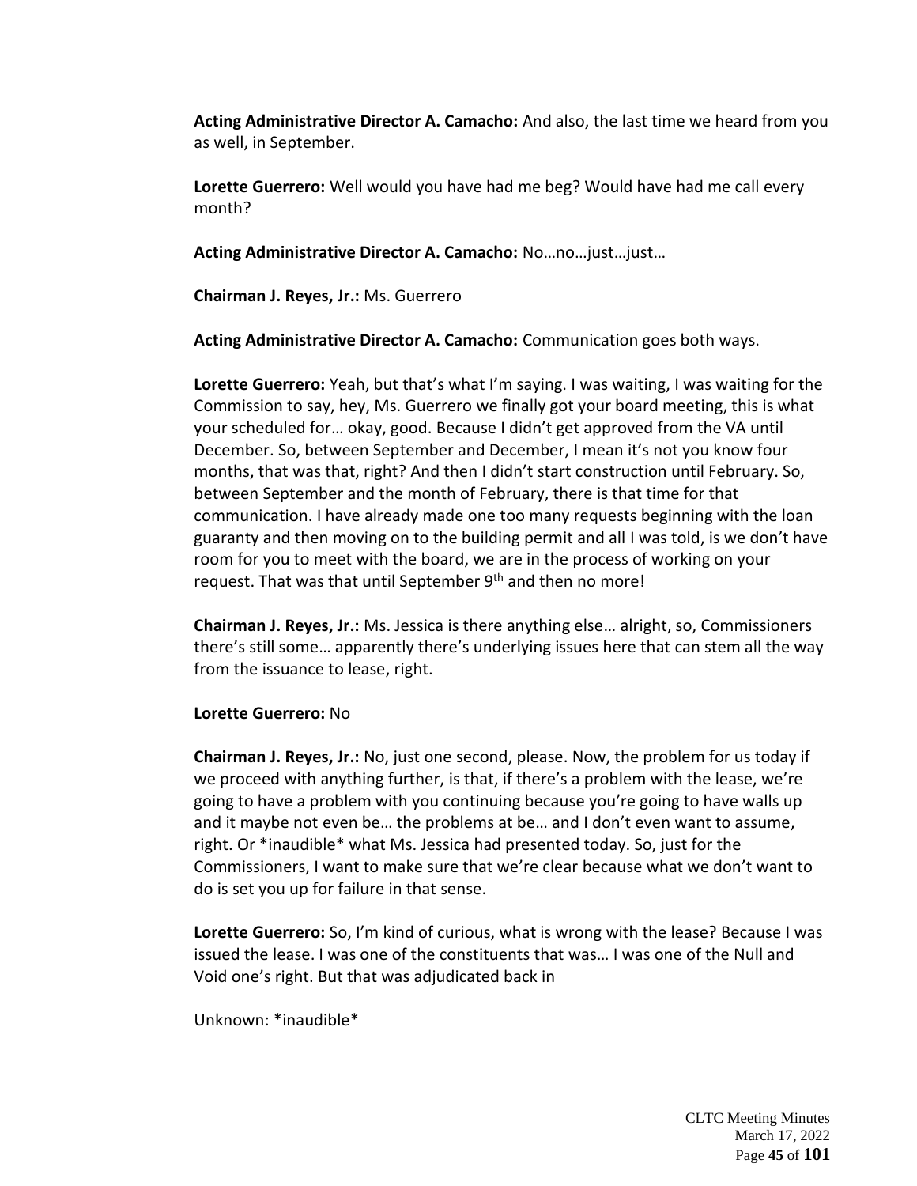**Acting Administrative Director A. Camacho:** And also, the last time we heard from you as well, in September.

**Lorette Guerrero:** Well would you have had me beg? Would have had me call every month?

**Acting Administrative Director A. Camacho:** No…no…just…just…

**Chairman J. Reyes, Jr.:** Ms. Guerrero

**Acting Administrative Director A. Camacho:** Communication goes both ways.

**Lorette Guerrero:** Yeah, but that's what I'm saying. I was waiting, I was waiting for the Commission to say, hey, Ms. Guerrero we finally got your board meeting, this is what your scheduled for… okay, good. Because I didn't get approved from the VA until December. So, between September and December, I mean it's not you know four months, that was that, right? And then I didn't start construction until February. So, between September and the month of February, there is that time for that communication. I have already made one too many requests beginning with the loan guaranty and then moving on to the building permit and all I was told, is we don't have room for you to meet with the board, we are in the process of working on your request. That was that until September 9th and then no more!

**Chairman J. Reyes, Jr.:** Ms. Jessica is there anything else… alright, so, Commissioners there's still some… apparently there's underlying issues here that can stem all the way from the issuance to lease, right.

**Lorette Guerrero:** No

**Chairman J. Reyes, Jr.:** No, just one second, please. Now, the problem for us today if we proceed with anything further, is that, if there's a problem with the lease, we're going to have a problem with you continuing because you're going to have walls up and it maybe not even be… the problems at be… and I don't even want to assume, right. Or *inaudible* what Ms. Jessica had presented today. So, just for the Commissioners, I want to make sure that we're clear because what we don't want to do is set you up for failure in that sense.

**Lorette Guerrero:** So, I'm kind of curious, what is wrong with the lease? Because I was issued the lease. I was one of the constituents that was… I was one of the Null and Void one's right. But that was adjudicated back in

Unknown: *inaudible*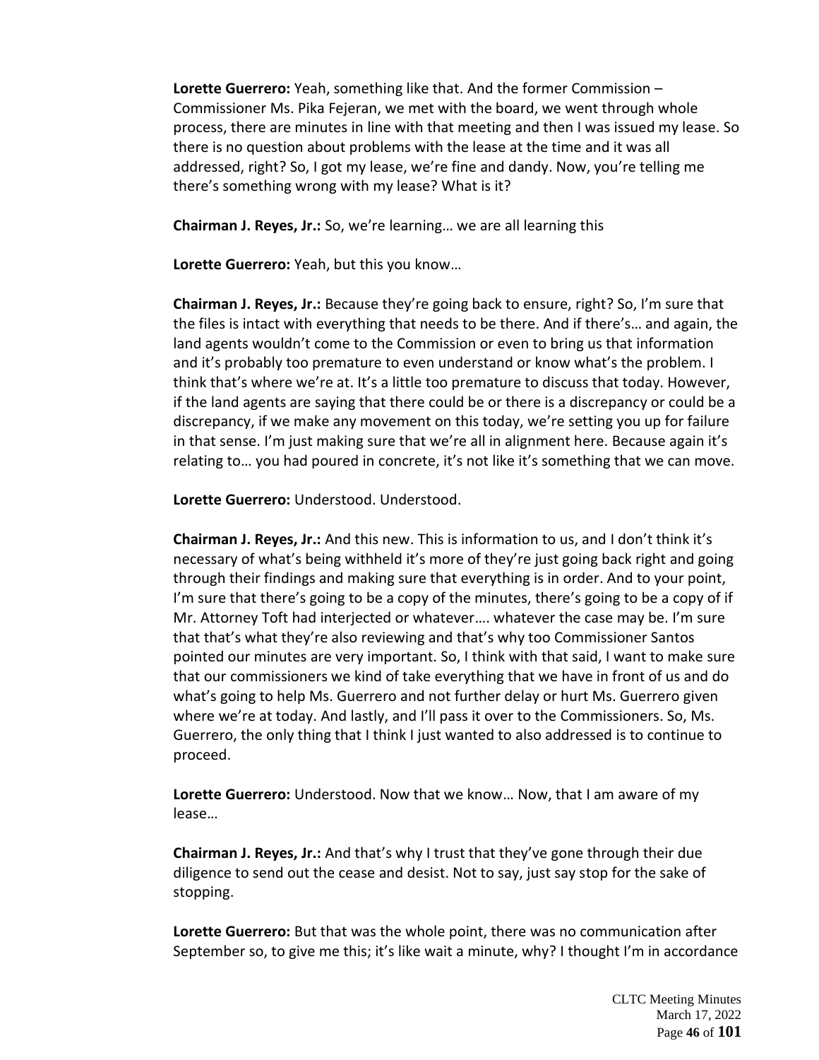**Lorette Guerrero:** Yeah, something like that. And the former Commission – Commissioner Ms. Pika Fejeran, we met with the board, we went through whole process, there are minutes in line with that meeting and then I was issued my lease. So there is no question about problems with the lease at the time and it was all addressed, right? So, I got my lease, we're fine and dandy. Now, you're telling me there's something wrong with my lease? What is it?

**Chairman J. Reyes, Jr.:** So, we're learning… we are all learning this

**Lorette Guerrero:** Yeah, but this you know…

**Chairman J. Reyes, Jr.:** Because they're going back to ensure, right? So, I'm sure that the files is intact with everything that needs to be there. And if there's… and again, the land agents wouldn't come to the Commission or even to bring us that information and it's probably too premature to even understand or know what's the problem. I think that's where we're at. It's a little too premature to discuss that today. However, if the land agents are saying that there could be or there is a discrepancy or could be a discrepancy, if we make any movement on this today, we're setting you up for failure in that sense. I'm just making sure that we're all in alignment here. Because again it's relating to… you had poured in concrete, it's not like it's something that we can move.

**Lorette Guerrero:** Understood. Understood.

**Chairman J. Reyes, Jr.:** And this new. This is information to us, and I don't think it's necessary of what's being withheld it's more of they're just going back right and going through their findings and making sure that everything is in order. And to your point, I'm sure that there's going to be a copy of the minutes, there's going to be a copy of if Mr. Attorney Toft had interjected or whatever…. whatever the case may be. I'm sure that that's what they're also reviewing and that's why too Commissioner Santos pointed our minutes are very important. So, I think with that said, I want to make sure that our commissioners we kind of take everything that we have in front of us and do what's going to help Ms. Guerrero and not further delay or hurt Ms. Guerrero given where we're at today. And lastly, and I'll pass it over to the Commissioners. So, Ms. Guerrero, the only thing that I think I just wanted to also addressed is to continue to proceed.

**Lorette Guerrero:** Understood. Now that we know… Now, that I am aware of my lease…

**Chairman J. Reyes, Jr.:** And that's why I trust that they've gone through their due diligence to send out the cease and desist. Not to say, just say stop for the sake of stopping.

**Lorette Guerrero:** But that was the whole point, there was no communication after September so, to give me this; it's like wait a minute, why? I thought I'm in accordance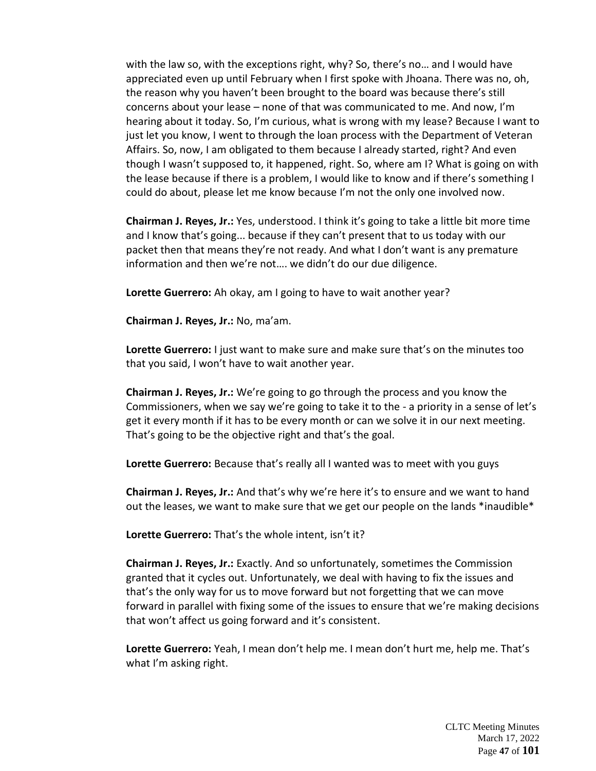with the law so, with the exceptions right, why? So, there's no… and I would have appreciated even up until February when I first spoke with Jhoana. There was no, oh, the reason why you haven't been brought to the board was because there's still concerns about your lease – none of that was communicated to me. And now, I'm hearing about it today. So, I'm curious, what is wrong with my lease? Because I want to just let you know, I went to through the loan process with the Department of Veteran Affairs. So, now, I am obligated to them because I already started, right? And even though I wasn't supposed to, it happened, right. So, where am I? What is going on with the lease because if there is a problem, I would like to know and if there's something I could do about, please let me know because I'm not the only one involved now.

**Chairman J. Reyes, Jr.:** Yes, understood. I think it's going to take a little bit more time and I know that's going... because if they can't present that to us today with our packet then that means they're not ready. And what I don't want is any premature information and then we're not…. we didn't do our due diligence.

**Lorette Guerrero:** Ah okay, am I going to have to wait another year?

**Chairman J. Reyes, Jr.:** No, ma'am.

**Lorette Guerrero:** I just want to make sure and make sure that's on the minutes too that you said, I won't have to wait another year.

**Chairman J. Reyes, Jr.:** We're going to go through the process and you know the Commissioners, when we say we're going to take it to the - a priority in a sense of let's get it every month if it has to be every month or can we solve it in our next meeting. That's going to be the objective right and that's the goal.

**Lorette Guerrero:** Because that's really all I wanted was to meet with you guys

**Chairman J. Reyes, Jr.:** And that's why we're here it's to ensure and we want to hand out the leases, we want to make sure that we get our people on the lands *inaudible*

**Lorette Guerrero:** That's the whole intent, isn't it?

**Chairman J. Reyes, Jr.:** Exactly. And so unfortunately, sometimes the Commission granted that it cycles out. Unfortunately, we deal with having to fix the issues and that's the only way for us to move forward but not forgetting that we can move forward in parallel with fixing some of the issues to ensure that we're making decisions that won't affect us going forward and it's consistent.

**Lorette Guerrero:** Yeah, I mean don't help me. I mean don't hurt me, help me. That's what I'm asking right.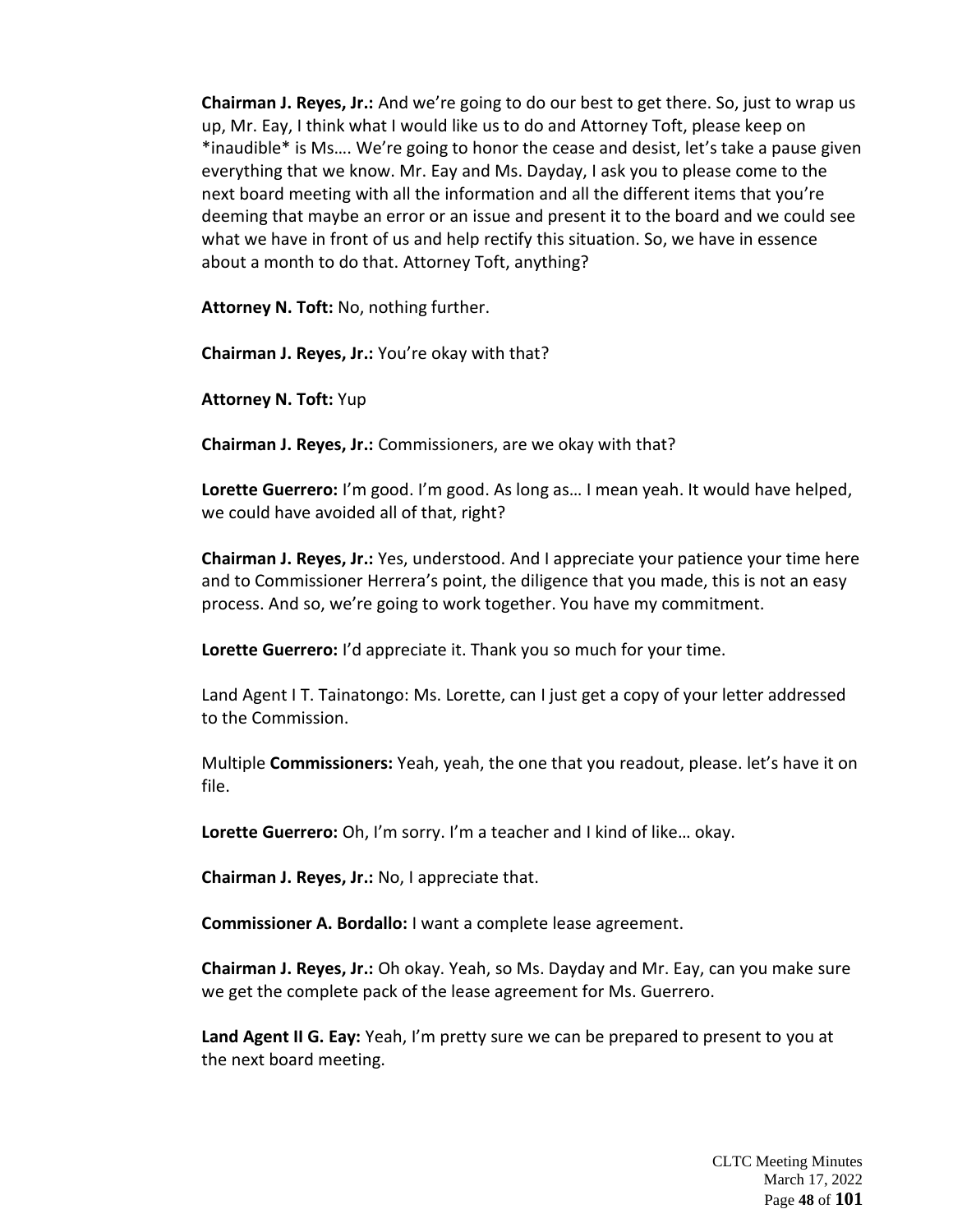**Chairman J. Reyes, Jr.:** And we're going to do our best to get there. So, just to wrap us up, Mr. Eay, I think what I would like us to do and Attorney Toft, please keep on *inaudible* is Ms…. We're going to honor the cease and desist, let's take a pause given everything that we know. Mr. Eay and Ms. Dayday, I ask you to please come to the next board meeting with all the information and all the different items that you're deeming that maybe an error or an issue and present it to the board and we could see what we have in front of us and help rectify this situation. So, we have in essence about a month to do that. Attorney Toft, anything?

**Attorney N. Toft:** No, nothing further.

**Chairman J. Reyes, Jr.:** You're okay with that?

**Attorney N. Toft:** Yup

**Chairman J. Reyes, Jr.:** Commissioners, are we okay with that?

**Lorette Guerrero:** I'm good. I'm good. As long as… I mean yeah. It would have helped, we could have avoided all of that, right?

**Chairman J. Reyes, Jr.:** Yes, understood. And I appreciate your patience your time here and to Commissioner Herrera's point, the diligence that you made, this is not an easy process. And so, we're going to work together. You have my commitment.

**Lorette Guerrero:** I'd appreciate it. Thank you so much for your time.

Land Agent I T. Tainatongo: Ms. Lorette, can I just get a copy of your letter addressed to the Commission.

Multiple **Commissioners:** Yeah, yeah, the one that you readout, please. let's have it on file.

**Lorette Guerrero:** Oh, I'm sorry. I'm a teacher and I kind of like… okay.

**Chairman J. Reyes, Jr.:** No, I appreciate that.

**Commissioner A. Bordallo:** I want a complete lease agreement.

**Chairman J. Reyes, Jr.:** Oh okay. Yeah, so Ms. Dayday and Mr. Eay, can you make sure we get the complete pack of the lease agreement for Ms. Guerrero.

**Land Agent II G. Eay:** Yeah, I'm pretty sure we can be prepared to present to you at the next board meeting.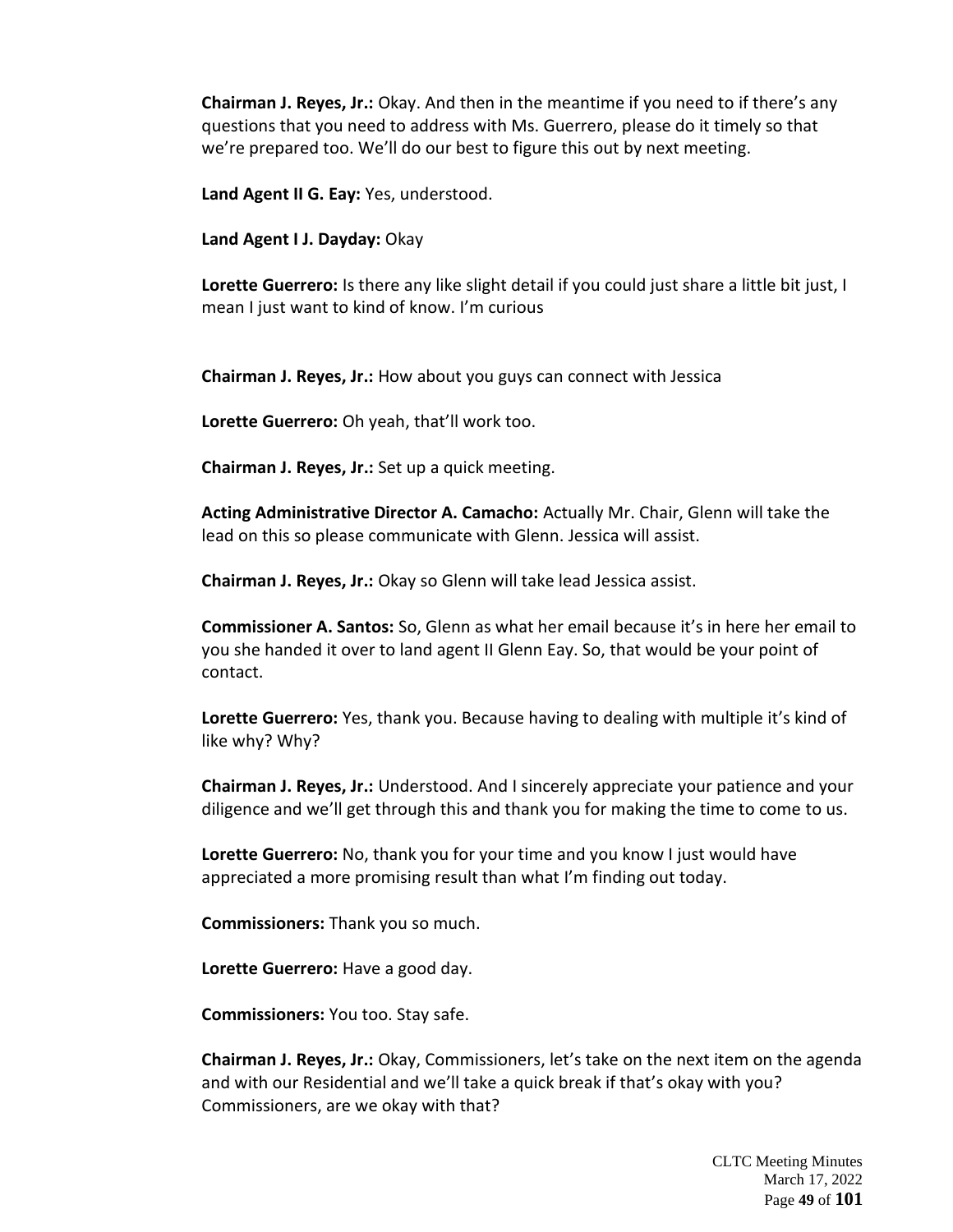**Chairman J. Reyes, Jr.:** Okay. And then in the meantime if you need to if there's any questions that you need to address with Ms. Guerrero, please do it timely so that we're prepared too. We'll do our best to figure this out by next meeting.

**Land Agent II G. Eay:** Yes, understood.

**Land Agent I J. Dayday:** Okay

**Lorette Guerrero:** Is there any like slight detail if you could just share a little bit just, I mean I just want to kind of know. I'm curious

**Chairman J. Reyes, Jr.:** How about you guys can connect with Jessica

**Lorette Guerrero:** Oh yeah, that'll work too.

**Chairman J. Reyes, Jr.:** Set up a quick meeting.

**Acting Administrative Director A. Camacho:** Actually Mr. Chair, Glenn will take the lead on this so please communicate with Glenn. Jessica will assist.

**Chairman J. Reyes, Jr.:** Okay so Glenn will take lead Jessica assist.

**Commissioner A. Santos:** So, Glenn as what her email because it's in here her email to you she handed it over to land agent II Glenn Eay. So, that would be your point of contact.

**Lorette Guerrero:** Yes, thank you. Because having to dealing with multiple it's kind of like why? Why?

**Chairman J. Reyes, Jr.:** Understood. And I sincerely appreciate your patience and your diligence and we'll get through this and thank you for making the time to come to us.

**Lorette Guerrero:** No, thank you for your time and you know I just would have appreciated a more promising result than what I'm finding out today.

**Commissioners:** Thank you so much.

**Lorette Guerrero:** Have a good day.

**Commissioners:** You too. Stay safe.

**Chairman J. Reyes, Jr.:** Okay, Commissioners, let's take on the next item on the agenda and with our Residential and we'll take a quick break if that's okay with you? Commissioners, are we okay with that?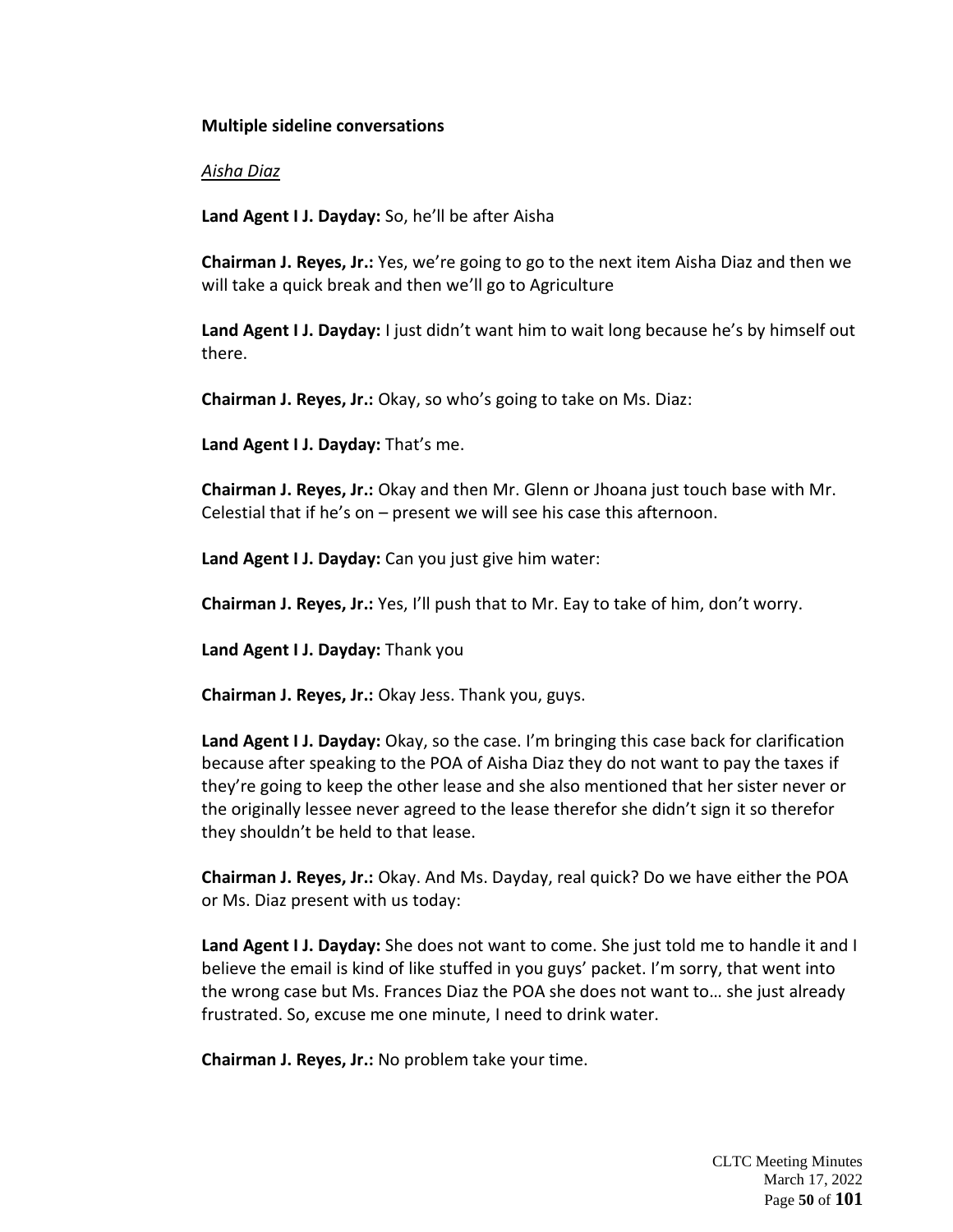**Multiple sideline conversations**

*Aisha Diaz*

**Land Agent I J. Dayday:** So, he'll be after Aisha

**Chairman J. Reyes, Jr.:** Yes, we're going to go to the next item Aisha Diaz and then we will take a quick break and then we'll go to Agriculture

**Land Agent I J. Dayday:** I just didn't want him to wait long because he's by himself out there.

**Chairman J. Reyes, Jr.:** Okay, so who's going to take on Ms. Diaz:

**Land Agent I J. Dayday:** That's me.

**Chairman J. Reyes, Jr.:** Okay and then Mr. Glenn or Jhoana just touch base with Mr. Celestial that if he's on – present we will see his case this afternoon.

**Land Agent I J. Dayday:** Can you just give him water:

**Chairman J. Reyes, Jr.:** Yes, I'll push that to Mr. Eay to take of him, don't worry.

**Land Agent I J. Dayday:** Thank you

**Chairman J. Reyes, Jr.:** Okay Jess. Thank you, guys.

**Land Agent I J. Dayday:** Okay, so the case. I'm bringing this case back for clarification because after speaking to the POA of Aisha Diaz they do not want to pay the taxes if they're going to keep the other lease and she also mentioned that her sister never or the originally lessee never agreed to the lease therefor she didn't sign it so therefor they shouldn't be held to that lease.

**Chairman J. Reyes, Jr.:** Okay. And Ms. Dayday, real quick? Do we have either the POA or Ms. Diaz present with us today:

**Land Agent I J. Dayday:** She does not want to come. She just told me to handle it and I believe the email is kind of like stuffed in you guys' packet. I'm sorry, that went into the wrong case but Ms. Frances Diaz the POA she does not want to… she just already frustrated. So, excuse me one minute, I need to drink water.

**Chairman J. Reyes, Jr.:** No problem take your time.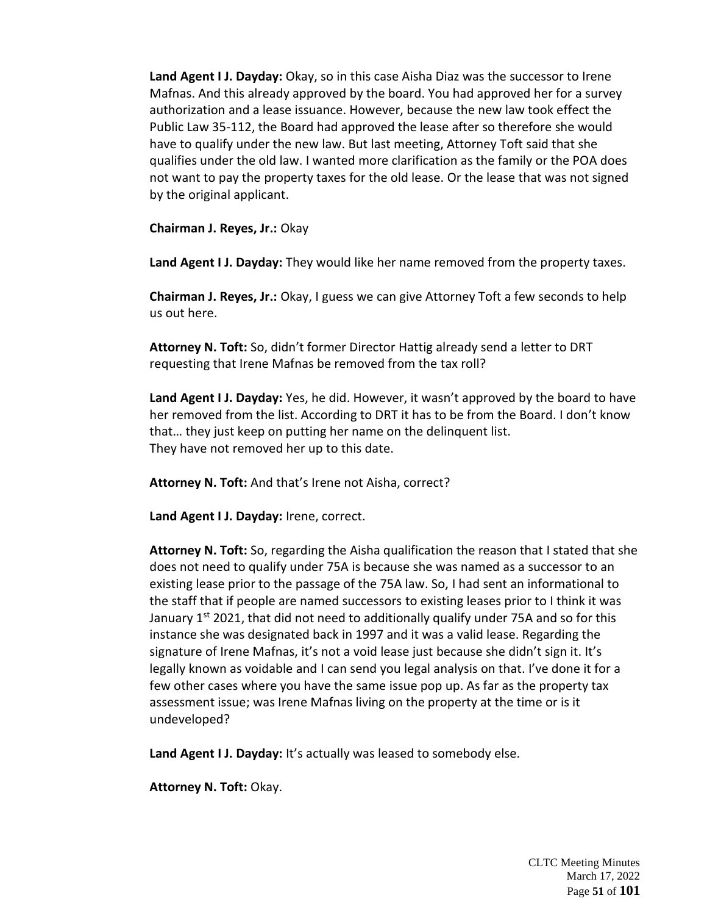**Land Agent I J. Dayday:** Okay, so in this case Aisha Diaz was the successor to Irene Mafnas. And this already approved by the board. You had approved her for a survey authorization and a lease issuance. However, because the new law took effect the Public Law 35-112, the Board had approved the lease after so therefore she would have to qualify under the new law. But last meeting, Attorney Toft said that she qualifies under the old law. I wanted more clarification as the family or the POA does not want to pay the property taxes for the old lease. Or the lease that was not signed by the original applicant.

**Chairman J. Reyes, Jr.:** Okay

**Land Agent I J. Dayday:** They would like her name removed from the property taxes.

**Chairman J. Reyes, Jr.:** Okay, I guess we can give Attorney Toft a few seconds to help us out here.

**Attorney N. Toft:** So, didn't former Director Hattig already send a letter to DRT requesting that Irene Mafnas be removed from the tax roll?

**Land Agent I J. Dayday:** Yes, he did. However, it wasn't approved by the board to have her removed from the list. According to DRT it has to be from the Board. I don't know that… they just keep on putting her name on the delinquent list.
They have not removed her up to this date.

**Attorney N. Toft:** And that's Irene not Aisha, correct?

**Land Agent I J. Dayday:** Irene, correct.

**Attorney N. Toft:** So, regarding the Aisha qualification the reason that I stated that she does not need to qualify under 75A is because she was named as a successor to an existing lease prior to the passage of the 75A law. So, I had sent an informational to the staff that if people are named successors to existing leases prior to I think it was January 1st 2021, that did not need to additionally qualify under 75A and so for this instance she was designated back in 1997 and it was a valid lease. Regarding the signature of Irene Mafnas, it's not a void lease just because she didn't sign it. It's legally known as voidable and I can send you legal analysis on that. I've done it for a few other cases where you have the same issue pop up. As far as the property tax assessment issue; was Irene Mafnas living on the property at the time or is it undeveloped?

**Land Agent I J. Dayday:** It's actually was leased to somebody else.

**Attorney N. Toft:** Okay.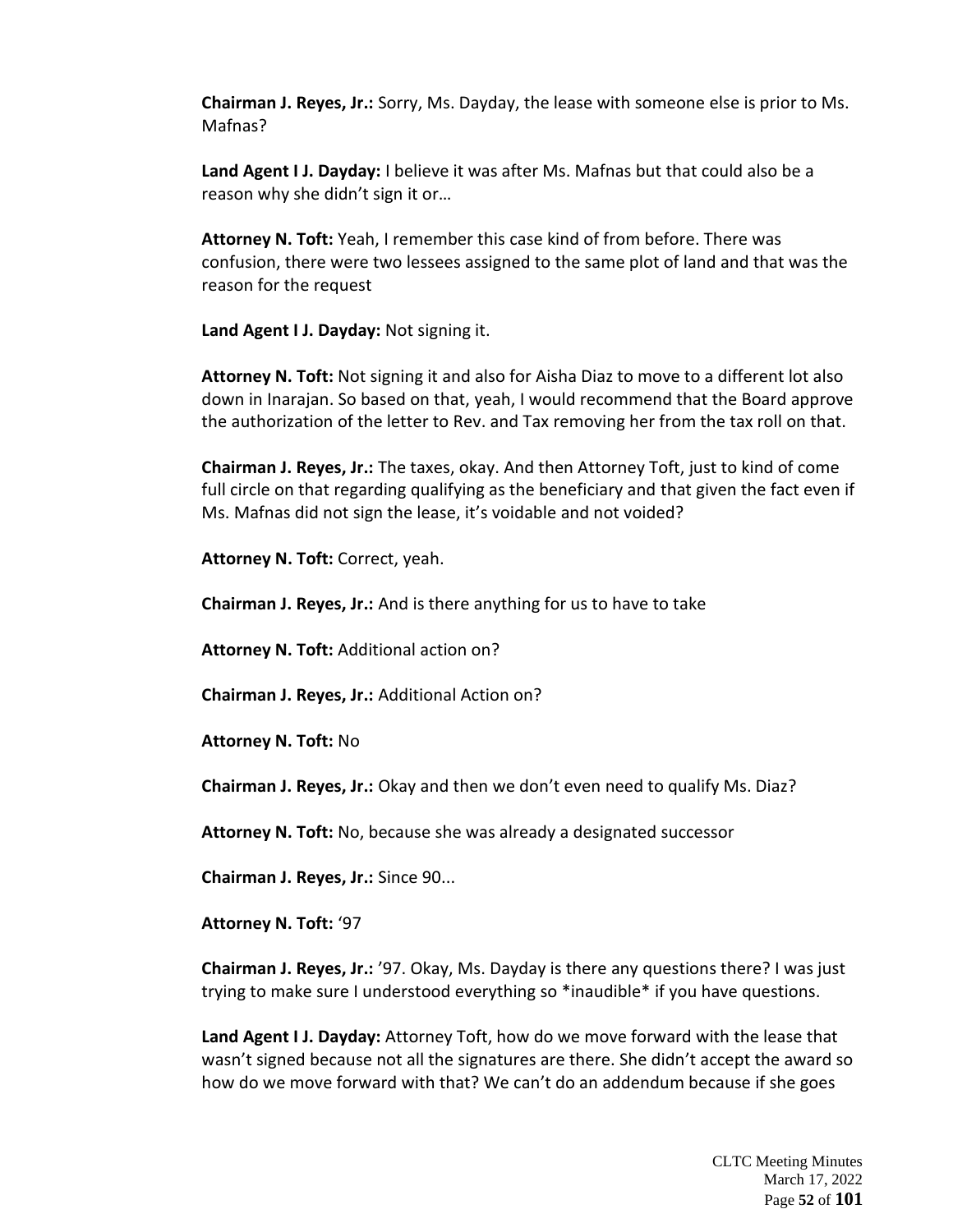**Chairman J. Reyes, Jr.:** Sorry, Ms. Dayday, the lease with someone else is prior to Ms. Mafnas?

**Land Agent I J. Dayday:** I believe it was after Ms. Mafnas but that could also be a reason why she didn't sign it or…

**Attorney N. Toft:** Yeah, I remember this case kind of from before. There was confusion, there were two lessees assigned to the same plot of land and that was the reason for the request

**Land Agent I J. Dayday:** Not signing it.

**Attorney N. Toft:** Not signing it and also for Aisha Diaz to move to a different lot also down in Inarajan. So based on that, yeah, I would recommend that the Board approve the authorization of the letter to Rev. and Tax removing her from the tax roll on that.

**Chairman J. Reyes, Jr.:** The taxes, okay. And then Attorney Toft, just to kind of come full circle on that regarding qualifying as the beneficiary and that given the fact even if Ms. Mafnas did not sign the lease, it's voidable and not voided?

**Attorney N. Toft:** Correct, yeah.

**Chairman J. Reyes, Jr.:** And is there anything for us to have to take

**Attorney N. Toft:** Additional action on?

**Chairman J. Reyes, Jr.:** Additional Action on?

**Attorney N. Toft:** No

**Chairman J. Reyes, Jr.:** Okay and then we don't even need to qualify Ms. Diaz?

**Attorney N. Toft:** No, because she was already a designated successor

**Chairman J. Reyes, Jr.:** Since 90...

**Attorney N. Toft:** '97

**Chairman J. Reyes, Jr.:** '97. Okay, Ms. Dayday is there any questions there? I was just trying to make sure I understood everything so *inaudible* if you have questions.

**Land Agent I J. Dayday:** Attorney Toft, how do we move forward with the lease that wasn't signed because not all the signatures are there. She didn't accept the award so how do we move forward with that? We can't do an addendum because if she goes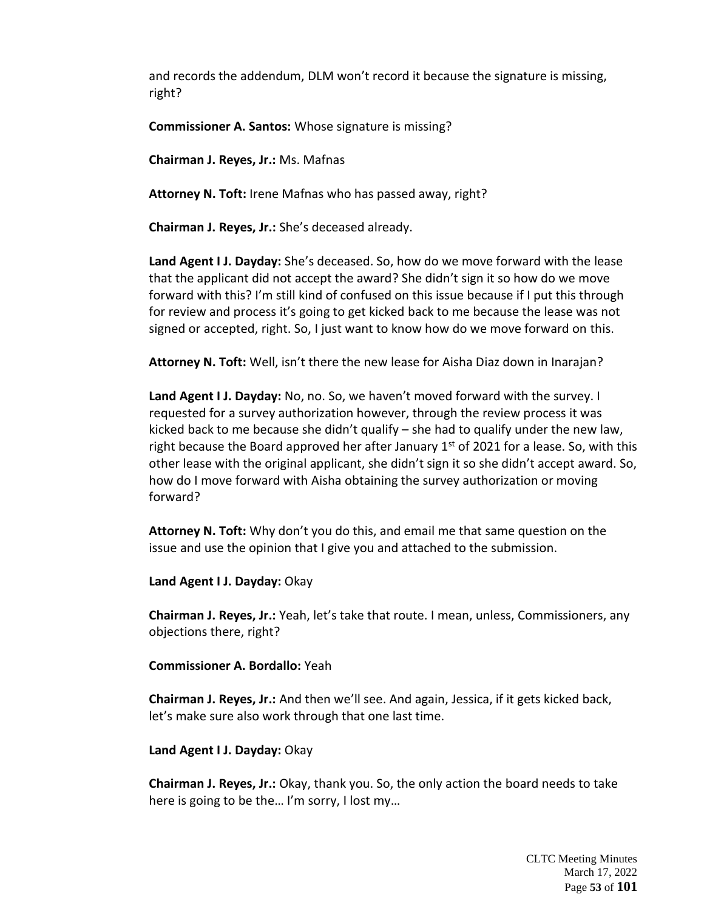and records the addendum, DLM won't record it because the signature is missing, right?

**Commissioner A. Santos:** Whose signature is missing?

**Chairman J. Reyes, Jr.:** Ms. Mafnas

**Attorney N. Toft:** Irene Mafnas who has passed away, right?

**Chairman J. Reyes, Jr.:** She's deceased already.

**Land Agent I J. Dayday:** She's deceased. So, how do we move forward with the lease that the applicant did not accept the award? She didn't sign it so how do we move forward with this? I'm still kind of confused on this issue because if I put this through for review and process it's going to get kicked back to me because the lease was not signed or accepted, right. So, I just want to know how do we move forward on this.

**Attorney N. Toft:** Well, isn't there the new lease for Aisha Diaz down in Inarajan?

**Land Agent I J. Dayday:** No, no. So, we haven't moved forward with the survey. I requested for a survey authorization however, through the review process it was kicked back to me because she didn't qualify – she had to qualify under the new law, right because the Board approved her after January 1st of 2021 for a lease. So, with this other lease with the original applicant, she didn't sign it so she didn't accept award. So, how do I move forward with Aisha obtaining the survey authorization or moving forward?

**Attorney N. Toft:** Why don't you do this, and email me that same question on the issue and use the opinion that I give you and attached to the submission.

**Land Agent I J. Dayday:** Okay

**Chairman J. Reyes, Jr.:** Yeah, let's take that route. I mean, unless, Commissioners, any objections there, right?

**Commissioner A. Bordallo:** Yeah

**Chairman J. Reyes, Jr.:** And then we'll see. And again, Jessica, if it gets kicked back, let's make sure also work through that one last time.

**Land Agent I J. Dayday:** Okay

**Chairman J. Reyes, Jr.:** Okay, thank you. So, the only action the board needs to take here is going to be the… I'm sorry, I lost my…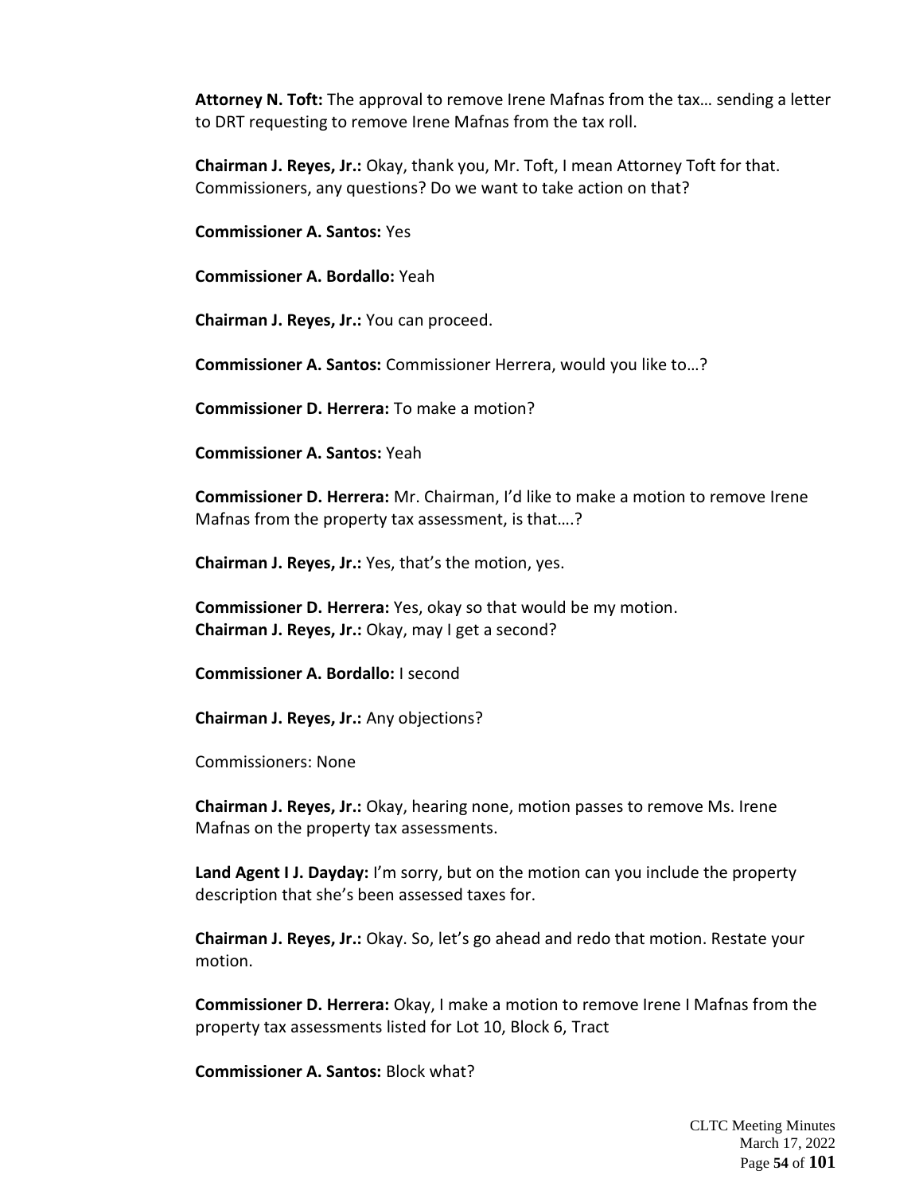**Attorney N. Toft:** The approval to remove Irene Mafnas from the tax… sending a letter to DRT requesting to remove Irene Mafnas from the tax roll.

**Chairman J. Reyes, Jr.:** Okay, thank you, Mr. Toft, I mean Attorney Toft for that. Commissioners, any questions? Do we want to take action on that?

**Commissioner A. Santos:** Yes

**Commissioner A. Bordallo:** Yeah

**Chairman J. Reyes, Jr.:** You can proceed.

**Commissioner A. Santos:** Commissioner Herrera, would you like to…?

**Commissioner D. Herrera:** To make a motion?

**Commissioner A. Santos:** Yeah

**Commissioner D. Herrera:** Mr. Chairman, I'd like to make a motion to remove Irene Mafnas from the property tax assessment, is that….?

**Chairman J. Reyes, Jr.:** Yes, that's the motion, yes.

**Commissioner D. Herrera:** Yes, okay so that would be my motion.
**Chairman J. Reyes, Jr.:** Okay, may I get a second?

**Commissioner A. Bordallo:** I second

**Chairman J. Reyes, Jr.:** Any objections?

Commissioners: None

**Chairman J. Reyes, Jr.:** Okay, hearing none, motion passes to remove Ms. Irene Mafnas on the property tax assessments.

**Land Agent I J. Dayday:** I'm sorry, but on the motion can you include the property description that she's been assessed taxes for.

**Chairman J. Reyes, Jr.:** Okay. So, let's go ahead and redo that motion. Restate your motion.

**Commissioner D. Herrera:** Okay, I make a motion to remove Irene I Mafnas from the property tax assessments listed for Lot 10, Block 6, Tract

**Commissioner A. Santos:** Block what?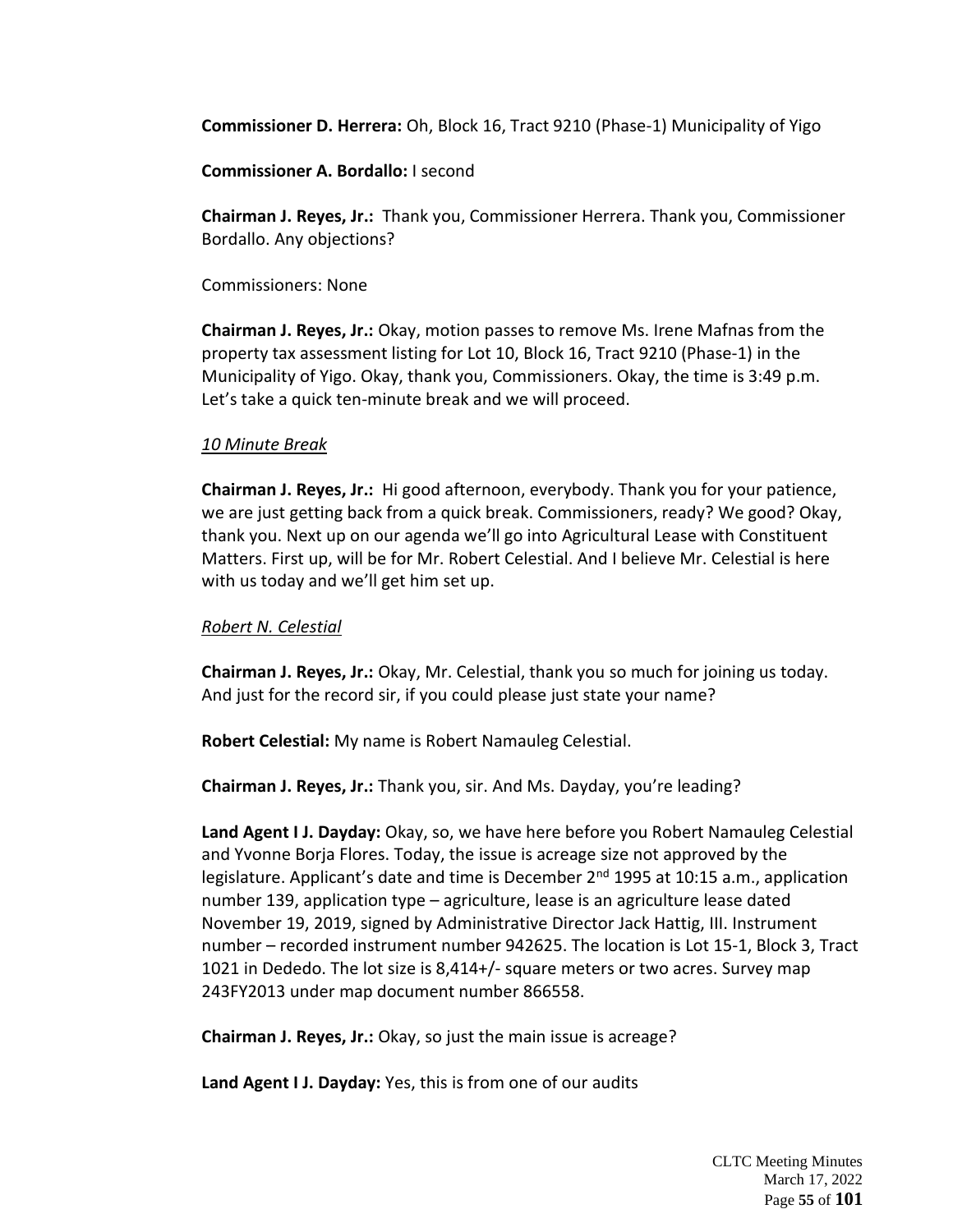**Commissioner D. Herrera:** Oh, Block 16, Tract 9210 (Phase-1) Municipality of Yigo

**Commissioner A. Bordallo:** I second

**Chairman J. Reyes, Jr.:** Thank you, Commissioner Herrera. Thank you, Commissioner Bordallo. Any objections?

Commissioners: None

**Chairman J. Reyes, Jr.:** Okay, motion passes to remove Ms. Irene Mafnas from the property tax assessment listing for Lot 10, Block 16, Tract 9210 (Phase-1) in the Municipality of Yigo. Okay, thank you, Commissioners. Okay, the time is 3:49 p.m. Let's take a quick ten-minute break and we will proceed.

*10 Minute Break*

**Chairman J. Reyes, Jr.:** Hi good afternoon, everybody. Thank you for your patience, we are just getting back from a quick break. Commissioners, ready? We good? Okay, thank you. Next up on our agenda we'll go into Agricultural Lease with Constituent Matters. First up, will be for Mr. Robert Celestial. And I believe Mr. Celestial is here with us today and we'll get him set up.

*Robert N. Celestial*

**Chairman J. Reyes, Jr.:** Okay, Mr. Celestial, thank you so much for joining us today. And just for the record sir, if you could please just state your name?

**Robert Celestial:** My name is Robert Namauleg Celestial.

**Chairman J. Reyes, Jr.:** Thank you, sir. And Ms. Dayday, you're leading?

**Land Agent I J. Dayday:** Okay, so, we have here before you Robert Namauleg Celestial and Yvonne Borja Flores. Today, the issue is acreage size not approved by the legislature. Applicant's date and time is December 2nd 1995 at 10:15 a.m., application number 139, application type – agriculture, lease is an agriculture lease dated November 19, 2019, signed by Administrative Director Jack Hattig, III. Instrument number – recorded instrument number 942625. The location is Lot 15-1, Block 3, Tract 1021 in Dededo. The lot size is 8,414+/- square meters or two acres. Survey map 243FY2013 under map document number 866558.

**Chairman J. Reyes, Jr.:** Okay, so just the main issue is acreage?

**Land Agent I J. Dayday:** Yes, this is from one of our audits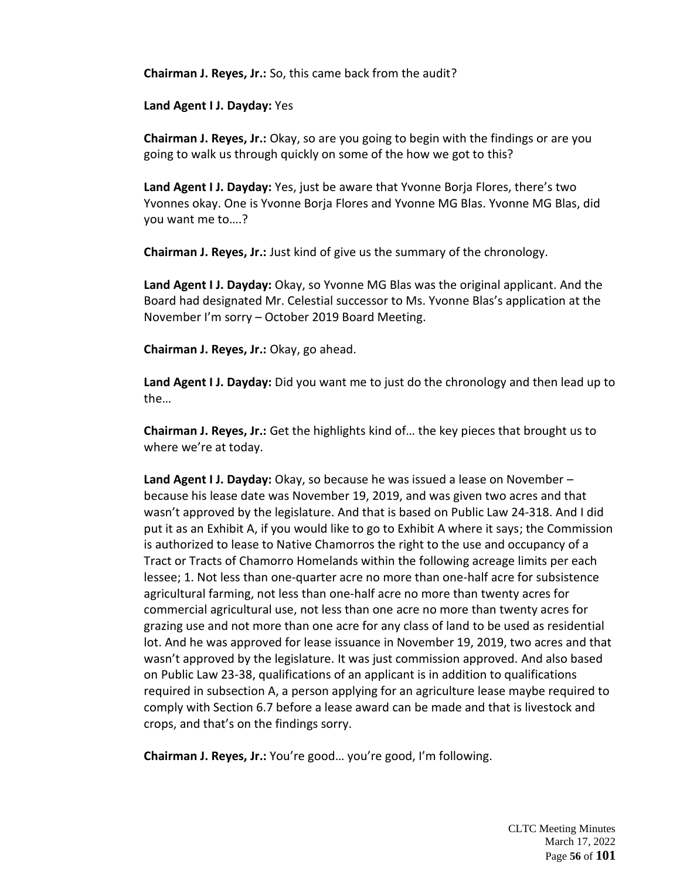**Chairman J. Reyes, Jr.:** So, this came back from the audit?

**Land Agent I J. Dayday:** Yes

**Chairman J. Reyes, Jr.:** Okay, so are you going to begin with the findings or are you going to walk us through quickly on some of the how we got to this?

**Land Agent I J. Dayday:** Yes, just be aware that Yvonne Borja Flores, there's two Yvonnes okay. One is Yvonne Borja Flores and Yvonne MG Blas. Yvonne MG Blas, did you want me to….?

**Chairman J. Reyes, Jr.:** Just kind of give us the summary of the chronology.

**Land Agent I J. Dayday:** Okay, so Yvonne MG Blas was the original applicant. And the Board had designated Mr. Celestial successor to Ms. Yvonne Blas's application at the November I'm sorry – October 2019 Board Meeting.

**Chairman J. Reyes, Jr.:** Okay, go ahead.

**Land Agent I J. Dayday:** Did you want me to just do the chronology and then lead up to the…

**Chairman J. Reyes, Jr.:** Get the highlights kind of… the key pieces that brought us to where we're at today.

**Land Agent I J. Dayday:** Okay, so because he was issued a lease on November – because his lease date was November 19, 2019, and was given two acres and that wasn't approved by the legislature. And that is based on Public Law 24-318. And I did put it as an Exhibit A, if you would like to go to Exhibit A where it says; the Commission is authorized to lease to Native Chamorros the right to the use and occupancy of a Tract or Tracts of Chamorro Homelands within the following acreage limits per each lessee; 1. Not less than one-quarter acre no more than one-half acre for subsistence agricultural farming, not less than one-half acre no more than twenty acres for commercial agricultural use, not less than one acre no more than twenty acres for grazing use and not more than one acre for any class of land to be used as residential lot. And he was approved for lease issuance in November 19, 2019, two acres and that wasn't approved by the legislature. It was just commission approved. And also based on Public Law 23-38, qualifications of an applicant is in addition to qualifications required in subsection A, a person applying for an agriculture lease maybe required to comply with Section 6.7 before a lease award can be made and that is livestock and crops, and that's on the findings sorry.

**Chairman J. Reyes, Jr.:** You're good… you're good, I'm following.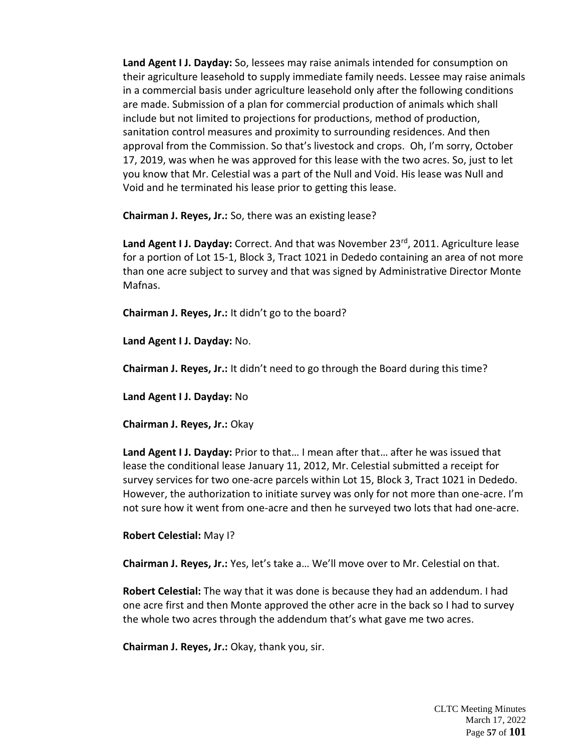**Land Agent I J. Dayday:** So, lessees may raise animals intended for consumption on their agriculture leasehold to supply immediate family needs. Lessee may raise animals in a commercial basis under agriculture leasehold only after the following conditions are made. Submission of a plan for commercial production of animals which shall include but not limited to projections for productions, method of production, sanitation control measures and proximity to surrounding residences. And then approval from the Commission. So that's livestock and crops. Oh, I'm sorry, October 17, 2019, was when he was approved for this lease with the two acres. So, just to let you know that Mr. Celestial was a part of the Null and Void. His lease was Null and Void and he terminated his lease prior to getting this lease.

**Chairman J. Reyes, Jr.:** So, there was an existing lease?

**Land Agent I J. Dayday:** Correct. And that was November 23rd, 2011. Agriculture lease for a portion of Lot 15-1, Block 3, Tract 1021 in Dededo containing an area of not more than one acre subject to survey and that was signed by Administrative Director Monte Mafnas.

**Chairman J. Reyes, Jr.:** It didn't go to the board?

**Land Agent I J. Dayday:** No.

**Chairman J. Reyes, Jr.:** It didn't need to go through the Board during this time?

**Land Agent I J. Dayday:** No

**Chairman J. Reyes, Jr.:** Okay

**Land Agent I J. Dayday:** Prior to that… I mean after that… after he was issued that lease the conditional lease January 11, 2012, Mr. Celestial submitted a receipt for survey services for two one-acre parcels within Lot 15, Block 3, Tract 1021 in Dededo. However, the authorization to initiate survey was only for not more than one-acre. I'm not sure how it went from one-acre and then he surveyed two lots that had one-acre.

**Robert Celestial:** May I?

**Chairman J. Reyes, Jr.:** Yes, let's take a… We'll move over to Mr. Celestial on that.

**Robert Celestial:** The way that it was done is because they had an addendum. I had one acre first and then Monte approved the other acre in the back so I had to survey the whole two acres through the addendum that's what gave me two acres.

**Chairman J. Reyes, Jr.:** Okay, thank you, sir.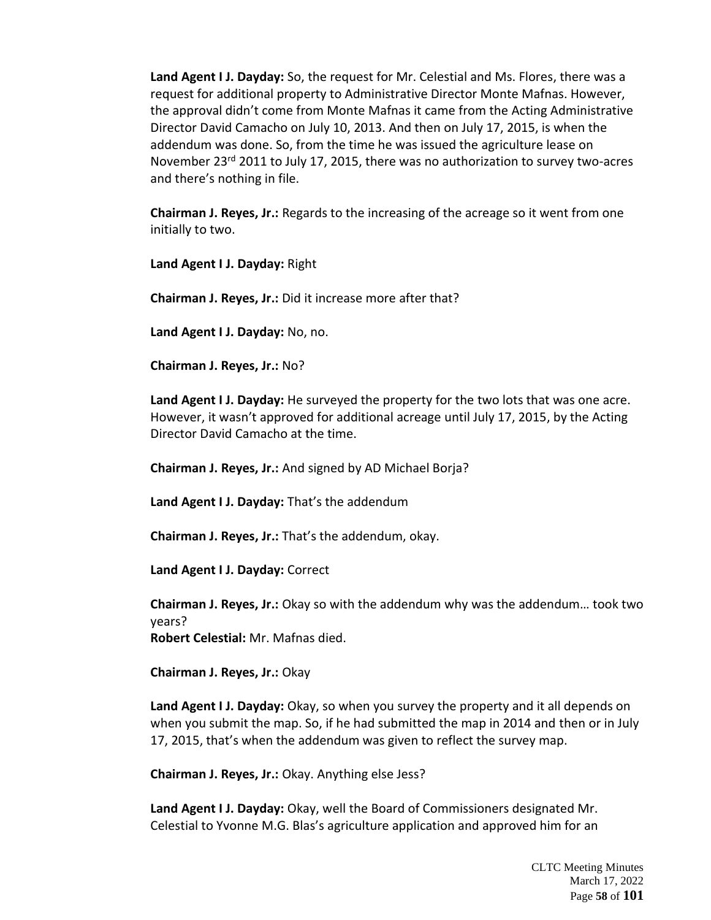**Land Agent I J. Dayday:** So, the request for Mr. Celestial and Ms. Flores, there was a request for additional property to Administrative Director Monte Mafnas. However, the approval didn't come from Monte Mafnas it came from the Acting Administrative Director David Camacho on July 10, 2013. And then on July 17, 2015, is when the addendum was done. So, from the time he was issued the agriculture lease on November 23rd 2011 to July 17, 2015, there was no authorization to survey two-acres and there's nothing in file.

**Chairman J. Reyes, Jr.:** Regards to the increasing of the acreage so it went from one initially to two.

**Land Agent I J. Dayday:** Right

**Chairman J. Reyes, Jr.:** Did it increase more after that?

**Land Agent I J. Dayday:** No, no.

**Chairman J. Reyes, Jr.:** No?

**Land Agent I J. Dayday:** He surveyed the property for the two lots that was one acre. However, it wasn't approved for additional acreage until July 17, 2015, by the Acting Director David Camacho at the time.

**Chairman J. Reyes, Jr.:** And signed by AD Michael Borja?

**Land Agent I J. Dayday:** That's the addendum

**Chairman J. Reyes, Jr.:** That's the addendum, okay.

**Land Agent I J. Dayday:** Correct

**Chairman J. Reyes, Jr.:** Okay so with the addendum why was the addendum… took two years?

**Robert Celestial:** Mr. Mafnas died.

**Chairman J. Reyes, Jr.:** Okay

**Land Agent I J. Dayday:** Okay, so when you survey the property and it all depends on when you submit the map. So, if he had submitted the map in 2014 and then or in July 17, 2015, that's when the addendum was given to reflect the survey map.

**Chairman J. Reyes, Jr.:** Okay. Anything else Jess?

**Land Agent I J. Dayday:** Okay, well the Board of Commissioners designated Mr. Celestial to Yvonne M.G. Blas's agriculture application and approved him for an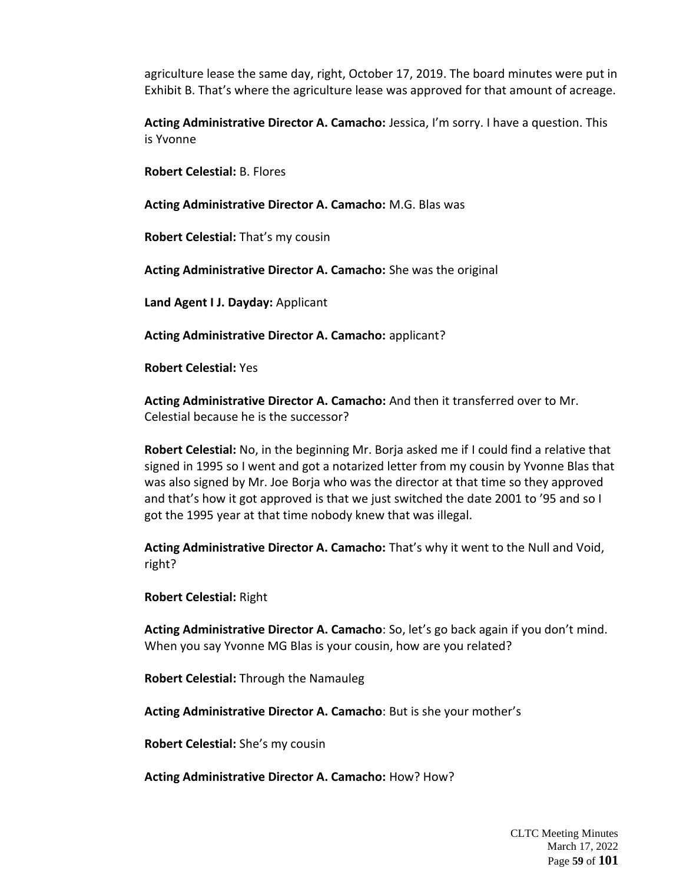agriculture lease the same day, right, October 17, 2019. The board minutes were put in Exhibit B. That's where the agriculture lease was approved for that amount of acreage.

**Acting Administrative Director A. Camacho:** Jessica, I'm sorry. I have a question. This is Yvonne

**Robert Celestial:** B. Flores

**Acting Administrative Director A. Camacho:** M.G. Blas was

**Robert Celestial:** That's my cousin

**Acting Administrative Director A. Camacho:** She was the original

**Land Agent I J. Dayday:** Applicant

**Acting Administrative Director A. Camacho:** applicant?

**Robert Celestial:** Yes

**Acting Administrative Director A. Camacho:** And then it transferred over to Mr. Celestial because he is the successor?

**Robert Celestial:** No, in the beginning Mr. Borja asked me if I could find a relative that signed in 1995 so I went and got a notarized letter from my cousin by Yvonne Blas that was also signed by Mr. Joe Borja who was the director at that time so they approved and that's how it got approved is that we just switched the date 2001 to '95 and so I got the 1995 year at that time nobody knew that was illegal.

**Acting Administrative Director A. Camacho:** That's why it went to the Null and Void, right?

**Robert Celestial:** Right

**Acting Administrative Director A. Camacho**: So, let's go back again if you don't mind. When you say Yvonne MG Blas is your cousin, how are you related?

**Robert Celestial:** Through the Namauleg

**Acting Administrative Director A. Camacho**: But is she your mother's

**Robert Celestial:** She's my cousin

**Acting Administrative Director A. Camacho:** How? How?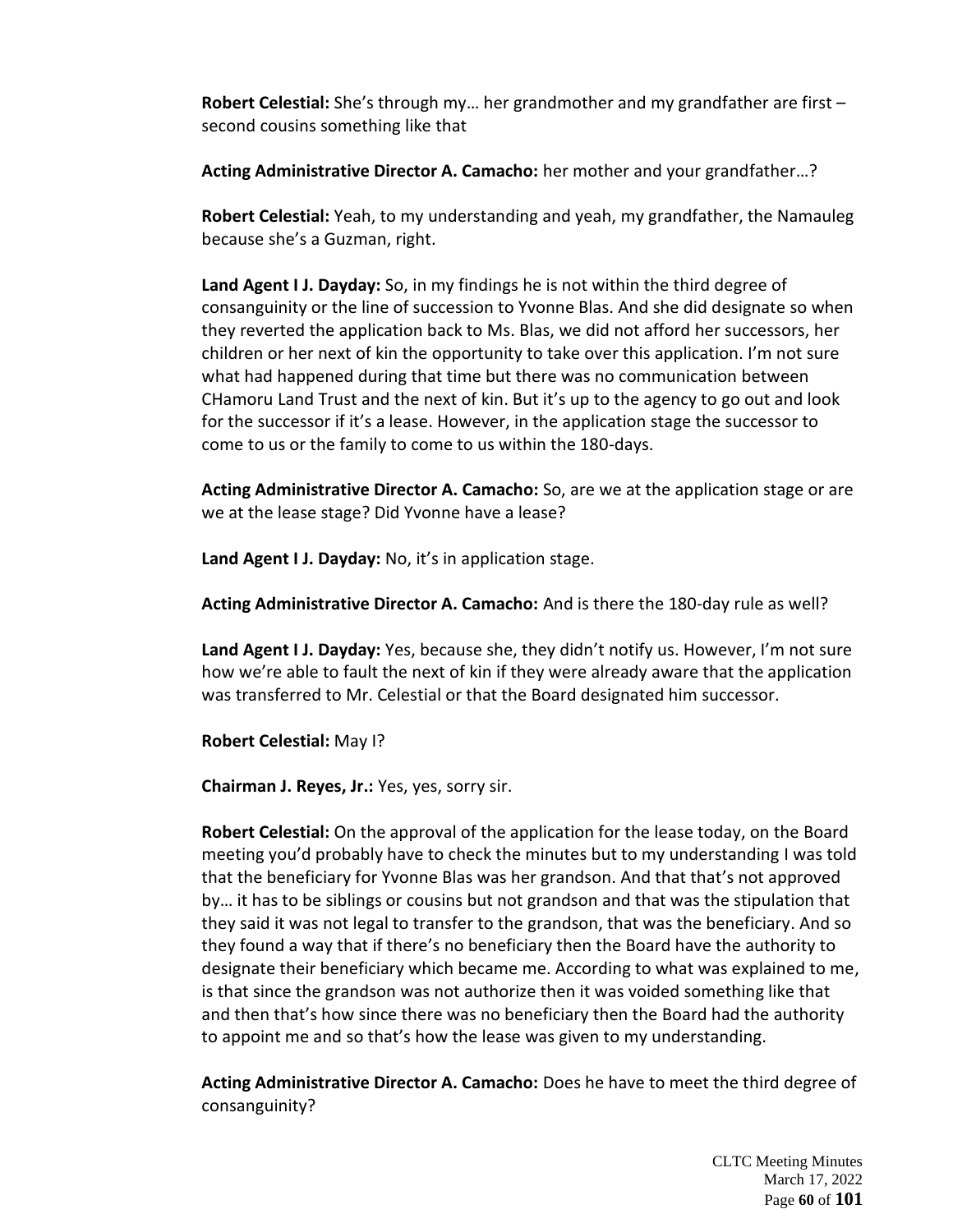**Robert Celestial:** She's through my… her grandmother and my grandfather are first – second cousins something like that

**Acting Administrative Director A. Camacho:** her mother and your grandfather…?

**Robert Celestial:** Yeah, to my understanding and yeah, my grandfather, the Namauleg because she's a Guzman, right.

**Land Agent I J. Dayday:** So, in my findings he is not within the third degree of consanguinity or the line of succession to Yvonne Blas. And she did designate so when they reverted the application back to Ms. Blas, we did not afford her successors, her children or her next of kin the opportunity to take over this application. I'm not sure what had happened during that time but there was no communication between CHamoru Land Trust and the next of kin. But it's up to the agency to go out and look for the successor if it's a lease. However, in the application stage the successor to come to us or the family to come to us within the 180-days.

**Acting Administrative Director A. Camacho:** So, are we at the application stage or are we at the lease stage? Did Yvonne have a lease?

**Land Agent I J. Dayday:** No, it's in application stage.

**Acting Administrative Director A. Camacho:** And is there the 180-day rule as well?

**Land Agent I J. Dayday:** Yes, because she, they didn't notify us. However, I'm not sure how we're able to fault the next of kin if they were already aware that the application was transferred to Mr. Celestial or that the Board designated him successor.

**Robert Celestial:** May I?

**Chairman J. Reyes, Jr.:** Yes, yes, sorry sir.

**Robert Celestial:** On the approval of the application for the lease today, on the Board meeting you'd probably have to check the minutes but to my understanding I was told that the beneficiary for Yvonne Blas was her grandson. And that that's not approved by… it has to be siblings or cousins but not grandson and that was the stipulation that they said it was not legal to transfer to the grandson, that was the beneficiary. And so they found a way that if there's no beneficiary then the Board have the authority to designate their beneficiary which became me. According to what was explained to me, is that since the grandson was not authorize then it was voided something like that and then that's how since there was no beneficiary then the Board had the authority to appoint me and so that's how the lease was given to my understanding.

**Acting Administrative Director A. Camacho:** Does he have to meet the third degree of consanguinity?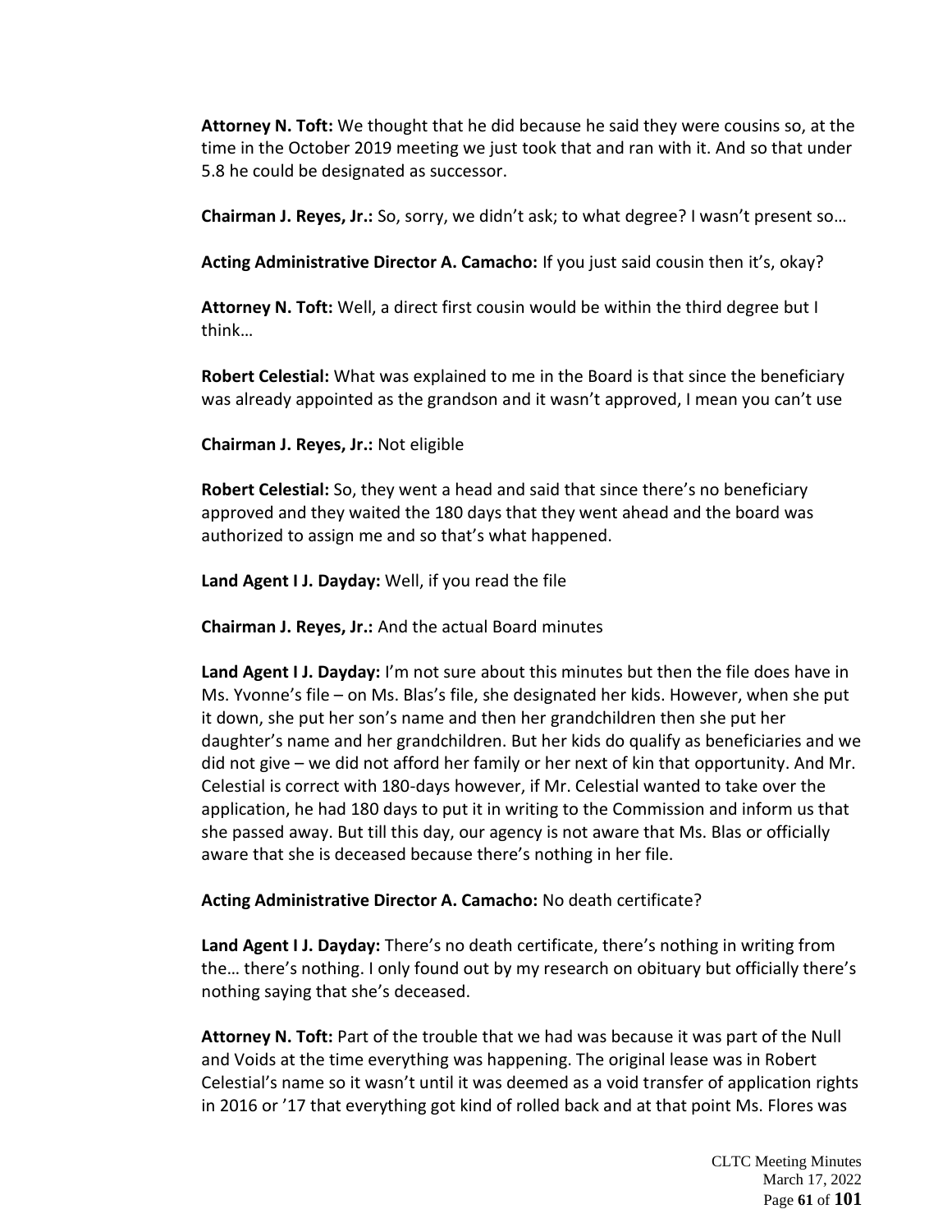**Attorney N. Toft:** We thought that he did because he said they were cousins so, at the time in the October 2019 meeting we just took that and ran with it. And so that under 5.8 he could be designated as successor.

**Chairman J. Reyes, Jr.:** So, sorry, we didn't ask; to what degree? I wasn't present so…

**Acting Administrative Director A. Camacho:** If you just said cousin then it's, okay?

**Attorney N. Toft:** Well, a direct first cousin would be within the third degree but I think…

**Robert Celestial:** What was explained to me in the Board is that since the beneficiary was already appointed as the grandson and it wasn't approved, I mean you can't use

**Chairman J. Reyes, Jr.:** Not eligible

**Robert Celestial:** So, they went a head and said that since there's no beneficiary approved and they waited the 180 days that they went ahead and the board was authorized to assign me and so that's what happened.

**Land Agent I J. Dayday:** Well, if you read the file

**Chairman J. Reyes, Jr.:** And the actual Board minutes

**Land Agent I J. Dayday:** I'm not sure about this minutes but then the file does have in Ms. Yvonne's file – on Ms. Blas's file, she designated her kids. However, when she put it down, she put her son's name and then her grandchildren then she put her daughter's name and her grandchildren. But her kids do qualify as beneficiaries and we did not give – we did not afford her family or her next of kin that opportunity. And Mr. Celestial is correct with 180-days however, if Mr. Celestial wanted to take over the application, he had 180 days to put it in writing to the Commission and inform us that she passed away. But till this day, our agency is not aware that Ms. Blas or officially aware that she is deceased because there's nothing in her file.

**Acting Administrative Director A. Camacho:** No death certificate?

**Land Agent I J. Dayday:** There's no death certificate, there's nothing in writing from the… there's nothing. I only found out by my research on obituary but officially there's nothing saying that she's deceased.

**Attorney N. Toft:** Part of the trouble that we had was because it was part of the Null and Voids at the time everything was happening. The original lease was in Robert Celestial's name so it wasn't until it was deemed as a void transfer of application rights in 2016 or '17 that everything got kind of rolled back and at that point Ms. Flores was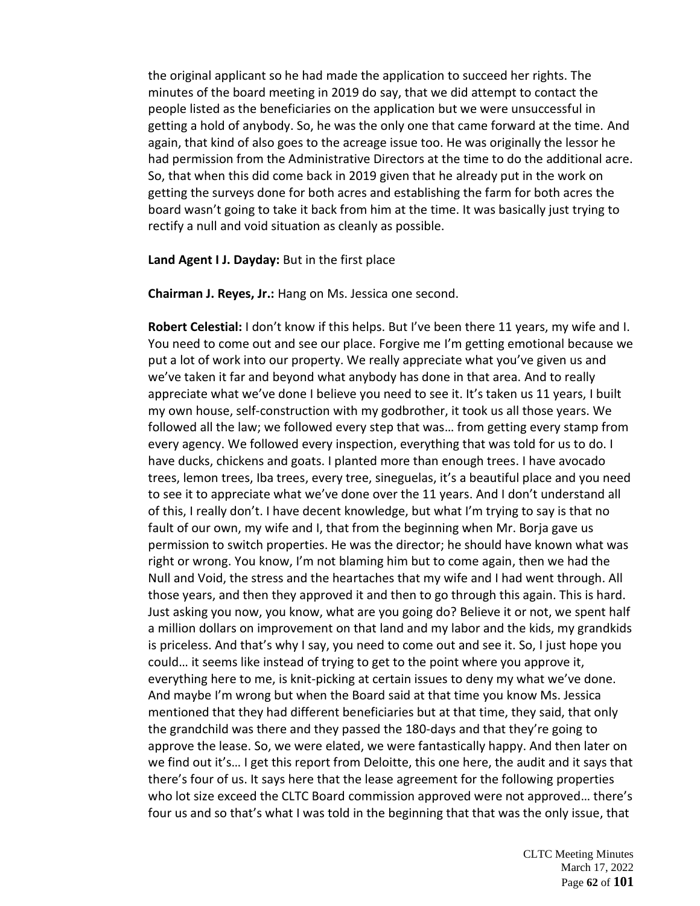the original applicant so he had made the application to succeed her rights. The minutes of the board meeting in 2019 do say, that we did attempt to contact the people listed as the beneficiaries on the application but we were unsuccessful in getting a hold of anybody. So, he was the only one that came forward at the time. And again, that kind of also goes to the acreage issue too. He was originally the lessor he had permission from the Administrative Directors at the time to do the additional acre. So, that when this did come back in 2019 given that he already put in the work on getting the surveys done for both acres and establishing the farm for both acres the board wasn't going to take it back from him at the time. It was basically just trying to rectify a null and void situation as cleanly as possible.

**Land Agent I J. Dayday:** But in the first place

**Chairman J. Reyes, Jr.:** Hang on Ms. Jessica one second.

**Robert Celestial:** I don't know if this helps. But I've been there 11 years, my wife and I. You need to come out and see our place. Forgive me I'm getting emotional because we put a lot of work into our property. We really appreciate what you've given us and we've taken it far and beyond what anybody has done in that area. And to really appreciate what we've done I believe you need to see it. It's taken us 11 years, I built my own house, self-construction with my godbrother, it took us all those years. We followed all the law; we followed every step that was… from getting every stamp from every agency. We followed every inspection, everything that was told for us to do. I have ducks, chickens and goats. I planted more than enough trees. I have avocado trees, lemon trees, Iba trees, every tree, sineguelas, it's a beautiful place and you need to see it to appreciate what we've done over the 11 years. And I don't understand all of this, I really don't. I have decent knowledge, but what I'm trying to say is that no fault of our own, my wife and I, that from the beginning when Mr. Borja gave us permission to switch properties. He was the director; he should have known what was right or wrong. You know, I'm not blaming him but to come again, then we had the Null and Void, the stress and the heartaches that my wife and I had went through. All those years, and then they approved it and then to go through this again. This is hard. Just asking you now, you know, what are you going do? Believe it or not, we spent half a million dollars on improvement on that land and my labor and the kids, my grandkids is priceless. And that's why I say, you need to come out and see it. So, I just hope you could… it seems like instead of trying to get to the point where you approve it, everything here to me, is knit-picking at certain issues to deny my what we've done. And maybe I'm wrong but when the Board said at that time you know Ms. Jessica mentioned that they had different beneficiaries but at that time, they said, that only the grandchild was there and they passed the 180-days and that they're going to approve the lease. So, we were elated, we were fantastically happy. And then later on we find out it's… I get this report from Deloitte, this one here, the audit and it says that there's four of us. It says here that the lease agreement for the following properties who lot size exceed the CLTC Board commission approved were not approved… there's four us and so that's what I was told in the beginning that that was the only issue, that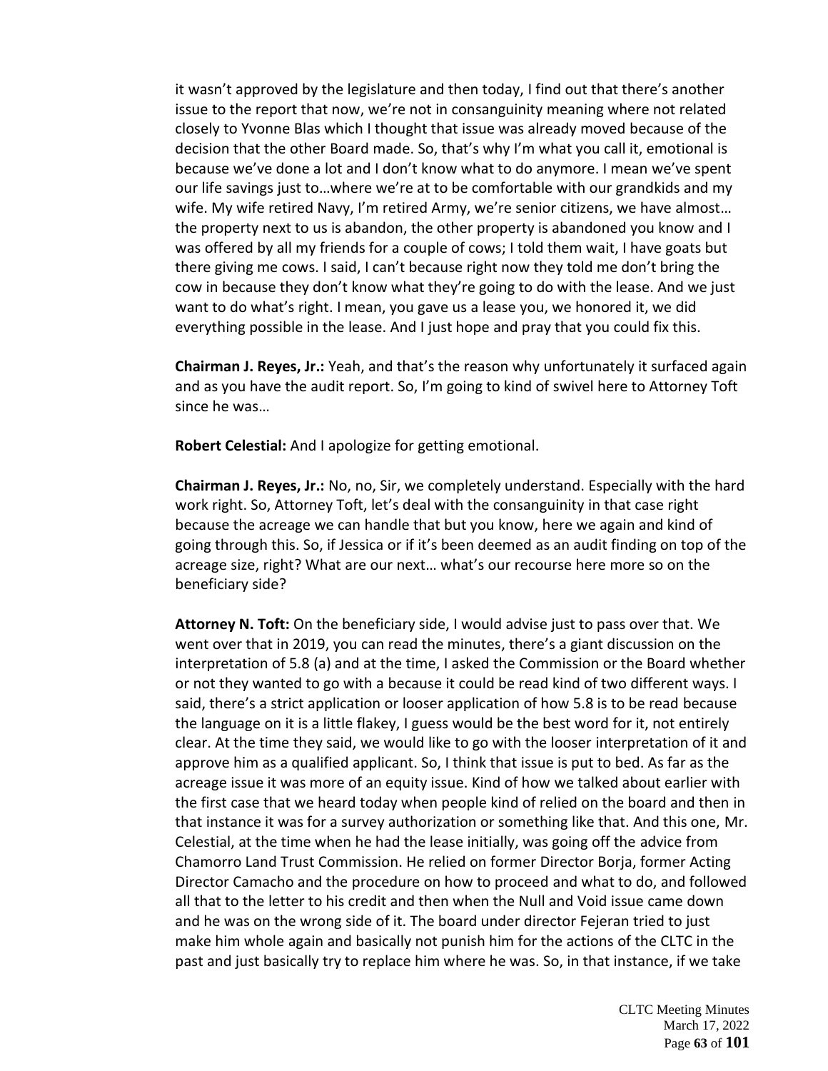it wasn't approved by the legislature and then today, I find out that there's another issue to the report that now, we're not in consanguinity meaning where not related closely to Yvonne Blas which I thought that issue was already moved because of the decision that the other Board made. So, that's why I'm what you call it, emotional is because we've done a lot and I don't know what to do anymore. I mean we've spent our life savings just to…where we're at to be comfortable with our grandkids and my wife. My wife retired Navy, I'm retired Army, we're senior citizens, we have almost… the property next to us is abandon, the other property is abandoned you know and I was offered by all my friends for a couple of cows; I told them wait, I have goats but there giving me cows. I said, I can't because right now they told me don't bring the cow in because they don't know what they're going to do with the lease. And we just want to do what's right. I mean, you gave us a lease you, we honored it, we did everything possible in the lease. And I just hope and pray that you could fix this.

**Chairman J. Reyes, Jr.:** Yeah, and that's the reason why unfortunately it surfaced again and as you have the audit report. So, I'm going to kind of swivel here to Attorney Toft since he was…

**Robert Celestial:** And I apologize for getting emotional.

**Chairman J. Reyes, Jr.:** No, no, Sir, we completely understand. Especially with the hard work right. So, Attorney Toft, let's deal with the consanguinity in that case right because the acreage we can handle that but you know, here we again and kind of going through this. So, if Jessica or if it's been deemed as an audit finding on top of the acreage size, right? What are our next… what's our recourse here more so on the beneficiary side?

**Attorney N. Toft:** On the beneficiary side, I would advise just to pass over that. We went over that in 2019, you can read the minutes, there's a giant discussion on the interpretation of 5.8 (a) and at the time, I asked the Commission or the Board whether or not they wanted to go with a because it could be read kind of two different ways. I said, there's a strict application or looser application of how 5.8 is to be read because the language on it is a little flakey, I guess would be the best word for it, not entirely clear. At the time they said, we would like to go with the looser interpretation of it and approve him as a qualified applicant. So, I think that issue is put to bed. As far as the acreage issue it was more of an equity issue. Kind of how we talked about earlier with the first case that we heard today when people kind of relied on the board and then in that instance it was for a survey authorization or something like that. And this one, Mr. Celestial, at the time when he had the lease initially, was going off the advice from Chamorro Land Trust Commission. He relied on former Director Borja, former Acting Director Camacho and the procedure on how to proceed and what to do, and followed all that to the letter to his credit and then when the Null and Void issue came down and he was on the wrong side of it. The board under director Fejeran tried to just make him whole again and basically not punish him for the actions of the CLTC in the past and just basically try to replace him where he was. So, in that instance, if we take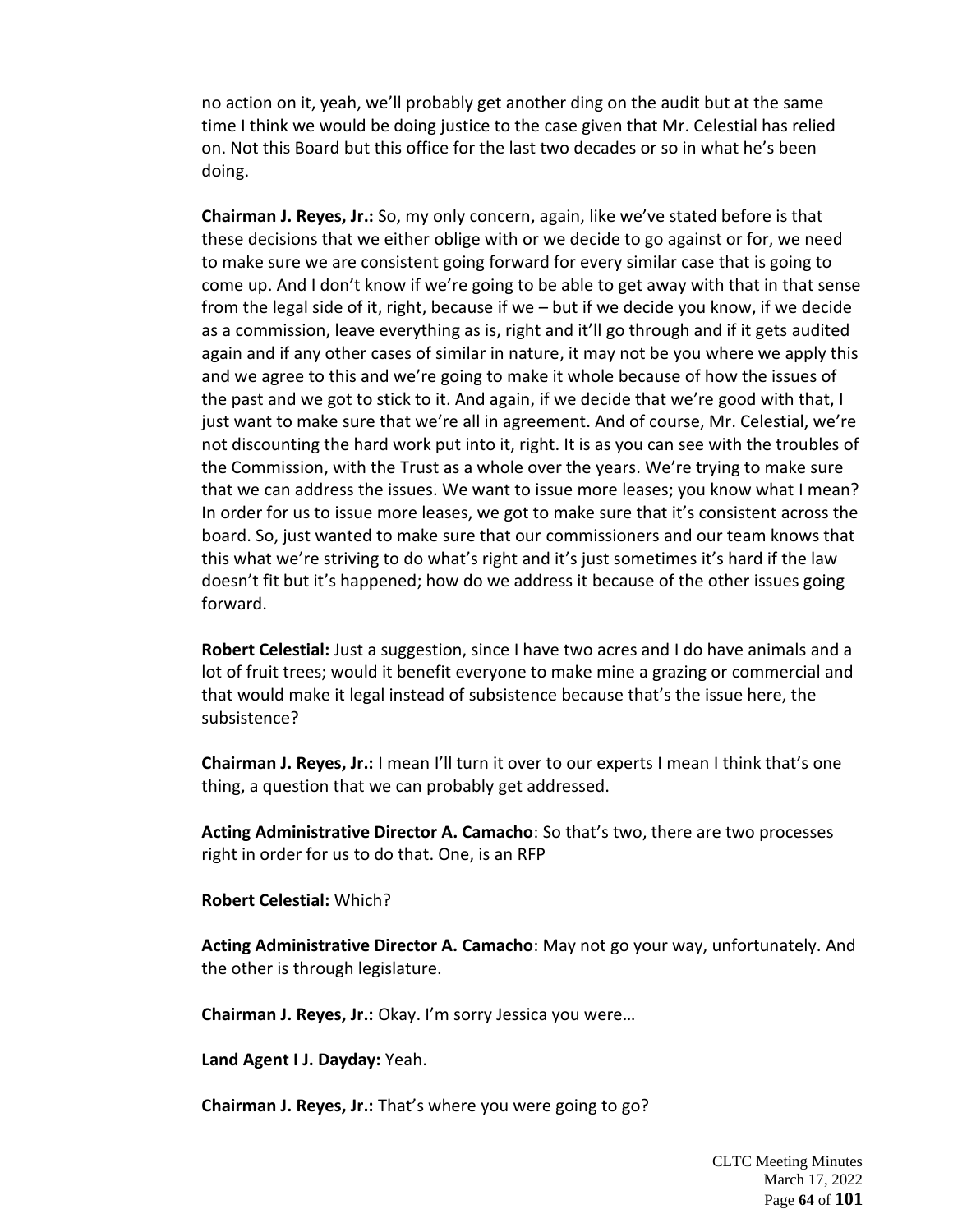no action on it, yeah, we'll probably get another ding on the audit but at the same time I think we would be doing justice to the case given that Mr. Celestial has relied on. Not this Board but this office for the last two decades or so in what he's been doing.

**Chairman J. Reyes, Jr.:** So, my only concern, again, like we've stated before is that these decisions that we either oblige with or we decide to go against or for, we need to make sure we are consistent going forward for every similar case that is going to come up. And I don't know if we're going to be able to get away with that in that sense from the legal side of it, right, because if we – but if we decide you know, if we decide as a commission, leave everything as is, right and it'll go through and if it gets audited again and if any other cases of similar in nature, it may not be you where we apply this and we agree to this and we're going to make it whole because of how the issues of the past and we got to stick to it. And again, if we decide that we're good with that, I just want to make sure that we're all in agreement. And of course, Mr. Celestial, we're not discounting the hard work put into it, right. It is as you can see with the troubles of the Commission, with the Trust as a whole over the years. We're trying to make sure that we can address the issues. We want to issue more leases; you know what I mean? In order for us to issue more leases, we got to make sure that it's consistent across the board. So, just wanted to make sure that our commissioners and our team knows that this what we're striving to do what's right and it's just sometimes it's hard if the law doesn't fit but it's happened; how do we address it because of the other issues going forward.

**Robert Celestial:** Just a suggestion, since I have two acres and I do have animals and a lot of fruit trees; would it benefit everyone to make mine a grazing or commercial and that would make it legal instead of subsistence because that's the issue here, the subsistence?

**Chairman J. Reyes, Jr.:** I mean I'll turn it over to our experts I mean I think that's one thing, a question that we can probably get addressed.

**Acting Administrative Director A. Camacho**: So that's two, there are two processes right in order for us to do that. One, is an RFP

**Robert Celestial:** Which?

**Acting Administrative Director A. Camacho**: May not go your way, unfortunately. And the other is through legislature.

**Chairman J. Reyes, Jr.:** Okay. I'm sorry Jessica you were…

**Land Agent I J. Dayday:** Yeah.

**Chairman J. Reyes, Jr.:** That's where you were going to go?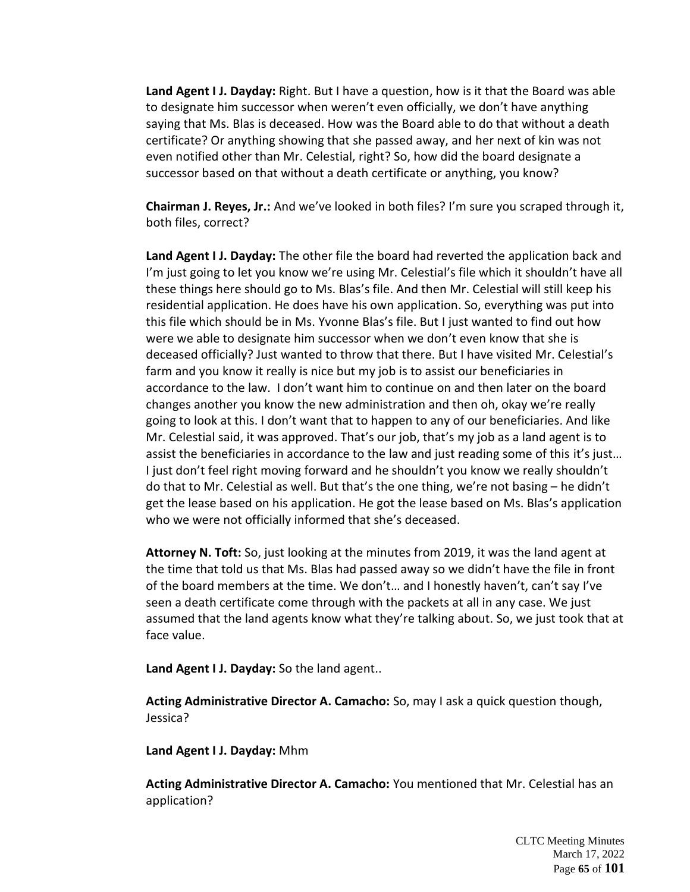**Land Agent I J. Dayday:** Right. But I have a question, how is it that the Board was able to designate him successor when weren't even officially, we don't have anything saying that Ms. Blas is deceased. How was the Board able to do that without a death certificate? Or anything showing that she passed away, and her next of kin was not even notified other than Mr. Celestial, right? So, how did the board designate a successor based on that without a death certificate or anything, you know?

**Chairman J. Reyes, Jr.:** And we've looked in both files? I'm sure you scraped through it, both files, correct?

**Land Agent I J. Dayday:** The other file the board had reverted the application back and I'm just going to let you know we're using Mr. Celestial's file which it shouldn't have all these things here should go to Ms. Blas's file. And then Mr. Celestial will still keep his residential application. He does have his own application. So, everything was put into this file which should be in Ms. Yvonne Blas's file. But I just wanted to find out how were we able to designate him successor when we don't even know that she is deceased officially? Just wanted to throw that there. But I have visited Mr. Celestial's farm and you know it really is nice but my job is to assist our beneficiaries in accordance to the law. I don't want him to continue on and then later on the board changes another you know the new administration and then oh, okay we're really going to look at this. I don't want that to happen to any of our beneficiaries. And like Mr. Celestial said, it was approved. That's our job, that's my job as a land agent is to assist the beneficiaries in accordance to the law and just reading some of this it's just… I just don't feel right moving forward and he shouldn't you know we really shouldn't do that to Mr. Celestial as well. But that's the one thing, we're not basing – he didn't get the lease based on his application. He got the lease based on Ms. Blas's application who we were not officially informed that she's deceased.

**Attorney N. Toft:** So, just looking at the minutes from 2019, it was the land agent at the time that told us that Ms. Blas had passed away so we didn't have the file in front of the board members at the time. We don't… and I honestly haven't, can't say I've seen a death certificate come through with the packets at all in any case. We just assumed that the land agents know what they're talking about. So, we just took that at face value.

**Land Agent I J. Dayday:** So the land agent..

**Acting Administrative Director A. Camacho:** So, may I ask a quick question though, Jessica?

**Land Agent I J. Dayday:** Mhm

**Acting Administrative Director A. Camacho:** You mentioned that Mr. Celestial has an application?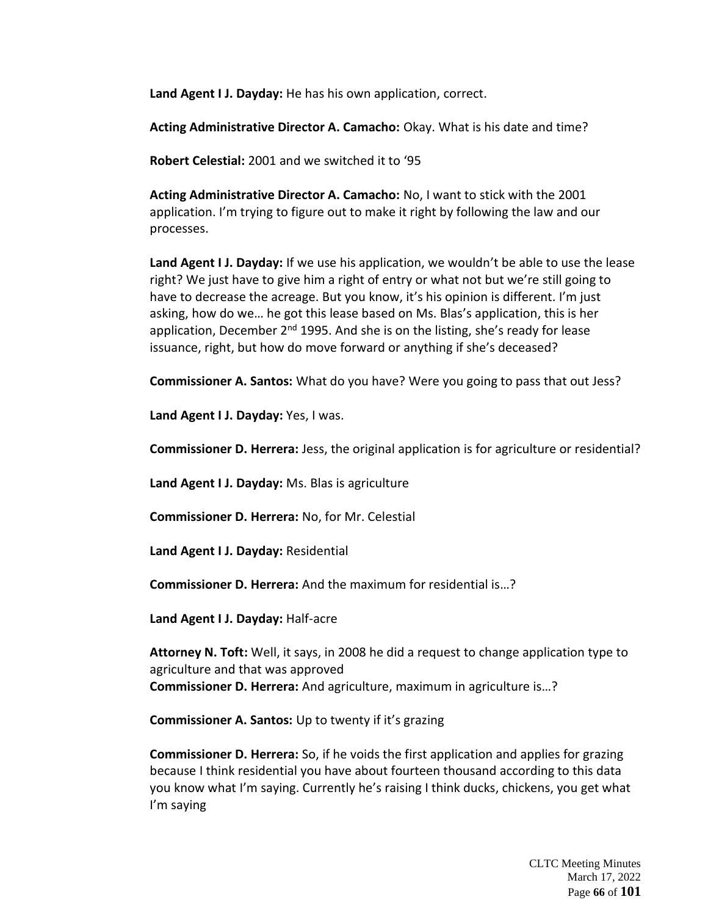**Land Agent I J. Dayday:** He has his own application, correct.

**Acting Administrative Director A. Camacho:** Okay. What is his date and time?

**Robert Celestial:** 2001 and we switched it to '95

**Acting Administrative Director A. Camacho:** No, I want to stick with the 2001 application. I'm trying to figure out to make it right by following the law and our processes.

**Land Agent I J. Dayday:** If we use his application, we wouldn't be able to use the lease right? We just have to give him a right of entry or what not but we're still going to have to decrease the acreage. But you know, it's his opinion is different. I'm just asking, how do we… he got this lease based on Ms. Blas's application, this is her application, December 2nd 1995. And she is on the listing, she's ready for lease issuance, right, but how do move forward or anything if she's deceased?

**Commissioner A. Santos:** What do you have? Were you going to pass that out Jess?

**Land Agent I J. Dayday:** Yes, I was.

**Commissioner D. Herrera:** Jess, the original application is for agriculture or residential?

**Land Agent I J. Dayday:** Ms. Blas is agriculture

**Commissioner D. Herrera:** No, for Mr. Celestial

**Land Agent I J. Dayday:** Residential

**Commissioner D. Herrera:** And the maximum for residential is…?

**Land Agent I J. Dayday:** Half-acre

**Attorney N. Toft:** Well, it says, in 2008 he did a request to change application type to agriculture and that was approved

**Commissioner D. Herrera:** And agriculture, maximum in agriculture is…?

**Commissioner A. Santos:** Up to twenty if it's grazing

**Commissioner D. Herrera:** So, if he voids the first application and applies for grazing because I think residential you have about fourteen thousand according to this data you know what I'm saying. Currently he's raising I think ducks, chickens, you get what I'm saying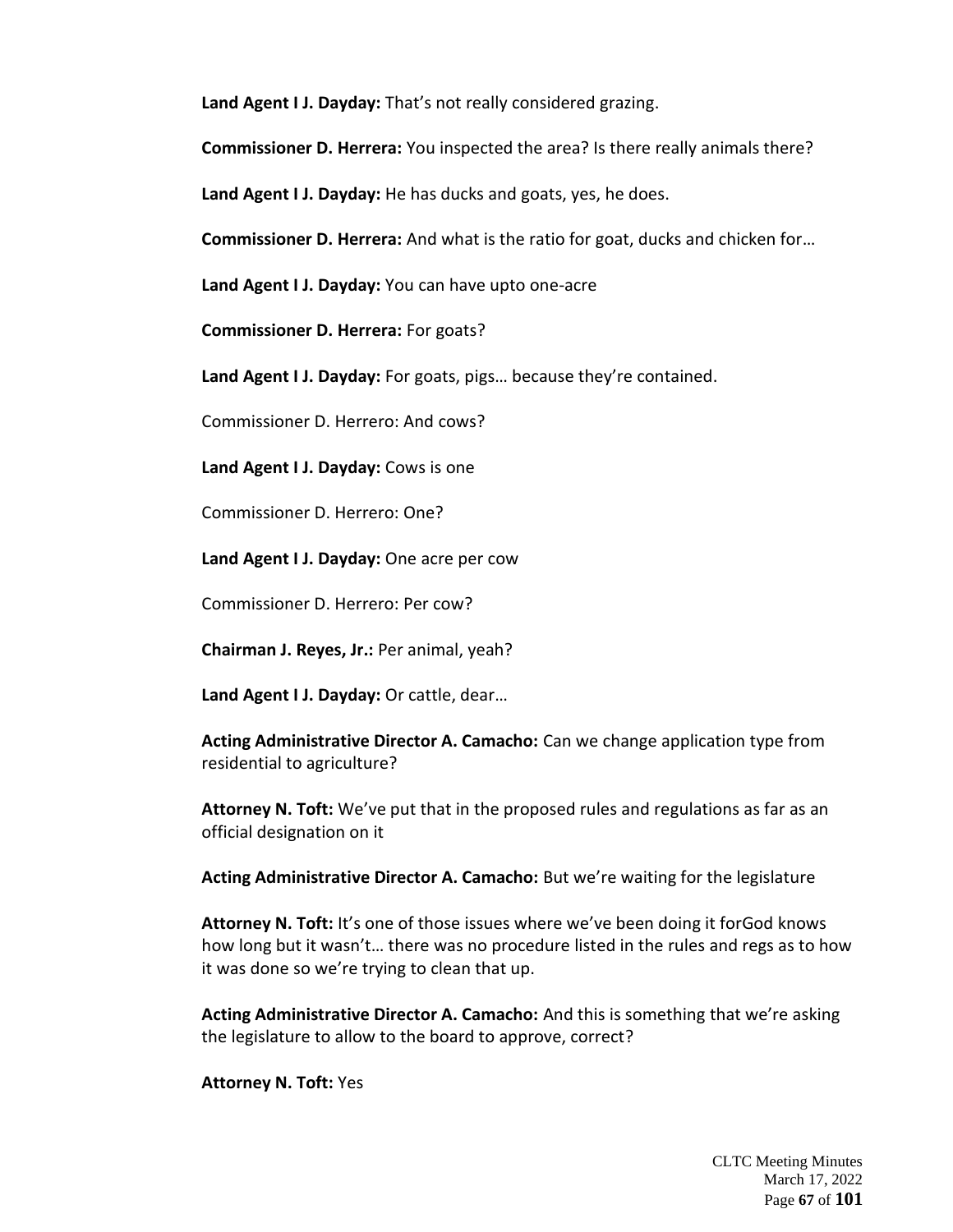**Land Agent I J. Dayday:** That's not really considered grazing.

**Commissioner D. Herrera:** You inspected the area? Is there really animals there?

**Land Agent I J. Dayday:** He has ducks and goats, yes, he does.

**Commissioner D. Herrera:** And what is the ratio for goat, ducks and chicken for…

**Land Agent I J. Dayday:** You can have upto one-acre

**Commissioner D. Herrera:** For goats?

**Land Agent I J. Dayday:** For goats, pigs… because they're contained.

Commissioner D. Herrero: And cows?

**Land Agent I J. Dayday:** Cows is one

Commissioner D. Herrero: One?

**Land Agent I J. Dayday:** One acre per cow

Commissioner D. Herrero: Per cow?

**Chairman J. Reyes, Jr.:** Per animal, yeah?

**Land Agent I J. Dayday:** Or cattle, dear…

**Acting Administrative Director A. Camacho:** Can we change application type from residential to agriculture?

**Attorney N. Toft:** We've put that in the proposed rules and regulations as far as an official designation on it

**Acting Administrative Director A. Camacho:** But we're waiting for the legislature

**Attorney N. Toft:** It's one of those issues where we've been doing it forGod knows how long but it wasn't… there was no procedure listed in the rules and regs as to how it was done so we're trying to clean that up.

**Acting Administrative Director A. Camacho:** And this is something that we're asking the legislature to allow to the board to approve, correct?

**Attorney N. Toft:** Yes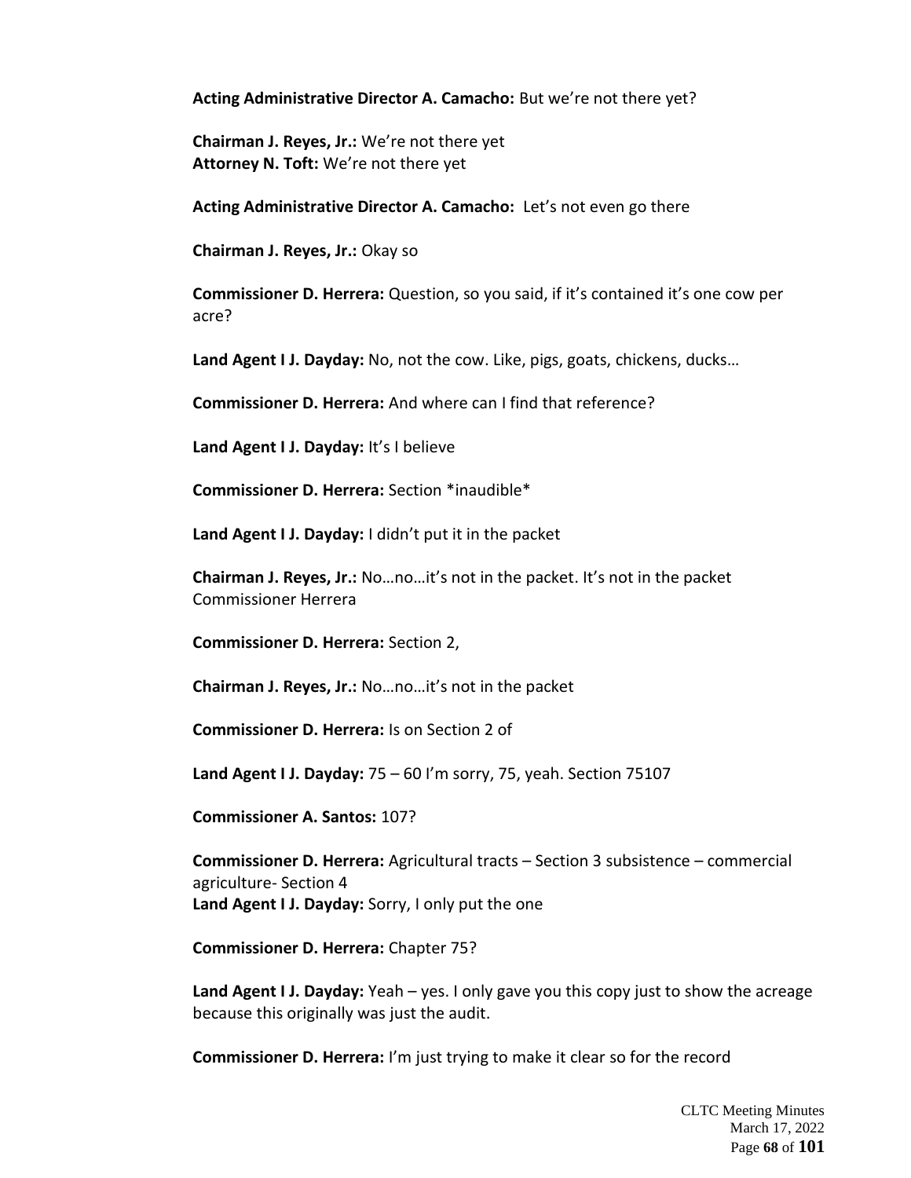**Acting Administrative Director A. Camacho:** But we're not there yet?

**Chairman J. Reyes, Jr.:** We're not there yet
**Attorney N. Toft:** We're not there yet

**Acting Administrative Director A. Camacho:** Let's not even go there

**Chairman J. Reyes, Jr.:** Okay so

**Commissioner D. Herrera:** Question, so you said, if it's contained it's one cow per acre?

**Land Agent I J. Dayday:** No, not the cow. Like, pigs, goats, chickens, ducks…

**Commissioner D. Herrera:** And where can I find that reference?

**Land Agent I J. Dayday:** It's I believe

**Commissioner D. Herrera:** Section *inaudible*

**Land Agent I J. Dayday:** I didn't put it in the packet

**Chairman J. Reyes, Jr.:** No…no…it's not in the packet. It's not in the packet Commissioner Herrera

**Commissioner D. Herrera:** Section 2,

**Chairman J. Reyes, Jr.:** No…no…it's not in the packet

**Commissioner D. Herrera:** Is on Section 2 of

**Land Agent I J. Dayday:** 75 – 60 I'm sorry, 75, yeah. Section 75107

**Commissioner A. Santos:** 107?

**Commissioner D. Herrera:** Agricultural tracts – Section 3 subsistence – commercial agriculture- Section 4
**Land Agent I J. Dayday:** Sorry, I only put the one

**Commissioner D. Herrera:** Chapter 75?

**Land Agent I J. Dayday:** Yeah – yes. I only gave you this copy just to show the acreage because this originally was just the audit.

**Commissioner D. Herrera:** I'm just trying to make it clear so for the record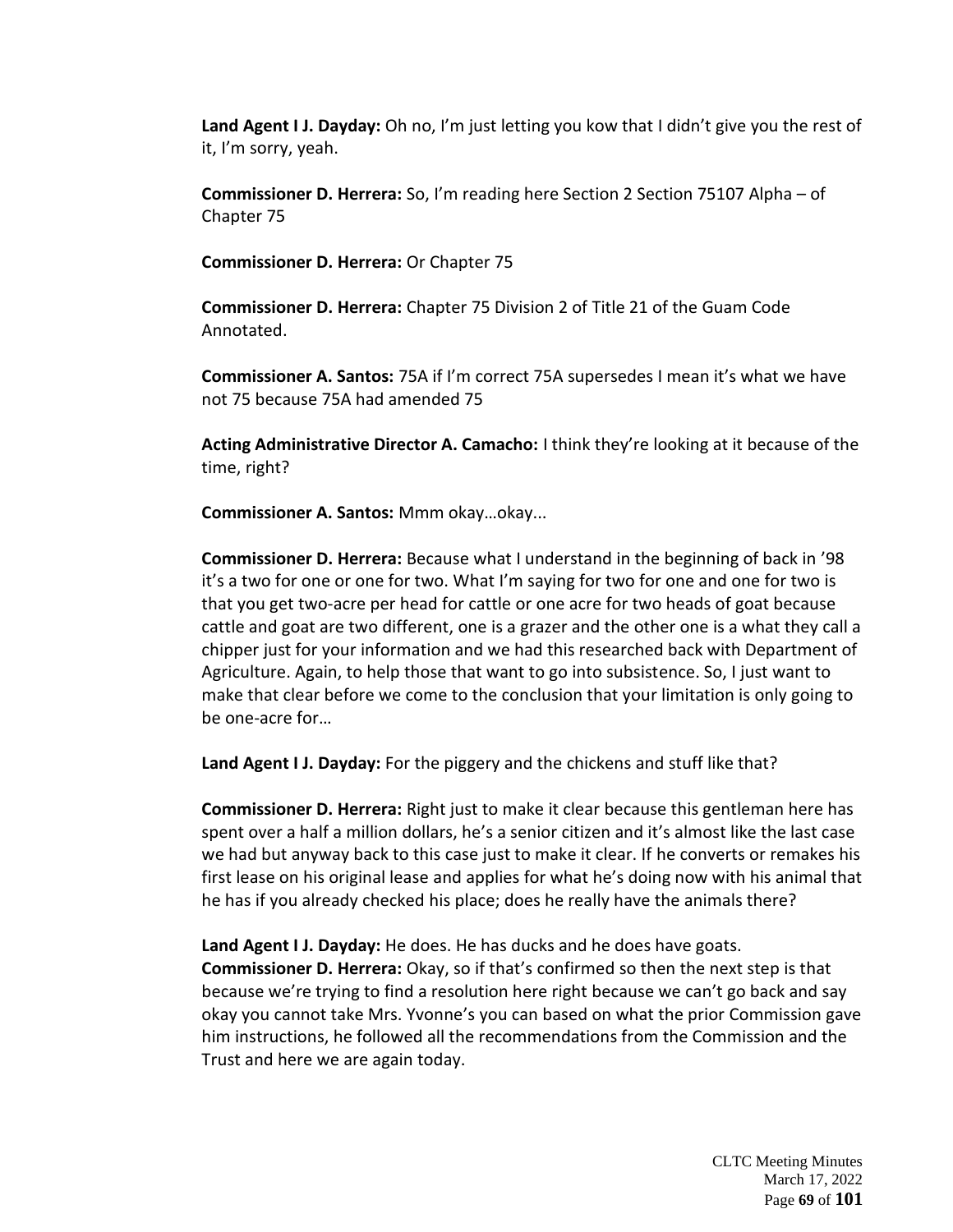**Land Agent I J. Dayday:** Oh no, I'm just letting you kow that I didn't give you the rest of it, I'm sorry, yeah.

**Commissioner D. Herrera:** So, I'm reading here Section 2 Section 75107 Alpha – of Chapter 75

**Commissioner D. Herrera:** Or Chapter 75

**Commissioner D. Herrera:** Chapter 75 Division 2 of Title 21 of the Guam Code Annotated.

**Commissioner A. Santos:** 75A if I'm correct 75A supersedes I mean it's what we have not 75 because 75A had amended 75

**Acting Administrative Director A. Camacho:** I think they're looking at it because of the time, right?

**Commissioner A. Santos:** Mmm okay…okay...

**Commissioner D. Herrera:** Because what I understand in the beginning of back in '98 it's a two for one or one for two. What I'm saying for two for one and one for two is that you get two-acre per head for cattle or one acre for two heads of goat because cattle and goat are two different, one is a grazer and the other one is a what they call a chipper just for your information and we had this researched back with Department of Agriculture. Again, to help those that want to go into subsistence. So, I just want to make that clear before we come to the conclusion that your limitation is only going to be one-acre for…

**Land Agent I J. Dayday:** For the piggery and the chickens and stuff like that?

**Commissioner D. Herrera:** Right just to make it clear because this gentleman here has spent over a half a million dollars, he's a senior citizen and it's almost like the last case we had but anyway back to this case just to make it clear. If he converts or remakes his first lease on his original lease and applies for what he's doing now with his animal that he has if you already checked his place; does he really have the animals there?

**Land Agent I J. Dayday:** He does. He has ducks and he does have goats.

**Commissioner D. Herrera:** Okay, so if that's confirmed so then the next step is that because we're trying to find a resolution here right because we can't go back and say okay you cannot take Mrs. Yvonne's you can based on what the prior Commission gave him instructions, he followed all the recommendations from the Commission and the Trust and here we are again today.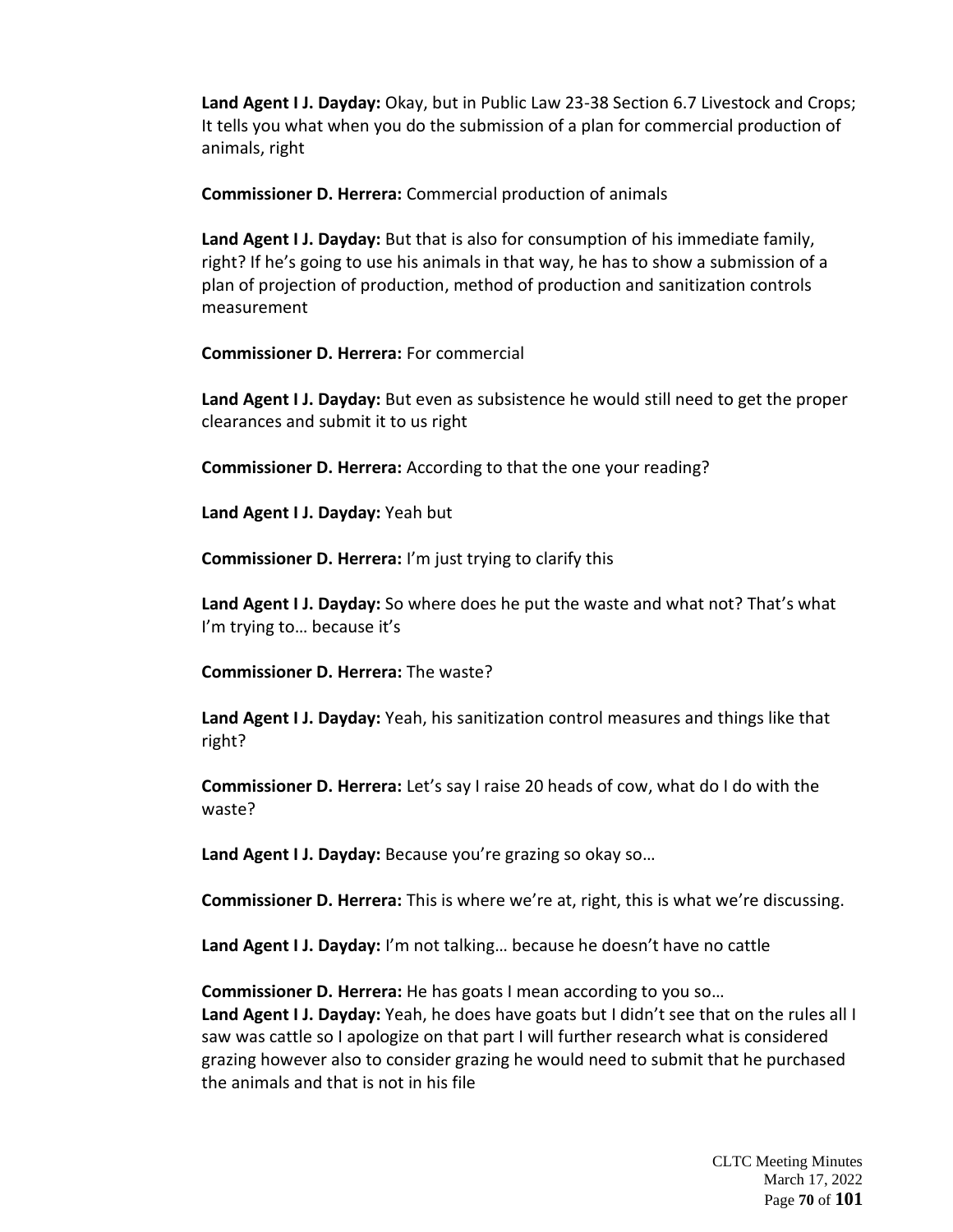**Land Agent I J. Dayday:** Okay, but in Public Law 23-38 Section 6.7 Livestock and Crops; It tells you what when you do the submission of a plan for commercial production of animals, right

**Commissioner D. Herrera:** Commercial production of animals

**Land Agent I J. Dayday:** But that is also for consumption of his immediate family, right? If he's going to use his animals in that way, he has to show a submission of a plan of projection of production, method of production and sanitization controls measurement

**Commissioner D. Herrera:** For commercial

**Land Agent I J. Dayday:** But even as subsistence he would still need to get the proper clearances and submit it to us right

**Commissioner D. Herrera:** According to that the one your reading?

**Land Agent I J. Dayday:** Yeah but

**Commissioner D. Herrera:** I'm just trying to clarify this

**Land Agent I J. Dayday:** So where does he put the waste and what not? That's what I'm trying to… because it's

**Commissioner D. Herrera:** The waste?

**Land Agent I J. Dayday:** Yeah, his sanitization control measures and things like that right?

**Commissioner D. Herrera:** Let's say I raise 20 heads of cow, what do I do with the waste?

**Land Agent I J. Dayday:** Because you're grazing so okay so…

**Commissioner D. Herrera:** This is where we're at, right, this is what we're discussing.

**Land Agent I J. Dayday:** I'm not talking… because he doesn't have no cattle

**Commissioner D. Herrera:** He has goats I mean according to you so…

**Land Agent I J. Dayday:** Yeah, he does have goats but I didn't see that on the rules all I saw was cattle so I apologize on that part I will further research what is considered grazing however also to consider grazing he would need to submit that he purchased the animals and that is not in his file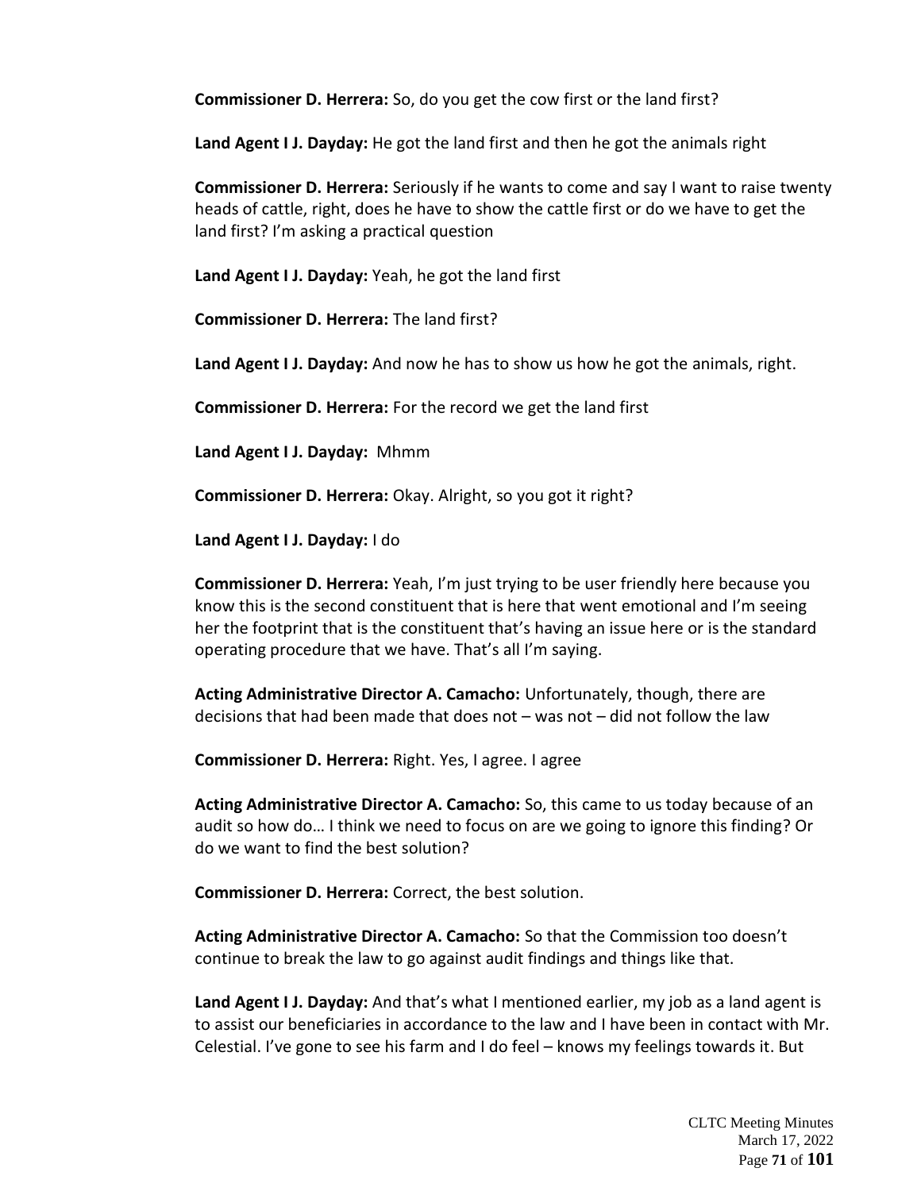**Commissioner D. Herrera:** So, do you get the cow first or the land first?

**Land Agent I J. Dayday:** He got the land first and then he got the animals right

**Commissioner D. Herrera:** Seriously if he wants to come and say I want to raise twenty heads of cattle, right, does he have to show the cattle first or do we have to get the land first? I'm asking a practical question

**Land Agent I J. Dayday:** Yeah, he got the land first

**Commissioner D. Herrera:** The land first?

**Land Agent I J. Dayday:** And now he has to show us how he got the animals, right.

**Commissioner D. Herrera:** For the record we get the land first

**Land Agent I J. Dayday:** Mhmm

**Commissioner D. Herrera:** Okay. Alright, so you got it right?

**Land Agent I J. Dayday:** I do

**Commissioner D. Herrera:** Yeah, I'm just trying to be user friendly here because you know this is the second constituent that is here that went emotional and I'm seeing her the footprint that is the constituent that's having an issue here or is the standard operating procedure that we have. That's all I'm saying.

**Acting Administrative Director A. Camacho:** Unfortunately, though, there are decisions that had been made that does not – was not – did not follow the law

**Commissioner D. Herrera:** Right. Yes, I agree. I agree

**Acting Administrative Director A. Camacho:** So, this came to us today because of an audit so how do… I think we need to focus on are we going to ignore this finding? Or do we want to find the best solution?

**Commissioner D. Herrera:** Correct, the best solution.

**Acting Administrative Director A. Camacho:** So that the Commission too doesn't continue to break the law to go against audit findings and things like that.

**Land Agent I J. Dayday:** And that's what I mentioned earlier, my job as a land agent is to assist our beneficiaries in accordance to the law and I have been in contact with Mr. Celestial. I've gone to see his farm and I do feel – knows my feelings towards it. But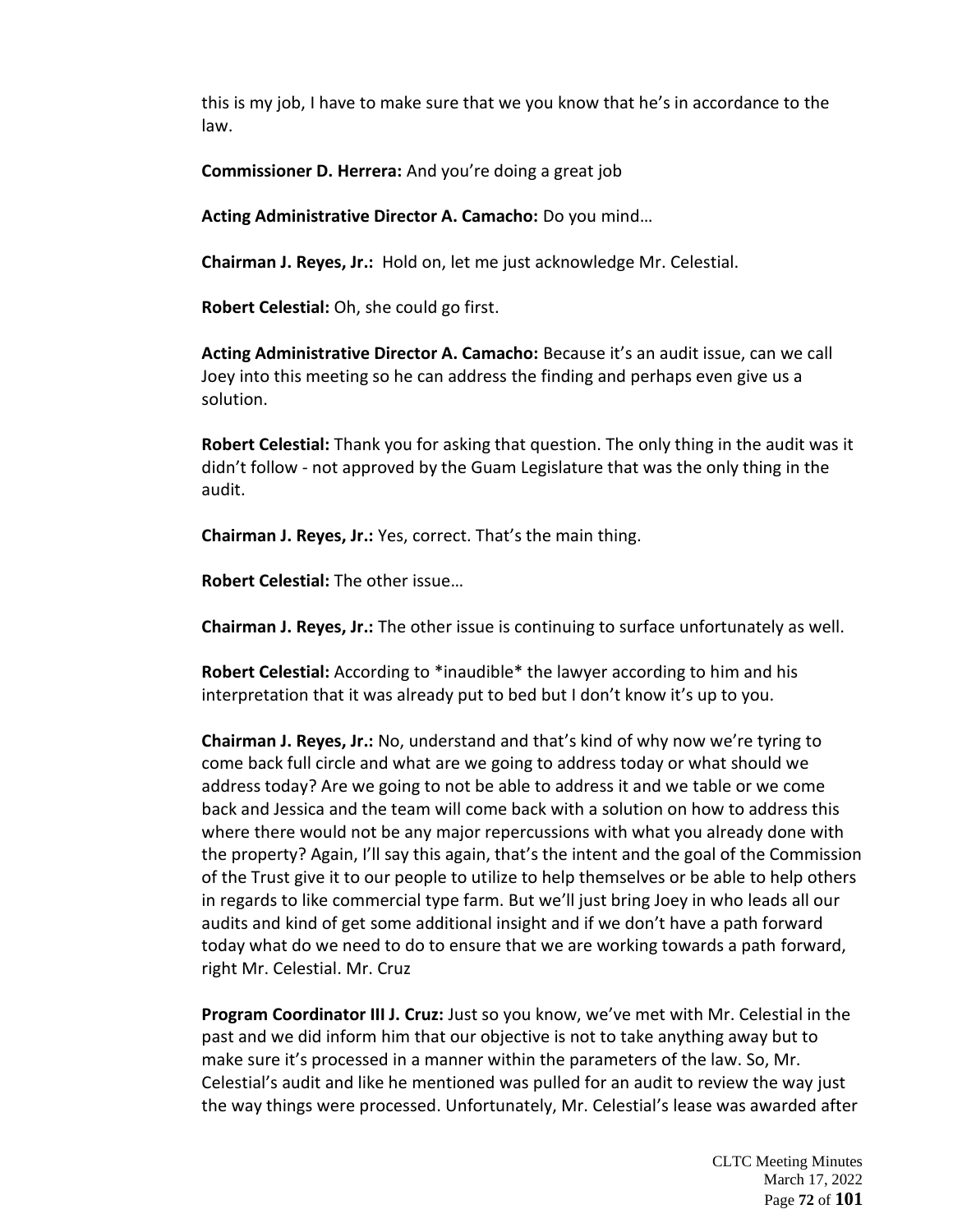this is my job, I have to make sure that we you know that he's in accordance to the law.

**Commissioner D. Herrera:** And you're doing a great job

**Acting Administrative Director A. Camacho:** Do you mind…

**Chairman J. Reyes, Jr.:** Hold on, let me just acknowledge Mr. Celestial.

**Robert Celestial:** Oh, she could go first.

**Acting Administrative Director A. Camacho:** Because it's an audit issue, can we call Joey into this meeting so he can address the finding and perhaps even give us a solution.

**Robert Celestial:** Thank you for asking that question. The only thing in the audit was it didn't follow - not approved by the Guam Legislature that was the only thing in the audit.

**Chairman J. Reyes, Jr.:** Yes, correct. That's the main thing.

**Robert Celestial:** The other issue…

**Chairman J. Reyes, Jr.:** The other issue is continuing to surface unfortunately as well.

**Robert Celestial:** According to *inaudible* the lawyer according to him and his interpretation that it was already put to bed but I don't know it's up to you.

**Chairman J. Reyes, Jr.:** No, understand and that's kind of why now we're tyring to come back full circle and what are we going to address today or what should we address today? Are we going to not be able to address it and we table or we come back and Jessica and the team will come back with a solution on how to address this where there would not be any major repercussions with what you already done with the property? Again, I'll say this again, that's the intent and the goal of the Commission of the Trust give it to our people to utilize to help themselves or be able to help others in regards to like commercial type farm. But we'll just bring Joey in who leads all our audits and kind of get some additional insight and if we don't have a path forward today what do we need to do to ensure that we are working towards a path forward, right Mr. Celestial. Mr. Cruz

**Program Coordinator III J. Cruz:** Just so you know, we've met with Mr. Celestial in the past and we did inform him that our objective is not to take anything away but to make sure it's processed in a manner within the parameters of the law. So, Mr. Celestial's audit and like he mentioned was pulled for an audit to review the way just the way things were processed. Unfortunately, Mr. Celestial's lease was awarded after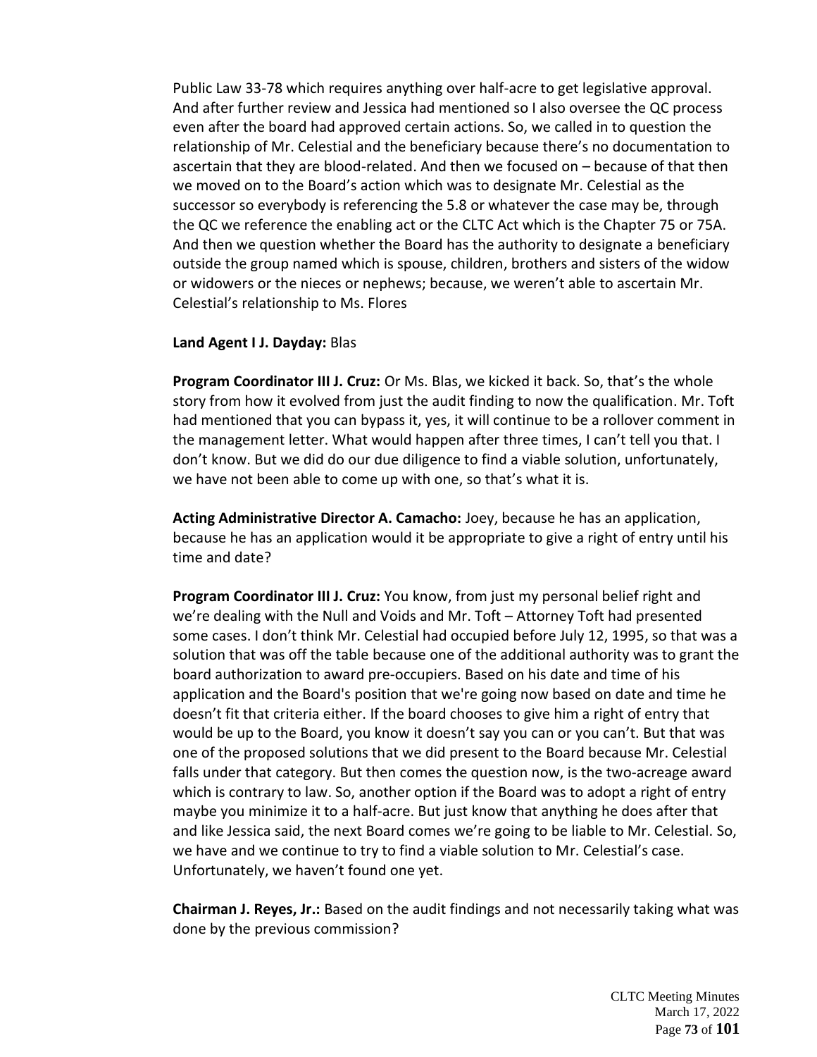Public Law 33-78 which requires anything over half-acre to get legislative approval. And after further review and Jessica had mentioned so I also oversee the QC process even after the board had approved certain actions. So, we called in to question the relationship of Mr. Celestial and the beneficiary because there's no documentation to ascertain that they are blood-related. And then we focused on – because of that then we moved on to the Board's action which was to designate Mr. Celestial as the successor so everybody is referencing the 5.8 or whatever the case may be, through the QC we reference the enabling act or the CLTC Act which is the Chapter 75 or 75A. And then we question whether the Board has the authority to designate a beneficiary outside the group named which is spouse, children, brothers and sisters of the widow or widowers or the nieces or nephews; because, we weren't able to ascertain Mr. Celestial's relationship to Ms. Flores

**Land Agent I J. Dayday:** Blas

**Program Coordinator III J. Cruz:** Or Ms. Blas, we kicked it back. So, that's the whole story from how it evolved from just the audit finding to now the qualification. Mr. Toft had mentioned that you can bypass it, yes, it will continue to be a rollover comment in the management letter. What would happen after three times, I can't tell you that. I don't know. But we did do our due diligence to find a viable solution, unfortunately, we have not been able to come up with one, so that's what it is.

**Acting Administrative Director A. Camacho:** Joey, because he has an application, because he has an application would it be appropriate to give a right of entry until his time and date?

**Program Coordinator III J. Cruz:** You know, from just my personal belief right and we're dealing with the Null and Voids and Mr. Toft – Attorney Toft had presented some cases. I don't think Mr. Celestial had occupied before July 12, 1995, so that was a solution that was off the table because one of the additional authority was to grant the board authorization to award pre-occupiers. Based on his date and time of his application and the Board's position that we're going now based on date and time he doesn't fit that criteria either. If the board chooses to give him a right of entry that would be up to the Board, you know it doesn't say you can or you can't. But that was one of the proposed solutions that we did present to the Board because Mr. Celestial falls under that category. But then comes the question now, is the two-acreage award which is contrary to law. So, another option if the Board was to adopt a right of entry maybe you minimize it to a half-acre. But just know that anything he does after that and like Jessica said, the next Board comes we're going to be liable to Mr. Celestial. So, we have and we continue to try to find a viable solution to Mr. Celestial's case. Unfortunately, we haven't found one yet.

**Chairman J. Reyes, Jr.:** Based on the audit findings and not necessarily taking what was done by the previous commission?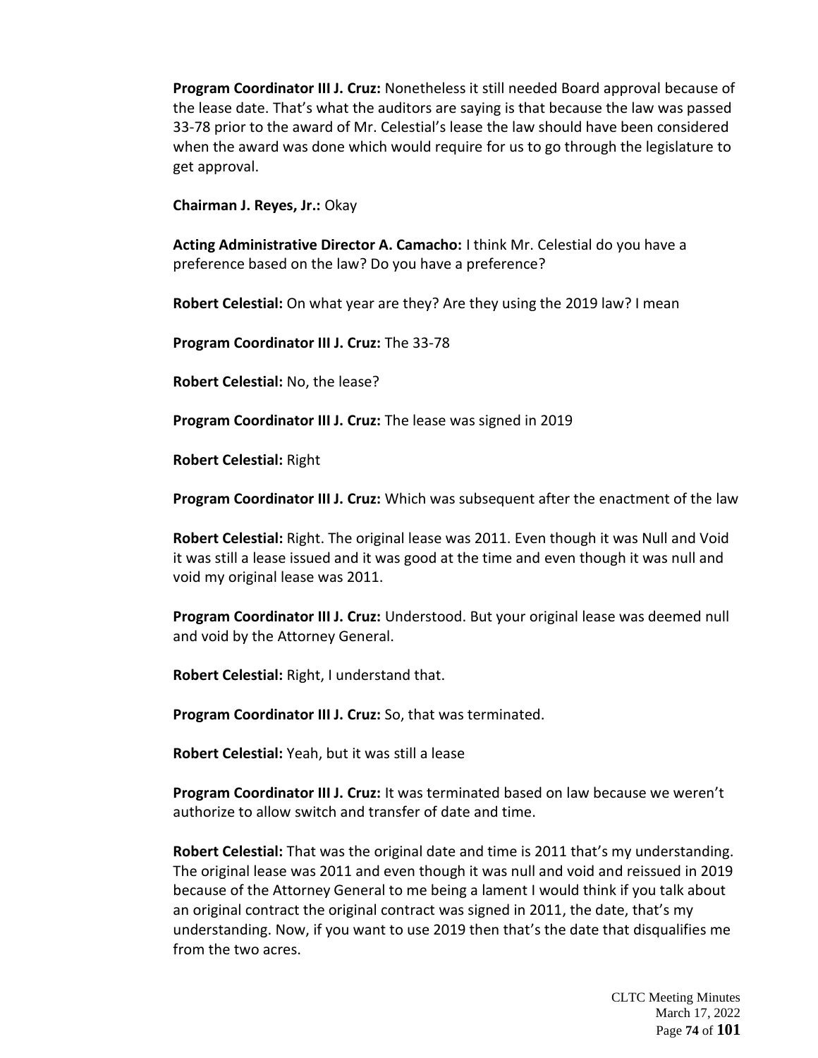**Program Coordinator III J. Cruz:** Nonetheless it still needed Board approval because of the lease date. That's what the auditors are saying is that because the law was passed 33-78 prior to the award of Mr. Celestial's lease the law should have been considered when the award was done which would require for us to go through the legislature to get approval.

**Chairman J. Reyes, Jr.:** Okay

**Acting Administrative Director A. Camacho:** I think Mr. Celestial do you have a preference based on the law? Do you have a preference?

**Robert Celestial:** On what year are they? Are they using the 2019 law? I mean

**Program Coordinator III J. Cruz:** The 33-78

**Robert Celestial:** No, the lease?

**Program Coordinator III J. Cruz:** The lease was signed in 2019

**Robert Celestial:** Right

**Program Coordinator III J. Cruz:** Which was subsequent after the enactment of the law

**Robert Celestial:** Right. The original lease was 2011. Even though it was Null and Void it was still a lease issued and it was good at the time and even though it was null and void my original lease was 2011.

**Program Coordinator III J. Cruz:** Understood. But your original lease was deemed null and void by the Attorney General.

**Robert Celestial:** Right, I understand that.

**Program Coordinator III J. Cruz:** So, that was terminated.

**Robert Celestial:** Yeah, but it was still a lease

**Program Coordinator III J. Cruz:** It was terminated based on law because we weren't authorize to allow switch and transfer of date and time.

**Robert Celestial:** That was the original date and time is 2011 that's my understanding. The original lease was 2011 and even though it was null and void and reissued in 2019 because of the Attorney General to me being a lament I would think if you talk about an original contract the original contract was signed in 2011, the date, that's my understanding. Now, if you want to use 2019 then that's the date that disqualifies me from the two acres.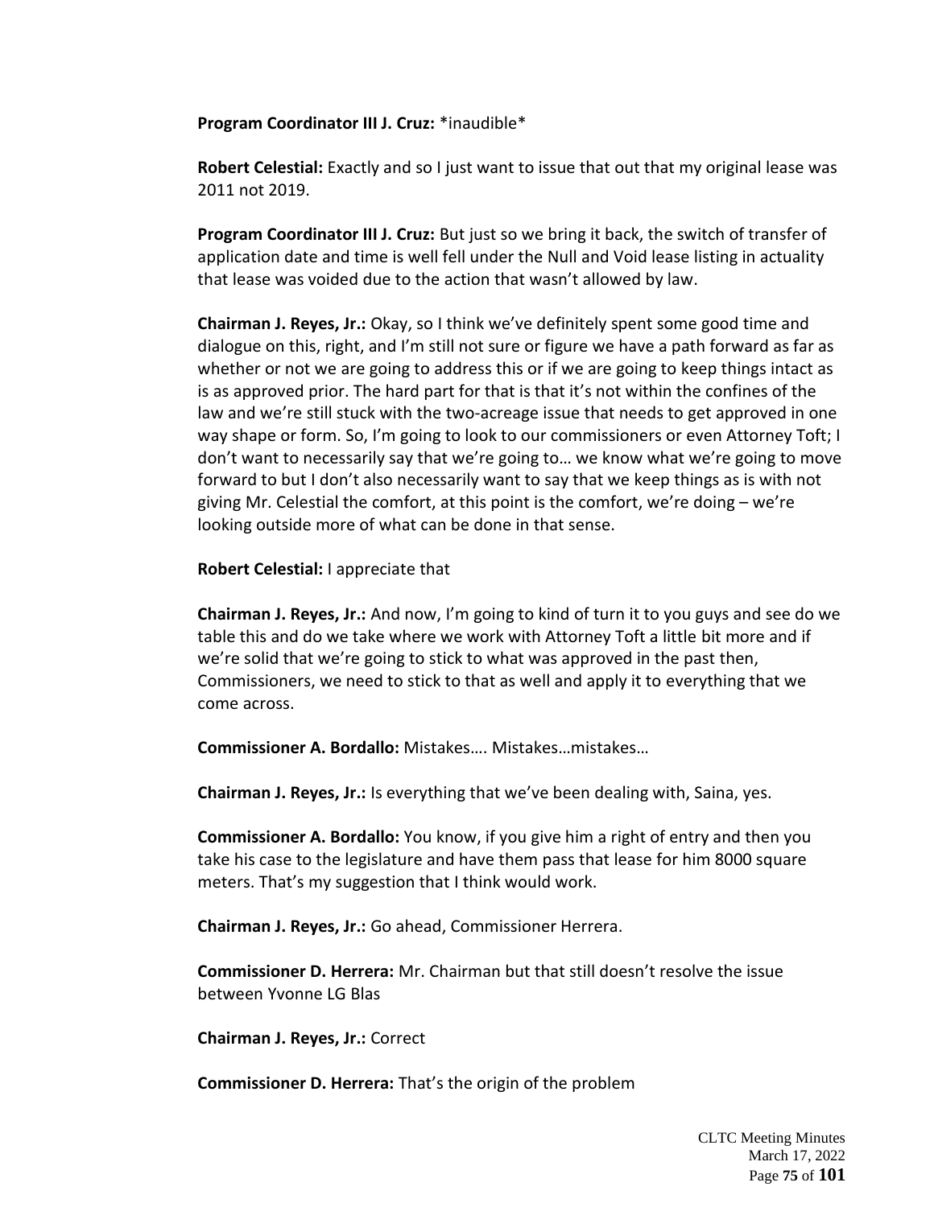**Program Coordinator III J. Cruz:** *inaudible*

**Robert Celestial:** Exactly and so I just want to issue that out that my original lease was 2011 not 2019.

**Program Coordinator III J. Cruz:** But just so we bring it back, the switch of transfer of application date and time is well fell under the Null and Void lease listing in actuality that lease was voided due to the action that wasn't allowed by law.

**Chairman J. Reyes, Jr.:** Okay, so I think we've definitely spent some good time and dialogue on this, right, and I'm still not sure or figure we have a path forward as far as whether or not we are going to address this or if we are going to keep things intact as is as approved prior. The hard part for that is that it's not within the confines of the law and we're still stuck with the two-acreage issue that needs to get approved in one way shape or form. So, I'm going to look to our commissioners or even Attorney Toft; I don't want to necessarily say that we're going to… we know what we're going to move forward to but I don't also necessarily want to say that we keep things as is with not giving Mr. Celestial the comfort, at this point is the comfort, we're doing – we're looking outside more of what can be done in that sense.

**Robert Celestial:** I appreciate that

**Chairman J. Reyes, Jr.:** And now, I'm going to kind of turn it to you guys and see do we table this and do we take where we work with Attorney Toft a little bit more and if we're solid that we're going to stick to what was approved in the past then, Commissioners, we need to stick to that as well and apply it to everything that we come across.

**Commissioner A. Bordallo:** Mistakes…. Mistakes…mistakes…

**Chairman J. Reyes, Jr.:** Is everything that we've been dealing with, Saina, yes.

**Commissioner A. Bordallo:** You know, if you give him a right of entry and then you take his case to the legislature and have them pass that lease for him 8000 square meters. That's my suggestion that I think would work.

**Chairman J. Reyes, Jr.:** Go ahead, Commissioner Herrera.

**Commissioner D. Herrera:** Mr. Chairman but that still doesn't resolve the issue between Yvonne LG Blas

**Chairman J. Reyes, Jr.:** Correct

**Commissioner D. Herrera:** That's the origin of the problem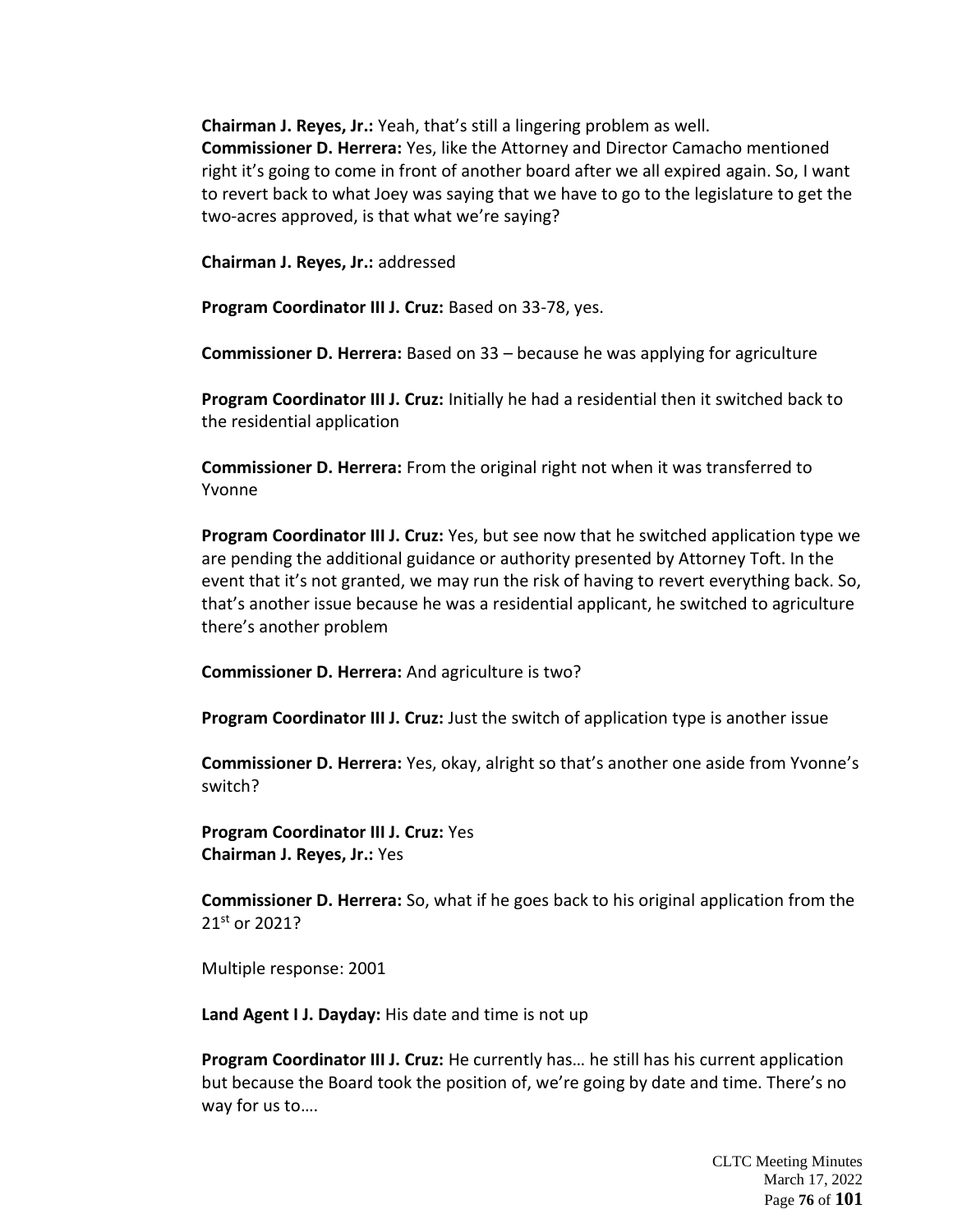**Chairman J. Reyes, Jr.:** Yeah, that's still a lingering problem as well.
**Commissioner D. Herrera:** Yes, like the Attorney and Director Camacho mentioned right it's going to come in front of another board after we all expired again. So, I want to revert back to what Joey was saying that we have to go to the legislature to get the two-acres approved, is that what we're saying?

**Chairman J. Reyes, Jr.:** addressed

**Program Coordinator III J. Cruz:** Based on 33-78, yes.

**Commissioner D. Herrera:** Based on 33 – because he was applying for agriculture

**Program Coordinator III J. Cruz:** Initially he had a residential then it switched back to the residential application

**Commissioner D. Herrera:** From the original right not when it was transferred to Yvonne

**Program Coordinator III J. Cruz:** Yes, but see now that he switched application type we are pending the additional guidance or authority presented by Attorney Toft. In the event that it's not granted, we may run the risk of having to revert everything back. So, that's another issue because he was a residential applicant, he switched to agriculture there's another problem

**Commissioner D. Herrera:** And agriculture is two?

**Program Coordinator III J. Cruz:** Just the switch of application type is another issue

**Commissioner D. Herrera:** Yes, okay, alright so that's another one aside from Yvonne's switch?

**Program Coordinator III J. Cruz:** Yes
**Chairman J. Reyes, Jr.:** Yes

**Commissioner D. Herrera:** So, what if he goes back to his original application from the 21st or 2021?

Multiple response: 2001

**Land Agent I J. Dayday:** His date and time is not up

**Program Coordinator III J. Cruz:** He currently has… he still has his current application but because the Board took the position of, we're going by date and time. There's no way for us to….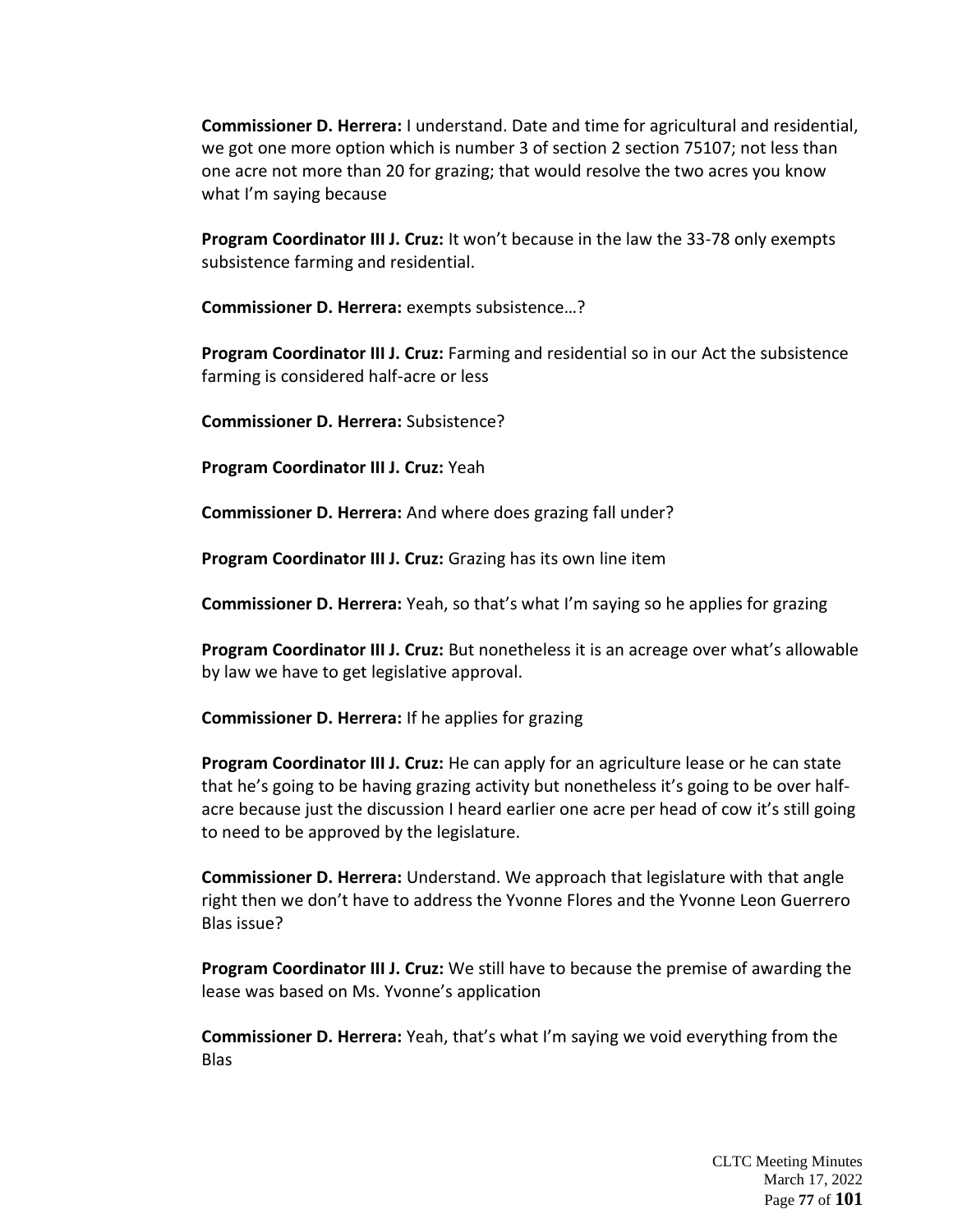**Commissioner D. Herrera:** I understand. Date and time for agricultural and residential, we got one more option which is number 3 of section 2 section 75107; not less than one acre not more than 20 for grazing; that would resolve the two acres you know what I'm saying because

**Program Coordinator III J. Cruz:** It won't because in the law the 33-78 only exempts subsistence farming and residential.

**Commissioner D. Herrera:** exempts subsistence…?

**Program Coordinator III J. Cruz:** Farming and residential so in our Act the subsistence farming is considered half-acre or less

**Commissioner D. Herrera:** Subsistence?

**Program Coordinator III J. Cruz:** Yeah

**Commissioner D. Herrera:** And where does grazing fall under?

**Program Coordinator III J. Cruz:** Grazing has its own line item

**Commissioner D. Herrera:** Yeah, so that's what I'm saying so he applies for grazing

**Program Coordinator III J. Cruz:** But nonetheless it is an acreage over what's allowable by law we have to get legislative approval.

**Commissioner D. Herrera:** If he applies for grazing

**Program Coordinator III J. Cruz:** He can apply for an agriculture lease or he can state that he's going to be having grazing activity but nonetheless it's going to be over half-acre because just the discussion I heard earlier one acre per head of cow it's still going to need to be approved by the legislature.

**Commissioner D. Herrera:** Understand. We approach that legislature with that angle right then we don't have to address the Yvonne Flores and the Yvonne Leon Guerrero Blas issue?

**Program Coordinator III J. Cruz:** We still have to because the premise of awarding the lease was based on Ms. Yvonne's application

**Commissioner D. Herrera:** Yeah, that's what I'm saying we void everything from the Blas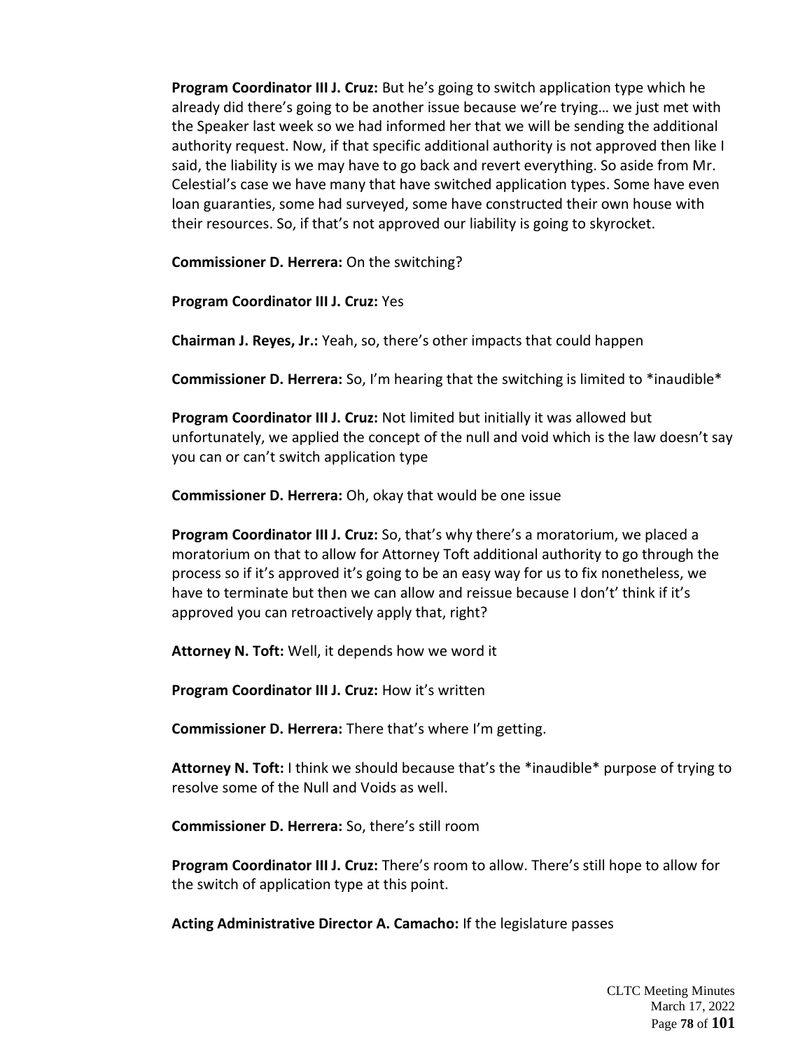**Program Coordinator III J. Cruz:** But he's going to switch application type which he already did there's going to be another issue because we're trying… we just met with the Speaker last week so we had informed her that we will be sending the additional authority request. Now, if that specific additional authority is not approved then like I said, the liability is we may have to go back and revert everything. So aside from Mr. Celestial's case we have many that have switched application types. Some have even loan guaranties, some had surveyed, some have constructed their own house with their resources. So, if that's not approved our liability is going to skyrocket.

**Commissioner D. Herrera:** On the switching?

**Program Coordinator III J. Cruz:** Yes

**Chairman J. Reyes, Jr.:** Yeah, so, there's other impacts that could happen

**Commissioner D. Herrera:** So, I'm hearing that the switching is limited to *inaudible*

**Program Coordinator III J. Cruz:** Not limited but initially it was allowed but unfortunately, we applied the concept of the null and void which is the law doesn't say you can or can't switch application type

**Commissioner D. Herrera:** Oh, okay that would be one issue

**Program Coordinator III J. Cruz:** So, that's why there's a moratorium, we placed a moratorium on that to allow for Attorney Toft additional authority to go through the process so if it's approved it's going to be an easy way for us to fix nonetheless, we have to terminate but then we can allow and reissue because I don't' think if it's approved you can retroactively apply that, right?

**Attorney N. Toft:** Well, it depends how we word it

**Program Coordinator III J. Cruz:** How it's written

**Commissioner D. Herrera:** There that's where I'm getting.

**Attorney N. Toft:** I think we should because that's the *inaudible* purpose of trying to resolve some of the Null and Voids as well.

**Commissioner D. Herrera:** So, there's still room

**Program Coordinator III J. Cruz:** There's room to allow. There's still hope to allow for the switch of application type at this point.

**Acting Administrative Director A. Camacho:** If the legislature passes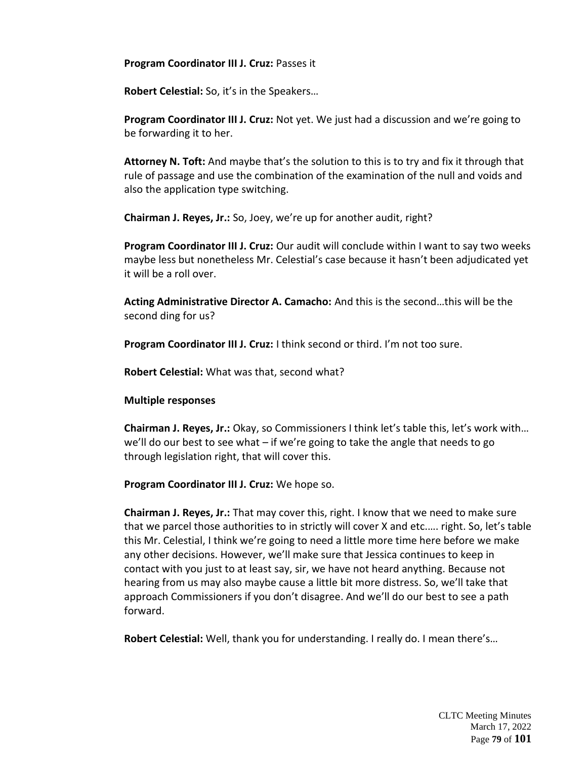**Program Coordinator III J. Cruz:** Passes it

**Robert Celestial:** So, it's in the Speakers…

**Program Coordinator III J. Cruz:** Not yet. We just had a discussion and we're going to be forwarding it to her.

**Attorney N. Toft:** And maybe that's the solution to this is to try and fix it through that rule of passage and use the combination of the examination of the null and voids and also the application type switching.

**Chairman J. Reyes, Jr.:** So, Joey, we're up for another audit, right?

**Program Coordinator III J. Cruz:** Our audit will conclude within I want to say two weeks maybe less but nonetheless Mr. Celestial's case because it hasn't been adjudicated yet it will be a roll over.

**Acting Administrative Director A. Camacho:** And this is the second…this will be the second ding for us?

**Program Coordinator III J. Cruz:** I think second or third. I'm not too sure.

**Robert Celestial:** What was that, second what?

**Multiple responses**

**Chairman J. Reyes, Jr.:** Okay, so Commissioners I think let's table this, let's work with… we'll do our best to see what – if we're going to take the angle that needs to go through legislation right, that will cover this.

**Program Coordinator III J. Cruz:** We hope so.

**Chairman J. Reyes, Jr.:** That may cover this, right. I know that we need to make sure that we parcel those authorities to in strictly will cover X and etc.…. right. So, let's table this Mr. Celestial, I think we're going to need a little more time here before we make any other decisions. However, we'll make sure that Jessica continues to keep in contact with you just to at least say, sir, we have not heard anything. Because not hearing from us may also maybe cause a little bit more distress. So, we'll take that approach Commissioners if you don't disagree. And we'll do our best to see a path forward.

**Robert Celestial:** Well, thank you for understanding. I really do. I mean there's…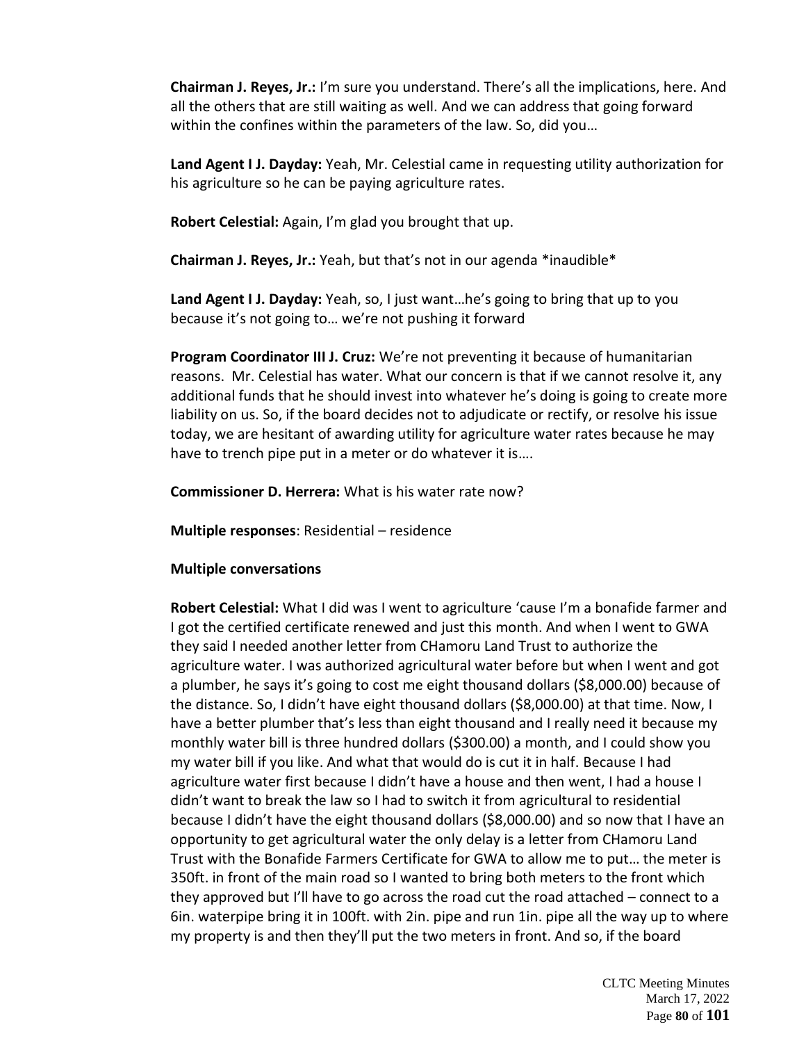**Chairman J. Reyes, Jr.:** I'm sure you understand. There's all the implications, here. And all the others that are still waiting as well. And we can address that going forward within the confines within the parameters of the law. So, did you…

**Land Agent I J. Dayday:** Yeah, Mr. Celestial came in requesting utility authorization for his agriculture so he can be paying agriculture rates.

**Robert Celestial:** Again, I'm glad you brought that up.

**Chairman J. Reyes, Jr.:** Yeah, but that's not in our agenda *inaudible*

**Land Agent I J. Dayday:** Yeah, so, I just want…he's going to bring that up to you because it's not going to… we're not pushing it forward

**Program Coordinator III J. Cruz:** We're not preventing it because of humanitarian reasons. Mr. Celestial has water. What our concern is that if we cannot resolve it, any additional funds that he should invest into whatever he's doing is going to create more liability on us. So, if the board decides not to adjudicate or rectify, or resolve his issue today, we are hesitant of awarding utility for agriculture water rates because he may have to trench pipe put in a meter or do whatever it is….

**Commissioner D. Herrera:** What is his water rate now?

**Multiple responses**: Residential – residence

**Multiple conversations**

**Robert Celestial:** What I did was I went to agriculture 'cause I'm a bonafide farmer and I got the certified certificate renewed and just this month. And when I went to GWA they said I needed another letter from CHamoru Land Trust to authorize the agriculture water. I was authorized agricultural water before but when I went and got a plumber, he says it's going to cost me eight thousand dollars ($8,000.00) because of the distance. So, I didn't have eight thousand dollars ($8,000.00) at that time. Now, I have a better plumber that's less than eight thousand and I really need it because my monthly water bill is three hundred dollars ($300.00) a month, and I could show you my water bill if you like. And what that would do is cut it in half. Because I had agriculture water first because I didn't have a house and then went, I had a house I didn't want to break the law so I had to switch it from agricultural to residential because I didn't have the eight thousand dollars ($8,000.00) and so now that I have an opportunity to get agricultural water the only delay is a letter from CHamoru Land Trust with the Bonafide Farmers Certificate for GWA to allow me to put… the meter is 350ft. in front of the main road so I wanted to bring both meters to the front which they approved but I'll have to go across the road cut the road attached – connect to a 6in. waterpipe bring it in 100ft. with 2in. pipe and run 1in. pipe all the way up to where my property is and then they'll put the two meters in front. And so, if the board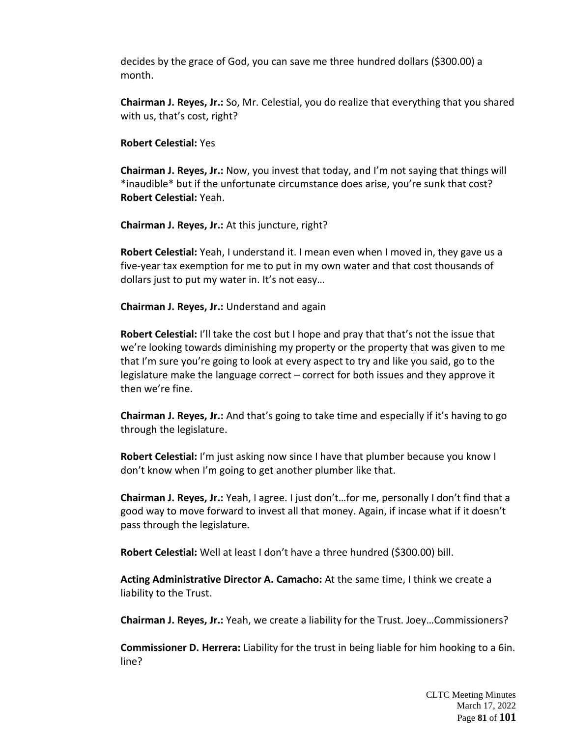decides by the grace of God, you can save me three hundred dollars ($300.00) a month.

**Chairman J. Reyes, Jr.:** So, Mr. Celestial, you do realize that everything that you shared with us, that's cost, right?

**Robert Celestial:** Yes

**Chairman J. Reyes, Jr.:** Now, you invest that today, and I'm not saying that things will *inaudible* but if the unfortunate circumstance does arise, you're sunk that cost?
**Robert Celestial:** Yeah.

**Chairman J. Reyes, Jr.:** At this juncture, right?

**Robert Celestial:** Yeah, I understand it. I mean even when I moved in, they gave us a five-year tax exemption for me to put in my own water and that cost thousands of dollars just to put my water in. It's not easy…

**Chairman J. Reyes, Jr.:** Understand and again

**Robert Celestial:** I'll take the cost but I hope and pray that that's not the issue that we're looking towards diminishing my property or the property that was given to me that I'm sure you're going to look at every aspect to try and like you said, go to the legislature make the language correct – correct for both issues and they approve it then we're fine.

**Chairman J. Reyes, Jr.:** And that's going to take time and especially if it's having to go through the legislature.

**Robert Celestial:** I'm just asking now since I have that plumber because you know I don't know when I'm going to get another plumber like that.

**Chairman J. Reyes, Jr.:** Yeah, I agree. I just don't…for me, personally I don't find that a good way to move forward to invest all that money. Again, if incase what if it doesn't pass through the legislature.

**Robert Celestial:** Well at least I don't have a three hundred ($300.00) bill.

**Acting Administrative Director A. Camacho:** At the same time, I think we create a liability to the Trust.

**Chairman J. Reyes, Jr.:** Yeah, we create a liability for the Trust. Joey…Commissioners?

**Commissioner D. Herrera:** Liability for the trust in being liable for him hooking to a 6in. line?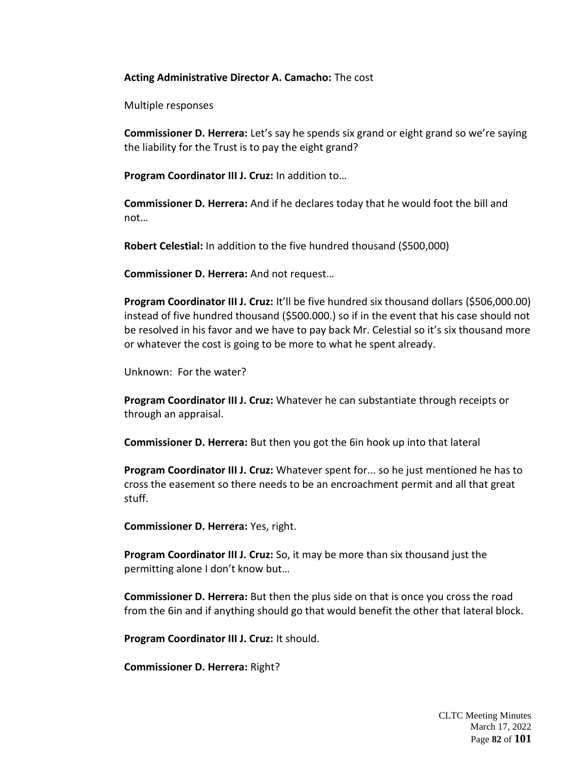**Acting Administrative Director A. Camacho:** The cost

Multiple responses

**Commissioner D. Herrera:** Let's say he spends six grand or eight grand so we're saying the liability for the Trust is to pay the eight grand?

**Program Coordinator III J. Cruz:** In addition to…

**Commissioner D. Herrera:** And if he declares today that he would foot the bill and not…

**Robert Celestial:** In addition to the five hundred thousand ($500,000)

**Commissioner D. Herrera:** And not request…

**Program Coordinator III J. Cruz:** It'll be five hundred six thousand dollars ($506,000.00) instead of five hundred thousand ($500.000.) so if in the event that his case should not be resolved in his favor and we have to pay back Mr. Celestial so it's six thousand more or whatever the cost is going to be more to what he spent already.

Unknown: For the water?

**Program Coordinator III J. Cruz:** Whatever he can substantiate through receipts or through an appraisal.

**Commissioner D. Herrera:** But then you got the 6in hook up into that lateral

**Program Coordinator III J. Cruz:** Whatever spent for... so he just mentioned he has to cross the easement so there needs to be an encroachment permit and all that great stuff.

**Commissioner D. Herrera:** Yes, right.

**Program Coordinator III J. Cruz:** So, it may be more than six thousand just the permitting alone I don't know but…

**Commissioner D. Herrera:** But then the plus side on that is once you cross the road from the 6in and if anything should go that would benefit the other that lateral block.

**Program Coordinator III J. Cruz:** It should.

**Commissioner D. Herrera:** Right?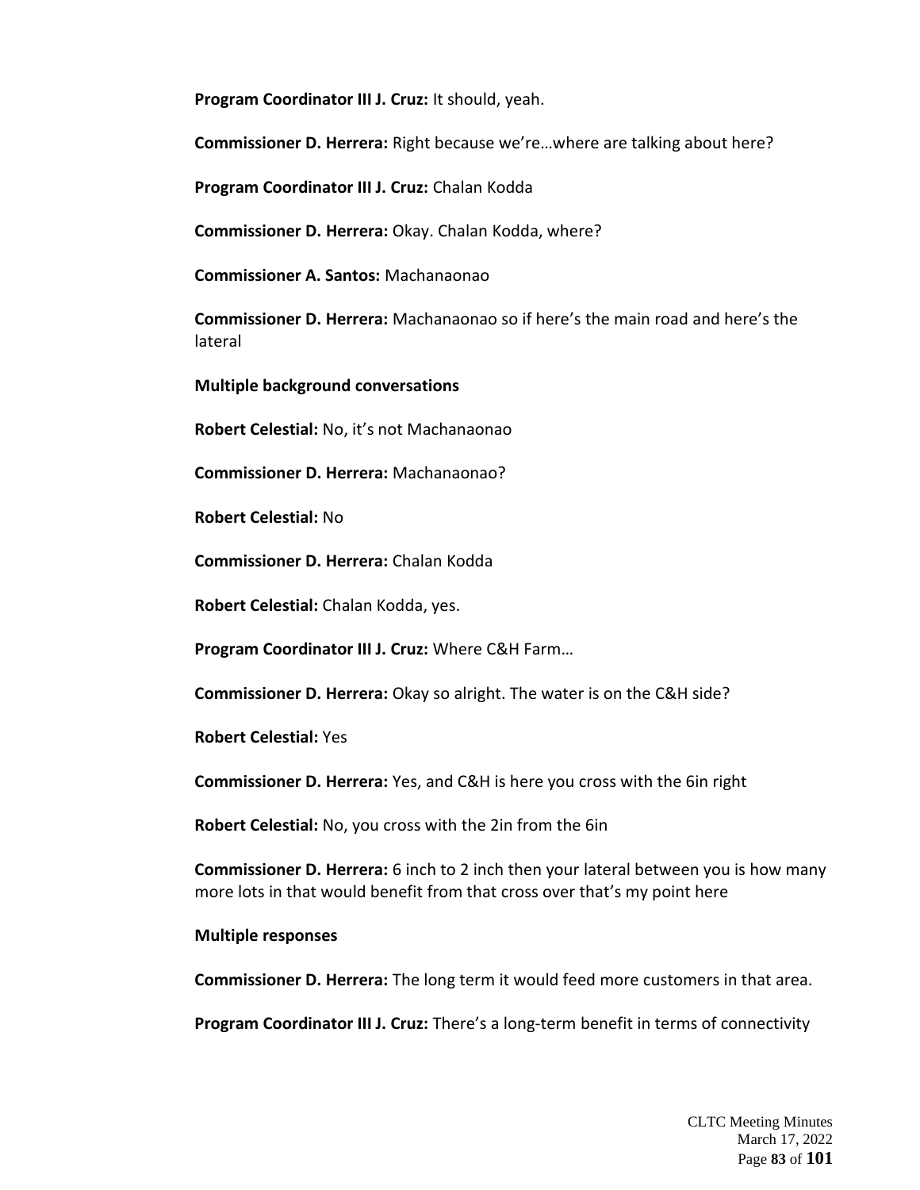**Program Coordinator III J. Cruz:** It should, yeah.

**Commissioner D. Herrera:** Right because we're…where are talking about here?

**Program Coordinator III J. Cruz:** Chalan Kodda

**Commissioner D. Herrera:** Okay. Chalan Kodda, where?

**Commissioner A. Santos:** Machanaonao

**Commissioner D. Herrera:** Machanaonao so if here's the main road and here's the lateral

**Multiple background conversations**

**Robert Celestial:** No, it's not Machanaonao

**Commissioner D. Herrera:** Machanaonao?

**Robert Celestial:** No

**Commissioner D. Herrera:** Chalan Kodda

**Robert Celestial:** Chalan Kodda, yes.

**Program Coordinator III J. Cruz:** Where C&H Farm…

**Commissioner D. Herrera:** Okay so alright. The water is on the C&H side?

**Robert Celestial:** Yes

**Commissioner D. Herrera:** Yes, and C&H is here you cross with the 6in right

**Robert Celestial:** No, you cross with the 2in from the 6in

**Commissioner D. Herrera:** 6 inch to 2 inch then your lateral between you is how many more lots in that would benefit from that cross over that's my point here

**Multiple responses**

**Commissioner D. Herrera:** The long term it would feed more customers in that area.

**Program Coordinator III J. Cruz:** There's a long-term benefit in terms of connectivity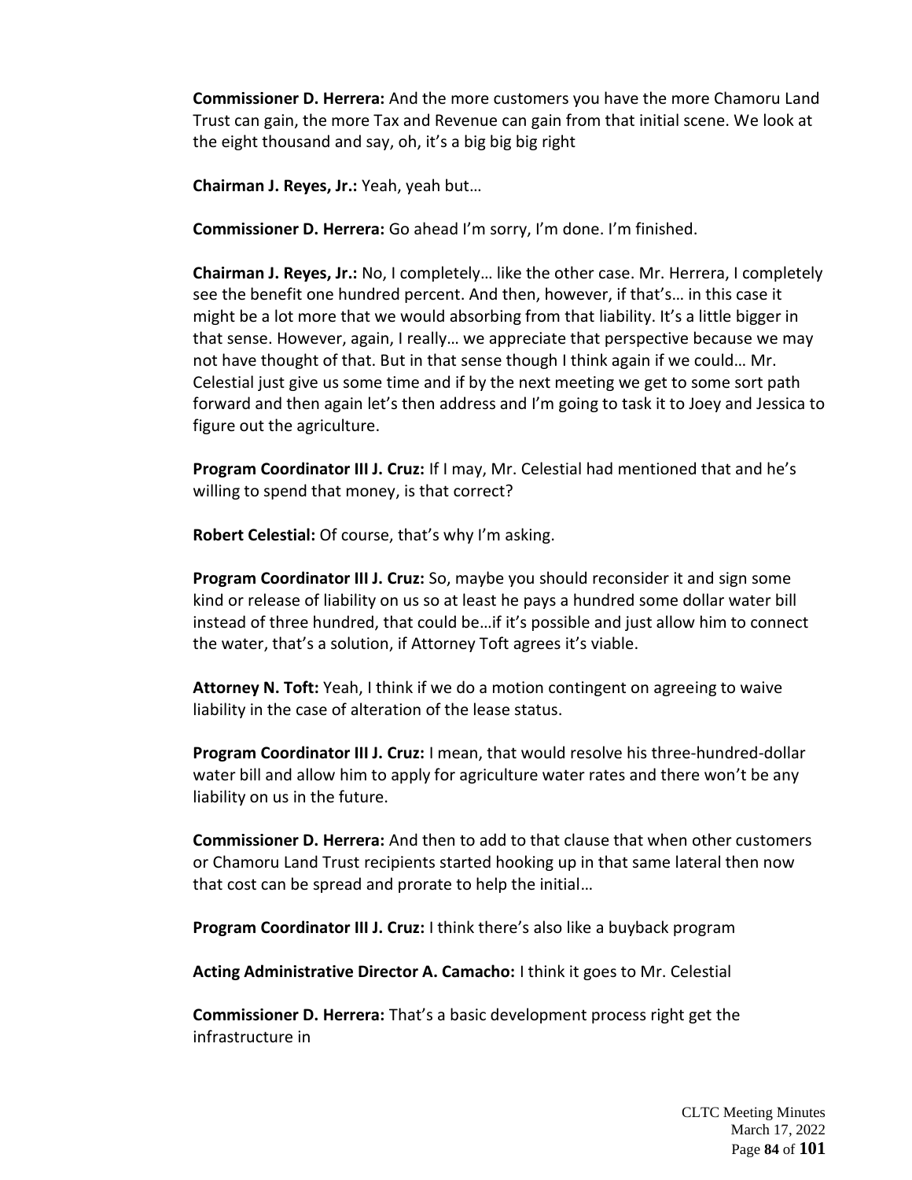**Commissioner D. Herrera:** And the more customers you have the more Chamoru Land Trust can gain, the more Tax and Revenue can gain from that initial scene. We look at the eight thousand and say, oh, it's a big big big right

**Chairman J. Reyes, Jr.:** Yeah, yeah but…

**Commissioner D. Herrera:** Go ahead I'm sorry, I'm done. I'm finished.

**Chairman J. Reyes, Jr.:** No, I completely… like the other case. Mr. Herrera, I completely see the benefit one hundred percent. And then, however, if that's… in this case it might be a lot more that we would absorbing from that liability. It's a little bigger in that sense. However, again, I really… we appreciate that perspective because we may not have thought of that. But in that sense though I think again if we could… Mr. Celestial just give us some time and if by the next meeting we get to some sort path forward and then again let's then address and I'm going to task it to Joey and Jessica to figure out the agriculture.

**Program Coordinator III J. Cruz:** If I may, Mr. Celestial had mentioned that and he's willing to spend that money, is that correct?

**Robert Celestial:** Of course, that's why I'm asking.

**Program Coordinator III J. Cruz:** So, maybe you should reconsider it and sign some kind or release of liability on us so at least he pays a hundred some dollar water bill instead of three hundred, that could be…if it's possible and just allow him to connect the water, that's a solution, if Attorney Toft agrees it's viable.

**Attorney N. Toft:** Yeah, I think if we do a motion contingent on agreeing to waive liability in the case of alteration of the lease status.

**Program Coordinator III J. Cruz:** I mean, that would resolve his three-hundred-dollar water bill and allow him to apply for agriculture water rates and there won't be any liability on us in the future.

**Commissioner D. Herrera:** And then to add to that clause that when other customers or Chamoru Land Trust recipients started hooking up in that same lateral then now that cost can be spread and prorate to help the initial…

**Program Coordinator III J. Cruz:** I think there's also like a buyback program

**Acting Administrative Director A. Camacho:** I think it goes to Mr. Celestial

**Commissioner D. Herrera:** That's a basic development process right get the infrastructure in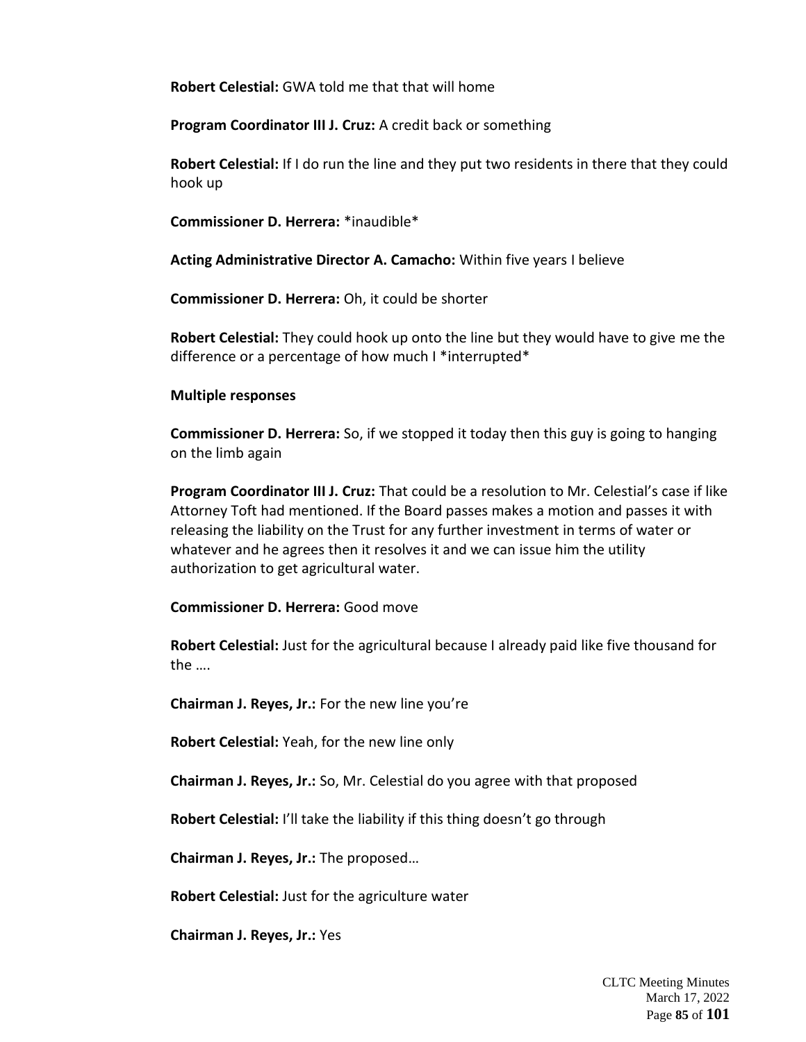**Robert Celestial:** GWA told me that that will home

**Program Coordinator III J. Cruz:** A credit back or something

**Robert Celestial:** If I do run the line and they put two residents in there that they could hook up

**Commissioner D. Herrera:** *inaudible*

**Acting Administrative Director A. Camacho:** Within five years I believe

**Commissioner D. Herrera:** Oh, it could be shorter

**Robert Celestial:** They could hook up onto the line but they would have to give me the difference or a percentage of how much I *interrupted*

**Multiple responses**

**Commissioner D. Herrera:** So, if we stopped it today then this guy is going to hanging on the limb again

**Program Coordinator III J. Cruz:** That could be a resolution to Mr. Celestial's case if like Attorney Toft had mentioned. If the Board passes makes a motion and passes it with releasing the liability on the Trust for any further investment in terms of water or whatever and he agrees then it resolves it and we can issue him the utility authorization to get agricultural water.

**Commissioner D. Herrera:** Good move

**Robert Celestial:** Just for the agricultural because I already paid like five thousand for the ….

**Chairman J. Reyes, Jr.:** For the new line you're

**Robert Celestial:** Yeah, for the new line only

**Chairman J. Reyes, Jr.:** So, Mr. Celestial do you agree with that proposed

**Robert Celestial:** I'll take the liability if this thing doesn't go through

**Chairman J. Reyes, Jr.:** The proposed…

**Robert Celestial:** Just for the agriculture water

**Chairman J. Reyes, Jr.:** Yes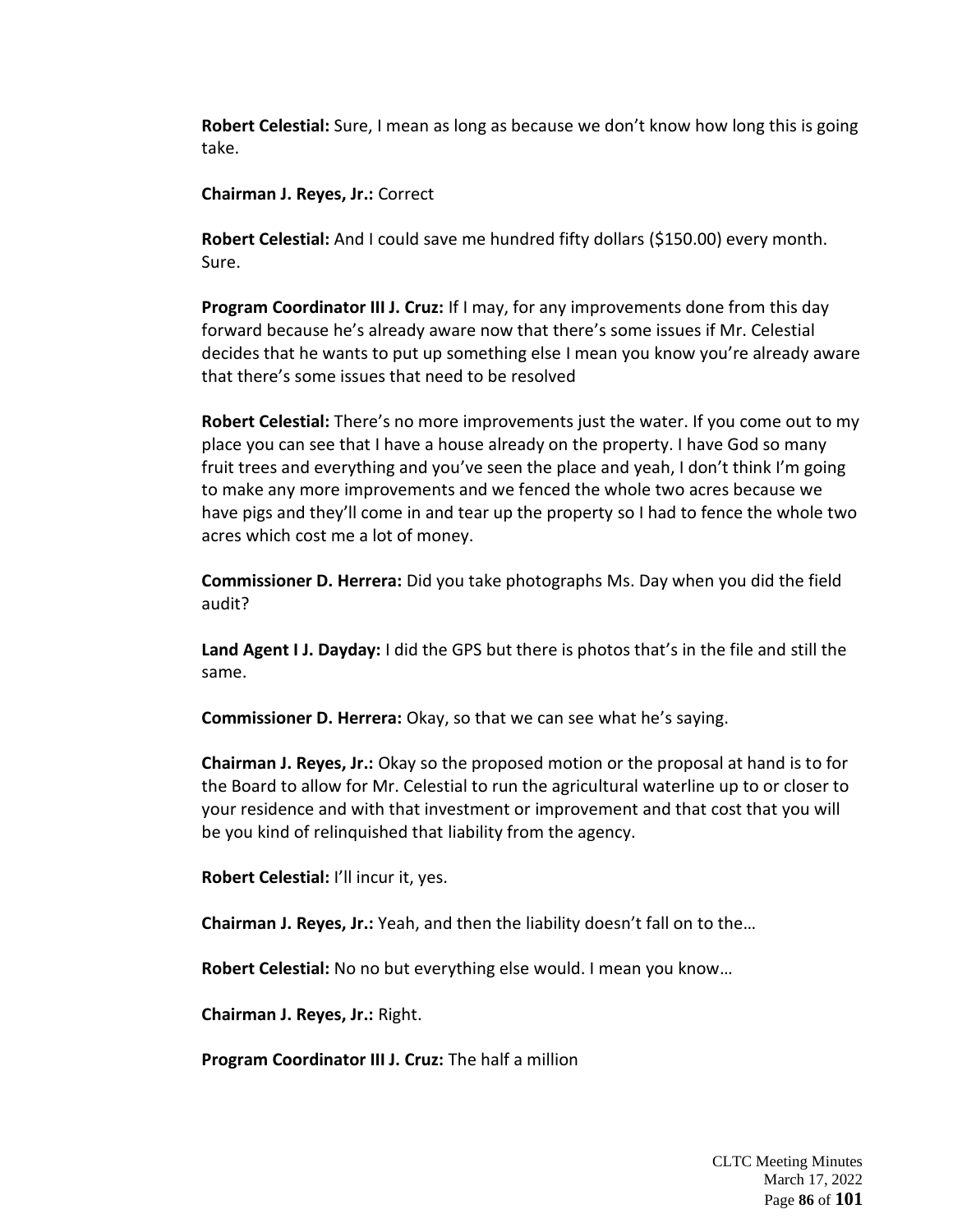**Robert Celestial:** Sure, I mean as long as because we don't know how long this is going take.

**Chairman J. Reyes, Jr.:** Correct

**Robert Celestial:** And I could save me hundred fifty dollars ($150.00) every month. Sure.

**Program Coordinator III J. Cruz:** If I may, for any improvements done from this day forward because he's already aware now that there's some issues if Mr. Celestial decides that he wants to put up something else I mean you know you're already aware that there's some issues that need to be resolved

**Robert Celestial:** There's no more improvements just the water. If you come out to my place you can see that I have a house already on the property. I have God so many fruit trees and everything and you've seen the place and yeah, I don't think I'm going to make any more improvements and we fenced the whole two acres because we have pigs and they'll come in and tear up the property so I had to fence the whole two acres which cost me a lot of money.

**Commissioner D. Herrera:** Did you take photographs Ms. Day when you did the field audit?

**Land Agent I J. Dayday:** I did the GPS but there is photos that's in the file and still the same.

**Commissioner D. Herrera:** Okay, so that we can see what he's saying.

**Chairman J. Reyes, Jr.:** Okay so the proposed motion or the proposal at hand is to for the Board to allow for Mr. Celestial to run the agricultural waterline up to or closer to your residence and with that investment or improvement and that cost that you will be you kind of relinquished that liability from the agency.

**Robert Celestial:** I'll incur it, yes.

**Chairman J. Reyes, Jr.:** Yeah, and then the liability doesn't fall on to the…

**Robert Celestial:** No no but everything else would. I mean you know…

**Chairman J. Reyes, Jr.:** Right.

**Program Coordinator III J. Cruz:** The half a million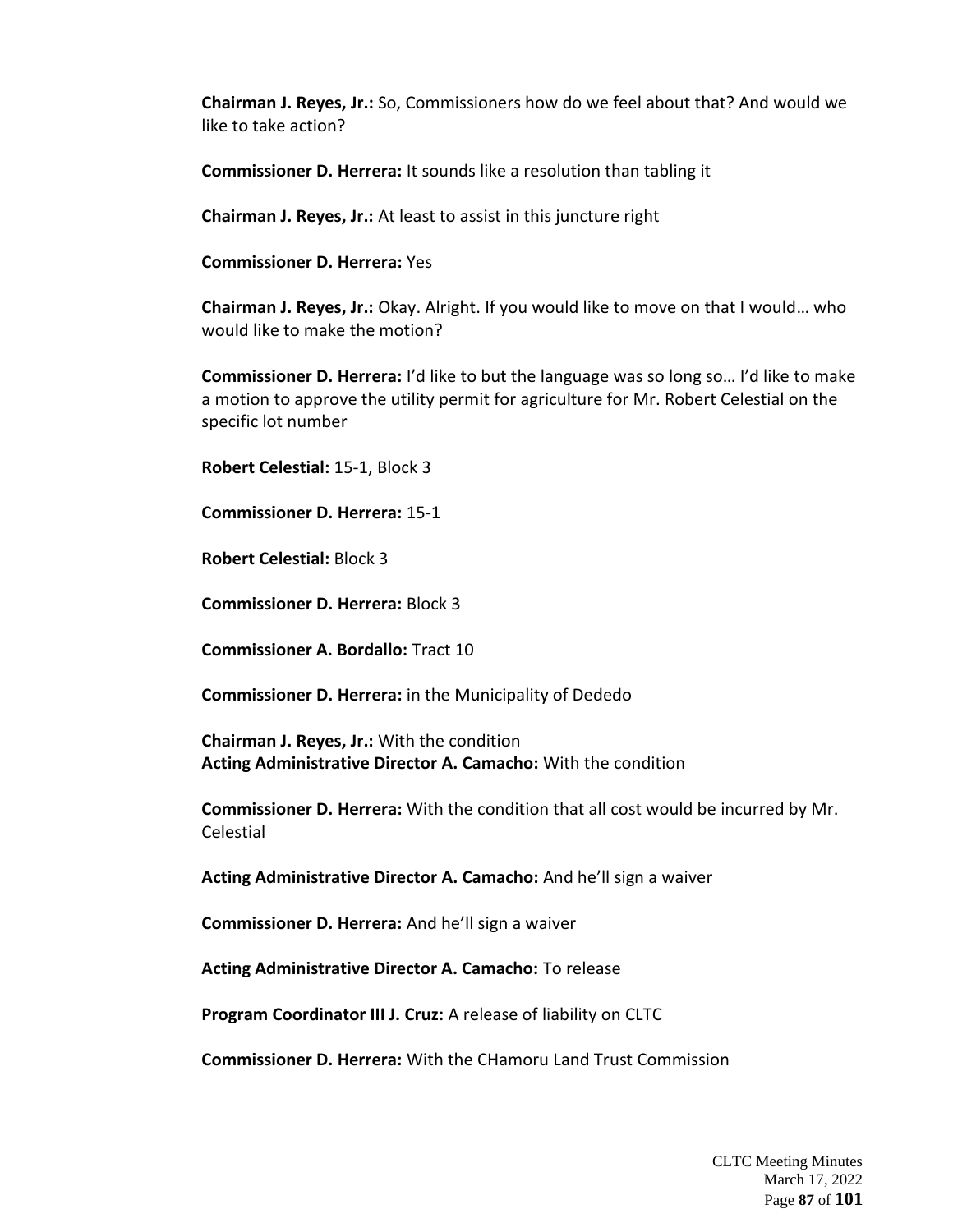**Chairman J. Reyes, Jr.:** So, Commissioners how do we feel about that? And would we like to take action?

**Commissioner D. Herrera:** It sounds like a resolution than tabling it

**Chairman J. Reyes, Jr.:** At least to assist in this juncture right

**Commissioner D. Herrera:** Yes

**Chairman J. Reyes, Jr.:** Okay. Alright. If you would like to move on that I would… who would like to make the motion?

**Commissioner D. Herrera:** I'd like to but the language was so long so… I'd like to make a motion to approve the utility permit for agriculture for Mr. Robert Celestial on the specific lot number

**Robert Celestial:** 15-1, Block 3

**Commissioner D. Herrera:** 15-1

**Robert Celestial:** Block 3

**Commissioner D. Herrera:** Block 3

**Commissioner A. Bordallo:** Tract 10

**Commissioner D. Herrera:** in the Municipality of Dededo

**Chairman J. Reyes, Jr.:** With the condition
**Acting Administrative Director A. Camacho:** With the condition

**Commissioner D. Herrera:** With the condition that all cost would be incurred by Mr. Celestial

**Acting Administrative Director A. Camacho:** And he'll sign a waiver

**Commissioner D. Herrera:** And he'll sign a waiver

**Acting Administrative Director A. Camacho:** To release

**Program Coordinator III J. Cruz:** A release of liability on CLTC

**Commissioner D. Herrera:** With the CHamoru Land Trust Commission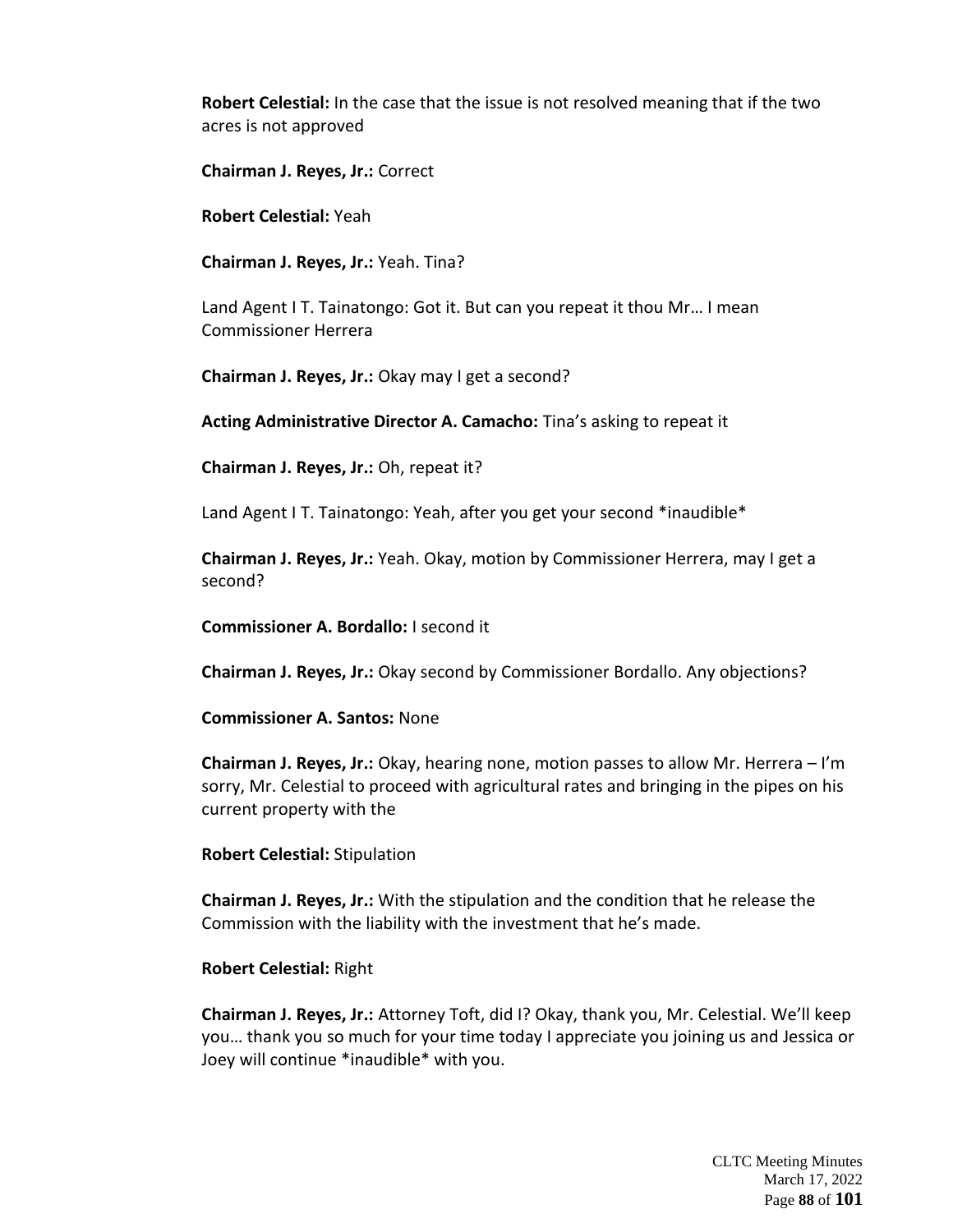**Robert Celestial:** In the case that the issue is not resolved meaning that if the two acres is not approved

**Chairman J. Reyes, Jr.:** Correct

**Robert Celestial:** Yeah

**Chairman J. Reyes, Jr.:** Yeah. Tina?

Land Agent I T. Tainatongo: Got it. But can you repeat it thou Mr… I mean Commissioner Herrera

**Chairman J. Reyes, Jr.:** Okay may I get a second?

**Acting Administrative Director A. Camacho:** Tina's asking to repeat it

**Chairman J. Reyes, Jr.:** Oh, repeat it?

Land Agent I T. Tainatongo: Yeah, after you get your second *inaudible*

**Chairman J. Reyes, Jr.:** Yeah. Okay, motion by Commissioner Herrera, may I get a second?

**Commissioner A. Bordallo:** I second it

**Chairman J. Reyes, Jr.:** Okay second by Commissioner Bordallo. Any objections?

**Commissioner A. Santos:** None

**Chairman J. Reyes, Jr.:** Okay, hearing none, motion passes to allow Mr. Herrera – I'm sorry, Mr. Celestial to proceed with agricultural rates and bringing in the pipes on his current property with the

**Robert Celestial:** Stipulation

**Chairman J. Reyes, Jr.:** With the stipulation and the condition that he release the Commission with the liability with the investment that he's made.

**Robert Celestial:** Right

**Chairman J. Reyes, Jr.:** Attorney Toft, did I? Okay, thank you, Mr. Celestial. We'll keep you… thank you so much for your time today I appreciate you joining us and Jessica or Joey will continue *inaudible* with you.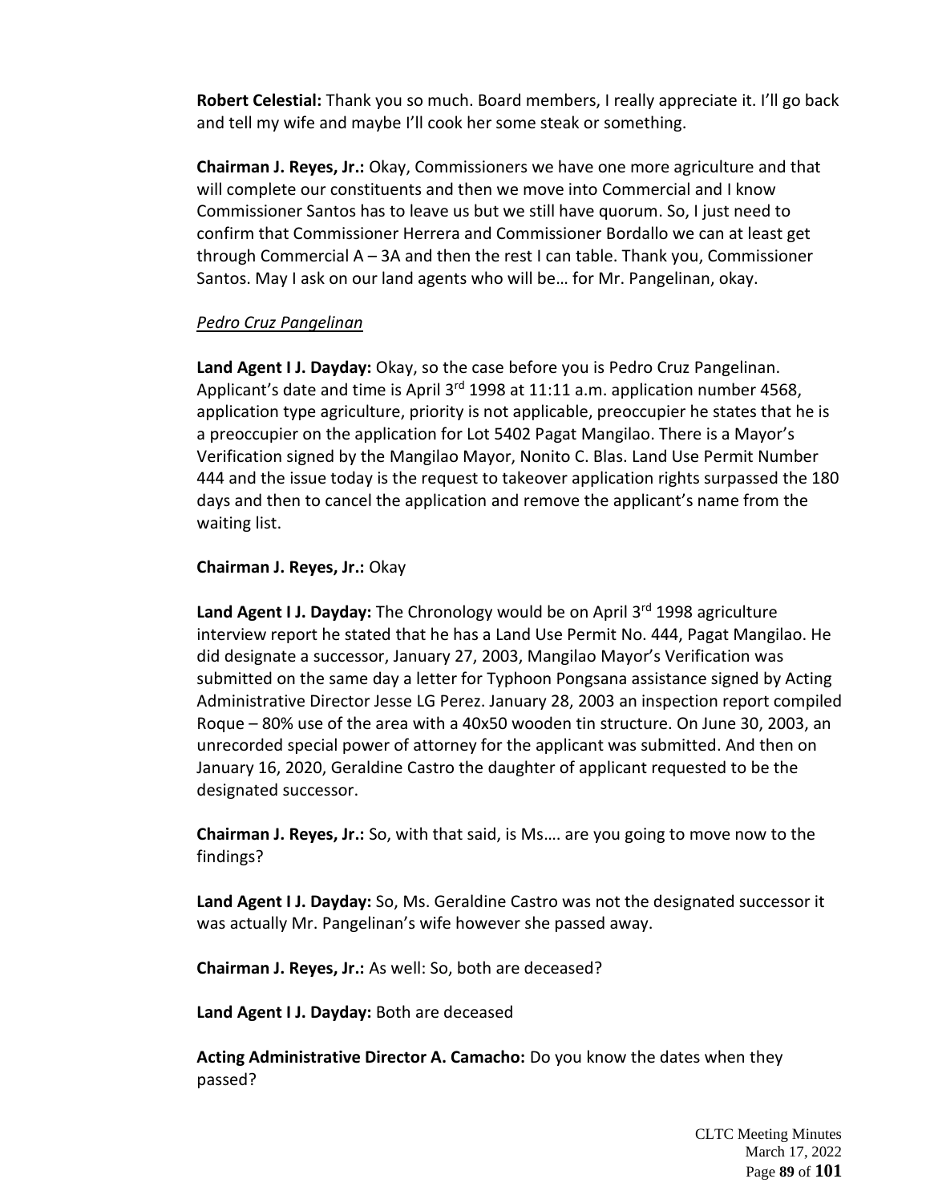**Robert Celestial:** Thank you so much. Board members, I really appreciate it. I'll go back and tell my wife and maybe I'll cook her some steak or something.

**Chairman J. Reyes, Jr.:** Okay, Commissioners we have one more agriculture and that will complete our constituents and then we move into Commercial and I know Commissioner Santos has to leave us but we still have quorum. So, I just need to confirm that Commissioner Herrera and Commissioner Bordallo we can at least get through Commercial A – 3A and then the rest I can table. Thank you, Commissioner Santos. May I ask on our land agents who will be… for Mr. Pangelinan, okay.

*Pedro Cruz Pangelinan*

**Land Agent I J. Dayday:** Okay, so the case before you is Pedro Cruz Pangelinan. Applicant's date and time is April 3rd 1998 at 11:11 a.m. application number 4568, application type agriculture, priority is not applicable, preoccupier he states that he is a preoccupier on the application for Lot 5402 Pagat Mangilao. There is a Mayor's Verification signed by the Mangilao Mayor, Nonito C. Blas. Land Use Permit Number 444 and the issue today is the request to takeover application rights surpassed the 180 days and then to cancel the application and remove the applicant's name from the waiting list.

**Chairman J. Reyes, Jr.:** Okay

**Land Agent I J. Dayday:** The Chronology would be on April 3rd 1998 agriculture interview report he stated that he has a Land Use Permit No. 444, Pagat Mangilao. He did designate a successor, January 27, 2003, Mangilao Mayor's Verification was submitted on the same day a letter for Typhoon Pongsana assistance signed by Acting Administrative Director Jesse LG Perez. January 28, 2003 an inspection report compiled Roque – 80% use of the area with a 40x50 wooden tin structure. On June 30, 2003, an unrecorded special power of attorney for the applicant was submitted. And then on January 16, 2020, Geraldine Castro the daughter of applicant requested to be the designated successor.

**Chairman J. Reyes, Jr.:** So, with that said, is Ms…. are you going to move now to the findings?

**Land Agent I J. Dayday:** So, Ms. Geraldine Castro was not the designated successor it was actually Mr. Pangelinan's wife however she passed away.

**Chairman J. Reyes, Jr.:** As well: So, both are deceased?

**Land Agent I J. Dayday:** Both are deceased

**Acting Administrative Director A. Camacho:** Do you know the dates when they passed?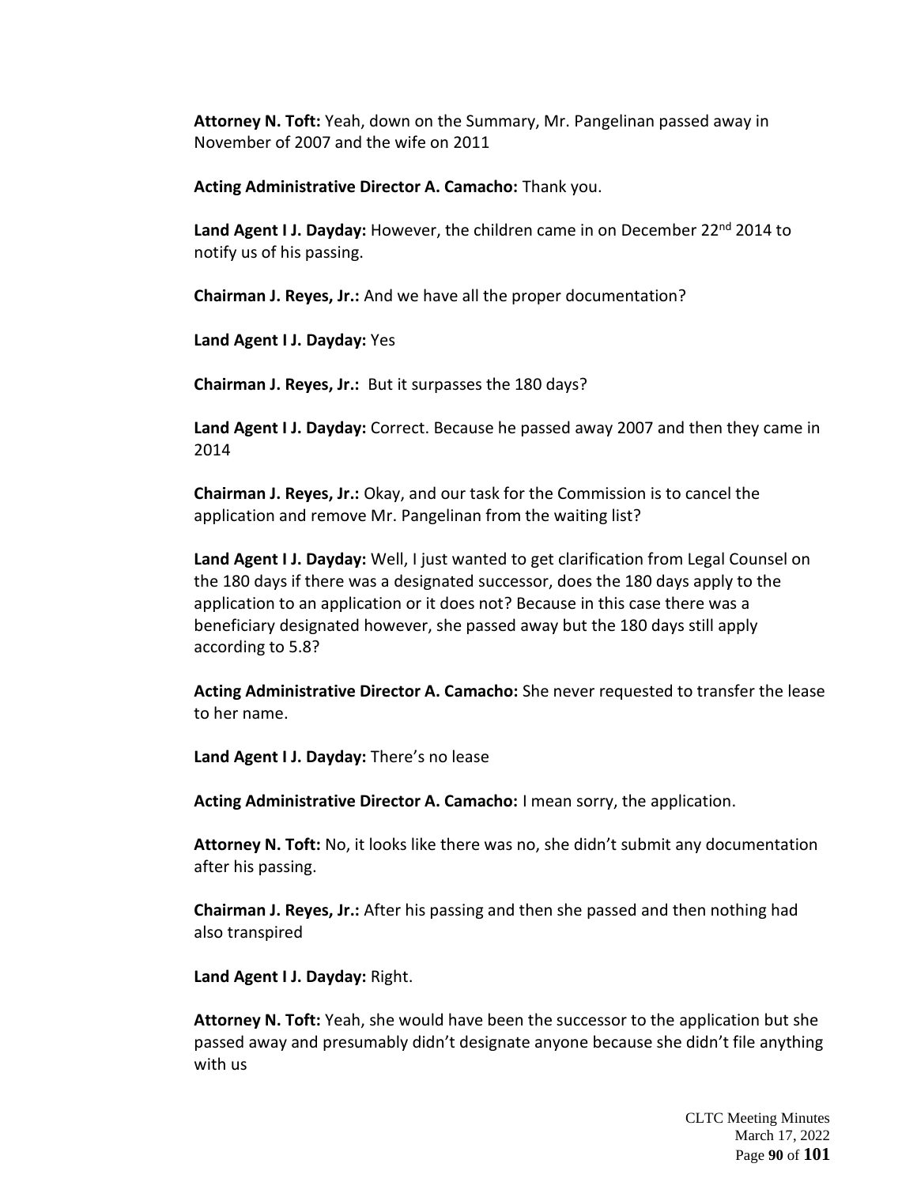**Attorney N. Toft:** Yeah, down on the Summary, Mr. Pangelinan passed away in November of 2007 and the wife on 2011

**Acting Administrative Director A. Camacho:** Thank you.

**Land Agent I J. Dayday:** However, the children came in on December 22nd 2014 to notify us of his passing.

**Chairman J. Reyes, Jr.:** And we have all the proper documentation?

**Land Agent I J. Dayday:** Yes

**Chairman J. Reyes, Jr.:** But it surpasses the 180 days?

**Land Agent I J. Dayday:** Correct. Because he passed away 2007 and then they came in 2014

**Chairman J. Reyes, Jr.:** Okay, and our task for the Commission is to cancel the application and remove Mr. Pangelinan from the waiting list?

**Land Agent I J. Dayday:** Well, I just wanted to get clarification from Legal Counsel on the 180 days if there was a designated successor, does the 180 days apply to the application to an application or it does not? Because in this case there was a beneficiary designated however, she passed away but the 180 days still apply according to 5.8?

**Acting Administrative Director A. Camacho:** She never requested to transfer the lease to her name.

**Land Agent I J. Dayday:** There's no lease

**Acting Administrative Director A. Camacho:** I mean sorry, the application.

**Attorney N. Toft:** No, it looks like there was no, she didn't submit any documentation after his passing.

**Chairman J. Reyes, Jr.:** After his passing and then she passed and then nothing had also transpired

**Land Agent I J. Dayday:** Right.

**Attorney N. Toft:** Yeah, she would have been the successor to the application but she passed away and presumably didn't designate anyone because she didn't file anything with us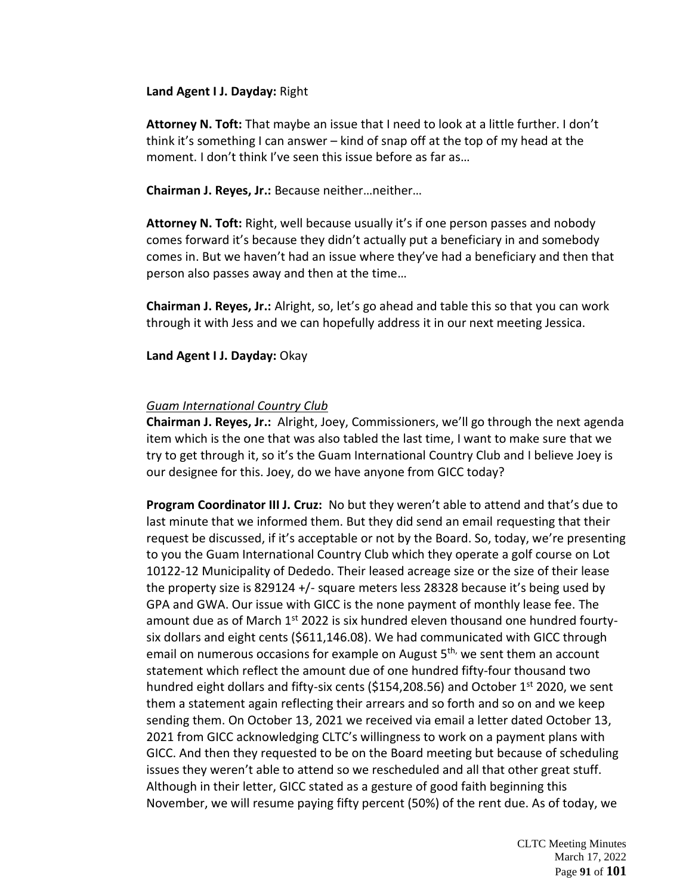**Land Agent I J. Dayday:** Right

**Attorney N. Toft:** That maybe an issue that I need to look at a little further. I don't think it's something I can answer – kind of snap off at the top of my head at the moment. I don't think I've seen this issue before as far as…

**Chairman J. Reyes, Jr.:** Because neither…neither…

**Attorney N. Toft:** Right, well because usually it's if one person passes and nobody comes forward it's because they didn't actually put a beneficiary in and somebody comes in. But we haven't had an issue where they've had a beneficiary and then that person also passes away and then at the time…

**Chairman J. Reyes, Jr.:** Alright, so, let's go ahead and table this so that you can work through it with Jess and we can hopefully address it in our next meeting Jessica.

**Land Agent I J. Dayday:** Okay

*Guam International Country Club*

**Chairman J. Reyes, Jr.:** Alright, Joey, Commissioners, we'll go through the next agenda item which is the one that was also tabled the last time, I want to make sure that we try to get through it, so it's the Guam International Country Club and I believe Joey is our designee for this. Joey, do we have anyone from GICC today?

**Program Coordinator III J. Cruz:** No but they weren't able to attend and that's due to last minute that we informed them. But they did send an email requesting that their request be discussed, if it's acceptable or not by the Board. So, today, we're presenting to you the Guam International Country Club which they operate a golf course on Lot 10122-12 Municipality of Dededo. Their leased acreage size or the size of their lease the property size is 829124 +/- square meters less 28328 because it's being used by GPA and GWA. Our issue with GICC is the none payment of monthly lease fee. The amount due as of March 1st 2022 is six hundred eleven thousand one hundred fourty-six dollars and eight cents ($611,146.08). We had communicated with GICC through email on numerous occasions for example on August 5th, we sent them an account statement which reflect the amount due of one hundred fifty-four thousand two hundred eight dollars and fifty-six cents ($154,208.56) and October 1st 2020, we sent them a statement again reflecting their arrears and so forth and so on and we keep sending them. On October 13, 2021 we received via email a letter dated October 13, 2021 from GICC acknowledging CLTC's willingness to work on a payment plans with GICC. And then they requested to be on the Board meeting but because of scheduling issues they weren't able to attend so we rescheduled and all that other great stuff. Although in their letter, GICC stated as a gesture of good faith beginning this November, we will resume paying fifty percent (50%) of the rent due. As of today, we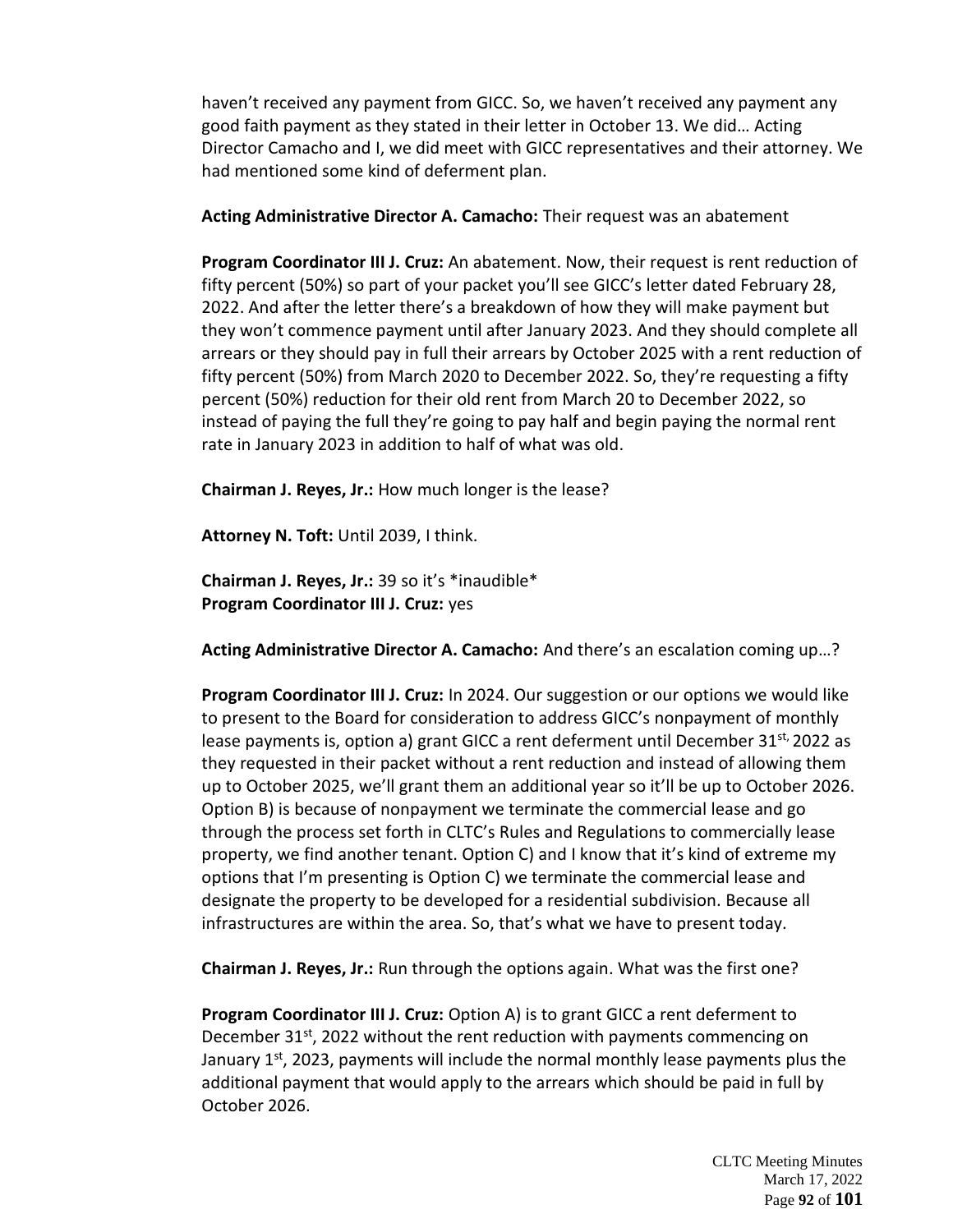haven't received any payment from GICC. So, we haven't received any payment any good faith payment as they stated in their letter in October 13. We did… Acting Director Camacho and I, we did meet with GICC representatives and their attorney. We had mentioned some kind of deferment plan.

**Acting Administrative Director A. Camacho:** Their request was an abatement

**Program Coordinator III J. Cruz:** An abatement. Now, their request is rent reduction of fifty percent (50%) so part of your packet you'll see GICC's letter dated February 28, 2022. And after the letter there's a breakdown of how they will make payment but they won't commence payment until after January 2023. And they should complete all arrears or they should pay in full their arrears by October 2025 with a rent reduction of fifty percent (50%) from March 2020 to December 2022. So, they're requesting a fifty percent (50%) reduction for their old rent from March 20 to December 2022, so instead of paying the full they're going to pay half and begin paying the normal rent rate in January 2023 in addition to half of what was old.

**Chairman J. Reyes, Jr.:** How much longer is the lease?

**Attorney N. Toft:** Until 2039, I think.

**Chairman J. Reyes, Jr.:** 39 so it's *inaudible*
**Program Coordinator III J. Cruz:** yes

**Acting Administrative Director A. Camacho:** And there's an escalation coming up…?

**Program Coordinator III J. Cruz:** In 2024. Our suggestion or our options we would like to present to the Board for consideration to address GICC's nonpayment of monthly lease payments is, option a) grant GICC a rent deferment until December 31st, 2022 as they requested in their packet without a rent reduction and instead of allowing them up to October 2025, we'll grant them an additional year so it'll be up to October 2026. Option B) is because of nonpayment we terminate the commercial lease and go through the process set forth in CLTC's Rules and Regulations to commercially lease property, we find another tenant. Option C) and I know that it's kind of extreme my options that I'm presenting is Option C) we terminate the commercial lease and designate the property to be developed for a residential subdivision. Because all infrastructures are within the area. So, that's what we have to present today.

**Chairman J. Reyes, Jr.:** Run through the options again. What was the first one?

**Program Coordinator III J. Cruz:** Option A) is to grant GICC a rent deferment to December 31st, 2022 without the rent reduction with payments commencing on January 1st, 2023, payments will include the normal monthly lease payments plus the additional payment that would apply to the arrears which should be paid in full by October 2026.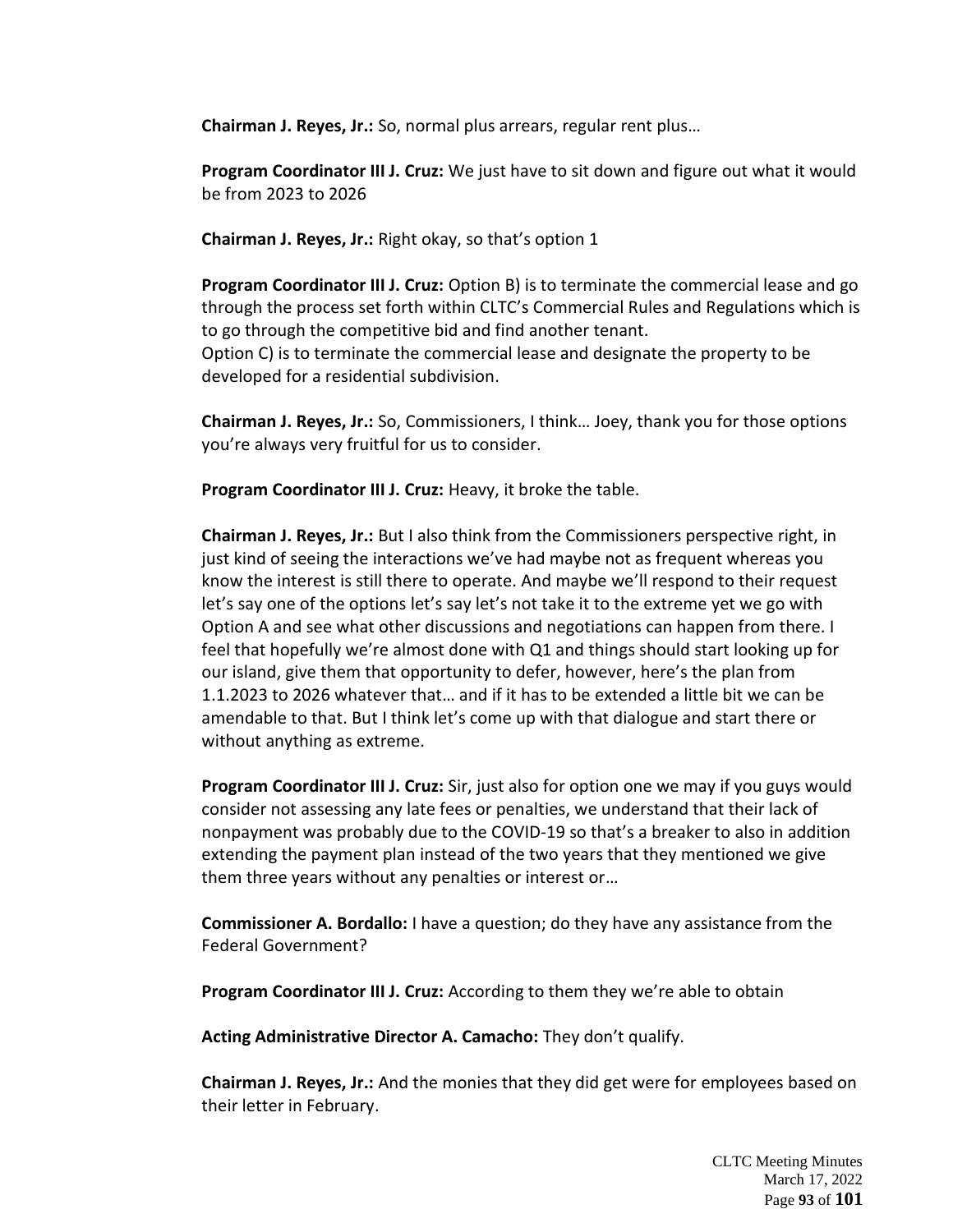**Chairman J. Reyes, Jr.:** So, normal plus arrears, regular rent plus…

**Program Coordinator III J. Cruz:** We just have to sit down and figure out what it would be from 2023 to 2026

**Chairman J. Reyes, Jr.:** Right okay, so that's option 1

**Program Coordinator III J. Cruz:** Option B) is to terminate the commercial lease and go through the process set forth within CLTC's Commercial Rules and Regulations which is to go through the competitive bid and find another tenant.
Option C) is to terminate the commercial lease and designate the property to be developed for a residential subdivision.

**Chairman J. Reyes, Jr.:** So, Commissioners, I think… Joey, thank you for those options you're always very fruitful for us to consider.

**Program Coordinator III J. Cruz:** Heavy, it broke the table.

**Chairman J. Reyes, Jr.:** But I also think from the Commissioners perspective right, in just kind of seeing the interactions we've had maybe not as frequent whereas you know the interest is still there to operate. And maybe we'll respond to their request let's say one of the options let's say let's not take it to the extreme yet we go with Option A and see what other discussions and negotiations can happen from there. I feel that hopefully we're almost done with Q1 and things should start looking up for our island, give them that opportunity to defer, however, here's the plan from 1.1.2023 to 2026 whatever that… and if it has to be extended a little bit we can be amendable to that. But I think let's come up with that dialogue and start there or without anything as extreme.

**Program Coordinator III J. Cruz:** Sir, just also for option one we may if you guys would consider not assessing any late fees or penalties, we understand that their lack of nonpayment was probably due to the COVID-19 so that's a breaker to also in addition extending the payment plan instead of the two years that they mentioned we give them three years without any penalties or interest or…

**Commissioner A. Bordallo:** I have a question; do they have any assistance from the Federal Government?

**Program Coordinator III J. Cruz:** According to them they we're able to obtain

**Acting Administrative Director A. Camacho:** They don't qualify.

**Chairman J. Reyes, Jr.:** And the monies that they did get were for employees based on their letter in February.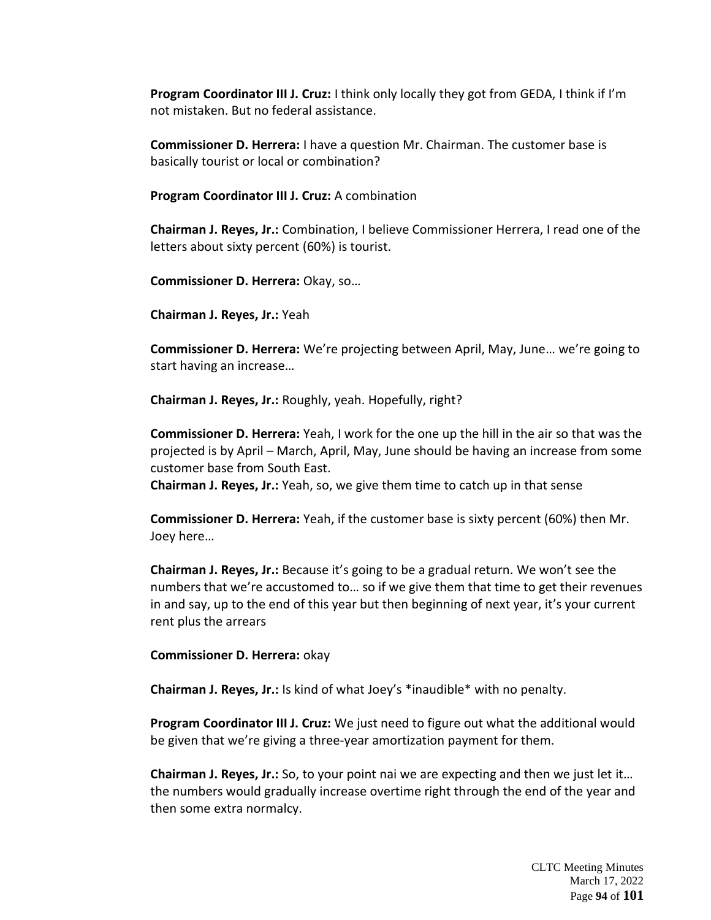**Program Coordinator III J. Cruz:** I think only locally they got from GEDA, I think if I'm not mistaken. But no federal assistance.

**Commissioner D. Herrera:** I have a question Mr. Chairman. The customer base is basically tourist or local or combination?

**Program Coordinator III J. Cruz:** A combination

**Chairman J. Reyes, Jr.:** Combination, I believe Commissioner Herrera, I read one of the letters about sixty percent (60%) is tourist.

**Commissioner D. Herrera:** Okay, so…

**Chairman J. Reyes, Jr.:** Yeah

**Commissioner D. Herrera:** We're projecting between April, May, June… we're going to start having an increase…

**Chairman J. Reyes, Jr.:** Roughly, yeah. Hopefully, right?

**Commissioner D. Herrera:** Yeah, I work for the one up the hill in the air so that was the projected is by April – March, April, May, June should be having an increase from some customer base from South East.

**Chairman J. Reyes, Jr.:** Yeah, so, we give them time to catch up in that sense

**Commissioner D. Herrera:** Yeah, if the customer base is sixty percent (60%) then Mr. Joey here…

**Chairman J. Reyes, Jr.:** Because it's going to be a gradual return. We won't see the numbers that we're accustomed to… so if we give them that time to get their revenues in and say, up to the end of this year but then beginning of next year, it's your current rent plus the arrears

**Commissioner D. Herrera:** okay

**Chairman J. Reyes, Jr.:** Is kind of what Joey's *inaudible* with no penalty.

**Program Coordinator III J. Cruz:** We just need to figure out what the additional would be given that we're giving a three-year amortization payment for them.

**Chairman J. Reyes, Jr.:** So, to your point nai we are expecting and then we just let it… the numbers would gradually increase overtime right through the end of the year and then some extra normalcy.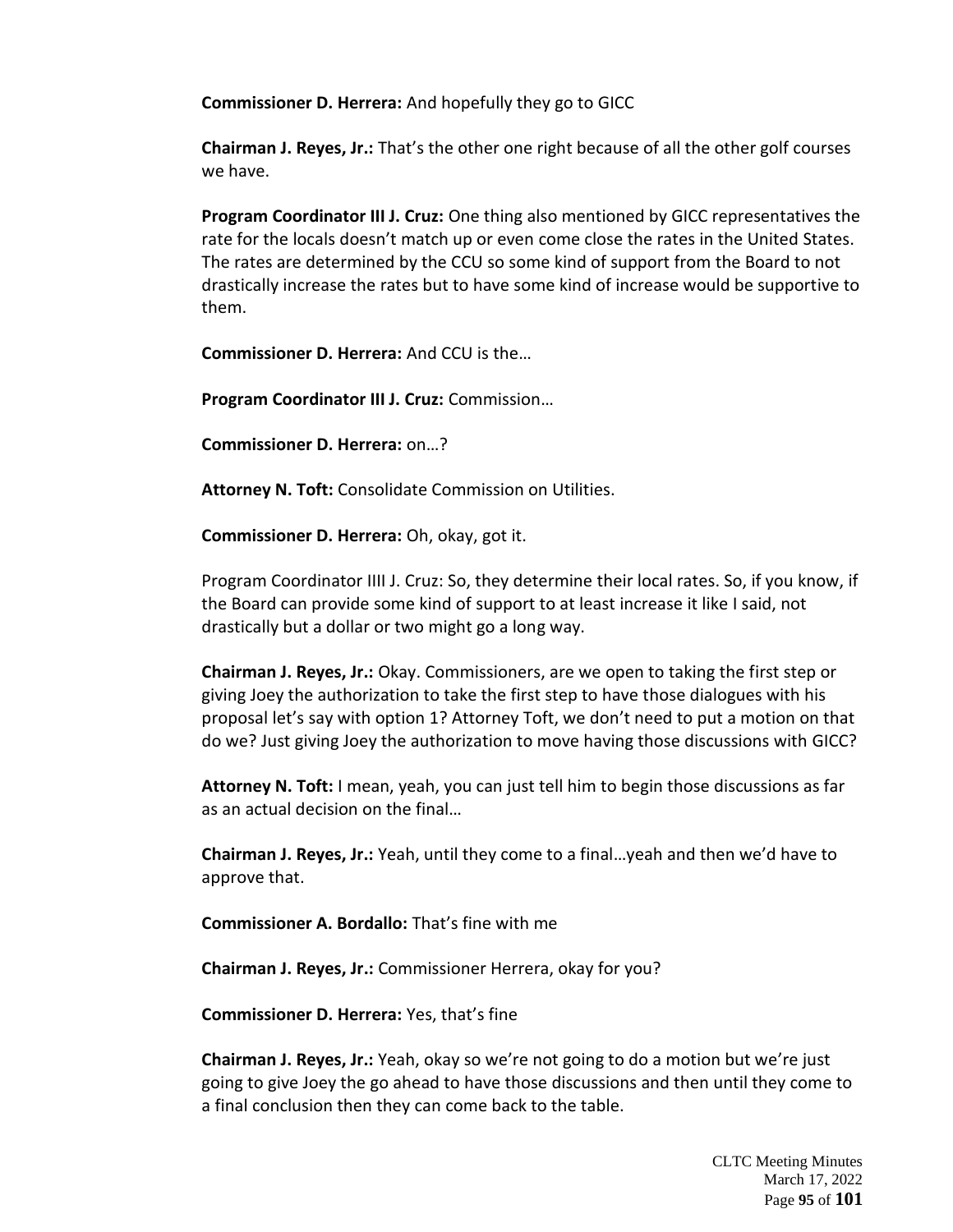**Commissioner D. Herrera:** And hopefully they go to GICC

**Chairman J. Reyes, Jr.:** That's the other one right because of all the other golf courses we have.

**Program Coordinator III J. Cruz:** One thing also mentioned by GICC representatives the rate for the locals doesn't match up or even come close the rates in the United States. The rates are determined by the CCU so some kind of support from the Board to not drastically increase the rates but to have some kind of increase would be supportive to them.

**Commissioner D. Herrera:** And CCU is the…

**Program Coordinator III J. Cruz:** Commission…

**Commissioner D. Herrera:** on…?

**Attorney N. Toft:** Consolidate Commission on Utilities.

**Commissioner D. Herrera:** Oh, okay, got it.

Program Coordinator IIII J. Cruz: So, they determine their local rates. So, if you know, if the Board can provide some kind of support to at least increase it like I said, not drastically but a dollar or two might go a long way.

**Chairman J. Reyes, Jr.:** Okay. Commissioners, are we open to taking the first step or giving Joey the authorization to take the first step to have those dialogues with his proposal let's say with option 1? Attorney Toft, we don't need to put a motion on that do we? Just giving Joey the authorization to move having those discussions with GICC?

**Attorney N. Toft:** I mean, yeah, you can just tell him to begin those discussions as far as an actual decision on the final…

**Chairman J. Reyes, Jr.:** Yeah, until they come to a final…yeah and then we'd have to approve that.

**Commissioner A. Bordallo:** That's fine with me

**Chairman J. Reyes, Jr.:** Commissioner Herrera, okay for you?

**Commissioner D. Herrera:** Yes, that's fine

**Chairman J. Reyes, Jr.:** Yeah, okay so we're not going to do a motion but we're just going to give Joey the go ahead to have those discussions and then until they come to a final conclusion then they can come back to the table.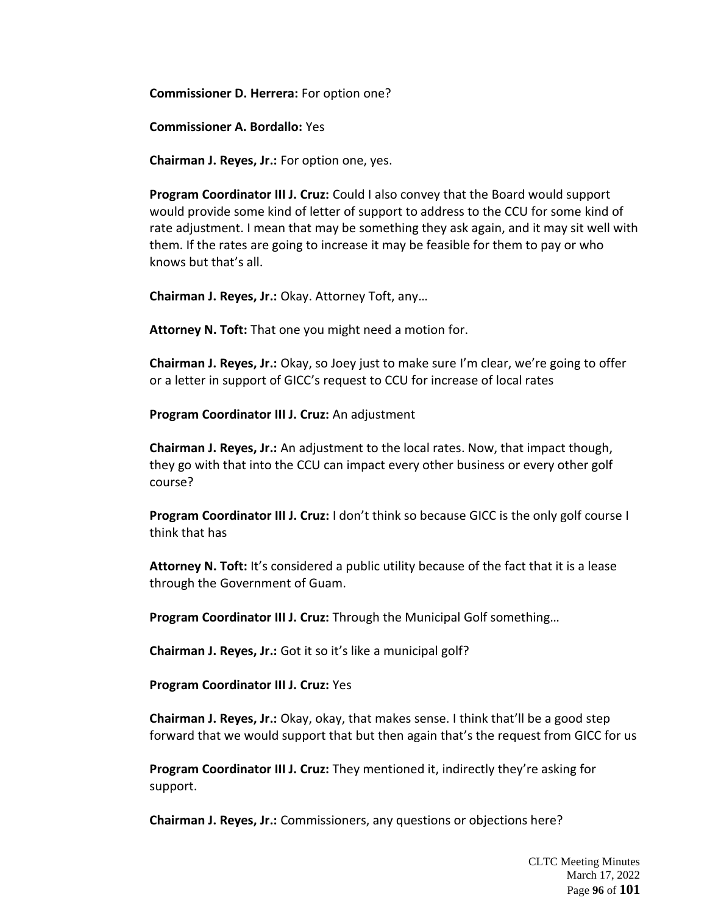**Commissioner D. Herrera:** For option one?

**Commissioner A. Bordallo:** Yes

**Chairman J. Reyes, Jr.:** For option one, yes.

**Program Coordinator III J. Cruz:** Could I also convey that the Board would support would provide some kind of letter of support to address to the CCU for some kind of rate adjustment. I mean that may be something they ask again, and it may sit well with them. If the rates are going to increase it may be feasible for them to pay or who knows but that's all.

**Chairman J. Reyes, Jr.:** Okay. Attorney Toft, any…

**Attorney N. Toft:** That one you might need a motion for.

**Chairman J. Reyes, Jr.:** Okay, so Joey just to make sure I'm clear, we're going to offer or a letter in support of GICC's request to CCU for increase of local rates

**Program Coordinator III J. Cruz:** An adjustment

**Chairman J. Reyes, Jr.:** An adjustment to the local rates. Now, that impact though, they go with that into the CCU can impact every other business or every other golf course?

**Program Coordinator III J. Cruz:** I don't think so because GICC is the only golf course I think that has

**Attorney N. Toft:** It's considered a public utility because of the fact that it is a lease through the Government of Guam.

**Program Coordinator III J. Cruz:** Through the Municipal Golf something…

**Chairman J. Reyes, Jr.:** Got it so it's like a municipal golf?

**Program Coordinator III J. Cruz:** Yes

**Chairman J. Reyes, Jr.:** Okay, okay, that makes sense. I think that'll be a good step forward that we would support that but then again that's the request from GICC for us

**Program Coordinator III J. Cruz:** They mentioned it, indirectly they're asking for support.

**Chairman J. Reyes, Jr.:** Commissioners, any questions or objections here?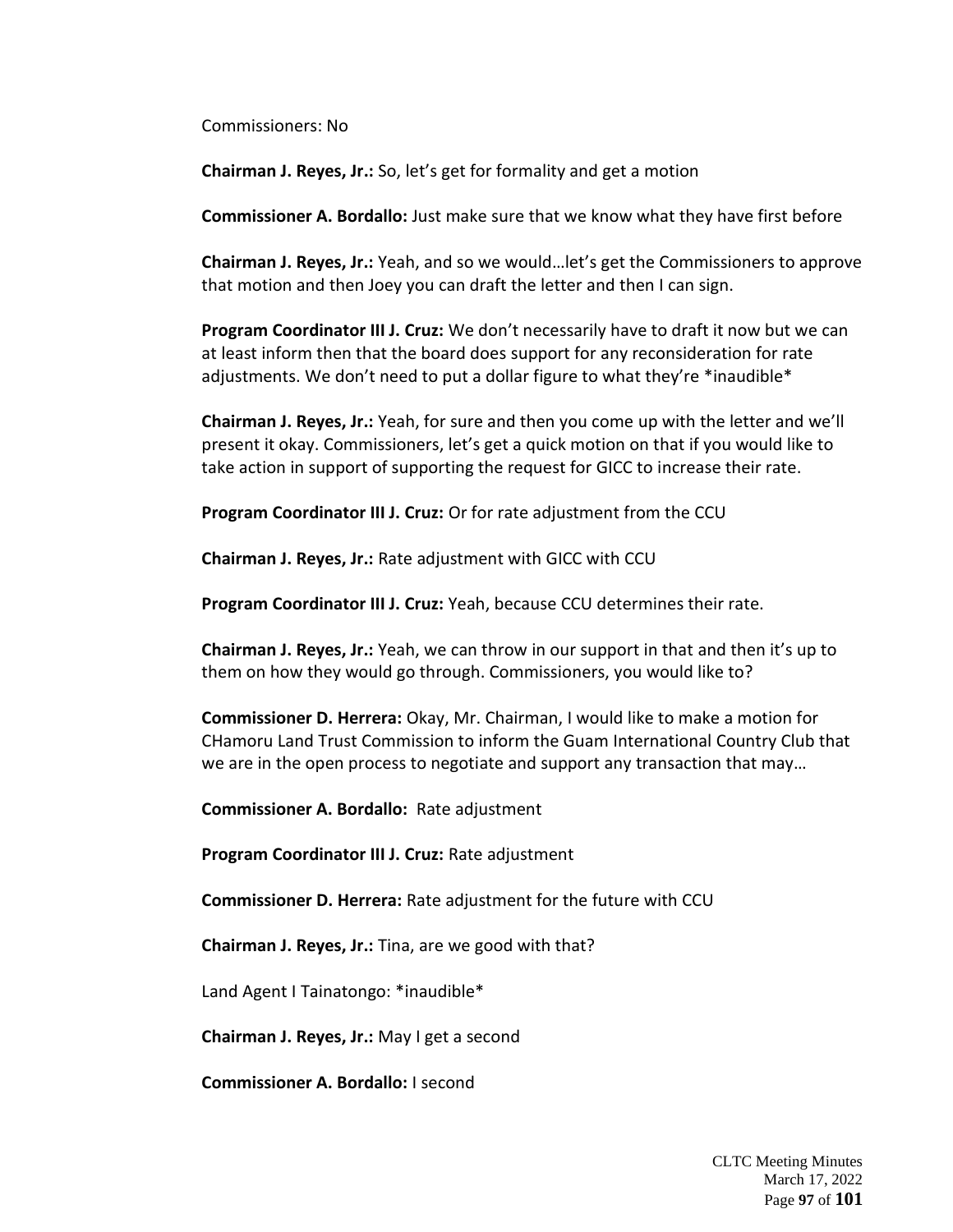Commissioners: No

**Chairman J. Reyes, Jr.:** So, let's get for formality and get a motion

**Commissioner A. Bordallo:** Just make sure that we know what they have first before

**Chairman J. Reyes, Jr.:** Yeah, and so we would…let's get the Commissioners to approve that motion and then Joey you can draft the letter and then I can sign.

**Program Coordinator III J. Cruz:** We don't necessarily have to draft it now but we can at least inform then that the board does support for any reconsideration for rate adjustments. We don't need to put a dollar figure to what they're *inaudible*

**Chairman J. Reyes, Jr.:** Yeah, for sure and then you come up with the letter and we'll present it okay. Commissioners, let's get a quick motion on that if you would like to take action in support of supporting the request for GICC to increase their rate.

**Program Coordinator III J. Cruz:** Or for rate adjustment from the CCU

**Chairman J. Reyes, Jr.:** Rate adjustment with GICC with CCU

**Program Coordinator III J. Cruz:** Yeah, because CCU determines their rate.

**Chairman J. Reyes, Jr.:** Yeah, we can throw in our support in that and then it's up to them on how they would go through. Commissioners, you would like to?

**Commissioner D. Herrera:** Okay, Mr. Chairman, I would like to make a motion for CHamoru Land Trust Commission to inform the Guam International Country Club that we are in the open process to negotiate and support any transaction that may…

**Commissioner A. Bordallo:** Rate adjustment

**Program Coordinator III J. Cruz:** Rate adjustment

**Commissioner D. Herrera:** Rate adjustment for the future with CCU

**Chairman J. Reyes, Jr.:** Tina, are we good with that?

Land Agent I Tainatongo: *inaudible*

**Chairman J. Reyes, Jr.:** May I get a second

**Commissioner A. Bordallo:** I second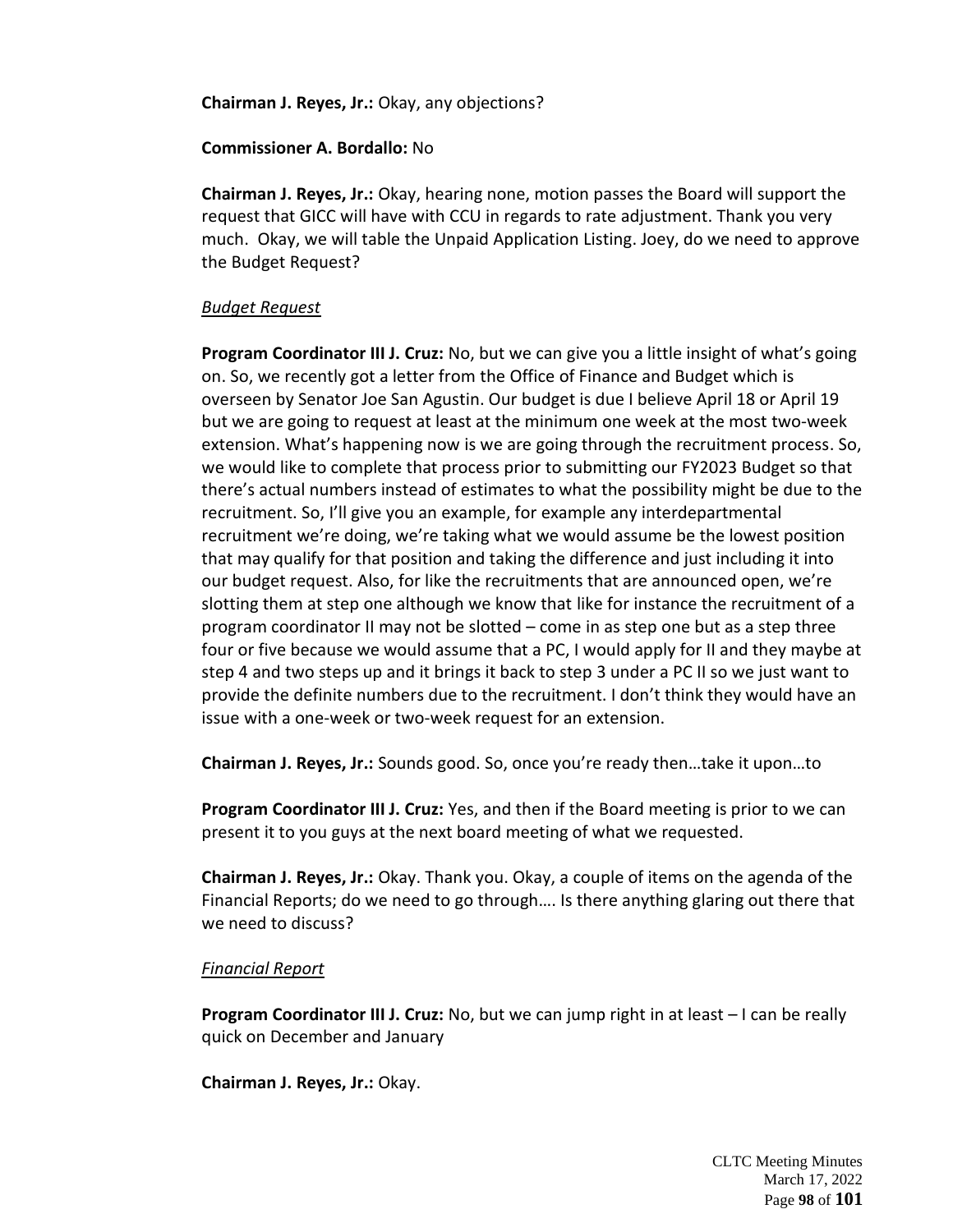**Chairman J. Reyes, Jr.:** Okay, any objections?

**Commissioner A. Bordallo:** No

**Chairman J. Reyes, Jr.:** Okay, hearing none, motion passes the Board will support the request that GICC will have with CCU in regards to rate adjustment. Thank you very much. Okay, we will table the Unpaid Application Listing. Joey, do we need to approve the Budget Request?

*Budget Request*

**Program Coordinator III J. Cruz:** No, but we can give you a little insight of what's going on. So, we recently got a letter from the Office of Finance and Budget which is overseen by Senator Joe San Agustin. Our budget is due I believe April 18 or April 19 but we are going to request at least at the minimum one week at the most two-week extension. What's happening now is we are going through the recruitment process. So, we would like to complete that process prior to submitting our FY2023 Budget so that there's actual numbers instead of estimates to what the possibility might be due to the recruitment. So, I'll give you an example, for example any interdepartmental recruitment we're doing, we're taking what we would assume be the lowest position that may qualify for that position and taking the difference and just including it into our budget request. Also, for like the recruitments that are announced open, we're slotting them at step one although we know that like for instance the recruitment of a program coordinator II may not be slotted – come in as step one but as a step three four or five because we would assume that a PC, I would apply for II and they maybe at step 4 and two steps up and it brings it back to step 3 under a PC II so we just want to provide the definite numbers due to the recruitment. I don't think they would have an issue with a one-week or two-week request for an extension.

**Chairman J. Reyes, Jr.:** Sounds good. So, once you're ready then…take it upon…to

**Program Coordinator III J. Cruz:** Yes, and then if the Board meeting is prior to we can present it to you guys at the next board meeting of what we requested.

**Chairman J. Reyes, Jr.:** Okay. Thank you. Okay, a couple of items on the agenda of the Financial Reports; do we need to go through…. Is there anything glaring out there that we need to discuss?

*Financial Report*

**Program Coordinator III J. Cruz:** No, but we can jump right in at least – I can be really quick on December and January

**Chairman J. Reyes, Jr.:** Okay.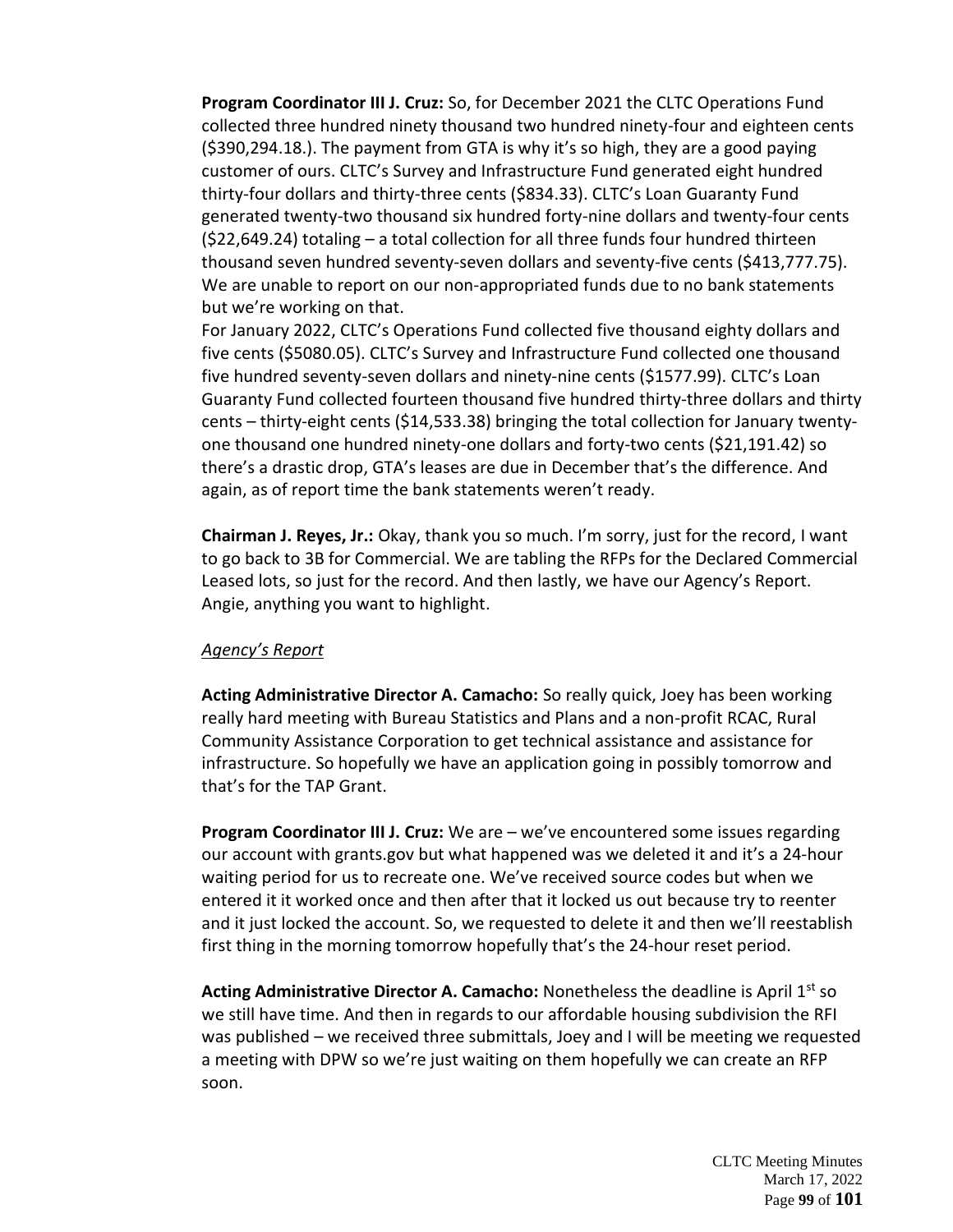**Program Coordinator III J. Cruz:** So, for December 2021 the CLTC Operations Fund collected three hundred ninety thousand two hundred ninety-four and eighteen cents ($390,294.18.). The payment from GTA is why it's so high, they are a good paying customer of ours. CLTC's Survey and Infrastructure Fund generated eight hundred thirty-four dollars and thirty-three cents ($834.33). CLTC's Loan Guaranty Fund generated twenty-two thousand six hundred forty-nine dollars and twenty-four cents ($22,649.24) totaling – a total collection for all three funds four hundred thirteen thousand seven hundred seventy-seven dollars and seventy-five cents ($413,777.75). We are unable to report on our non-appropriated funds due to no bank statements but we're working on that.

For January 2022, CLTC's Operations Fund collected five thousand eighty dollars and five cents ($5080.05). CLTC's Survey and Infrastructure Fund collected one thousand five hundred seventy-seven dollars and ninety-nine cents ($1577.99). CLTC's Loan Guaranty Fund collected fourteen thousand five hundred thirty-three dollars and thirty cents – thirty-eight cents ($14,533.38) bringing the total collection for January twenty-one thousand one hundred ninety-one dollars and forty-two cents ($21,191.42) so there's a drastic drop, GTA's leases are due in December that's the difference. And again, as of report time the bank statements weren't ready.

**Chairman J. Reyes, Jr.:** Okay, thank you so much. I'm sorry, just for the record, I want to go back to 3B for Commercial. We are tabling the RFPs for the Declared Commercial Leased lots, so just for the record. And then lastly, we have our Agency's Report. Angie, anything you want to highlight.

*Agency's Report*

**Acting Administrative Director A. Camacho:** So really quick, Joey has been working really hard meeting with Bureau Statistics and Plans and a non-profit RCAC, Rural Community Assistance Corporation to get technical assistance and assistance for infrastructure. So hopefully we have an application going in possibly tomorrow and that's for the TAP Grant.

**Program Coordinator III J. Cruz:** We are – we've encountered some issues regarding our account with grants.gov but what happened was we deleted it and it's a 24-hour waiting period for us to recreate one. We've received source codes but when we entered it it worked once and then after that it locked us out because try to reenter and it just locked the account. So, we requested to delete it and then we'll reestablish first thing in the morning tomorrow hopefully that's the 24-hour reset period.

**Acting Administrative Director A. Camacho:** Nonetheless the deadline is April 1st so we still have time. And then in regards to our affordable housing subdivision the RFI was published – we received three submittals, Joey and I will be meeting we requested a meeting with DPW so we're just waiting on them hopefully we can create an RFP soon.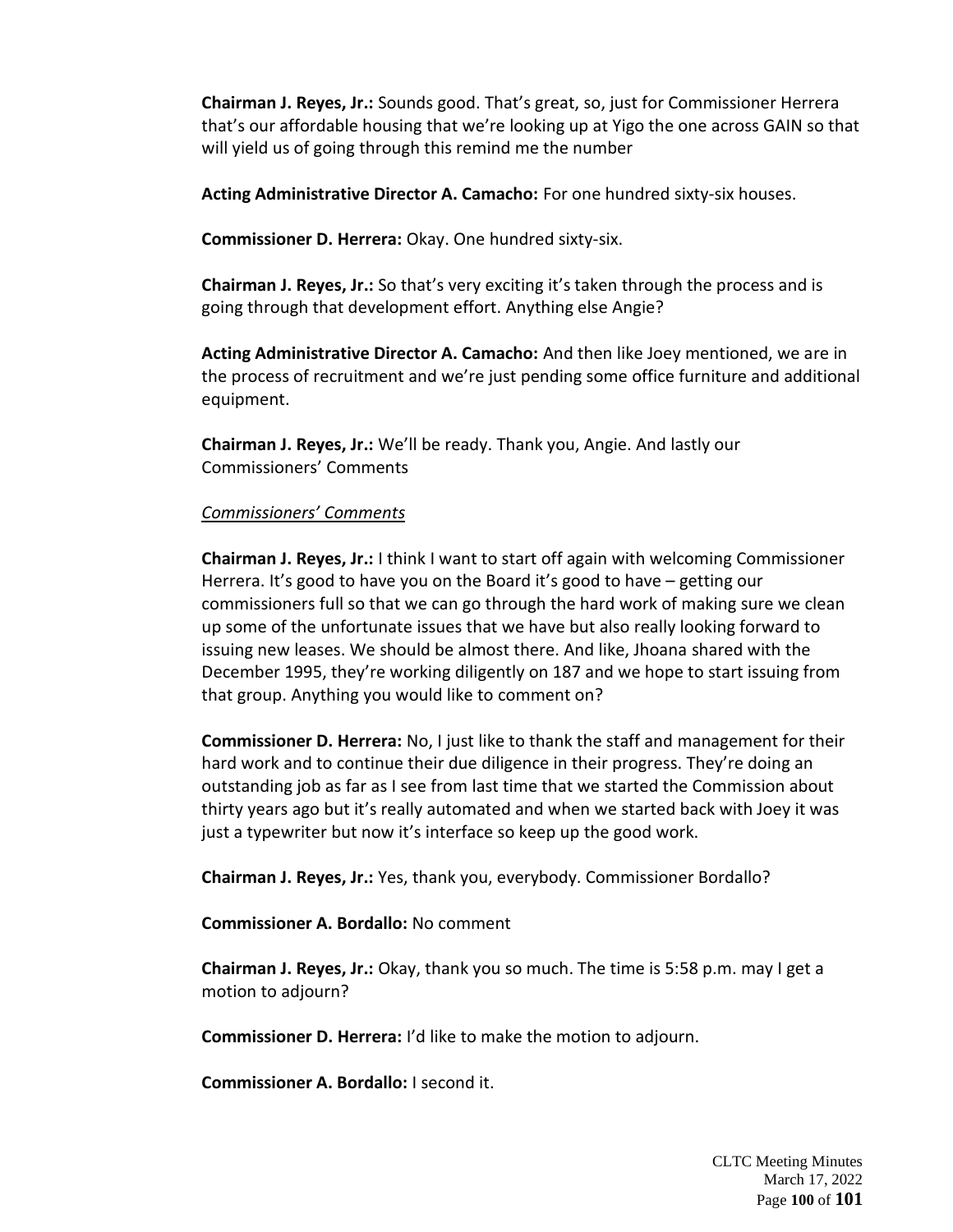**Chairman J. Reyes, Jr.:** Sounds good. That's great, so, just for Commissioner Herrera that's our affordable housing that we're looking up at Yigo the one across GAIN so that will yield us of going through this remind me the number

**Acting Administrative Director A. Camacho:** For one hundred sixty-six houses.

**Commissioner D. Herrera:** Okay. One hundred sixty-six.

**Chairman J. Reyes, Jr.:** So that's very exciting it's taken through the process and is going through that development effort. Anything else Angie?

**Acting Administrative Director A. Camacho:** And then like Joey mentioned, we are in the process of recruitment and we're just pending some office furniture and additional equipment.

**Chairman J. Reyes, Jr.:** We'll be ready. Thank you, Angie. And lastly our Commissioners' Comments

*Commissioners' Comments*

**Chairman J. Reyes, Jr.:** I think I want to start off again with welcoming Commissioner Herrera. It's good to have you on the Board it's good to have – getting our commissioners full so that we can go through the hard work of making sure we clean up some of the unfortunate issues that we have but also really looking forward to issuing new leases. We should be almost there. And like, Jhoana shared with the December 1995, they're working diligently on 187 and we hope to start issuing from that group. Anything you would like to comment on?

**Commissioner D. Herrera:** No, I just like to thank the staff and management for their hard work and to continue their due diligence in their progress. They're doing an outstanding job as far as I see from last time that we started the Commission about thirty years ago but it's really automated and when we started back with Joey it was just a typewriter but now it's interface so keep up the good work.

**Chairman J. Reyes, Jr.:** Yes, thank you, everybody. Commissioner Bordallo?

**Commissioner A. Bordallo:** No comment

**Chairman J. Reyes, Jr.:** Okay, thank you so much. The time is 5:58 p.m. may I get a motion to adjourn?

**Commissioner D. Herrera:** I'd like to make the motion to adjourn.

**Commissioner A. Bordallo:** I second it.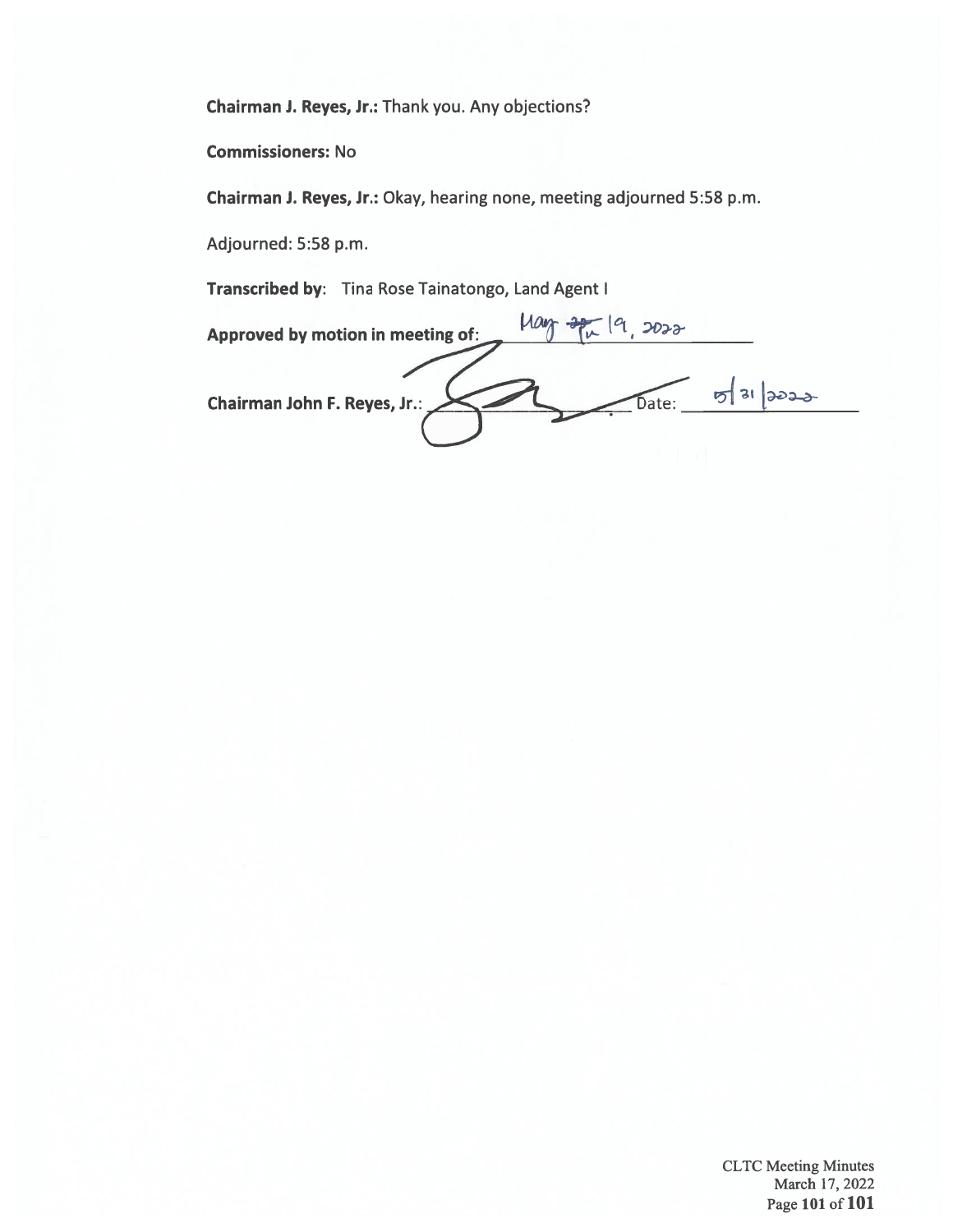**Chairman J. Reyes, Jr.:** Thank you. Any objections?

**Commissioners:** No

**Chairman J. Reyes, Jr.:** Okay, hearing none, meeting adjourned 5:58 p.m.

Adjourned: 5:58 p.m.

**Transcribed by**: Tina Rose Tainatongo, Land Agent I

**Approved by motion in meeting of:** May ~~27~~ 19, 2022

**Chairman John F. Reyes, Jr.:** [signature] Date: 5/31/2022